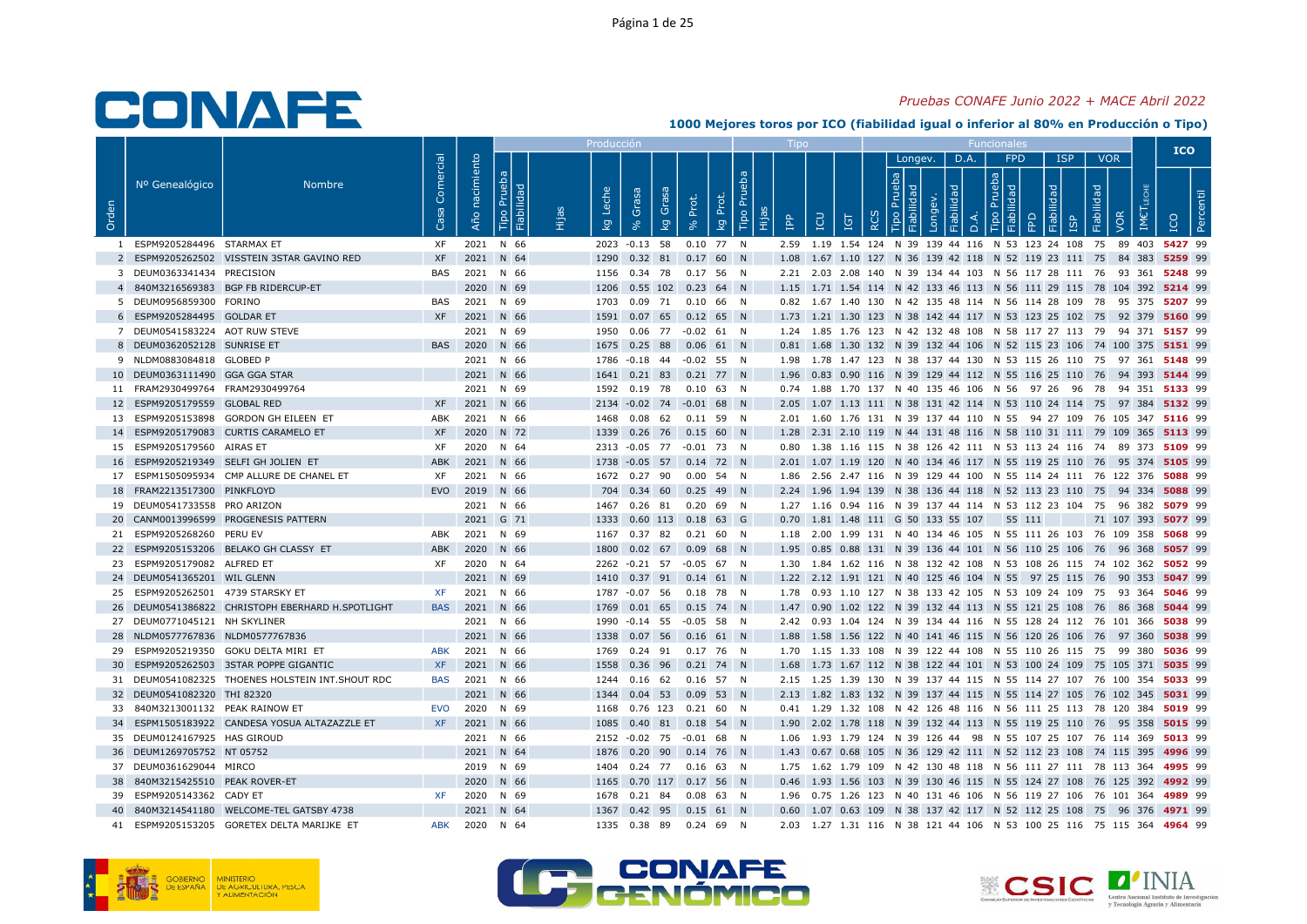# CONAFE

*Pruebas CONAFE Junio 2022 + MACE Abril 2022*

**1000 Mejores toros por ICO (fiabilidad igual o inferior al 80% en Producción o Tipo)**

| Orden | Nº Genealógico | Nombre | Casa Comercial | Año nacimiento | Producción: Tipo Prueba | Fiabilidad | Hijas | kg Leche | % Grasa | kg Grasa | % Prot. | kg Prot. | Tipo: Tipo Prueba | Hijas | IPP | ICU | IGT | RCS | Longev.: Tipo Prueba | Fiabilidad | Longev. | D.A.: Fiabilidad | D.A. | FPD: Tipo Prueba | Fiabilidad | FPD | ISP: Fiabilidad | ISP | VOR: Fiabilidad | VOR | IM€T LECHE | ICO | Percentil |
|---|---|---|---|---|---|---|---|---|---|---|---|---|---|---|---|---|---|---|---|---|---|---|---|---|---|---|---|---|---|---|---|---|---|
| 1 | ESPM9205284496 | STARMAX ET | XF | 2021 | N | 66 | | 2023 | -0.13 | 58 | 0.10 | 77 | N | | 2.59 | 1.19 | 1.54 | 124 | N | 39 | 139 | 44 | 116 | N | 53 | 123 | 24 | 108 | 75 | 89 | 403 | 5427 | 99 |
| 2 | ESPM9205262502 | VISSTEIN 3STAR GAVINO RED | XF | 2021 | N | 64 | | 1290 | 0.32 | 81 | 0.17 | 60 | N | | 1.08 | 1.67 | 1.10 | 127 | N | 36 | 139 | 42 | 118 | N | 52 | 119 | 23 | 111 | 75 | 84 | 383 | 5259 | 99 |
| 3 | DEUM0363341434 | PRECISION | BAS | 2021 | N | 66 | | 1156 | 0.34 | 78 | 0.17 | 56 | N | | 2.21 | 2.03 | 2.08 | 140 | N | 39 | 134 | 44 | 103 | N | 56 | 117 | 28 | 111 | 76 | 93 | 361 | 5248 | 99 |
| 4 | 840M3216569383 | BGP FB RIDERCUP-ET | | 2020 | N | 69 | | 1206 | 0.55 | 102 | 0.23 | 64 | N | | 1.15 | 1.71 | 1.54 | 114 | N | 42 | 133 | 46 | 113 | N | 56 | 111 | 29 | 115 | 78 | 104 | 392 | 5214 | 99 |
| 5 | DEUM0956859300 | FORINO | BAS | 2021 | N | 69 | | 1703 | 0.09 | 71 | 0.10 | 66 | N | | 0.82 | 1.67 | 1.40 | 130 | N | 42 | 135 | 48 | 114 | N | 56 | 114 | 28 | 109 | 78 | 95 | 375 | 5207 | 99 |
| 6 | ESPM9205284495 | GOLDAR ET | XF | 2021 | N | 66 | | 1591 | 0.07 | 65 | 0.12 | 65 | N | | 1.73 | 1.21 | 1.30 | 123 | N | 38 | 142 | 44 | 117 | N | 53 | 123 | 25 | 102 | 75 | 92 | 379 | 5160 | 99 |
| 7 | DEUM0541583224 | AOT RUW STEVE | | 2021 | N | 69 | | 1950 | 0.06 | 77 | -0.02 | 61 | N | | 1.24 | 1.85 | 1.76 | 123 | N | 42 | 132 | 48 | 108 | N | 58 | 117 | 27 | 113 | 79 | 94 | 371 | 5157 | 99 |
| 8 | DEUM0362052128 | SUNRISE ET | BAS | 2020 | N | 66 | | 1675 | 0.25 | 88 | 0.06 | 61 | N | | 0.81 | 1.68 | 1.30 | 132 | N | 39 | 132 | 44 | 106 | N | 52 | 115 | 23 | 106 | 74 | 100 | 375 | 5151 | 99 |
| 9 | NLDM0883084818 | GLOBED P | | 2021 | N | 66 | | 1786 | -0.18 | 44 | -0.02 | 55 | N | | 1.98 | 1.78 | 1.47 | 123 | N | 38 | 137 | 44 | 130 | N | 53 | 115 | 26 | 110 | 75 | 97 | 361 | 5148 | 99 |
| 10 | DEUM0363111490 | GGA GGA STAR | | 2021 | N | 66 | | 1641 | 0.21 | 83 | 0.21 | 77 | N | | 1.96 | 0.83 | 0.90 | 116 | N | 39 | 129 | 44 | 112 | N | 55 | 116 | 25 | 110 | 76 | 96 | 394 | 5144 | 99 |
| 11 | FRAM2930499764 | FRAM2930499764 | | 2021 | N | 69 | | 1592 | 0.19 | 78 | 0.10 | 63 | N | | 0.74 | 1.88 | 1.70 | 137 | N | 40 | 135 | 46 | 106 | N | 56 | 97 | 26 | 96 | 78 | 94 | 351 | 5133 | 99 |
| 12 | ESPM9205179559 | GLOBAL RED | XF | 2021 | N | 66 | | 2134 | -0.02 | 74 | -0.01 | 68 | N | | 2.05 | 1.07 | 1.13 | 111 | N | 38 | 131 | 42 | 114 | N | 53 | 110 | 24 | 114 | 75 | 97 | 384 | 5132 | 99 |
| 13 | ESPM9205153898 | GORDON GH EILEEN ET | ABK | 2021 | N | 66 | | 1468 | 0.08 | 62 | 0.11 | 59 | N | | 2.01 | 1.60 | 1.76 | 131 | N | 39 | 137 | 44 | 110 | N | 55 | 94 | 27 | 109 | 76 | 105 | 347 | 5116 | 99 |
| 14 | ESPM9205179083 | CURTIS CARAMELO ET | XF | 2020 | N | 72 | | 1339 | 0.26 | 76 | 0.15 | 60 | N | | 1.28 | 2.31 | 2.10 | 119 | N | 44 | 131 | 48 | 116 | N | 58 | 110 | 31 | 111 | 79 | 109 | 365 | 5113 | 99 |
| 15 | ESPM9205179560 | AIRAS ET | XF | 2020 | N | 64 | | 2313 | -0.05 | 77 | -0.01 | 73 | N | | 0.80 | 1.38 | 1.16 | 115 | N | 38 | 126 | 42 | 111 | N | 53 | 113 | 24 | 116 | 74 | 89 | 373 | 5109 | 99 |
| 16 | ESPM9205219349 | SELFI GH JOLIEN ET | ABK | 2021 | N | 66 | | 1738 | -0.05 | 57 | 0.14 | 72 | N | | 2.01 | 1.07 | 1.19 | 120 | N | 40 | 134 | 46 | 117 | N | 55 | 119 | 25 | 110 | 76 | 95 | 374 | 5105 | 99 |
| 17 | ESPM1505095934 | CMP ALLURE DE CHANEL ET | XF | 2021 | N | 66 | | 1672 | 0.27 | 90 | 0.00 | 54 | N | | 1.86 | 2.56 | 2.47 | 116 | N | 39 | 129 | 44 | 100 | N | 55 | 114 | 24 | 111 | 76 | 122 | 376 | 5088 | 99 |
| 18 | FRAM2213517300 | PINKFLOYD | EVO | 2019 | N | 66 | | 704 | 0.34 | 60 | 0.25 | 49 | N | | 2.24 | 1.96 | 1.94 | 139 | N | 38 | 136 | 44 | 118 | N | 52 | 113 | 23 | 110 | 75 | 94 | 334 | 5088 | 99 |
| 19 | DEUM0541733558 | PRO ARIZON | | 2021 | N | 66 | | 1467 | 0.26 | 81 | 0.20 | 69 | N | | 1.27 | 1.16 | 0.94 | 116 | N | 39 | 137 | 44 | 114 | N | 53 | 112 | 23 | 104 | 75 | 96 | 382 | 5079 | 99 |
| 20 | CANM0013996599 | PROGENESIS PATTERN | | 2021 | G | 71 | | 1333 | 0.60 | 113 | 0.18 | 63 | G | | 0.70 | 1.81 | 1.48 | 111 | G | 50 | 133 | 55 | 107 | | 55 | 111 | | | | 71 | 107 | 393 | 5077 | 99 |
| 21 | ESPM9205268260 | PERU EV | ABK | 2021 | N | 69 | | 1167 | 0.37 | 82 | 0.21 | 60 | N | | 1.18 | 2.00 | 1.99 | 131 | N | 40 | 134 | 46 | 105 | N | 55 | 111 | 26 | 103 | 76 | 109 | 358 | 5068 | 99 |
| 22 | ESPM9205153206 | BELAKO GH CLASSY ET | ABK | 2020 | N | 66 | | 1800 | 0.02 | 67 | 0.09 | 68 | N | | 1.95 | 0.85 | 0.88 | 131 | N | 39 | 136 | 44 | 101 | N | 56 | 110 | 25 | 106 | 76 | 96 | 368 | 5057 | 99 |
| 23 | ESPM9205179082 | ALFRED ET | XF | 2020 | N | 64 | | 2262 | -0.21 | 57 | -0.05 | 67 | N | | 1.30 | 1.84 | 1.62 | 116 | N | 38 | 132 | 42 | 108 | N | 53 | 108 | 26 | 115 | 74 | 102 | 362 | 5052 | 99 |
| 24 | DEUM0541365201 | WIL GLENN | | 2021 | N | 69 | | 1410 | 0.37 | 91 | 0.14 | 61 | N | | 1.22 | 2.12 | 1.91 | 121 | N | 40 | 125 | 46 | 104 | N | 55 | 97 | 25 | 115 | 76 | 90 | 353 | 5047 | 99 |
| 25 | ESPM9205262501 | 4739 STARSKY ET | XF | 2021 | N | 66 | | 1787 | -0.07 | 56 | 0.18 | 78 | N | | 1.78 | 0.93 | 1.10 | 127 | N | 38 | 133 | 42 | 105 | N | 53 | 109 | 24 | 109 | 75 | 93 | 364 | 5046 | 99 |
| 26 | DEUM0541386822 | CHRISTOPH EBERHARD H.SPOTLIGHT | BAS | 2021 | N | 66 | | 1769 | 0.01 | 65 | 0.15 | 74 | N | | 1.47 | 0.90 | 1.02 | 122 | N | 39 | 132 | 44 | 113 | N | 55 | 121 | 25 | 108 | 76 | 86 | 368 | 5044 | 99 |
| 27 | DEUM0771045121 | NH SKYLINER | | 2021 | N | 66 | | 1990 | -0.14 | 55 | -0.05 | 58 | N | | 2.42 | 0.93 | 1.04 | 124 | N | 39 | 134 | 44 | 116 | N | 55 | 128 | 24 | 112 | 76 | 101 | 366 | 5038 | 99 |
| 28 | NLDM0577767836 | NLDM0577767836 | | 2021 | N | 66 | | 1338 | 0.07 | 56 | 0.16 | 61 | N | | 1.88 | 1.58 | 1.56 | 122 | N | 40 | 141 | 46 | 115 | N | 56 | 120 | 26 | 106 | 76 | 97 | 360 | 5038 | 99 |
| 29 | ESPM9205219350 | GOKU DELTA MIRI ET | ABK | 2021 | N | 66 | | 1769 | 0.24 | 91 | 0.17 | 76 | N | | 1.70 | 1.15 | 1.33 | 108 | N | 39 | 122 | 44 | 108 | N | 55 | 110 | 26 | 115 | 75 | 99 | 380 | 5036 | 99 |
| 30 | ESPM9205262503 | 3STAR POPPE GIGANTIC | XF | 2021 | N | 66 | | 1558 | 0.36 | 96 | 0.21 | 74 | N | | 1.68 | 1.73 | 1.67 | 112 | N | 38 | 122 | 44 | 101 | N | 53 | 100 | 24 | 109 | 75 | 105 | 371 | 5035 | 99 |
| 31 | DEUM0541082325 | THOENES HOLSTEIN INT.SHOUT RDC | BAS | 2021 | N | 66 | | 1244 | 0.16 | 62 | 0.16 | 57 | N | | 2.15 | 1.25 | 1.39 | 130 | N | 39 | 137 | 44 | 115 | N | 55 | 114 | 27 | 107 | 76 | 100 | 354 | 5033 | 99 |
| 32 | DEUM0541082320 | THI 82320 | | 2021 | N | 66 | | 1344 | 0.04 | 53 | 0.09 | 53 | N | | 2.13 | 1.82 | 1.83 | 132 | N | 39 | 137 | 44 | 115 | N | 55 | 114 | 27 | 105 | 76 | 102 | 345 | 5031 | 99 |
| 33 | 840M3213001132 | PEAK RAINOW ET | EVO | 2020 | N | 69 | | 1168 | 0.76 | 123 | 0.21 | 60 | N | | 0.41 | 1.29 | 1.32 | 108 | N | 42 | 126 | 48 | 116 | N | 56 | 111 | 25 | 113 | 78 | 120 | 384 | 5019 | 99 |
| 34 | ESPM1505183922 | CANDESA YOSUA ALTAZAZZLE ET | XF | 2021 | N | 66 | | 1085 | 0.40 | 81 | 0.18 | 54 | N | | 1.90 | 2.02 | 1.78 | 118 | N | 39 | 132 | 44 | 113 | N | 55 | 119 | 25 | 110 | 76 | 95 | 358 | 5015 | 99 |
| 35 | DEUM0124167925 | HAS GIROUD | | 2021 | N | 66 | | 2152 | -0.02 | 75 | -0.01 | 68 | N | | 1.06 | 1.93 | 1.79 | 124 | N | 39 | 126 | 44 | 98 | N | 55 | 107 | 25 | 107 | 76 | 114 | 369 | 5013 | 99 |
| 36 | DEUM1269705752 | NT 05752 | | 2021 | N | 64 | | 1876 | 0.20 | 90 | 0.14 | 76 | N | | 1.43 | 0.67 | 0.68 | 105 | N | 36 | 129 | 42 | 111 | N | 52 | 112 | 23 | 108 | 74 | 115 | 395 | 4996 | 99 |
| 37 | DEUM0361629044 | MIRCO | | 2019 | N | 69 | | 1404 | 0.24 | 77 | 0.16 | 63 | N | | 1.75 | 1.62 | 1.79 | 109 | N | 42 | 130 | 48 | 118 | N | 56 | 111 | 27 | 111 | 78 | 113 | 364 | 4995 | 99 |
| 38 | 840M3215425510 | PEAK ROVER-ET | | 2020 | N | 66 | | 1165 | 0.70 | 117 | 0.17 | 56 | N | | 0.46 | 1.93 | 1.56 | 103 | N | 39 | 130 | 46 | 115 | N | 55 | 124 | 27 | 108 | 76 | 125 | 392 | 4992 | 99 |
| 39 | ESPM9205143362 | CADY ET | XF | 2020 | N | 69 | | 1678 | 0.21 | 84 | 0.08 | 63 | N | | 1.96 | 0.75 | 1.26 | 123 | N | 40 | 131 | 46 | 106 | N | 56 | 119 | 27 | 106 | 76 | 101 | 364 | 4989 | 99 |
| 40 | 840M3214541180 | WELCOME-TEL GATSBY 4738 | | 2021 | N | 64 | | 1367 | 0.42 | 95 | 0.15 | 61 | N | | 0.60 | 1.07 | 0.63 | 109 | N | 38 | 137 | 42 | 117 | N | 52 | 112 | 25 | 108 | 75 | 96 | 376 | 4971 | 99 |
| 41 | ESPM9205153205 | GORETEX DELTA MARIJKE ET | ABK | 2020 | N | 64 | | 1335 | 0.38 | 89 | 0.24 | 69 | N | | 2.03 | 1.27 | 1.31 | 116 | N | 38 | 121 | 44 | 106 | N | 53 | 100 | 25 | 116 | 75 | 115 | 364 | 4964 | 99 |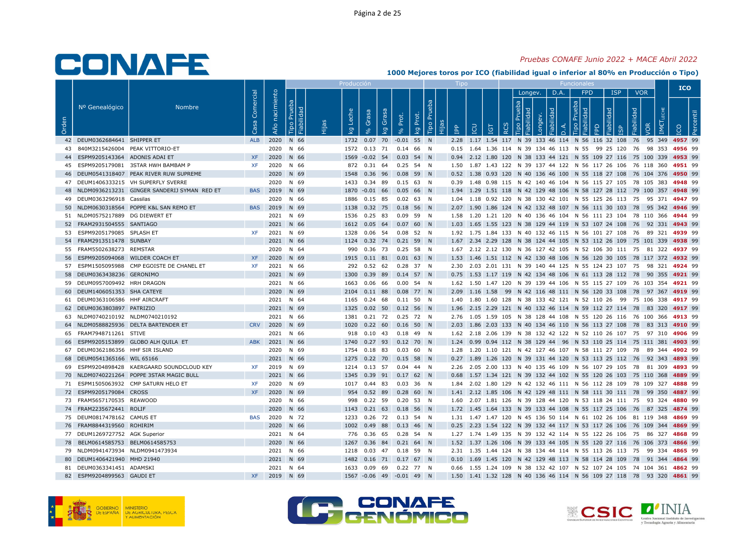# CONAFE

*Pruebas CONAFE Junio 2022 + MACE Abril 2022*

**1000 Mejores toros por ICO (fiabilidad igual o inferior al 80% en Producción o Tipo)**

| Orden | Nº Genealógico | Nombre | Casa Comercial | Año nacimiento | Producción | | | | | | | | | Tipo | | | | | | | Funcionales | | | | | | | | | | | | | ICO | |
|---|---|---|---|---|---|---|---|---|---|---|---|---|---|---|---|---|---|---|---|---|---|---|---|---|---|---|---|---|---|---|---|---|---|---|
| | | | | | | | | | | | | | | | | | | | | | Longev. | | | D.A. | | FPD | | | ISP | | VOR | | | | |
| | | | | | Tipo Prueba | Fiabilidad | Hijas | kg Leche | % Grasa | Kg Grasa | % Prot. | Kg Prot. | Tipo Prueba | Hijas | IPP | ICU | IGT | RCS | Tipo Prueba | Fiabilidad | Longev. | Fiabilidad | D.A. | Tipo Prueba | Fiabilidad | FPD | Fiabilidad | ISP | Fiabilidad | VOR | IM€T LECHE | ICO | Percentil |
| 42 | DEUM0362684641 | SHIPPER ET | ALB | 2020 | N | 66 | | 1732 | 0.07 | 70 | -0.01 | 55 | N | | 2.28 | 1.17 | 1.54 | 117 | N | 39 | 133 | 46 | 114 | N | 56 | 116 | 32 | 108 | 76 | 95 | 349 | 4957 | 99 |
| 43 | 840M3215426004 | PEAK VITTORIO-ET | | 2020 | N | 66 | | 1572 | 0.13 | 71 | 0.14 | 66 | N | | 0.15 | 1.64 | 1.36 | 114 | N | 39 | 134 | 46 | 113 | N | 55 | 99 | 25 | 120 | 76 | 98 | 353 | 4956 | 99 |
| 44 | ESPM9205143364 | ADONIS ADAI ET | XF | 2020 | N | 66 | | 1569 | -0.02 | 54 | 0.03 | 54 | N | | 0.94 | 2.12 | 1.80 | 120 | N | 38 | 133 | 44 | 121 | N | 55 | 109 | 27 | 116 | 75 | 100 | 339 | 4953 | 99 |
| 45 | ESPM9205179081 | 3STAR HWH BAMBAM P | XF | 2020 | N | 66 | | 872 | 0.31 | 64 | 0.25 | 54 | N | | 1.50 | 1.87 | 1.43 | 122 | N | 39 | 137 | 44 | 122 | N | 56 | 117 | 26 | 106 | 76 | 118 | 360 | 4951 | 99 |
| 46 | DEUM0541318407 | PEAK RIVER RUW SUPREME | | 2020 | N | 69 | | 1548 | 0.36 | 96 | 0.08 | 59 | N | | 0.52 | 1.38 | 0.93 | 120 | N | 40 | 136 | 46 | 100 | N | 55 | 118 | 27 | 108 | 76 | 104 | 376 | 4950 | 99 |
| 47 | DEUM1406333215 | VH SUPERFLY SVERRE | | 2020 | N | 69 | | 1433 | 0.34 | 89 | 0.15 | 63 | N | | 0.39 | 1.48 | 0.98 | 115 | N | 42 | 140 | 46 | 104 | N | 56 | 115 | 27 | 105 | 78 | 105 | 383 | 4948 | 99 |
| 48 | NLDM0936213231 | GINGER SANDERIJ SYMAN RED ET | BAS | 2019 | N | 69 | | 1870 | -0.01 | 66 | 0.05 | 66 | N | | 1.94 | 1.29 | 1.51 | 118 | N | 42 | 129 | 48 | 106 | N | 58 | 127 | 28 | 112 | 79 | 100 | 357 | 4948 | 99 |
| 49 | DEUM0363296918 | Cassilas | | 2020 | N | 66 | | 1886 | 0.15 | 85 | 0.02 | 63 | N | | 1.04 | 1.18 | 0.92 | 120 | N | 38 | 130 | 42 | 101 | N | 55 | 125 | 26 | 113 | 75 | 95 | 371 | 4947 | 99 |
| 50 | NLDM0630318564 | POPPE K&L SAN REMO ET | BAS | 2019 | N | 69 | | 1138 | 0.32 | 75 | 0.18 | 56 | N | | 2.07 | 1.90 | 1.86 | 124 | N | 42 | 132 | 48 | 107 | N | 56 | 111 | 30 | 103 | 78 | 95 | 342 | 4946 | 99 |
| 51 | NLDM0575217889 | DG DIEWERT ET | | 2021 | N | 69 | | 1536 | 0.25 | 83 | 0.09 | 59 | N | | 1.58 | 1.20 | 1.21 | 120 | N | 40 | 136 | 46 | 104 | N | 56 | 111 | 23 | 104 | 78 | 110 | 366 | 4944 | 99 |
| 52 | FRAM2931504555 | SANTIAGO | | 2021 | N | 66 | | 1612 | 0.05 | 64 | 0.07 | 60 | N | | 1.03 | 1.65 | 1.55 | 123 | N | 38 | 129 | 44 | 119 | N | 53 | 107 | 24 | 108 | 76 | 92 | 331 | 4943 | 99 |
| 53 | ESPM9205179085 | SPLASH ET | XF | 2021 | N | 69 | | 1328 | 0.06 | 54 | 0.08 | 52 | N | | 1.92 | 1.75 | 1.84 | 133 | N | 40 | 132 | 46 | 115 | N | 56 | 101 | 27 | 108 | 76 | 89 | 321 | 4939 | 99 |
| 54 | FRAM2913511478 | SUNBAY | | 2021 | N | 66 | | 1124 | 0.32 | 74 | 0.21 | 59 | N | | 1.67 | 2.34 | 2.29 | 128 | N | 38 | 124 | 44 | 105 | N | 53 | 112 | 26 | 109 | 75 | 101 | 339 | 4938 | 99 |
| 55 | FRAM5502638273 | REMSTAR | | 2020 | N | 64 | | 990 | 0.36 | 73 | 0.25 | 58 | N | | 1.67 | 2.12 | 2.12 | 130 | N | 36 | 127 | 42 | 105 | N | 52 | 106 | 30 | 111 | 75 | 81 | 322 | 4937 | 99 |
| 56 | ESPM9205094068 | WILDER COACH ET | XF | 2020 | N | 69 | | 1915 | 0.11 | 81 | 0.01 | 63 | N | | 1.53 | 1.46 | 1.51 | 112 | N | 42 | 130 | 48 | 106 | N | 56 | 120 | 30 | 105 | 78 | 117 | 372 | 4932 | 99 |
| 57 | ESPM1505095988 | CMP EGOISTE DE CHANEL ET | XF | 2021 | N | 66 | | 292 | 0.52 | 62 | 0.28 | 37 | N | | 2.30 | 2.03 | 2.01 | 131 | N | 39 | 140 | 44 | 125 | N | 55 | 124 | 23 | 107 | 75 | 98 | 321 | 4924 | 99 |
| 58 | DEUM0363438236 | GERONIMO | | 2021 | N | 69 | | 1300 | 0.39 | 89 | 0.14 | 57 | N | | 0.75 | 1.53 | 1.17 | 119 | N | 42 | 134 | 48 | 106 | N | 61 | 113 | 28 | 112 | 78 | 90 | 355 | 4921 | 99 |
| 59 | DEUM0957009492 | HRH DRAGON | | 2021 | N | 66 | | 1663 | 0.06 | 66 | 0.00 | 54 | N | | 1.62 | 1.50 | 1.47 | 120 | N | 39 | 139 | 44 | 106 | N | 55 | 115 | 27 | 109 | 76 | 103 | 354 | 4921 | 99 |
| 60 | DEUM1406051353 | SHA CATEYE | | 2020 | N | 69 | | 2104 | 0.11 | 88 | 0.08 | 77 | N | | 2.09 | 1.16 | 1.58 | 99 | N | 42 | 116 | 48 | 111 | N | 56 | 120 | 33 | 108 | 78 | 97 | 367 | 4919 | 99 |
| 61 | DEUM0363106586 | HHF AIRCRAFT | | 2021 | N | 64 | | 1165 | 0.24 | 68 | 0.11 | 50 | N | | 1.40 | 1.80 | 1.60 | 128 | N | 38 | 133 | 42 | 121 | N | 52 | 110 | 26 | 99 | 75 | 106 | 338 | 4917 | 99 |
| 62 | DEUM0363803897 | PATRIZIO | | 2021 | N | 69 | | 1325 | 0.02 | 50 | 0.12 | 56 | N | | 1.96 | 2.15 | 2.29 | 121 | N | 40 | 132 | 46 | 114 | N | 59 | 112 | 27 | 114 | 78 | 83 | 320 | 4917 | 99 |
| 63 | NLDM0740210192 | NLDM0740210192 | | 2021 | N | 66 | | 1381 | 0.21 | 72 | 0.25 | 72 | N | | 2.76 | 1.05 | 1.59 | 105 | N | 38 | 128 | 44 | 108 | N | 55 | 120 | 26 | 116 | 76 | 100 | 366 | 4913 | 99 |
| 64 | NLDM0588825936 | DELTA BARTENDER ET | CRV | 2020 | N | 69 | | 1020 | 0.22 | 60 | 0.16 | 50 | N | | 2.03 | 1.86 | 2.03 | 133 | N | 40 | 134 | 46 | 110 | N | 56 | 113 | 27 | 108 | 78 | 83 | 313 | 4910 | 99 |
| 65 | FRAM7948711261 | STIVE | | 2021 | N | 66 | | 918 | 0.10 | 43 | 0.18 | 49 | N | | 1.62 | 2.18 | 2.06 | 139 | N | 38 | 132 | 42 | 122 | N | 52 | 110 | 26 | 107 | 75 | 97 | 310 | 4906 | 99 |
| 66 | ESPM9205153899 | GLOBO ALH QUILA ET | ABK | 2021 | N | 66 | | 1740 | 0.27 | 93 | 0.12 | 70 | N | | 1.24 | 0.99 | 0.94 | 112 | N | 38 | 129 | 44 | 96 | N | 53 | 110 | 25 | 114 | 75 | 111 | 381 | 4903 | 99 |
| 67 | DEUM0362186356 | HHF SIR ISLAND | | 2020 | N | 69 | | 1754 | 0.18 | 83 | 0.03 | 60 | N | | 1.28 | 1.20 | 1.10 | 121 | N | 42 | 127 | 46 | 107 | N | 58 | 111 | 27 | 109 | 78 | 89 | 344 | 4902 | 99 |
| 68 | DEUM0541365166 | WIL 65166 | | 2021 | N | 66 | | 1275 | 0.22 | 70 | 0.15 | 58 | N | | 0.27 | 1.89 | 1.26 | 120 | N | 39 | 131 | 44 | 120 | N | 53 | 113 | 25 | 112 | 76 | 92 | 343 | 4893 | 99 |
| 69 | ESPM9204898428 | KAERGAARD SOUNDCLOUD KEY | XF | 2019 | N | 69 | | 1214 | 0.13 | 57 | 0.04 | 44 | N | | 2.26 | 2.05 | 2.00 | 133 | N | 40 | 135 | 46 | 109 | N | 56 | 107 | 29 | 105 | 78 | 81 | 309 | 4893 | 99 |
| 70 | NLDM0740221264 | POPPE 3STAR MAGIC BULL | | 2021 | N | 66 | | 1345 | 0.39 | 91 | 0.17 | 62 | N | | 0.68 | 1.57 | 1.34 | 121 | N | 39 | 132 | 44 | 102 | N | 55 | 120 | 26 | 103 | 75 | 110 | 368 | 4889 | 99 |
| 71 | ESPM1505063932 | CMP SATURN HELO ET | XF | 2020 | N | 69 | | 1017 | 0.44 | 83 | 0.03 | 36 | N | | 1.84 | 2.02 | 1.80 | 129 | N | 42 | 132 | 46 | 111 | N | 56 | 112 | 28 | 109 | 78 | 109 | 327 | 4888 | 99 |
| 72 | ESPM9205179084 | CROSS | XF | 2020 | N | 69 | | 954 | 0.52 | 89 | 0.28 | 60 | N | | 1.41 | 2.12 | 1.85 | 106 | N | 42 | 129 | 48 | 111 | N | 58 | 111 | 30 | 111 | 78 | 99 | 350 | 4887 | 99 |
| 73 | FRAM5657170535 | REAWOOD | | 2020 | N | 66 | | 998 | 0.22 | 59 | 0.20 | 53 | N | | 1.60 | 2.07 | 1.81 | 126 | N | 39 | 128 | 44 | 120 | N | 53 | 118 | 24 | 111 | 75 | 93 | 324 | 4880 | 99 |
| 74 | FRAM2235672441 | ROLIF | | 2020 | N | 66 | | 1143 | 0.21 | 63 | 0.18 | 56 | N | | 1.72 | 1.45 | 1.64 | 133 | N | 39 | 133 | 44 | 108 | N | 55 | 117 | 25 | 106 | 76 | 87 | 325 | 4874 | 99 |
| 75 | DEUM0817478162 | CAMUS ET | BAS | 2020 | N | 72 | | 1233 | 0.26 | 72 | 0.13 | 54 | N | | 1.31 | 1.47 | 1.47 | 120 | N | 45 | 136 | 50 | 114 | N | 61 | 102 | 26 | 106 | 81 | 119 | 348 | 4869 | 99 |
| 76 | FRAM8844319560 | ROHIRIM | | 2020 | N | 66 | | 1002 | 0.49 | 88 | 0.13 | 46 | N | | 0.25 | 2.23 | 1.54 | 122 | N | 39 | 132 | 44 | 117 | N | 53 | 117 | 26 | 106 | 76 | 109 | 344 | 4869 | 99 |
| 77 | DEUM1269727752 | AGK Superior | | 2021 | N | 64 | | 776 | 0.36 | 65 | 0.28 | 54 | N | | 1.27 | 1.74 | 1.49 | 135 | N | 39 | 132 | 42 | 114 | N | 55 | 122 | 26 | 106 | 75 | 86 | 327 | 4868 | 99 |
| 78 | BELM0614585753 | BELM0614585753 | | 2020 | N | 66 | | 1267 | 0.36 | 84 | 0.21 | 64 | N | | 1.52 | 1.37 | 1.26 | 106 | N | 39 | 133 | 44 | 105 | N | 55 | 120 | 27 | 116 | 76 | 106 | 373 | 4866 | 99 |
| 79 | NLDM0941473934 | NLDM0941473934 | | 2021 | N | 66 | | 1218 | 0.03 | 47 | 0.18 | 59 | N | | 2.31 | 1.35 | 1.44 | 124 | N | 38 | 134 | 44 | 114 | N | 55 | 113 | 26 | 113 | 75 | 99 | 334 | 4865 | 99 |
| 80 | DEUM1406421940 | MHD 21940 | | 2021 | N | 69 | | 1482 | 0.16 | 71 | 0.17 | 67 | N | | 0.10 | 1.69 | 1.45 | 120 | N | 42 | 129 | 48 | 113 | N | 58 | 114 | 28 | 109 | 78 | 91 | 344 | 4864 | 99 |
| 81 | DEUM0363341451 | ADAMSKI | | 2021 | N | 64 | | 1633 | 0.09 | 69 | 0.22 | 77 | N | | 0.66 | 1.55 | 1.24 | 109 | N | 38 | 132 | 42 | 107 | N | 52 | 107 | 24 | 105 | 74 | 104 | 361 | 4862 | 99 |
| 82 | ESPM9204899563 | GAUDI ET | XF | 2019 | N | 69 | | 1567 | -0.06 | 49 | -0.01 | 49 | N | | 1.50 | 1.41 | 1.32 | 128 | N | 40 | 136 | 46 | 114 | N | 56 | 109 | 27 | 118 | 78 | 93 | 320 | 4861 | 99 |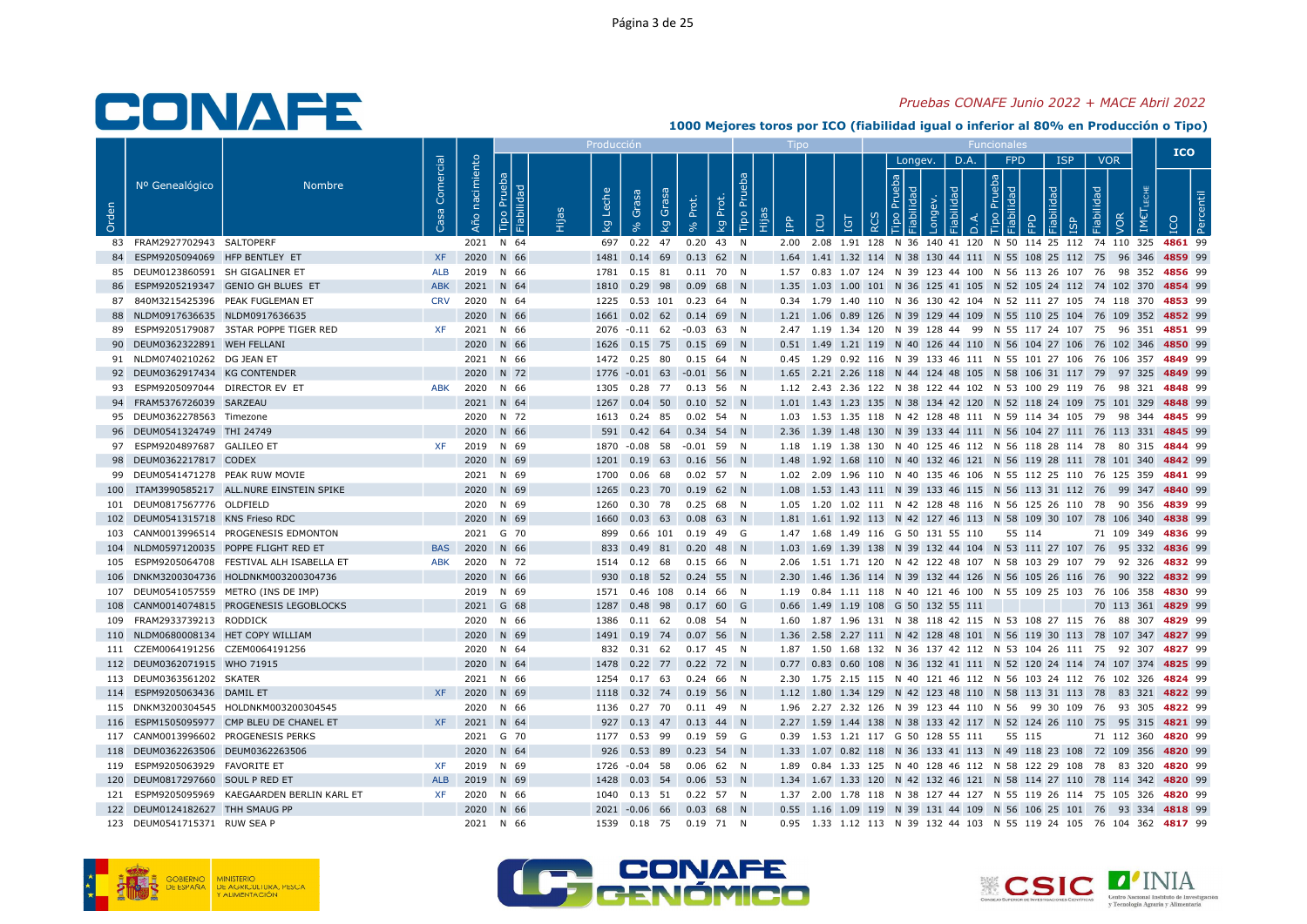# CONAFE

*Pruebas CONAFE Junio 2022 + MACE Abril 2022*

**1000 Mejores toros por ICO (fiabilidad igual o inferior al 80% en Producción o Tipo)**

| | | | | | Producción | | | | | | | | | | Tipo | | | | | | Funcionales | | | | | | | | | | | | | ICO | |
|---|---|---|---|---|---|---|---|---|---|---|---|---|---|---|---|---|---|---|---|---|---|---|---|---|---|---|---|---|---|---|---|---|---|---|---|
| | | | | | | | | | | | | | | | | | | | | | Longev. | | | D.A. | | FPD | | | ISP | | VOR | | | | |
| Orden | Nº Genealógico | Nombre | Casa Comercial | Año nacimiento | Tipo Prueba | Fiabilidad | Hijas | kg Leche | % Grasa | kg Grasa | % Prot. | kg Prot. | Tipo Prueba | Hijas | IPP | ICU | IGT | RCS | Tipo Prueba | Fiabilidad | Longev. | Fiabilidad | D.A. | Tipo Prueba | Fiabilidad | FPD | Fiabilidad | ISP | Fiabilidad | VOR | IM€T LECHE | ICO | Percentil |
| 83 | FRAM2927702943 | SALTOPERF | | 2021 | N | 64 | | 697 | 0.22 | 47 | 0.20 | 43 | N | | 2.00 | 2.08 | 1.91 | 128 | N | 36 | 140 | 41 | 120 | N | 50 | 114 | 25 | 112 | 74 | 110 | 325 | 4861 | 99 |
| 84 | ESPM9205094069 | HFP BENTLEY ET | XF | 2020 | N | 66 | | 1481 | 0.14 | 69 | 0.13 | 62 | N | | 1.64 | 1.41 | 1.32 | 114 | N | 38 | 130 | 44 | 111 | N | 55 | 108 | 25 | 112 | 75 | 96 | 346 | 4859 | 99 |
| 85 | DEUM0123860591 | SH GIGALINER ET | ALB | 2019 | N | 66 | | 1781 | 0.15 | 81 | 0.11 | 70 | N | | 1.57 | 0.83 | 1.07 | 124 | N | 39 | 123 | 44 | 100 | N | 56 | 113 | 26 | 107 | 76 | 98 | 352 | 4856 | 99 |
| 86 | ESPM9205219347 | GENIO GH BLUES ET | ABK | 2021 | N | 64 | | 1810 | 0.29 | 98 | 0.09 | 68 | N | | 1.35 | 1.03 | 1.00 | 101 | N | 36 | 125 | 41 | 105 | N | 52 | 105 | 24 | 112 | 74 | 102 | 370 | 4854 | 99 |
| 87 | 840M3215425396 | PEAK FUGLEMAN ET | CRV | 2020 | N | 64 | | 1225 | 0.53 | 101 | 0.23 | 64 | N | | 0.34 | 1.79 | 1.40 | 110 | N | 36 | 130 | 42 | 104 | N | 52 | 111 | 27 | 105 | 74 | 118 | 370 | 4853 | 99 |
| 88 | NLDM0917636635 | NLDM0917636635 | | 2020 | N | 66 | | 1661 | 0.02 | 62 | 0.14 | 69 | N | | 1.21 | 1.06 | 0.89 | 126 | N | 39 | 129 | 44 | 109 | N | 55 | 110 | 25 | 104 | 76 | 109 | 352 | 4852 | 99 |
| 89 | ESPM9205179087 | 3STAR POPPE TIGER RED | XF | 2021 | N | 66 | | 2076 | -0.11 | 62 | -0.03 | 63 | N | | 2.47 | 1.19 | 1.34 | 120 | N | 39 | 128 | 44 | 99 | N | 55 | 117 | 24 | 107 | 75 | 96 | 351 | 4851 | 99 |
| 90 | DEUM0362322891 | WEH FELLANI | | 2020 | N | 66 | | 1626 | 0.15 | 75 | 0.15 | 69 | N | | 0.51 | 1.49 | 1.21 | 119 | N | 40 | 126 | 44 | 110 | N | 56 | 104 | 27 | 106 | 76 | 102 | 346 | 4850 | 99 |
| 91 | NLDM0740210262 | DG JEAN ET | | 2021 | N | 66 | | 1472 | 0.25 | 80 | 0.15 | 64 | N | | 0.45 | 1.29 | 0.92 | 116 | N | 39 | 133 | 46 | 111 | N | 55 | 101 | 27 | 106 | 76 | 106 | 357 | 4849 | 99 |
| 92 | DEUM0362917434 | KG CONTENDER | | 2020 | N | 72 | | 1776 | -0.01 | 63 | -0.01 | 56 | N | | 1.65 | 2.21 | 2.26 | 118 | N | 44 | 124 | 48 | 105 | N | 58 | 106 | 31 | 117 | 79 | 97 | 325 | 4849 | 99 |
| 93 | ESPM9205097044 | DIRECTOR EV ET | ABK | 2020 | N | 66 | | 1305 | 0.28 | 77 | 0.13 | 56 | N | | 1.12 | 2.43 | 2.36 | 122 | N | 38 | 122 | 44 | 102 | N | 53 | 100 | 29 | 119 | 76 | 98 | 321 | 4848 | 99 |
| 94 | FRAM5376726039 | SARZEAU | | 2021 | N | 64 | | 1267 | 0.04 | 50 | 0.10 | 52 | N | | 1.01 | 1.43 | 1.23 | 135 | N | 38 | 134 | 42 | 120 | N | 52 | 118 | 24 | 109 | 75 | 101 | 329 | 4848 | 99 |
| 95 | DEUM0362278563 | Timezone | | 2020 | N | 72 | | 1613 | 0.24 | 85 | 0.02 | 54 | N | | 1.03 | 1.53 | 1.35 | 118 | N | 42 | 128 | 48 | 111 | N | 59 | 114 | 34 | 105 | 79 | 98 | 344 | 4845 | 99 |
| 96 | DEUM0541324749 | THI 24749 | | 2020 | N | 66 | | 591 | 0.42 | 64 | 0.34 | 54 | N | | 2.36 | 1.39 | 1.48 | 130 | N | 39 | 133 | 44 | 111 | N | 56 | 104 | 27 | 111 | 76 | 113 | 331 | 4845 | 99 |
| 97 | ESPM9204897687 | GALILEO ET | XF | 2019 | N | 69 | | 1870 | -0.08 | 58 | -0.01 | 59 | N | | 1.18 | 1.19 | 1.38 | 130 | N | 40 | 125 | 46 | 112 | N | 56 | 118 | 28 | 114 | 78 | 80 | 315 | 4844 | 99 |
| 98 | DEUM0362217817 | CODEX | | 2020 | N | 69 | | 1201 | 0.19 | 63 | 0.16 | 56 | N | | 1.48 | 1.92 | 1.68 | 110 | N | 40 | 132 | 46 | 121 | N | 56 | 119 | 28 | 111 | 78 | 101 | 340 | 4842 | 99 |
| 99 | DEUM0541471278 | PEAK RUW MOVIE | | 2021 | N | 69 | | 1700 | 0.06 | 68 | 0.02 | 57 | N | | 1.02 | 2.09 | 1.96 | 110 | N | 40 | 135 | 46 | 106 | N | 55 | 112 | 25 | 110 | 76 | 125 | 359 | 4841 | 99 |
| 100 | ITAM3990585217 | ALL.NURE EINSTEIN SPIKE | | 2020 | N | 69 | | 1265 | 0.23 | 70 | 0.19 | 62 | N | | 1.08 | 1.53 | 1.43 | 111 | N | 39 | 133 | 46 | 115 | N | 56 | 113 | 31 | 112 | 76 | 99 | 347 | 4840 | 99 |
| 101 | DEUM0817567776 | OLDFIELD | | 2020 | N | 69 | | 1260 | 0.30 | 78 | 0.25 | 68 | N | | 1.05 | 1.20 | 1.02 | 111 | N | 42 | 128 | 48 | 116 | N | 56 | 125 | 26 | 110 | 78 | 90 | 356 | 4839 | 99 |
| 102 | DEUM0541315718 | KNS Frieso RDC | | 2020 | N | 69 | | 1660 | 0.03 | 63 | 0.08 | 63 | N | | 1.81 | 1.61 | 1.92 | 113 | N | 42 | 127 | 46 | 113 | N | 58 | 109 | 30 | 107 | 78 | 106 | 340 | 4838 | 99 |
| 103 | CANM0013996514 | PROGENESIS EDMONTON | | 2021 | G | 70 | | 899 | 0.66 | 101 | 0.19 | 49 | G | | 1.47 | 1.68 | 1.49 | 116 | G | 50 | 131 | 55 | 110 | | | 55 | 114 | | 71 | 109 | 349 | 4836 | 99 |
| 104 | NLDM0597120035 | POPPE FLIGHT RED ET | BAS | 2020 | N | 66 | | 833 | 0.49 | 81 | 0.20 | 48 | N | | 1.03 | 1.69 | 1.39 | 138 | N | 39 | 132 | 44 | 104 | N | 53 | 111 | 27 | 107 | 76 | 95 | 332 | 4836 | 99 |
| 105 | ESPM9205064708 | FESTIVAL ALH ISABELLA ET | ABK | 2020 | N | 72 | | 1514 | 0.12 | 68 | 0.15 | 66 | N | | 2.06 | 1.51 | 1.71 | 120 | N | 42 | 122 | 48 | 107 | N | 58 | 103 | 29 | 107 | 79 | 92 | 326 | 4832 | 99 |
| 106 | DNKM3200304736 | HOLDNKM003200304736 | | 2020 | N | 66 | | 930 | 0.18 | 52 | 0.24 | 55 | N | | 2.30 | 1.46 | 1.36 | 114 | N | 39 | 132 | 44 | 126 | N | 56 | 105 | 26 | 116 | 76 | 90 | 322 | 4832 | 99 |
| 107 | DEUM0541057559 | METRO (INS DE IMP) | | 2019 | N | 69 | | 1571 | 0.46 | 108 | 0.14 | 66 | N | | 1.19 | 0.84 | 1.11 | 118 | N | 40 | 121 | 46 | 100 | N | 55 | 109 | 25 | 103 | 76 | 106 | 358 | 4830 | 99 |
| 108 | CANM0014074815 | PROGENESIS LEGOBLOCKS | | 2021 | G | 68 | | 1287 | 0.48 | 98 | 0.17 | 60 | G | | 0.66 | 1.49 | 1.19 | 108 | G | 50 | 132 | 55 | 111 | | | | | | 70 | 113 | 361 | 4829 | 99 |
| 109 | FRAM2933739213 | RODDICK | | 2020 | N | 66 | | 1386 | 0.11 | 62 | 0.08 | 54 | N | | 1.60 | 1.87 | 1.96 | 131 | N | 38 | 118 | 42 | 115 | N | 53 | 108 | 27 | 115 | 76 | 88 | 307 | 4829 | 99 |
| 110 | NLDM0680008134 | HET COPY WILLIAM | | 2020 | N | 69 | | 1491 | 0.19 | 74 | 0.07 | 56 | N | | 1.36 | 2.58 | 2.27 | 111 | N | 42 | 128 | 48 | 101 | N | 56 | 119 | 30 | 113 | 78 | 107 | 347 | 4827 | 99 |
| 111 | CZEM0064191256 | CZEM0064191256 | | 2020 | N | 64 | | 832 | 0.31 | 62 | 0.17 | 45 | N | | 1.87 | 1.50 | 1.68 | 132 | N | 36 | 137 | 42 | 112 | N | 53 | 104 | 26 | 111 | 75 | 92 | 307 | 4827 | 99 |
| 112 | DEUM0362071915 | WHO 71915 | | 2020 | N | 64 | | 1478 | 0.22 | 77 | 0.22 | 72 | N | | 0.77 | 0.83 | 0.60 | 108 | N | 36 | 132 | 41 | 111 | N | 52 | 120 | 24 | 114 | 74 | 107 | 374 | 4825 | 99 |
| 113 | DEUM0363561202 | SKATER | | 2021 | N | 66 | | 1254 | 0.17 | 63 | 0.24 | 66 | N | | 2.30 | 1.75 | 2.15 | 115 | N | 40 | 121 | 46 | 112 | N | 56 | 103 | 24 | 112 | 76 | 102 | 326 | 4824 | 99 |
| 114 | ESPM9205063436 | DAMIL ET | XF | 2020 | N | 69 | | 1118 | 0.32 | 74 | 0.19 | 56 | N | | 1.12 | 1.80 | 1.34 | 129 | N | 42 | 123 | 48 | 110 | N | 58 | 113 | 31 | 113 | 78 | 83 | 321 | 4822 | 99 |
| 115 | DNKM3200304545 | HOLDNKM003200304545 | | 2020 | N | 66 | | 1136 | 0.27 | 70 | 0.11 | 49 | N | | 1.96 | 2.27 | 2.32 | 126 | N | 39 | 123 | 44 | 110 | N | 56 | 99 | 30 | 109 | 76 | 93 | 305 | 4822 | 99 |
| 116 | ESPM1505095977 | CMP BLEU DE CHANEL ET | XF | 2021 | N | 64 | | 927 | 0.13 | 47 | 0.13 | 44 | N | | 2.27 | 1.59 | 1.44 | 138 | N | 38 | 133 | 42 | 117 | N | 52 | 124 | 26 | 110 | 75 | 95 | 315 | 4821 | 99 |
| 117 | CANM0013996602 | PROGENESIS PERKS | | 2021 | G | 70 | | 1177 | 0.53 | 99 | 0.19 | 59 | G | | 0.39 | 1.53 | 1.21 | 117 | G | 50 | 128 | 55 | 111 | | | 55 | 115 | | 71 | 112 | 361 | 4820 | 99 |
| 118 | DEUM0362263506 | DEUM0362263506 | | 2020 | N | 64 | | 926 | 0.53 | 89 | 0.23 | 54 | N | | 1.33 | 1.07 | 0.82 | 118 | N | 36 | 133 | 41 | 113 | N | 49 | 118 | 23 | 108 | 72 | 109 | 356 | 4820 | 99 |
| 119 | ESPM9205063929 | FAVORITE ET | XF | 2019 | N | 69 | | 1726 | -0.04 | 58 | 0.06 | 62 | N | | 1.89 | 0.84 | 1.33 | 125 | N | 40 | 128 | 46 | 112 | N | 58 | 122 | 29 | 108 | 78 | 83 | 320 | 4820 | 99 |
| 120 | DEUM0817297660 | SOUL P RED ET | ALB | 2019 | N | 69 | | 1428 | 0.03 | 54 | 0.06 | 53 | N | | 1.34 | 1.67 | 1.33 | 120 | N | 42 | 132 | 46 | 121 | N | 58 | 114 | 27 | 110 | 78 | 114 | 342 | 4820 | 99 |
| 121 | ESPM9205095969 | KAEGAARDEN BERLIN KARL ET | XF | 2020 | N | 66 | | 1040 | 0.13 | 51 | 0.22 | 57 | N | | 1.37 | 2.00 | 1.78 | 118 | N | 38 | 127 | 44 | 127 | N | 55 | 119 | 26 | 114 | 75 | 105 | 326 | 4820 | 99 |
| 122 | DEUM0124182627 | THH SMAUG PP | | 2020 | N | 66 | | 2021 | -0.06 | 66 | 0.03 | 68 | N | | 0.55 | 1.16 | 1.09 | 119 | N | 39 | 131 | 44 | 109 | N | 56 | 106 | 25 | 101 | 76 | 93 | 334 | 4818 | 99 |
| 123 | DEUM0541715371 | RUW SEA P | | 2021 | N | 66 | | 1539 | 0.18 | 75 | 0.19 | 71 | N | | 0.95 | 1.33 | 1.12 | 113 | N | 39 | 132 | 44 | 103 | N | 55 | 119 | 24 | 105 | 76 | 104 | 362 | 4817 | 99 |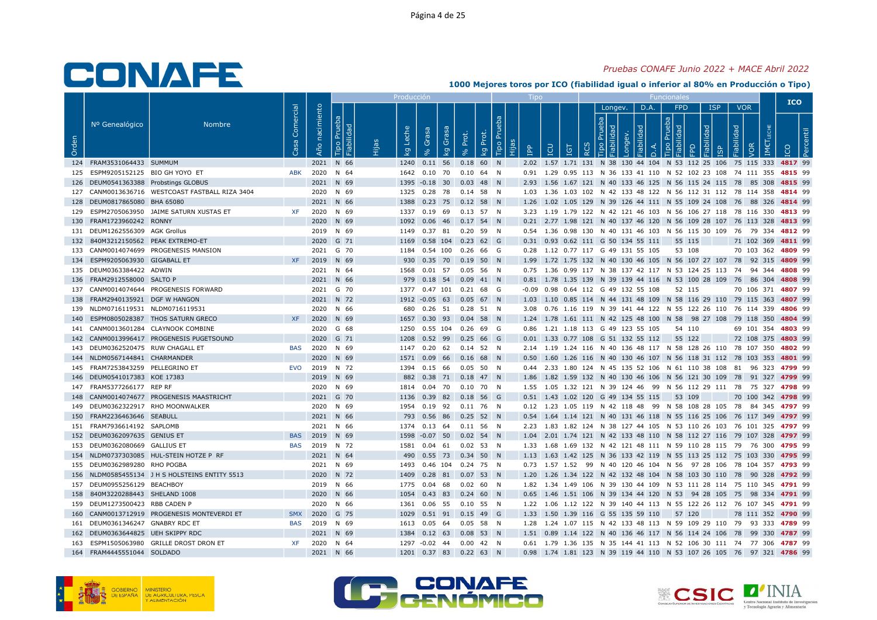# 1000 Mejores toros por ICO (fiabilidad igual o inferior al 80% en Producción o Tipo)

*Pruebas CONAFE Junio 2022 + MACE Abril 2022*

| Orden | Nº Genealógico | Nombre | Casa Comercial | Año nacimiento | Producción | | | | | | | | Tipo | | | | | | Funcionales | | | | | | | | | | | | | ICO | |
|---|---|---|---|---|---|---|---|---|---|---|---|---|---|---|---|---|---|---|---|---|---|---|---|---|---|---|---|---|---|---|---|---|---|
| | | | | | | | | | | | | | | | | | | | Longev. | | | D.A. | | FPD | | | ISP | | VOR | | | | |
| | | | | | Tipo Prueba | Fiabilidad | Hijas | kg Leche | % Grasa | kg Grasa | % Prot. | kg Prot. | Tipo Prueba | Hijas | IPP | ICU | IGT | RCS | Tipo Prueba | Fiabilidad | Longev. | Fiabilidad | D.A. | Tipo Prueba | Fiabilidad | FPD | Fiabilidad | ISP | Fiabilidad | VOR | IM€T LECHE | ICO | Percentil |
| 124 | FRAM3531064433 | SUMMUM | | 2021 | N | 66 | | 1240 | 0.11 | 56 | 0.18 | 60 | N | | 2.02 | 1.57 | 1.71 | 131 | N | 38 | 130 | 44 | 104 | N | 53 | 112 | 25 | 106 | 75 | 115 | 333 | 4817 | 99 |
| 125 | ESPM9205152125 | BIO GH YOYO ET | ABK | 2020 | N | 64 | | 1642 | 0.10 | 70 | 0.10 | 64 | N | | 0.91 | 1.29 | 0.95 | 113 | N | 36 | 133 | 41 | 110 | N | 52 | 102 | 23 | 108 | 74 | 111 | 355 | 4815 | 99 |
| 126 | DEUM0541363388 | Probstings GLOBUS | | 2021 | N | 69 | | 1395 | -0.18 | 30 | 0.03 | 48 | N | | 2.93 | 1.56 | 1.67 | 121 | N | 40 | 133 | 46 | 125 | N | 56 | 115 | 24 | 115 | 78 | 85 | 308 | 4815 | 99 |
| 127 | CANM0013636716 | WESTCOAST FASTBALL RIZA 3404 | | 2020 | N | 69 | | 1325 | 0.28 | 78 | 0.14 | 58 | N | | 1.03 | 1.36 | 1.03 | 102 | N | 42 | 133 | 48 | 122 | N | 56 | 112 | 31 | 112 | 78 | 114 | 358 | 4814 | 99 |
| 128 | DEUM0817865080 | BHA 65080 | | 2021 | N | 66 | | 1388 | 0.23 | 75 | 0.12 | 58 | N | | 1.26 | 1.02 | 1.05 | 129 | N | 39 | 126 | 44 | 111 | N | 55 | 109 | 24 | 108 | 76 | 88 | 326 | 4814 | 99 |
| 129 | ESPM2705063950 | JAIME SATURN XUSTAS ET | XF | 2020 | N | 69 | | 1337 | 0.19 | 69 | 0.13 | 57 | N | | 3.23 | 1.19 | 1.79 | 122 | N | 42 | 121 | 46 | 103 | N | 56 | 106 | 27 | 118 | 78 | 116 | 330 | 4813 | 99 |
| 130 | FRAM1723960242 | RONNY | | 2020 | N | 69 | | 1092 | 0.06 | 46 | 0.17 | 54 | N | | 0.21 | 2.77 | 1.98 | 121 | N | 40 | 137 | 46 | 120 | N | 56 | 109 | 28 | 107 | 76 | 113 | 328 | 4813 | 99 |
| 131 | DEUM1262556309 | AGK Grollus | | 2019 | N | 69 | | 1149 | 0.37 | 81 | 0.20 | 59 | N | | 0.54 | 1.36 | 0.98 | 130 | N | 40 | 131 | 46 | 103 | N | 56 | 115 | 30 | 109 | 76 | 79 | 334 | 4812 | 99 |
| 132 | 840M3212150562 | PEAK EXTREMO-ET | | 2020 | G | 71 | | 1169 | 0.58 | 104 | 0.23 | 62 | G | | 0.31 | 0.93 | 0.62 | 111 | G | 50 | 134 | 55 | 111 | | 55 | 115 | | | 71 | 102 | 369 | 4811 | 99 |
| 133 | CANM0014074699 | PROGENESIS MANSION | | 2021 | G | 70 | | 1184 | 0.54 | 100 | 0.26 | 66 | G | | 0.28 | 1.12 | 0.77 | 117 | G | 49 | 131 | 55 | 105 | | 53 | 108 | | | 70 | 103 | 362 | 4809 | 99 |
| 134 | ESPM9205063930 | GIGABALL ET | XF | 2019 | N | 69 | | 930 | 0.35 | 70 | 0.19 | 50 | N | | 1.99 | 1.72 | 1.75 | 132 | N | 40 | 130 | 46 | 105 | N | 56 | 107 | 27 | 107 | 78 | 92 | 315 | 4809 | 99 |
| 135 | DEUM0363384422 | ADWIN | | 2021 | N | 64 | | 1568 | 0.01 | 57 | 0.05 | 56 | N | | 0.75 | 1.36 | 0.99 | 117 | N | 38 | 137 | 42 | 117 | N | 53 | 124 | 25 | 113 | 74 | 94 | 344 | 4808 | 99 |
| 136 | FRAM2912558000 | SALTO P | | 2021 | N | 66 | | 979 | 0.18 | 54 | 0.09 | 41 | N | | 0.81 | 1.78 | 1.35 | 139 | N | 39 | 139 | 44 | 116 | N | 53 | 100 | 28 | 109 | 76 | 86 | 304 | 4808 | 99 |
| 137 | CANM0014074644 | PROGENESIS FORWARD | | 2021 | G | 70 | | 1377 | 0.47 | 101 | 0.21 | 68 | G | | -0.09 | 0.98 | 0.64 | 112 | G | 49 | 132 | 55 | 108 | | 52 | 115 | | | 70 | 106 | 371 | 4807 | 99 |
| 138 | FRAM2940135921 | DGF W HANGON | | 2021 | N | 72 | | 1912 | -0.05 | 63 | 0.05 | 67 | N | | 1.03 | 1.10 | 0.85 | 114 | N | 44 | 131 | 48 | 109 | N | 58 | 116 | 29 | 110 | 79 | 115 | 363 | 4807 | 99 |
| 139 | NLDM0716119531 | NLDM0716119531 | | 2020 | N | 66 | | 680 | 0.26 | 51 | 0.28 | 51 | N | | 3.08 | 0.76 | 1.16 | 119 | N | 39 | 141 | 44 | 122 | N | 55 | 122 | 26 | 110 | 76 | 114 | 339 | 4806 | 99 |
| 140 | ESPM0805028387 | THOS SATURN GRECO | XF | 2020 | N | 69 | | 1657 | 0.30 | 93 | 0.04 | 58 | N | | 1.24 | 1.78 | 1.61 | 111 | N | 42 | 125 | 48 | 100 | N | 58 | 98 | 27 | 108 | 79 | 118 | 350 | 4804 | 99 |
| 141 | CANM0013601284 | CLAYNOOK COMBINE | | 2020 | G | 68 | | 1250 | 0.55 | 104 | 0.26 | 69 | G | | 0.86 | 1.21 | 1.18 | 113 | G | 49 | 123 | 55 | 105 | | 54 | 110 | | | 69 | 101 | 354 | 4803 | 99 |
| 142 | CANM0013996417 | PROGENESIS PUGETSOUND | | 2020 | G | 71 | | 1208 | 0.52 | 99 | 0.25 | 66 | G | | 0.01 | 1.33 | 0.77 | 108 | G | 51 | 132 | 55 | 112 | | 55 | 122 | | | 72 | 108 | 375 | 4803 | 99 |
| 143 | DEUM0362520475 | RUW CHAGALL ET | BAS | 2020 | N | 69 | | 1147 | 0.20 | 62 | 0.14 | 52 | N | | 2.14 | 1.19 | 1.24 | 116 | N | 40 | 136 | 48 | 117 | N | 58 | 128 | 26 | 110 | 78 | 107 | 350 | 4802 | 99 |
| 144 | NLDM0567144841 | CHARMANDER | | 2020 | N | 69 | | 1571 | 0.09 | 66 | 0.16 | 68 | N | | 0.50 | 1.60 | 1.26 | 116 | N | 40 | 130 | 46 | 107 | N | 56 | 118 | 31 | 112 | 78 | 103 | 353 | 4801 | 99 |
| 145 | FRAM7253843259 | PELLEGRINO ET | EVO | 2019 | N | 72 | | 1394 | 0.15 | 66 | 0.05 | 50 | N | | 0.44 | 2.33 | 1.80 | 124 | N | 45 | 135 | 52 | 106 | N | 61 | 110 | 38 | 108 | 81 | 96 | 323 | 4799 | 99 |
| 146 | DEUM0541017383 | KOE 17383 | | 2019 | N | 69 | | 882 | 0.38 | 71 | 0.18 | 47 | N | | 1.86 | 1.82 | 1.59 | 132 | N | 40 | 130 | 46 | 106 | N | 56 | 121 | 30 | 109 | 78 | 91 | 327 | 4799 | 99 |
| 147 | FRAM5377266177 | REP RF | | 2020 | N | 69 | | 1814 | 0.04 | 70 | 0.10 | 70 | N | | 1.55 | 1.05 | 1.32 | 121 | N | 39 | 124 | 46 | 99 | N | 56 | 112 | 29 | 111 | 78 | 75 | 327 | 4798 | 99 |
| 148 | CANM0014074677 | PROGENESIS MAASTRICHT | | 2021 | G | 70 | | 1136 | 0.39 | 82 | 0.18 | 56 | G | | 0.51 | 1.43 | 1.02 | 120 | G | 49 | 134 | 55 | 115 | | 53 | 109 | | | 70 | 100 | 342 | 4798 | 99 |
| 149 | DEUM0362322917 | RHO MOONWALKER | | 2020 | N | 69 | | 1954 | 0.19 | 92 | 0.11 | 76 | N | | 0.12 | 1.23 | 1.05 | 119 | N | 42 | 118 | 48 | 99 | N | 58 | 108 | 28 | 105 | 78 | 84 | 345 | 4797 | 99 |
| 150 | FRAM2236463646 | SEABULL | | 2021 | N | 66 | | 793 | 0.56 | 86 | 0.25 | 52 | N | | 0.54 | 1.64 | 1.14 | 121 | N | 40 | 131 | 46 | 118 | N | 55 | 116 | 25 | 106 | 76 | 117 | 349 | 4797 | 99 |
| 151 | FRAM7936614192 | SAPLOMB | | 2021 | N | 66 | | 1374 | 0.13 | 64 | 0.11 | 56 | N | | 2.23 | 1.83 | 1.82 | 124 | N | 38 | 127 | 44 | 105 | N | 53 | 110 | 26 | 103 | 76 | 101 | 325 | 4797 | 99 |
| 152 | DEUM0362097635 | GENIUS ET | BAS | 2019 | N | 69 | | 1598 | -0.07 | 50 | 0.02 | 54 | N | | 1.04 | 2.01 | 1.74 | 121 | N | 42 | 133 | 48 | 110 | N | 58 | 112 | 27 | 116 | 79 | 107 | 328 | 4797 | 99 |
| 153 | DEUM0362080669 | GALLIUS ET | BAS | 2019 | N | 72 | | 1581 | 0.04 | 61 | 0.02 | 53 | N | | 1.33 | 1.68 | 1.69 | 132 | N | 42 | 121 | 48 | 111 | N | 59 | 110 | 28 | 115 | 79 | 76 | 300 | 4795 | 99 |
| 154 | NLDM0737303085 | HUL-STEIN HOTZE P RF | | 2021 | N | 64 | | 490 | 0.55 | 73 | 0.34 | 50 | N | | 1.13 | 1.63 | 1.42 | 125 | N | 36 | 133 | 42 | 119 | N | 55 | 113 | 25 | 112 | 75 | 103 | 330 | 4795 | 99 |
| 155 | DEUM0362989280 | RHO POGBA | | 2021 | N | 69 | | 1493 | 0.46 | 104 | 0.24 | 75 | N | | 0.73 | 1.57 | 1.52 | 99 | N | 40 | 120 | 46 | 104 | N | 56 | 97 | 28 | 106 | 78 | 104 | 357 | 4793 | 99 |
| 156 | NLDM0585455134 | J H S HOLSTEINS ENTITY 5513 | | 2020 | N | 72 | | 1409 | 0.28 | 81 | 0.07 | 53 | N | | 1.20 | 1.26 | 1.34 | 122 | N | 42 | 132 | 48 | 104 | N | 58 | 103 | 30 | 110 | 78 | 90 | 328 | 4792 | 99 |
| 157 | DEUM0955256129 | BEACHBOY | | 2019 | N | 66 | | 1775 | 0.04 | 68 | 0.02 | 60 | N | | 1.82 | 1.34 | 1.49 | 106 | N | 39 | 130 | 44 | 109 | N | 53 | 111 | 28 | 114 | 75 | 110 | 345 | 4791 | 99 |
| 158 | 840M3220288443 | SHELAND 1008 | | 2020 | N | 66 | | 1054 | 0.43 | 83 | 0.24 | 60 | N | | 0.65 | 1.46 | 1.51 | 106 | N | 39 | 134 | 44 | 120 | N | 53 | 94 | 28 | 105 | 75 | 98 | 334 | 4791 | 99 |
| 159 | DEUM1273500423 | RBB CADEN P | | 2020 | N | 66 | | 1361 | 0.06 | 55 | 0.10 | 55 | N | | 1.22 | 1.06 | 1.12 | 122 | N | 39 | 140 | 44 | 113 | N | 55 | 122 | 26 | 112 | 76 | 107 | 345 | 4791 | 99 |
| 160 | CANM0013712919 | PROGENESIS MONTEVERDI ET | SMX | 2020 | G | 75 | | 1029 | 0.51 | 91 | 0.15 | 49 | G | | 1.33 | 1.50 | 1.39 | 116 | G | 55 | 135 | 59 | 110 | | 57 | 120 | | | 78 | 111 | 352 | 4790 | 99 |
| 161 | DEUM0361346247 | GNABRY RDC ET | BAS | 2019 | N | 69 | | 1613 | 0.05 | 64 | 0.05 | 58 | N | | 1.28 | 1.24 | 1.07 | 115 | N | 42 | 133 | 48 | 113 | N | 59 | 109 | 29 | 110 | 79 | 93 | 333 | 4789 | 99 |
| 162 | DEUM0363644825 | UEH SKIPPY RDC | | 2021 | N | 69 | | 1384 | 0.12 | 63 | 0.08 | 53 | N | | 1.51 | 0.89 | 1.14 | 122 | N | 40 | 136 | 46 | 117 | N | 56 | 114 | 24 | 106 | 78 | 99 | 330 | 4787 | 99 |
| 163 | ESPM1505063980 | GRILLE DROST DRON ET | XF | 2020 | N | 64 | | 1297 | -0.02 | 44 | 0.00 | 42 | N | | 0.61 | 1.79 | 1.36 | 135 | N | 35 | 144 | 41 | 113 | N | 52 | 106 | 30 | 111 | 74 | 77 | 306 | 4787 | 99 |
| 164 | FRAM4445551044 | SOLDADO | | 2021 | N | 66 | | 1201 | 0.37 | 83 | 0.22 | 63 | N | | 0.98 | 1.74 | 1.81 | 123 | N | 39 | 119 | 44 | 110 | N | 53 | 107 | 26 | 105 | 76 | 97 | 321 | 4786 | 99 |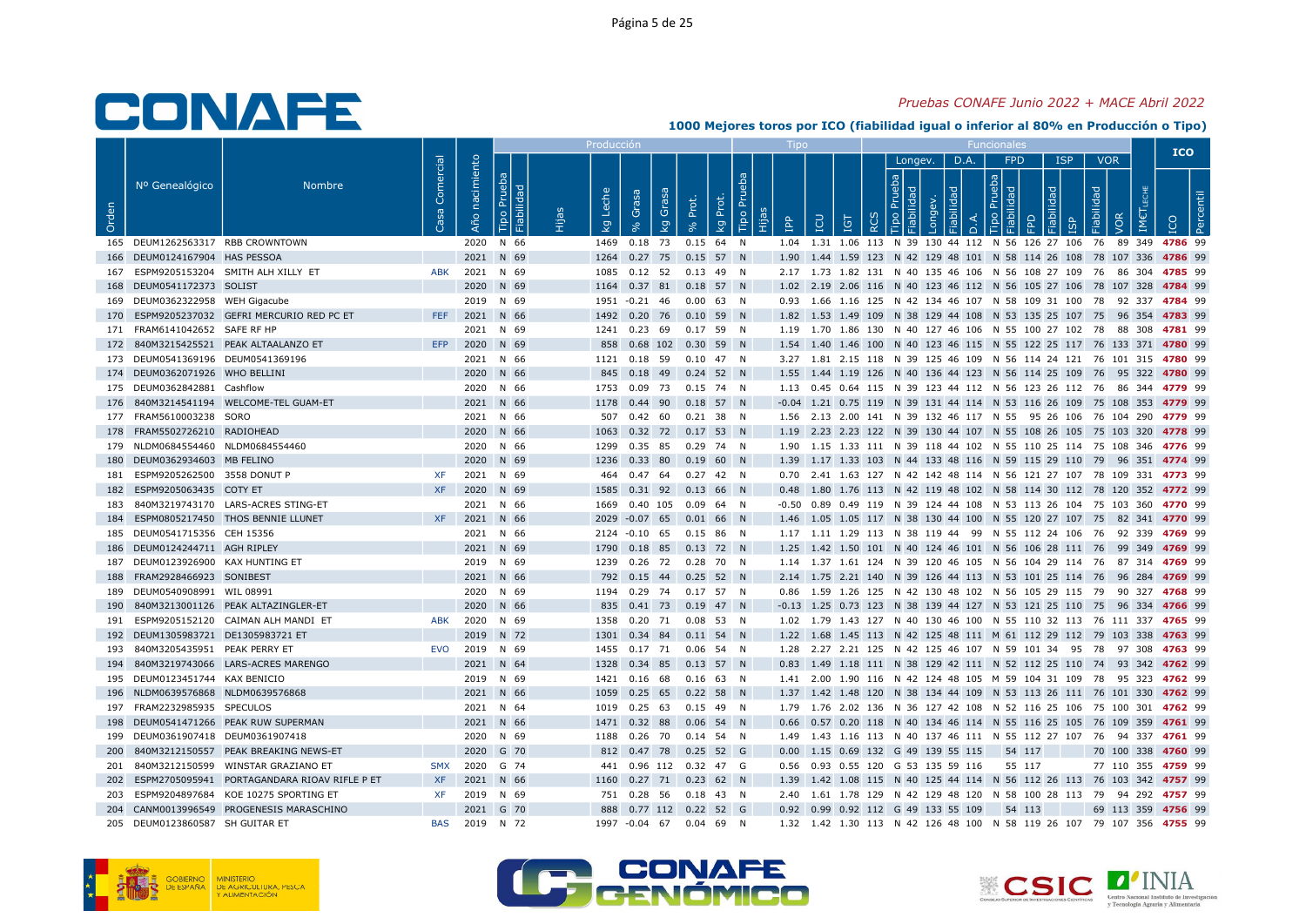*Pruebas CONAFE Junio 2022 + MACE Abril 2022*

**1000 Mejores toros por ICO (fiabilidad igual o inferior al 80% en Producción o Tipo)**

| Orden | Nº Genealógico | Nombre | Casa Comercial | Año nacimiento | Producción Tipo Prueba | Fiabilidad | Hijas | kg Leche | % Grasa | kg Grasa | % Prot. | kg Prot. | Tipo Tipo Prueba | Hijas | IPP | ICU | IGT | RCS | Longev. Tipo Prueba | Fiabilidad | Longev. | D.A. Fiabilidad | D.A. | FPD Tipo Prueba | Fiabilidad | FPD | ISP Fiabilidad | ISP | VOR Fiabilidad | VOR | IM€T LECHE | ICO | Percentil |
|---|---|---|---|---|---|---|---|---|---|---|---|---|---|---|---|---|---|---|---|---|---|---|---|---|---|---|---|---|---|---|---|---|---|
| 165 | DEUM1262563317 | RBB CROWNTOWN | | 2020 | N | 66 | | 1469 | 0.18 | 73 | 0.15 | 64 | N | | 1.04 | 1.31 | 1.06 | 113 | N | 39 | 130 | 44 | 112 | N | 56 | 126 | 27 | 106 | 76 | 89 | 349 | **4786** | 99 |
| 166 | DEUM0124167904 | HAS PESSOA | | 2021 | N | 69 | | 1264 | 0.27 | 75 | 0.15 | 57 | N | | 1.90 | 1.44 | 1.59 | 123 | N | 42 | 129 | 48 | 101 | N | 58 | 114 | 26 | 108 | 78 | 107 | 336 | **4786** | 99 |
| 167 | ESPM9205153204 | SMITH ALH XILLY ET | ABK | 2021 | N | 69 | | 1085 | 0.12 | 52 | 0.13 | 49 | N | | 2.17 | 1.73 | 1.82 | 131 | N | 40 | 135 | 46 | 106 | N | 56 | 108 | 27 | 109 | 76 | 86 | 304 | **4785** | 99 |
| 168 | DEUM0541172373 | SOLIST | | 2020 | N | 69 | | 1164 | 0.37 | 81 | 0.18 | 57 | N | | 1.02 | 2.19 | 2.06 | 116 | N | 40 | 123 | 46 | 112 | N | 56 | 105 | 27 | 106 | 78 | 107 | 328 | **4784** | 99 |
| 169 | DEUM0362322958 | WEH Gigacube | | 2019 | N | 69 | | 1951 | -0.21 | 46 | 0.00 | 63 | N | | 0.93 | 1.66 | 1.16 | 125 | N | 42 | 134 | 46 | 107 | N | 58 | 109 | 31 | 100 | 78 | 92 | 337 | **4784** | 99 |
| 170 | ESPM9205237032 | GEFRI MERCURIO RED PC ET | FEF | 2021 | N | 66 | | 1492 | 0.20 | 76 | 0.10 | 59 | N | | 1.82 | 1.53 | 1.49 | 109 | N | 38 | 129 | 44 | 108 | N | 53 | 135 | 25 | 107 | 75 | 96 | 354 | **4783** | 99 |
| 171 | FRAM6141042652 | SAFE RF HP | | 2021 | N | 69 | | 1241 | 0.23 | 69 | 0.17 | 59 | N | | 1.19 | 1.70 | 1.86 | 130 | N | 40 | 127 | 46 | 106 | N | 55 | 100 | 27 | 102 | 78 | 88 | 308 | **4781** | 99 |
| 172 | 840M3215425521 | PEAK ALTAALANZO ET | EFP | 2020 | N | 69 | | 858 | 0.68 | 102 | 0.30 | 59 | N | | 1.54 | 1.40 | 1.46 | 100 | N | 40 | 133 | 46 | 115 | N | 55 | 122 | 25 | 117 | 76 | 133 | 371 | **4780** | 99 |
| 173 | DEUM0541369196 | DEUM0541369196 | | 2021 | N | 66 | | 1121 | 0.18 | 59 | 0.10 | 47 | N | | 3.27 | 1.81 | 2.15 | 118 | N | 39 | 125 | 46 | 109 | N | 56 | 114 | 24 | 121 | 76 | 101 | 315 | **4780** | 99 |
| 174 | DEUM0362071926 | WHO BELLINI | | 2020 | N | 66 | | 845 | 0.18 | 49 | 0.24 | 52 | N | | 1.55 | 1.44 | 1.19 | 126 | N | 40 | 136 | 44 | 123 | N | 56 | 114 | 25 | 109 | 76 | 95 | 322 | **4780** | 99 |
| 175 | DEUM0362842881 | Cashflow | | 2020 | N | 66 | | 1753 | 0.09 | 73 | 0.15 | 74 | N | | 1.13 | 0.45 | 0.64 | 115 | N | 39 | 123 | 44 | 112 | N | 56 | 123 | 26 | 112 | 76 | 86 | 344 | **4779** | 99 |
| 176 | 840M3214541194 | WELCOME-TEL GUAM-ET | | 2021 | N | 66 | | 1178 | 0.44 | 90 | 0.18 | 57 | N | | -0.04 | 1.21 | 0.75 | 119 | N | 39 | 131 | 44 | 114 | N | 53 | 116 | 26 | 109 | 75 | 108 | 353 | **4779** | 99 |
| 177 | FRAM5610003238 | SORO | | 2021 | N | 66 | | 507 | 0.42 | 60 | 0.21 | 38 | N | | 1.56 | 2.13 | 2.00 | 141 | N | 39 | 132 | 46 | 117 | N | 55 | 95 | 26 | 106 | 76 | 104 | 290 | **4779** | 99 |
| 178 | FRAM5502726210 | RADIOHEAD | | 2020 | N | 66 | | 1063 | 0.32 | 72 | 0.17 | 53 | N | | 1.19 | 2.23 | 2.23 | 122 | N | 39 | 130 | 44 | 107 | N | 55 | 108 | 26 | 105 | 75 | 103 | 320 | **4778** | 99 |
| 179 | NLDM0684554460 | NLDM0684554460 | | 2020 | N | 66 | | 1299 | 0.35 | 85 | 0.29 | 74 | N | | 1.90 | 1.15 | 1.33 | 111 | N | 39 | 118 | 44 | 102 | N | 55 | 110 | 25 | 114 | 75 | 108 | 350 | **4776** | 99 |
| 180 | DEUM0362934603 | MB FELINO | | 2020 | N | 69 | | 1236 | 0.33 | 80 | 0.19 | 60 | N | | 1.39 | 1.17 | 1.33 | 103 | N | 44 | 133 | 48 | 116 | N | 59 | 115 | 29 | 110 | 79 | 96 | 351 | **4774** | 99 |
| 181 | ESPM9205262500 | 3558 DONUT P | XF | 2021 | N | 69 | | 464 | 0.47 | 64 | 0.27 | 42 | N | | 0.70 | 2.41 | 1.63 | 127 | N | 42 | 142 | 48 | 114 | N | 56 | 121 | 27 | 107 | 78 | 109 | 331 | **4773** | 99 |
| 182 | ESPM9205063435 | COTY ET | XF | 2020 | N | 69 | | 1585 | 0.31 | 92 | 0.13 | 66 | N | | 0.48 | 1.80 | 1.76 | 113 | N | 42 | 119 | 48 | 102 | N | 58 | 114 | 30 | 112 | 78 | 120 | 352 | **4772** | 99 |
| 183 | 840M3219743170 | LARS-ACRES STING-ET | | 2021 | N | 66 | | 1669 | 0.40 | 105 | 0.09 | 64 | N | | -0.50 | 0.89 | 0.49 | 119 | N | 39 | 124 | 44 | 108 | N | 53 | 113 | 26 | 104 | 75 | 103 | 360 | **4770** | 99 |
| 184 | ESPM0805217450 | THOS BENNIE LLUNET | XF | 2021 | N | 66 | | 2029 | -0.07 | 65 | 0.01 | 66 | N | | 1.46 | 1.05 | 1.05 | 117 | N | 38 | 130 | 44 | 100 | N | 55 | 120 | 27 | 107 | 75 | 82 | 341 | **4770** | 99 |
| 185 | DEUM0541715356 | CEH 15356 | | 2021 | N | 66 | | 2124 | -0.10 | 65 | 0.15 | 86 | N | | 1.17 | 1.11 | 1.29 | 113 | N | 38 | 119 | 44 | 99 | N | 55 | 112 | 24 | 106 | 76 | 92 | 339 | **4769** | 99 |
| 186 | DEUM0124244711 | AGH RIPLEY | | 2021 | N | 69 | | 1790 | 0.18 | 85 | 0.13 | 72 | N | | 1.25 | 1.42 | 1.50 | 101 | N | 40 | 124 | 46 | 101 | N | 56 | 106 | 28 | 111 | 76 | 99 | 349 | **4769** | 99 |
| 187 | DEUM0123926900 | KAX HUNTING ET | | 2019 | N | 69 | | 1239 | 0.26 | 72 | 0.28 | 70 | N | | 1.14 | 1.37 | 1.61 | 124 | N | 39 | 120 | 46 | 105 | N | 56 | 104 | 29 | 114 | 76 | 87 | 314 | **4769** | 99 |
| 188 | FRAM2928466923 | SONIBEST | | 2021 | N | 66 | | 792 | 0.15 | 44 | 0.25 | 52 | N | | 2.14 | 1.75 | 2.21 | 140 | N | 39 | 126 | 44 | 113 | N | 53 | 101 | 25 | 114 | 76 | 96 | 284 | **4769** | 99 |
| 189 | DEUM0540908991 | WIL 08991 | | 2020 | N | 69 | | 1194 | 0.29 | 74 | 0.17 | 57 | N | | 0.86 | 1.59 | 1.26 | 125 | N | 42 | 130 | 48 | 102 | N | 56 | 105 | 29 | 115 | 79 | 90 | 327 | **4768** | 99 |
| 190 | 840M3213001126 | PEAK ALTAZINGLER-ET | | 2020 | N | 66 | | 835 | 0.41 | 73 | 0.19 | 47 | N | | -0.13 | 1.25 | 0.73 | 123 | N | 38 | 139 | 44 | 127 | N | 53 | 121 | 25 | 110 | 75 | 96 | 334 | **4766** | 99 |
| 191 | ESPM9205152120 | CAIMAN ALH MANDI ET | ABK | 2020 | N | 69 | | 1358 | 0.20 | 71 | 0.08 | 53 | N | | 1.02 | 1.79 | 1.43 | 127 | N | 40 | 130 | 46 | 100 | N | 55 | 110 | 32 | 113 | 76 | 111 | 337 | **4765** | 99 |
| 192 | DEUM1305983721 | DE1305983721 ET | | 2019 | N | 72 | | 1301 | 0.34 | 84 | 0.11 | 54 | N | | 1.22 | 1.68 | 1.45 | 113 | N | 42 | 125 | 48 | 111 | M | 61 | 112 | 29 | 112 | 79 | 103 | 338 | **4763** | 99 |
| 193 | 840M3205435951 | PEAK PERRY ET | EVO | 2019 | N | 69 | | 1455 | 0.17 | 71 | 0.06 | 54 | N | | 1.28 | 2.27 | 2.21 | 125 | N | 42 | 125 | 46 | 107 | N | 59 | 101 | 34 | 95 | 78 | 97 | 308 | **4763** | 99 |
| 194 | 840M3219743066 | LARS-ACRES MARENGO | | 2021 | N | 64 | | 1328 | 0.34 | 85 | 0.13 | 57 | N | | 0.83 | 1.49 | 1.18 | 111 | N | 38 | 129 | 42 | 111 | N | 52 | 112 | 25 | 110 | 74 | 93 | 342 | **4762** | 99 |
| 195 | DEUM0123451744 | KAX BENICIO | | 2019 | N | 69 | | 1421 | 0.16 | 68 | 0.16 | 63 | N | | 1.41 | 2.00 | 1.90 | 116 | N | 42 | 124 | 48 | 105 | M | 59 | 104 | 31 | 109 | 78 | 95 | 323 | **4762** | 99 |
| 196 | NLDM0639576868 | NLDM0639576868 | | 2021 | N | 66 | | 1059 | 0.25 | 65 | 0.22 | 58 | N | | 1.37 | 1.42 | 1.48 | 120 | N | 38 | 134 | 44 | 109 | N | 53 | 113 | 26 | 111 | 76 | 101 | 330 | **4762** | 99 |
| 197 | FRAM2232985935 | SPECULOS | | 2021 | N | 64 | | 1019 | 0.25 | 63 | 0.15 | 49 | N | | 1.79 | 1.76 | 2.02 | 136 | N | 36 | 127 | 42 | 108 | N | 52 | 116 | 25 | 106 | 75 | 100 | 301 | **4762** | 99 |
| 198 | DEUM0541471266 | PEAK RUW SUPERMAN | | 2021 | N | 66 | | 1471 | 0.32 | 88 | 0.06 | 54 | N | | 0.66 | 0.57 | 0.20 | 118 | N | 40 | 134 | 46 | 114 | N | 55 | 116 | 25 | 105 | 76 | 109 | 359 | **4761** | 99 |
| 199 | DEUM0361907418 | DEUM0361907418 | | 2020 | N | 69 | | 1188 | 0.26 | 70 | 0.14 | 54 | N | | 1.49 | 1.43 | 1.16 | 113 | N | 40 | 137 | 46 | 111 | N | 55 | 112 | 27 | 107 | 76 | 94 | 337 | **4761** | 99 |
| 200 | 840M3212150557 | PEAK BREAKING NEWS-ET | | 2020 | G | 70 | | 812 | 0.47 | 78 | 0.25 | 52 | G | | 0.00 | 1.15 | 0.69 | 132 | G | 49 | 139 | 55 | 115 | | 54 | 117 | | | 70 | 100 | 338 | **4760** | 99 |
| 201 | 840M3212150599 | WINSTAR GRAZIANO ET | SMX | 2020 | G | 74 | | 441 | 0.96 | 112 | 0.32 | 47 | G | | 0.56 | 0.93 | 0.55 | 120 | G | 53 | 135 | 59 | 116 | | 55 | 117 | | | 77 | 110 | 355 | **4759** | 99 |
| 202 | ESPM2705095941 | PORTAGANDARA RIOAV RIFLE P ET | XF | 2021 | N | 66 | | 1160 | 0.27 | 71 | 0.23 | 62 | N | | 1.39 | 1.42 | 1.08 | 115 | N | 40 | 125 | 44 | 114 | N | 56 | 112 | 26 | 113 | 76 | 103 | 342 | **4757** | 99 |
| 203 | ESPM9204897684 | KOE 10275 SPORTING ET | XF | 2019 | N | 69 | | 751 | 0.28 | 56 | 0.18 | 43 | N | | 2.40 | 1.61 | 1.78 | 129 | N | 42 | 129 | 48 | 120 | N | 58 | 100 | 28 | 113 | 79 | 94 | 292 | **4757** | 99 |
| 204 | CANM0013996549 | PROGENESIS MARASCHINO | | 2021 | G | 70 | | 888 | 0.77 | 112 | 0.22 | 52 | G | | 0.92 | 0.99 | 0.92 | 112 | G | 49 | 133 | 55 | 109 | | 54 | 113 | | | 69 | 113 | 359 | **4756** | 99 |
| 205 | DEUM0123860587 | SH GUITAR ET | BAS | 2019 | N | 72 | | 1997 | -0.04 | 67 | 0.04 | 69 | N | | 1.32 | 1.42 | 1.30 | 113 | N | 42 | 126 | 48 | 100 | N | 58 | 119 | 26 | 107 | 79 | 107 | 356 | **4755** | 99 |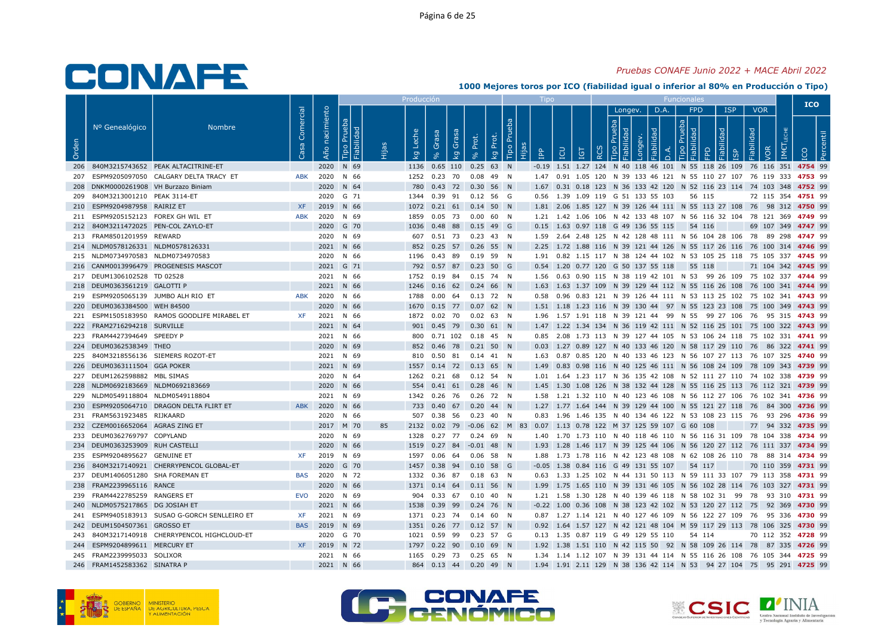# CONAFE

*Pruebas CONAFE Junio 2022 + MACE Abril 2022*

**1000 Mejores toros por ICO (fiabilidad igual o inferior al 80% en Producción o Tipo)**

| Orden | Nº Genealógico | Nombre | Casa Comercial | Año nacimiento | Producción: Tipo Prueba | Fiabilidad | Hijas | kg Leche | % Grasa | kg Grasa | % Prot. | kg Prot. | Tipo: Tipo Prueba | Hijas | IPP | ICU | IGT | RCS | Longev.: Tipo Prueba | Fiabilidad | Longev. | D.A.: Fiabilidad | D.A. | FPD: Tipo Prueba | Fiabilidad | FPD | ISP: Fiabilidad | ISP | VOR: Fiabilidad | VOR | IMETLECHE | ICO | Percentil |
|---|---|---|---|---|---|---|---|---|---|---|---|---|---|---|---|---|---|---|---|---|---|---|---|---|---|---|---|---|---|---|---|---|---|
| 206 | 840M3215743652 | PEAK ALTACITRINE-ET | | 2020 | N | 69 | | 1136 | 0.65 | 110 | 0.25 | 63 | N | | -0.19 | 1.51 | 1.27 | 124 | N | 40 | 118 | 46 | 101 | N | 55 | 118 | 26 | 109 | 76 | 116 | 351 | 4754 | 99 |
| 207 | ESPM9205097050 | CALGARY DELTA TRACY ET | ABK | 2020 | N | 66 | | 1252 | 0.23 | 70 | 0.08 | 49 | N | | 1.47 | 0.91 | 1.05 | 120 | N | 39 | 133 | 46 | 121 | N | 55 | 110 | 27 | 107 | 76 | 119 | 333 | 4753 | 99 |
| 208 | DNKM0000261908 | VH Burzazo Biniam | | 2020 | N | 64 | | 780 | 0.43 | 72 | 0.30 | 56 | N | | 1.67 | 0.31 | 0.18 | 123 | N | 36 | 133 | 42 | 120 | N | 52 | 116 | 23 | 114 | 74 | 103 | 348 | 4752 | 99 |
| 209 | 840M3213001210 | PEAK 3114-ET | | 2020 | G | 71 | | 1344 | 0.39 | 91 | 0.12 | 56 | G | | 0.56 | 1.39 | 1.09 | 119 | G | 51 | 133 | 55 | 103 | | 56 | 115 | | | 72 | 115 | 354 | 4751 | 99 |
| 210 | ESPM9204987958 | RAIRIZ ET | XF | 2019 | N | 66 | | 1072 | 0.21 | 61 | 0.14 | 50 | N | | 1.81 | 2.06 | 1.85 | 127 | N | 39 | 126 | 44 | 111 | N | 55 | 113 | 27 | 108 | 76 | 98 | 312 | 4750 | 99 |
| 211 | ESPM9205152123 | FOREX GH WIL ET | ABK | 2020 | N | 69 | | 1859 | 0.05 | 73 | 0.00 | 60 | N | | 1.21 | 1.42 | 1.06 | 106 | N | 42 | 133 | 48 | 107 | N | 56 | 116 | 32 | 104 | 78 | 121 | 369 | 4749 | 99 |
| 212 | 840M3211472025 | PEN-COL ZAYLO-ET | | 2020 | G | 70 | | 1036 | 0.48 | 88 | 0.15 | 49 | G | | 0.15 | 1.63 | 0.97 | 118 | G | 49 | 136 | 55 | 115 | | 54 | 116 | | | 69 | 107 | 349 | 4747 | 99 |
| 213 | FRAM8501201959 | REWARD | | 2020 | N | 69 | | 607 | 0.51 | 73 | 0.23 | 43 | N | | 1.59 | 2.64 | 2.48 | 125 | N | 42 | 128 | 48 | 111 | N | 56 | 104 | 28 | 106 | 78 | 89 | 298 | 4747 | 99 |
| 214 | NLDM0578126331 | NLDM0578126331 | | 2021 | N | 66 | | 852 | 0.25 | 57 | 0.26 | 55 | N | | 2.25 | 1.72 | 1.88 | 116 | N | 39 | 121 | 46 | 126 | N | 55 | 117 | 26 | 116 | 76 | 100 | 314 | 4746 | 99 |
| 215 | NLDM0734970583 | NLDM0734970583 | | 2020 | N | 66 | | 1196 | 0.43 | 89 | 0.19 | 59 | N | | 1.91 | 0.82 | 1.15 | 117 | N | 38 | 124 | 44 | 102 | N | 53 | 105 | 25 | 118 | 75 | 105 | 337 | 4745 | 99 |
| 216 | CANM0013996479 | PROGENESIS MASCOT | | 2021 | G | 71 | | 792 | 0.57 | 87 | 0.23 | 50 | G | | 0.54 | 1.20 | 0.77 | 120 | G | 50 | 137 | 55 | 118 | | 55 | 118 | | | 71 | 104 | 342 | 4745 | 99 |
| 217 | DEUM1306102528 | TD 02528 | | 2021 | N | 66 | | 1752 | 0.19 | 84 | 0.15 | 74 | N | | 1.56 | 0.63 | 0.90 | 115 | N | 38 | 119 | 42 | 101 | N | 53 | 99 | 26 | 109 | 75 | 102 | 337 | 4744 | 99 |
| 218 | DEUM0363561219 | GALOTTI P | | 2021 | N | 66 | | 1246 | 0.16 | 62 | 0.24 | 66 | N | | 1.63 | 1.63 | 1.37 | 109 | N | 39 | 129 | 44 | 112 | N | 55 | 116 | 26 | 108 | 76 | 100 | 341 | 4744 | 99 |
| 219 | ESPM9205065139 | JUMBO ALH RIO ET | ABK | 2020 | N | 66 | | 1788 | 0.00 | 64 | 0.13 | 72 | N | | 0.58 | 0.96 | 0.83 | 121 | N | 39 | 126 | 44 | 111 | N | 53 | 113 | 25 | 102 | 75 | 102 | 341 | 4743 | 99 |
| 220 | DEUM0363384500 | WEH 84500 | | 2020 | N | 66 | | 1670 | 0.15 | 77 | 0.07 | 62 | N | | 1.51 | 1.18 | 1.23 | 116 | N | 39 | 130 | 44 | 97 | N | 55 | 123 | 23 | 108 | 75 | 100 | 349 | 4743 | 99 |
| 221 | ESPM1505183950 | RAMOS GOODLIFE MIRABEL ET | XF | 2021 | N | 66 | | 1872 | 0.02 | 70 | 0.02 | 63 | N | | 1.96 | 1.57 | 1.91 | 118 | N | 39 | 121 | 44 | 99 | N | 55 | 99 | 27 | 106 | 76 | 95 | 315 | 4743 | 99 |
| 222 | FRAM2716294218 | SURVILLE | | 2021 | N | 64 | | 901 | 0.45 | 79 | 0.30 | 61 | N | | 1.47 | 1.22 | 1.34 | 134 | N | 36 | 119 | 42 | 111 | N | 52 | 116 | 25 | 101 | 75 | 100 | 322 | 4743 | 99 |
| 223 | FRAM4427394649 | SPEEDY P | | 2021 | N | 66 | | 800 | 0.71 | 102 | 0.18 | 45 | N | | 0.85 | 2.08 | 1.73 | 113 | N | 39 | 127 | 44 | 105 | N | 53 | 106 | 24 | 118 | 75 | 102 | 331 | 4741 | 99 |
| 224 | DEUM0362538349 | THEO | | 2020 | N | 69 | | 852 | 0.46 | 78 | 0.21 | 50 | N | | 0.03 | 1.27 | 0.89 | 127 | N | 40 | 133 | 46 | 120 | N | 58 | 117 | 29 | 110 | 76 | 86 | 322 | 4741 | 99 |
| 225 | 840M3218556136 | SIEMERS ROZOT-ET | | 2021 | N | 69 | | 810 | 0.50 | 81 | 0.14 | 41 | N | | 1.63 | 0.87 | 0.85 | 120 | N | 40 | 133 | 46 | 123 | N | 56 | 107 | 27 | 113 | 76 | 107 | 325 | 4740 | 99 |
| 226 | DEUM0363111504 | GGA POKER | | 2021 | N | 69 | | 1557 | 0.14 | 72 | 0.13 | 65 | N | | 1.49 | 0.83 | 0.98 | 116 | N | 40 | 125 | 46 | 111 | N | 56 | 108 | 24 | 109 | 78 | 109 | 343 | 4739 | 99 |
| 227 | DEUM1262598882 | MBL SIMAS | | 2020 | N | 64 | | 1262 | 0.21 | 68 | 0.12 | 54 | N | | 1.01 | 1.64 | 1.23 | 117 | N | 36 | 135 | 42 | 108 | N | 52 | 111 | 27 | 110 | 74 | 102 | 338 | 4739 | 99 |
| 228 | NLDM0692183669 | NLDM0692183669 | | 2020 | N | 66 | | 554 | 0.41 | 61 | 0.28 | 46 | N | | 1.45 | 1.30 | 1.08 | 126 | N | 38 | 132 | 44 | 128 | N | 55 | 116 | 25 | 113 | 76 | 112 | 321 | 4739 | 99 |
| 229 | NLDM0549118804 | NLDM0549118804 | | 2021 | N | 69 | | 1342 | 0.26 | 76 | 0.26 | 72 | N | | 1.58 | 1.21 | 1.32 | 110 | N | 40 | 123 | 46 | 108 | N | 56 | 112 | 27 | 106 | 76 | 102 | 341 | 4736 | 99 |
| 230 | ESPM9205064710 | DRAGON DELTA FLIRT ET | ABK | 2020 | N | 66 | | 733 | 0.40 | 67 | 0.20 | 44 | N | | 1.27 | 1.77 | 1.64 | 144 | N | 39 | 129 | 44 | 100 | N | 55 | 121 | 27 | 118 | 76 | 84 | 300 | 4736 | 99 |
| 231 | FRAM5631923485 | RIJKAARD | | 2020 | N | 66 | | 507 | 0.38 | 56 | 0.23 | 40 | N | | 0.83 | 1.96 | 1.46 | 135 | N | 40 | 134 | 46 | 122 | N | 53 | 108 | 23 | 115 | 76 | 93 | 296 | 4736 | 99 |
| 232 | CZEM0016652064 | AGRAS ZING ET | | 2017 | M | 70 | 85 | 2132 | 0.02 | 79 | -0.06 | 62 | M | 83 | 0.07 | 1.13 | 0.78 | 122 | M | 37 | 125 | 59 | 107 | G | 60 | 108 | | | 77 | 94 | 332 | 4735 | 99 |
| 233 | DEUM0362769797 | COPYLAND | | 2020 | N | 69 | | 1328 | 0.27 | 77 | 0.24 | 69 | N | | 1.40 | 1.70 | 1.73 | 110 | N | 40 | 118 | 46 | 110 | N | 56 | 116 | 31 | 109 | 78 | 104 | 338 | 4734 | 99 |
| 234 | DEUM0363253909 | RUH CASTELLI | | 2020 | N | 66 | | 1519 | 0.27 | 84 | -0.01 | 48 | N | | 1.93 | 1.28 | 1.46 | 117 | N | 39 | 125 | 44 | 106 | N | 56 | 120 | 27 | 112 | 76 | 111 | 337 | 4734 | 99 |
| 235 | ESPM9204895627 | GENUINE ET | XF | 2019 | N | 69 | | 1597 | 0.06 | 64 | 0.06 | 58 | N | | 1.88 | 1.73 | 1.78 | 116 | N | 42 | 123 | 48 | 108 | N | 62 | 108 | 26 | 110 | 78 | 88 | 314 | 4734 | 99 |
| 236 | 840M3217140921 | CHERRYPENCOL GLOBAL-ET | | 2020 | G | 70 | | 1457 | 0.38 | 94 | 0.10 | 58 | G | | -0.05 | 1.38 | 0.84 | 116 | G | 49 | 131 | 55 | 107 | | 54 | 117 | | | 70 | 110 | 359 | 4731 | 99 |
| 237 | DEUM1406051280 | SHA FOREMAN ET | BAS | 2020 | N | 72 | | 1332 | 0.36 | 87 | 0.18 | 63 | N | | 0.63 | 1.33 | 1.25 | 102 | N | 44 | 131 | 50 | 113 | N | 59 | 111 | 33 | 107 | 79 | 113 | 358 | 4731 | 99 |
| 238 | FRAM2239965116 | RANCE | | 2020 | N | 66 | | 1371 | 0.14 | 64 | 0.11 | 56 | N | | 1.99 | 1.75 | 1.65 | 110 | N | 39 | 131 | 46 | 105 | N | 56 | 102 | 28 | 114 | 76 | 103 | 327 | 4731 | 99 |
| 239 | FRAM4422785259 | RANGERS ET | EVO | 2020 | N | 69 | | 904 | 0.33 | 67 | 0.10 | 40 | N | | 1.21 | 1.58 | 1.30 | 128 | N | 40 | 139 | 46 | 118 | N | 58 | 102 | 31 | 99 | 78 | 93 | 310 | 4731 | 99 |
| 240 | NLDM0575217865 | DG JOSIAH ET | | 2021 | N | 66 | | 1538 | 0.39 | 99 | 0.24 | 76 | N | | -0.22 | 1.00 | 0.36 | 108 | N | 38 | 123 | 42 | 102 | N | 53 | 120 | 27 | 112 | 75 | 92 | 369 | 4730 | 99 |
| 241 | ESPM9405183913 | SUSAO G-GORCH SENLLEIRO ET | XF | 2021 | N | 69 | | 1371 | 0.23 | 74 | 0.14 | 60 | N | | 0.87 | 1.27 | 1.14 | 121 | N | 40 | 127 | 46 | 109 | N | 56 | 122 | 27 | 109 | 76 | 95 | 336 | 4730 | 99 |
| 242 | DEUM1504507361 | GROSSO ET | BAS | 2019 | N | 69 | | 1351 | 0.26 | 77 | 0.12 | 57 | N | | 0.92 | 1.64 | 1.57 | 127 | N | 42 | 121 | 48 | 104 | M | 59 | 117 | 29 | 113 | 78 | 106 | 325 | 4730 | 99 |
| 243 | 840M3217140918 | CHERRYPENCOL HIGHCLOUD-ET | | 2020 | G | 70 | | 1021 | 0.59 | 99 | 0.23 | 57 | G | | 0.13 | 1.35 | 0.87 | 119 | G | 49 | 129 | 55 | 110 | | 54 | 114 | | | 70 | 112 | 352 | 4728 | 99 |
| 244 | ESPM9204899611 | MERCURY ET | XF | 2019 | N | 72 | | 1797 | 0.22 | 90 | 0.10 | 69 | N | | 1.92 | 1.38 | 1.51 | 110 | N | 42 | 115 | 50 | 92 | N | 58 | 109 | 26 | 114 | 78 | 87 | 335 | 4726 | 99 |
| 245 | FRAM2239995033 | SOLIXOR | | 2021 | N | 66 | | 1165 | 0.29 | 73 | 0.25 | 65 | N | | 1.34 | 1.14 | 1.12 | 107 | N | 39 | 131 | 44 | 114 | N | 55 | 116 | 26 | 108 | 76 | 105 | 344 | 4725 | 99 |
| 246 | FRAM1452583362 | SINATRA P | | 2021 | N | 66 | | 864 | 0.13 | 44 | 0.20 | 49 | N | | 1.94 | 1.91 | 2.11 | 129 | N | 38 | 136 | 42 | 114 | N | 53 | 94 | 27 | 104 | 75 | 95 | 291 | 4725 | 99 |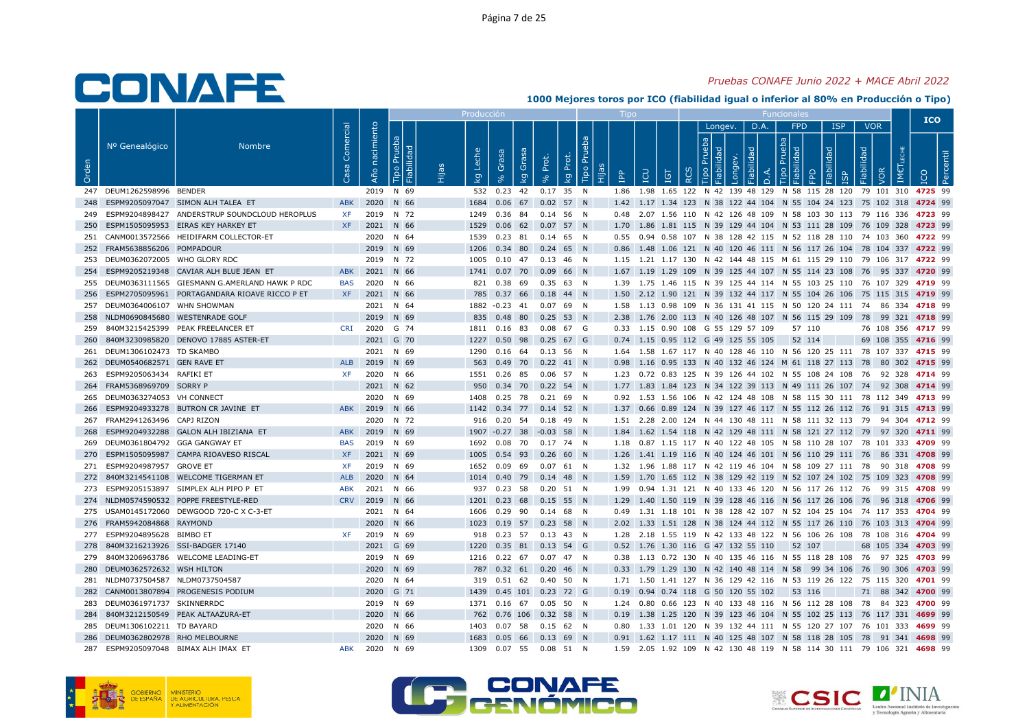# CONAFE

*Pruebas CONAFE Junio 2022 + MACE Abril 2022*

**1000 Mejores toros por ICO (fiabilidad igual o inferior al 80% en Producción o Tipo)**

| | | | | | Producción | | | | | | | | | Tipo | | | | | | Funcionales | | | | | | | | | | | | ICO | |
|---|---|---|---|---|---|---|---|---|---|---|---|---|---|---|---|---|---|---|---|---|---|---|---|---|---|---|---|---|---|---|---|---|---|
| | | | | | | | | | | | | | | | | | | | | Longev. | | | D.A. | | FPD | | | ISP | | VOR | | | |
| Orden | Nº Genealógico | Nombre | Casa Comercial | Año nacimiento | Tipo Prueba | Fiabilidad | Hijas | kg Leche | % Grasa | kg Grasa | % Prot. | kg Prot. | Tipo Prueba | Hijas | IPP | ICU | IGT | RCS | Tipo Prueba | Fiabilidad | Longev. | Fiabilidad | D.A. | Tipo Prueba | Fiabilidad | FPD | Fiabilidad | ISP | Fiabilidad | VOR | IM€T LECHE | ICO | Percentil |
| 247 | DEUM1262598996 | BENDER | | 2019 | N | 69 | | 532 | 0.23 | 42 | 0.17 | 35 | N | | 1.86 | 1.98 | 1.65 | 122 | N | 42 | 139 | 48 | 129 | N | 58 | 115 | 28 | 120 | 79 | 101 | 310 | 4725 | 99 |
| 248 | ESPM9205097047 | SIMON ALH TALEA ET | ABK | 2020 | N | 66 | | 1684 | 0.06 | 67 | 0.02 | 57 | N | | 1.42 | 1.17 | 1.34 | 123 | N | 38 | 122 | 44 | 104 | N | 55 | 104 | 24 | 123 | 75 | 102 | 318 | 4724 | 99 |
| 249 | ESPM9204898427 | ANDERSTRUP SOUNDCLOUD HEROPLUS | XF | 2019 | N | 72 | | 1249 | 0.36 | 84 | 0.14 | 56 | N | | 0.48 | 2.07 | 1.56 | 110 | N | 42 | 126 | 48 | 109 | N | 58 | 103 | 30 | 113 | 79 | 116 | 336 | 4723 | 99 |
| 250 | ESPM1505095953 | EIRAS KEY HARKEY ET | XF | 2021 | N | 66 | | 1529 | 0.06 | 62 | 0.07 | 57 | N | | 1.70 | 1.86 | 1.81 | 115 | N | 39 | 129 | 44 | 104 | N | 53 | 111 | 28 | 109 | 76 | 109 | 328 | 4723 | 99 |
| 251 | CANM0013572566 | HEIDIFARM COLLECTOR-ET | | 2020 | N | 64 | | 1539 | 0.23 | 81 | 0.14 | 65 | N | | 0.55 | 0.94 | 0.58 | 107 | N | 38 | 128 | 42 | 115 | N | 52 | 118 | 28 | 110 | 74 | 103 | 360 | 4722 | 99 |
| 252 | FRAM5638856206 | POMPADOUR | | 2019 | N | 69 | | 1206 | 0.34 | 80 | 0.24 | 65 | N | | 0.86 | 1.48 | 1.06 | 121 | N | 40 | 120 | 46 | 111 | N | 56 | 117 | 26 | 104 | 78 | 104 | 337 | 4722 | 99 |
| 253 | DEUM0362072005 | WHO GLORY RDC | | 2019 | N | 72 | | 1005 | 0.10 | 47 | 0.13 | 46 | N | | 1.15 | 1.21 | 1.17 | 130 | N | 42 | 144 | 48 | 115 | M | 61 | 115 | 29 | 110 | 79 | 106 | 317 | 4722 | 99 |
| 254 | ESPM9205219348 | CAVIAR ALH BLUE JEAN ET | ABK | 2021 | N | 66 | | 1741 | 0.07 | 70 | 0.09 | 66 | N | | 1.67 | 1.19 | 1.29 | 109 | N | 39 | 125 | 44 | 107 | N | 55 | 114 | 23 | 108 | 76 | 95 | 337 | 4720 | 99 |
| 255 | DEUM0363111565 | GIESMANN G.AMERLAND HAWK P RDC | BAS | 2020 | N | 66 | | 821 | 0.38 | 69 | 0.35 | 63 | N | | 1.39 | 1.75 | 1.46 | 115 | N | 39 | 125 | 44 | 114 | N | 55 | 103 | 25 | 110 | 76 | 107 | 329 | 4719 | 99 |
| 256 | ESPM2705095961 | PORTAGANDARA RIOAVE RICCO P ET | XF | 2021 | N | 66 | | 785 | 0.37 | 66 | 0.18 | 44 | N | | 1.50 | 2.12 | 1.90 | 121 | N | 39 | 132 | 44 | 117 | N | 55 | 104 | 26 | 106 | 75 | 115 | 315 | 4719 | 99 |
| 257 | DEUM0364006107 | WHN SHOWMAN | | 2021 | N | 64 | | 1882 | -0.23 | 41 | 0.07 | 69 | N | | 1.58 | 1.13 | 0.98 | 109 | N | 36 | 131 | 41 | 115 | N | 50 | 120 | 24 | 111 | 74 | 86 | 334 | 4718 | 99 |
| 258 | NLDM0690845680 | WESTENRADE GOLF | | 2019 | N | 69 | | 835 | 0.48 | 80 | 0.25 | 53 | N | | 2.38 | 1.76 | 2.00 | 113 | N | 40 | 126 | 48 | 107 | N | 56 | 115 | 29 | 109 | 78 | 99 | 321 | 4718 | 99 |
| 259 | 840M3215425399 | PEAK FREELANCER ET | CRI | 2020 | G | 74 | | 1811 | 0.16 | 83 | 0.08 | 67 | G | | 0.33 | 1.15 | 0.90 | 108 | G | 55 | 129 | 57 | 109 | | 57 | 110 | | | 76 | 108 | 356 | 4717 | 99 |
| 260 | 840M3230985820 | DENOVO 17885 ASTER-ET | | 2021 | G | 70 | | 1227 | 0.50 | 98 | 0.25 | 67 | G | | 0.74 | 1.15 | 0.95 | 112 | G | 49 | 125 | 55 | 105 | | 52 | 114 | | | 69 | 108 | 355 | 4716 | 99 |
| 261 | DEUM1306102473 | TD SKAMBO | | 2021 | N | 69 | | 1290 | 0.16 | 64 | 0.13 | 56 | N | | 1.64 | 1.58 | 1.67 | 117 | N | 40 | 128 | 46 | 110 | N | 56 | 120 | 25 | 111 | 78 | 107 | 337 | 4715 | 99 |
| 262 | DEUM0540682571 | GEN RAVE ET | ALB | 2019 | N | 69 | | 563 | 0.49 | 70 | 0.22 | 41 | N | | 0.98 | 1.16 | 0.95 | 133 | N | 40 | 132 | 46 | 124 | M | 61 | 118 | 27 | 113 | 78 | 80 | 302 | 4715 | 99 |
| 263 | ESPM9205063434 | RAFIKI ET | XF | 2020 | N | 66 | | 1551 | 0.26 | 85 | 0.06 | 57 | N | | 1.23 | 0.72 | 0.83 | 125 | N | 39 | 126 | 44 | 102 | N | 55 | 108 | 24 | 108 | 76 | 92 | 328 | 4714 | 99 |
| 264 | FRAM5368969709 | SORRY P | | 2021 | N | 62 | | 950 | 0.34 | 70 | 0.22 | 54 | N | | 1.77 | 1.83 | 1.84 | 123 | N | 34 | 122 | 39 | 113 | N | 49 | 111 | 26 | 107 | 74 | 92 | 308 | 4714 | 99 |
| 265 | DEUM0363274053 | VH CONNECT | | 2020 | N | 69 | | 1408 | 0.25 | 78 | 0.21 | 69 | N | | 0.92 | 1.53 | 1.56 | 106 | N | 42 | 124 | 48 | 108 | N | 58 | 115 | 30 | 111 | 78 | 112 | 349 | 4713 | 99 |
| 266 | ESPM9204933278 | BUTRON CR JAVINE ET | ABK | 2019 | N | 66 | | 1142 | 0.34 | 77 | 0.14 | 52 | N | | 1.37 | 0.66 | 0.89 | 124 | N | 39 | 127 | 46 | 117 | N | 55 | 112 | 26 | 112 | 76 | 91 | 315 | 4713 | 99 |
| 267 | FRAM2941263496 | CAPJ RIZON | | 2020 | N | 72 | | 916 | 0.20 | 54 | 0.18 | 49 | N | | 1.51 | 2.28 | 2.00 | 124 | N | 44 | 130 | 48 | 111 | N | 58 | 111 | 32 | 113 | 79 | 94 | 304 | 4712 | 99 |
| 268 | ESPM9204932288 | GALON ALH IBIZIANA ET | ABK | 2019 | N | 69 | | 1907 | -0.27 | 38 | -0.03 | 58 | N | | 1.84 | 1.62 | 1.54 | 118 | N | 42 | 129 | 48 | 111 | N | 58 | 121 | 27 | 112 | 79 | 97 | 320 | 4711 | 99 |
| 269 | DEUM0361804792 | GGA GANGWAY ET | BAS | 2019 | N | 69 | | 1692 | 0.08 | 70 | 0.17 | 74 | N | | 1.18 | 0.87 | 1.15 | 117 | N | 40 | 122 | 48 | 105 | N | 58 | 110 | 28 | 107 | 78 | 101 | 333 | 4709 | 99 |
| 270 | ESPM1505095987 | CAMPA RIOAVESO RISCAL | XF | 2021 | N | 69 | | 1005 | 0.54 | 93 | 0.26 | 60 | N | | 1.26 | 1.41 | 1.19 | 116 | N | 40 | 124 | 46 | 101 | N | 56 | 110 | 29 | 111 | 76 | 86 | 331 | 4708 | 99 |
| 271 | ESPM9204987957 | GROVE ET | XF | 2019 | N | 69 | | 1652 | 0.09 | 69 | 0.07 | 61 | N | | 1.32 | 1.96 | 1.88 | 117 | N | 42 | 119 | 46 | 104 | N | 58 | 109 | 27 | 111 | 78 | 90 | 318 | 4708 | 99 |
| 272 | 840M3214541108 | WELCOME TIGERMAN ET | ALB | 2020 | N | 64 | | 1014 | 0.40 | 79 | 0.14 | 48 | N | | 1.59 | 1.70 | 1.65 | 112 | N | 38 | 129 | 42 | 119 | N | 52 | 107 | 24 | 102 | 75 | 109 | 323 | 4708 | 99 |
| 273 | ESPM9205153897 | SIMPLEX ALH PIPO P ET | ABK | 2021 | N | 66 | | 937 | 0.23 | 58 | 0.20 | 51 | N | | 1.99 | 0.94 | 1.31 | 121 | N | 40 | 133 | 46 | 120 | N | 56 | 117 | 26 | 112 | 76 | 99 | 315 | 4708 | 99 |
| 274 | NLDM0574590532 | POPPE FREESTYLE-RED | CRV | 2019 | N | 66 | | 1201 | 0.23 | 68 | 0.15 | 55 | N | | 1.29 | 1.40 | 1.50 | 119 | N | 39 | 128 | 46 | 116 | N | 56 | 117 | 26 | 106 | 76 | 96 | 318 | 4706 | 99 |
| 275 | USAM0145172060 | DEWGOOD 720-C X C-3-ET | | 2021 | N | 64 | | 1606 | 0.29 | 90 | 0.14 | 68 | N | | 0.49 | 1.31 | 1.18 | 101 | N | 38 | 128 | 42 | 107 | N | 52 | 104 | 25 | 104 | 74 | 117 | 353 | 4704 | 99 |
| 276 | FRAM5942084868 | RAYMOND | | 2020 | N | 66 | | 1023 | 0.19 | 57 | 0.23 | 58 | N | | 2.02 | 1.33 | 1.51 | 128 | N | 38 | 124 | 44 | 112 | N | 55 | 117 | 26 | 110 | 76 | 103 | 313 | 4704 | 99 |
| 277 | ESPM9204895628 | BIMBO ET | XF | 2019 | N | 69 | | 918 | 0.23 | 57 | 0.13 | 43 | N | | 1.28 | 2.18 | 1.55 | 119 | N | 42 | 133 | 48 | 122 | N | 56 | 106 | 26 | 108 | 78 | 108 | 316 | 4704 | 99 |
| 278 | 840M3216213926 | SSI-BADGER 17140 | | 2021 | G | 69 | | 1220 | 0.35 | 81 | 0.13 | 54 | G | | 0.52 | 1.76 | 1.30 | 116 | G | 47 | 132 | 55 | 110 | | 52 | 107 | | | 68 | 105 | 334 | 4703 | 99 |
| 279 | 840M3206963786 | WELCOME LEADING-ET | | 2019 | N | 69 | | 1216 | 0.22 | 67 | 0.07 | 47 | N | | 0.38 | 1.13 | 0.72 | 130 | N | 40 | 135 | 46 | 116 | N | 55 | 118 | 28 | 108 | 76 | 97 | 325 | 4703 | 99 |
| 280 | DEUM0362572632 | WSH HILTON | | 2020 | N | 69 | | 787 | 0.32 | 61 | 0.20 | 46 | N | | 0.33 | 1.79 | 1.29 | 130 | N | 42 | 140 | 48 | 114 | N | 58 | 99 | 34 | 106 | 76 | 90 | 306 | 4703 | 99 |
| 281 | NLDM0737504587 | NLDM0737504587 | | 2020 | N | 64 | | 319 | 0.51 | 62 | 0.40 | 50 | N | | 1.71 | 1.50 | 1.41 | 127 | N | 36 | 129 | 42 | 116 | N | 53 | 119 | 26 | 122 | 75 | 115 | 320 | 4701 | 99 |
| 282 | CANM0013807894 | PROGENESIS PODIUM | | 2020 | G | 71 | | 1439 | 0.45 | 101 | 0.23 | 72 | G | | 0.19 | 0.94 | 0.74 | 118 | G | 50 | 120 | 55 | 102 | | 53 | 116 | | | 71 | 88 | 342 | 4700 | 99 |
| 283 | DEUM0361971737 | SKINNERRDC | | 2019 | N | 69 | | 1371 | 0.16 | 67 | 0.05 | 50 | N | | 1.24 | 0.80 | 0.66 | 123 | N | 40 | 133 | 48 | 116 | N | 56 | 112 | 28 | 108 | 78 | 84 | 323 | 4700 | 99 |
| 284 | 840M3212150549 | PEAK ALTAAZURA-ET | | 2020 | N | 66 | | 762 | 0.76 | 106 | 0.32 | 58 | N | | 0.19 | 1.38 | 1.25 | 120 | N | 39 | 123 | 46 | 104 | N | 55 | 102 | 25 | 113 | 76 | 117 | 331 | 4699 | 99 |
| 285 | DEUM1306102211 | TD BAYARD | | 2020 | N | 66 | | 1403 | 0.07 | 58 | 0.15 | 62 | N | | 0.80 | 1.33 | 1.01 | 120 | N | 39 | 132 | 44 | 111 | N | 55 | 120 | 27 | 107 | 76 | 101 | 333 | 4699 | 99 |
| 286 | DEUM0362802978 | RHO MELBOURNE | | 2020 | N | 69 | | 1683 | 0.05 | 66 | 0.13 | 69 | N | | 0.91 | 1.62 | 1.17 | 111 | N | 40 | 125 | 48 | 107 | N | 58 | 118 | 28 | 105 | 78 | 91 | 341 | 4698 | 99 |
| 287 | ESPM9205097048 | BIMAX ALH IMAX ET | ABK | 2020 | N | 69 | | 1309 | 0.07 | 55 | 0.08 | 51 | N | | 1.59 | 2.05 | 1.92 | 109 | N | 42 | 130 | 48 | 119 | N | 58 | 114 | 30 | 111 | 79 | 106 | 321 | 4698 | 99 |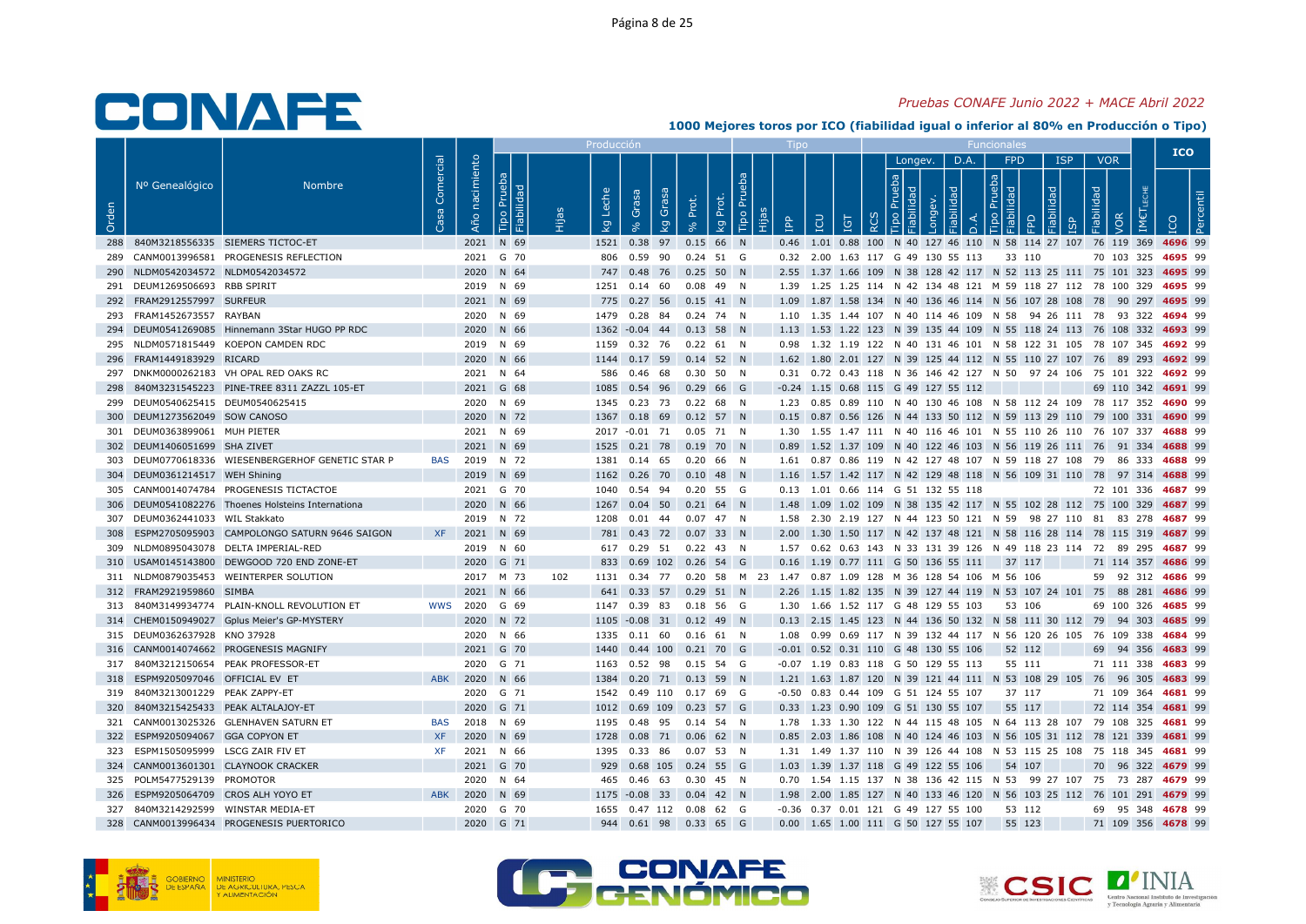## Pruebas CONAFE Junio 2022 + MACE Abril 2022

### 1000 Mejores toros por ICO (fiabilidad igual o inferior al 80% en Producción o Tipo)

| | | | | | Producción | | | | | | | | Tipo | | | | | | Funcionales | | | | | | | | | | | | ICO | | |
|---|---|---|---|---|---|---|---|---|---|---|---|---|---|---|---|---|---|---|---|---|---|---|---|---|---|---|---|---|---|---|---|---|---|
| | | | | | | | | | | | | | | | | | | | Longev. | | | D.A. | | FPD | | | ISP | | VOR | | | | |
| Orden | Nº Genealógico | Nombre | Casa Comercial | Año nacimiento | Tipo Prueba | Fiabilidad | Hijas | kg Leche | % Grasa | kg Grasa | % Prot. | kg Prot. | Tipo Prueba | Hijas | IPP | ICU | IGT | RCS | Tipo Prueba | Fiabilidad | Longev. | Fiabilidad | D.A. | Tipo Prueba | Fiabilidad | FPD | Fiabilidad | ISP | Fiabilidad | VOR | IM€T LECHE | ICO | Percentil |
| 288 | 840M3218556335 | SIEMERS TICTOC-ET | | 2021 | N | 69 | | 1521 | 0.38 | 97 | 0.15 | 66 | N | | 0.46 | 1.01 | 0.88 | 100 | N | 40 | 127 | 46 | 110 | N | 58 | 114 | 27 | 107 | 76 | 119 | 369 | 4696 | 99 |
| 289 | CANM0013996581 | PROGENESIS REFLECTION | | 2021 | G | 70 | | 806 | 0.59 | 90 | 0.24 | 51 | G | | 0.32 | 2.00 | 1.63 | 117 | G | 49 | 130 | 55 | 113 | | 33 | 110 | | | 70 | 103 | 325 | 4695 | 99 |
| 290 | NLDM0542034572 | NLDM0542034572 | | 2020 | N | 64 | | 747 | 0.48 | 76 | 0.25 | 50 | N | | 2.55 | 1.37 | 1.66 | 109 | N | 38 | 128 | 42 | 117 | N | 52 | 113 | 25 | 111 | 75 | 101 | 323 | 4695 | 99 |
| 291 | DEUM1269506693 | RBB SPIRIT | | 2019 | N | 69 | | 1251 | 0.14 | 60 | 0.08 | 49 | N | | 1.39 | 1.25 | 1.25 | 114 | N | 42 | 134 | 48 | 121 | M | 59 | 118 | 27 | 112 | 78 | 100 | 329 | 4695 | 99 |
| 292 | FRAM2912557997 | SURFEUR | | 2021 | N | 69 | | 775 | 0.27 | 56 | 0.15 | 41 | N | | 1.09 | 1.87 | 1.58 | 134 | N | 40 | 136 | 46 | 114 | N | 56 | 107 | 28 | 108 | 78 | 90 | 297 | 4695 | 99 |
| 293 | FRAM1452673557 | RAYBAN | | 2020 | N | 69 | | 1479 | 0.28 | 84 | 0.24 | 74 | N | | 1.10 | 1.35 | 1.44 | 107 | N | 40 | 114 | 46 | 109 | N | 58 | 94 | 26 | 111 | 78 | 93 | 322 | 4694 | 99 |
| 294 | DEUM0541269085 | Hinnemann 3Star HUGO PP RDC | | 2020 | N | 66 | | 1362 | -0.04 | 44 | 0.13 | 58 | N | | 1.13 | 1.53 | 1.22 | 123 | N | 39 | 135 | 44 | 109 | N | 55 | 118 | 24 | 113 | 76 | 108 | 332 | 4693 | 99 |
| 295 | NLDM0571815449 | KOEPON CAMDEN RDC | | 2019 | N | 69 | | 1159 | 0.32 | 76 | 0.22 | 61 | N | | 0.98 | 1.32 | 1.19 | 122 | N | 40 | 131 | 46 | 101 | N | 58 | 122 | 31 | 105 | 78 | 107 | 345 | 4692 | 99 |
| 296 | FRAM1449183929 | RICARD | | 2020 | N | 66 | | 1144 | 0.17 | 59 | 0.14 | 52 | N | | 1.62 | 1.80 | 2.01 | 127 | N | 39 | 125 | 44 | 112 | N | 55 | 110 | 27 | 107 | 76 | 89 | 293 | 4692 | 99 |
| 297 | DNKM0000262183 | VH OPAL RED OAKS RC | | 2021 | N | 64 | | 586 | 0.46 | 68 | 0.30 | 50 | N | | 0.31 | 0.72 | 0.43 | 118 | N | 36 | 146 | 42 | 127 | N | 50 | 97 | 24 | 106 | 75 | 101 | 322 | 4692 | 99 |
| 298 | 840M3231545223 | PINE-TREE 8311 ZAZZL 105-ET | | 2021 | G | 68 | | 1085 | 0.54 | 96 | 0.29 | 66 | G | | -0.24 | 1.15 | 0.68 | 115 | G | 49 | 127 | 55 | 112 | | | | | | 69 | 110 | 342 | 4691 | 99 |
| 299 | DEUM0540625415 | DEUM0540625415 | | 2020 | N | 69 | | 1345 | 0.23 | 73 | 0.22 | 68 | N | | 1.23 | 0.85 | 0.89 | 110 | N | 40 | 130 | 46 | 108 | N | 58 | 112 | 24 | 109 | 78 | 117 | 352 | 4690 | 99 |
| 300 | DEUM1273562049 | SOW CANOSO | | 2020 | N | 72 | | 1367 | 0.18 | 69 | 0.12 | 57 | N | | 0.15 | 0.87 | 0.56 | 126 | N | 44 | 133 | 50 | 112 | N | 59 | 113 | 29 | 110 | 79 | 100 | 331 | 4690 | 99 |
| 301 | DEUM0363899061 | MUH PIETER | | 2021 | N | 69 | | 2017 | -0.01 | 71 | 0.05 | 71 | N | | 1.30 | 1.55 | 1.47 | 111 | N | 40 | 116 | 46 | 101 | N | 55 | 110 | 26 | 110 | 76 | 107 | 337 | 4688 | 99 |
| 302 | DEUM1406051699 | SHA ZIVET | | 2021 | N | 69 | | 1525 | 0.21 | 78 | 0.19 | 70 | N | | 0.89 | 1.52 | 1.37 | 109 | N | 40 | 122 | 46 | 103 | N | 56 | 119 | 26 | 111 | 76 | 91 | 334 | 4688 | 99 |
| 303 | DEUM0770618336 | WIESENBERGERHOF GENETIC STAR P | BAS | 2019 | N | 72 | | 1381 | 0.14 | 65 | 0.20 | 66 | N | | 1.61 | 0.87 | 0.86 | 119 | N | 42 | 127 | 48 | 107 | N | 59 | 118 | 27 | 108 | 79 | 86 | 333 | 4688 | 99 |
| 304 | DEUM0361214517 | WEH Shining | | 2019 | N | 69 | | 1162 | 0.26 | 70 | 0.10 | 48 | N | | 1.16 | 1.57 | 1.42 | 117 | N | 42 | 129 | 48 | 118 | N | 56 | 109 | 31 | 110 | 78 | 97 | 314 | 4688 | 99 |
| 305 | CANM0014074784 | PROGENESIS TICTACTOE | | 2021 | G | 70 | | 1040 | 0.54 | 94 | 0.20 | 55 | G | | 0.13 | 1.01 | 0.66 | 114 | G | 51 | 132 | 55 | 118 | | | | | | 72 | 101 | 336 | 4687 | 99 |
| 306 | DEUM0541082276 | Thoenes Holsteins Internationa | | 2020 | N | 66 | | 1267 | 0.04 | 50 | 0.21 | 64 | N | | 1.48 | 1.09 | 1.02 | 109 | N | 38 | 135 | 42 | 117 | N | 55 | 102 | 28 | 112 | 75 | 100 | 329 | 4687 | 99 |
| 307 | DEUM0362441033 | WIL Stakkato | | 2019 | N | 72 | | 1208 | 0.01 | 44 | 0.07 | 47 | N | | 1.58 | 2.30 | 2.19 | 127 | N | 44 | 123 | 50 | 121 | N | 59 | 98 | 27 | 110 | 81 | 83 | 278 | 4687 | 99 |
| 308 | ESPM2705095903 | CAMPOLONGO SATURN 9646 SAIGON | XF | 2021 | N | 69 | | 781 | 0.43 | 72 | 0.07 | 33 | N | | 2.00 | 1.30 | 1.50 | 117 | N | 42 | 137 | 48 | 121 | N | 58 | 116 | 28 | 114 | 78 | 115 | 319 | 4687 | 99 |
| 309 | NLDM0895043078 | DELTA IMPERIAL-RED | | 2019 | N | 60 | | 617 | 0.29 | 51 | 0.22 | 43 | N | | 1.57 | 0.62 | 0.63 | 143 | N | 33 | 131 | 39 | 126 | N | 49 | 118 | 23 | 114 | 72 | 89 | 295 | 4687 | 99 |
| 310 | USAM0145143800 | DEWGOOD 720 END ZONE-ET | | 2020 | G | 71 | | 833 | 0.69 | 102 | 0.26 | 54 | G | | 0.16 | 1.19 | 0.77 | 111 | G | 50 | 136 | 55 | 111 | | 37 | 117 | | | 71 | 114 | 357 | 4686 | 99 |
| 311 | NLDM0879035453 | WEINTERPER SOLUTION | | 2017 | M | 73 | 102 | 1131 | 0.34 | 77 | 0.20 | 58 | M | 23 | 1.47 | 0.87 | 1.09 | 128 | M | 36 | 128 | 54 | 106 | M | 56 | 106 | | | 59 | 92 | 312 | 4686 | 99 |
| 312 | FRAM2921959860 | SIMBA | | 2021 | N | 66 | | 641 | 0.33 | 57 | 0.29 | 51 | N | | 2.26 | 1.15 | 1.82 | 135 | N | 39 | 127 | 44 | 119 | N | 53 | 107 | 24 | 101 | 75 | 88 | 281 | 4686 | 99 |
| 313 | 840M3149934774 | PLAIN-KNOLL REVOLUTION ET | WWS | 2020 | G | 69 | | 1147 | 0.39 | 83 | 0.18 | 56 | G | | 1.30 | 1.66 | 1.52 | 117 | G | 48 | 129 | 55 | 103 | | 53 | 106 | | | 69 | 100 | 326 | 4685 | 99 |
| 314 | CHEM0150949027 | Gplus Meier's GP-MYSTERY | | 2020 | N | 72 | | 1105 | -0.08 | 31 | 0.12 | 49 | N | | 0.13 | 2.15 | 1.45 | 123 | N | 44 | 136 | 50 | 132 | N | 58 | 111 | 30 | 112 | 79 | 94 | 303 | 4685 | 99 |
| 315 | DEUM0362637928 | KNO 37928 | | 2020 | N | 66 | | 1335 | 0.11 | 60 | 0.16 | 61 | N | | 1.08 | 0.99 | 0.69 | 117 | N | 39 | 132 | 44 | 117 | N | 56 | 120 | 26 | 105 | 76 | 109 | 328 | 4684 | 99 |
| 316 | CANM0014074662 | PROGENESIS MAGNIFY | | 2021 | G | 70 | | 1440 | 0.44 | 100 | 0.21 | 70 | G | | -0.01 | 0.52 | 0.31 | 110 | G | 48 | 130 | 55 | 106 | | 52 | 112 | | | 69 | 94 | 356 | 4683 | 99 |
| 317 | 840M3212150654 | PEAK PROFESSOR-ET | | 2020 | G | 71 | | 1163 | 0.52 | 98 | 0.15 | 54 | G | | -0.07 | 1.19 | 0.83 | 118 | G | 50 | 129 | 55 | 113 | | 55 | 111 | | | 71 | 111 | 338 | 4683 | 99 |
| 318 | ESPM9205097046 | OFFICIAL EV ET | ABK | 2020 | N | 66 | | 1384 | 0.20 | 71 | 0.13 | 59 | N | | 1.21 | 1.63 | 1.87 | 120 | N | 39 | 121 | 44 | 111 | N | 53 | 108 | 29 | 105 | 76 | 96 | 305 | 4683 | 99 |
| 319 | 840M3213001229 | PEAK ZAPPY-ET | | 2020 | G | 71 | | 1542 | 0.49 | 110 | 0.17 | 69 | G | | -0.50 | 0.83 | 0.44 | 109 | G | 51 | 124 | 55 | 107 | | 37 | 117 | | | 71 | 109 | 364 | 4681 | 99 |
| 320 | 840M3215425433 | PEAK ALTALAJOY-ET | | 2020 | G | 71 | | 1012 | 0.69 | 109 | 0.23 | 57 | G | | 0.33 | 1.23 | 0.90 | 109 | G | 51 | 130 | 55 | 107 | | 55 | 117 | | | 72 | 114 | 354 | 4681 | 99 |
| 321 | CANM0013025326 | GLENHAVEN SATURN ET | BAS | 2018 | N | 69 | | 1195 | 0.48 | 95 | 0.14 | 54 | N | | 1.78 | 1.33 | 1.30 | 122 | N | 44 | 115 | 48 | 105 | N | 64 | 113 | 28 | 107 | 79 | 108 | 325 | 4681 | 99 |
| 322 | ESPM9205094067 | GGA COPYON ET | XF | 2020 | N | 69 | | 1728 | 0.08 | 71 | 0.06 | 62 | N | | 0.85 | 2.03 | 1.86 | 108 | N | 40 | 124 | 46 | 103 | N | 56 | 105 | 31 | 112 | 78 | 121 | 329 | 4681 | 99 |
| 323 | ESPM1505095999 | LSCG ZAIR FIV ET | XF | 2021 | N | 66 | | 1395 | 0.33 | 86 | 0.07 | 53 | N | | 1.31 | 1.49 | 1.37 | 110 | N | 39 | 126 | 44 | 108 | N | 53 | 115 | 25 | 108 | 75 | 118 | 345 | 4681 | 99 |
| 324 | CANM0013601301 | CLAYNOOK CRACKER | | 2021 | G | 70 | | 929 | 0.68 | 105 | 0.24 | 55 | G | | 1.03 | 1.39 | 1.37 | 118 | G | 49 | 122 | 55 | 106 | | 54 | 107 | | | 70 | 96 | 322 | 4679 | 99 |
| 325 | POLM5477529139 | PROMOTOR | | 2020 | N | 64 | | 465 | 0.46 | 63 | 0.30 | 45 | N | | 0.70 | 1.54 | 1.15 | 137 | N | 38 | 136 | 42 | 115 | N | 53 | 99 | 27 | 107 | 75 | 73 | 287 | 4679 | 99 |
| 326 | ESPM9205064709 | CROS ALH YOYO ET | ABK | 2020 | N | 69 | | 1175 | -0.08 | 33 | 0.04 | 42 | N | | 1.98 | 2.00 | 1.85 | 127 | N | 40 | 133 | 46 | 120 | N | 56 | 103 | 25 | 112 | 76 | 101 | 291 | 4679 | 99 |
| 327 | 840M3214292599 | WINSTAR MEDIA-ET | | 2020 | G | 70 | | 1655 | 0.47 | 112 | 0.08 | 62 | G | | -0.36 | 0.37 | 0.01 | 121 | G | 49 | 127 | 55 | 100 | | 53 | 112 | | | 69 | 95 | 348 | 4678 | 99 |
| 328 | CANM0013996434 | PROGENESIS PUERTORICO | | 2020 | G | 71 | | 944 | 0.61 | 98 | 0.33 | 65 | G | | 0.00 | 1.65 | 1.00 | 111 | G | 50 | 127 | 55 | 107 | | 55 | 123 | | | 71 | 109 | 356 | 4678 | 99 |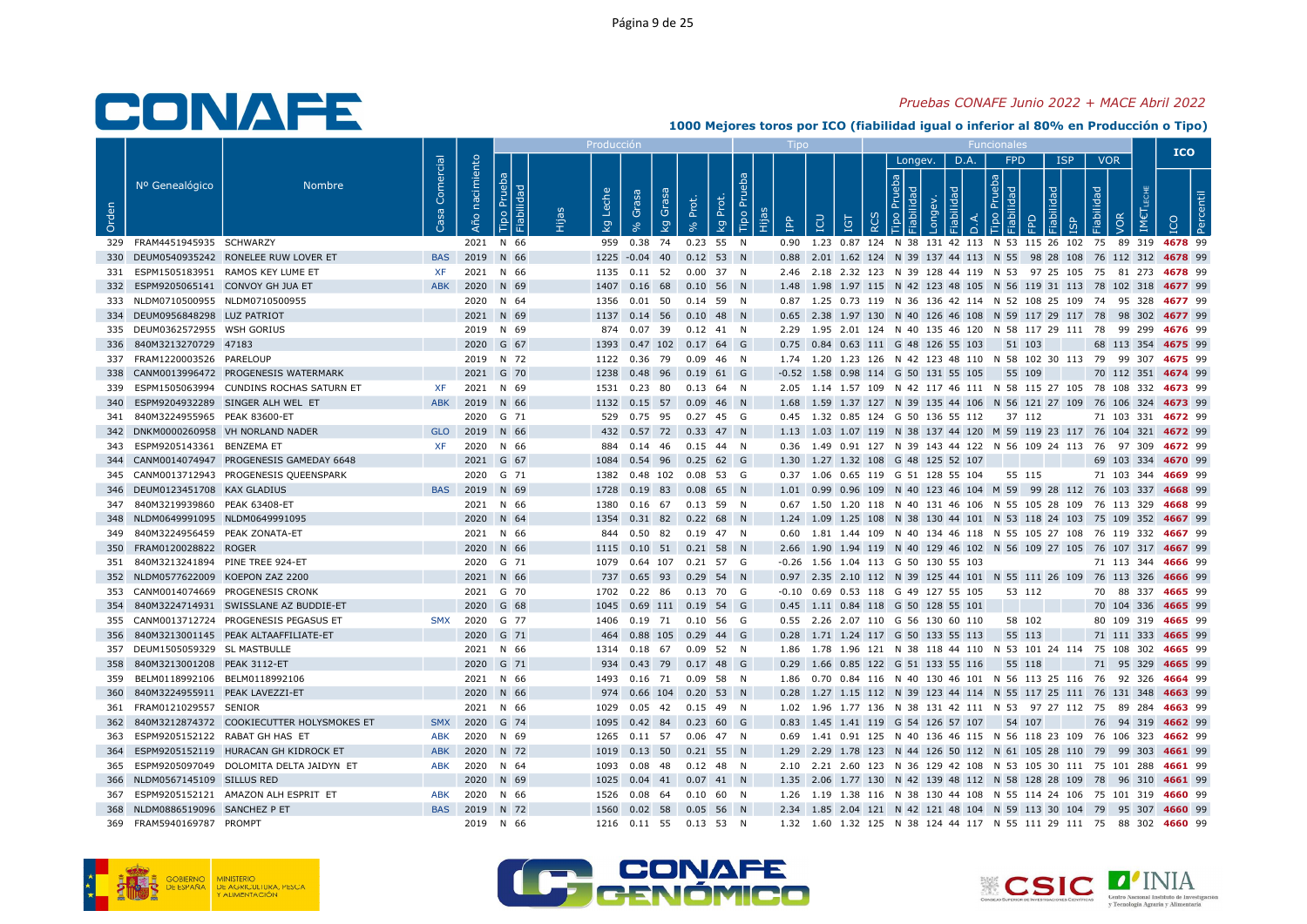# CONAFE

*Pruebas CONAFE Junio 2022 + MACE Abril 2022*

**1000 Mejores toros por ICO (fiabilidad igual o inferior al 80% en Producción o Tipo)**

| Orden | Nº Genealógico | Nombre | Casa Comercial | Año nacimiento | Tipo Prueba | Fiabilidad | Hijas | kg Leche | % Grasa | kg Grasa | % Prot. | kg Prot. | Tipo Prueba | Hijas | IPP | ICU | IGT | RCS | Longev. Tipo Prueba | Longev. Fiabilidad | Longev. | D.A. Fiabilidad | D.A. | FPD Tipo Prueba | FPD Fiabilidad | FPD | ISP Fiabilidad | ISP | VOR Fiabilidad | VOR | IM€T LECHE | ICO | Percentil |
|---|---|---|---|---|---|---|---|---|---|---|---|---|---|---|---|---|---|---|---|---|---|---|---|---|---|---|---|---|---|---|---|---|---|
| 329 | FRAM4451945935 | SCHWARZY | | 2021 | N | 66 | | 959 | 0.38 | 74 | 0.23 | 55 | N | | 0.90 | 1.23 | 0.87 | 124 | N | 38 | 131 | 42 | 113 | N | 53 | 115 | 26 | 102 | 75 | 89 | 319 | 4678 | 99 |
| 330 | DEUM0540935242 | RONELEE RUW LOVER ET | BAS | 2019 | N | 66 | | 1225 | -0.04 | 40 | 0.12 | 53 | N | | 0.88 | 2.01 | 1.62 | 124 | N | 39 | 137 | 44 | 113 | N | 55 | 98 | 28 | 108 | 76 | 112 | 312 | 4678 | 99 |
| 331 | ESPM1505183951 | RAMOS KEY LUME ET | XF | 2021 | N | 66 | | 1135 | 0.11 | 52 | 0.00 | 37 | N | | 2.46 | 2.18 | 2.32 | 123 | N | 39 | 128 | 44 | 119 | N | 53 | 97 | 25 | 105 | 75 | 81 | 273 | 4678 | 99 |
| 332 | ESPM9205065141 | CONVOY GH JUA ET | ABK | 2020 | N | 69 | | 1407 | 0.16 | 68 | 0.10 | 56 | N | | 1.48 | 1.98 | 1.97 | 115 | N | 42 | 123 | 48 | 105 | N | 56 | 119 | 31 | 113 | 78 | 102 | 318 | 4677 | 99 |
| 333 | NLDM0710500955 | NLDM0710500955 | | 2020 | N | 64 | | 1356 | 0.01 | 50 | 0.14 | 59 | N | | 0.87 | 1.25 | 0.73 | 119 | N | 36 | 136 | 42 | 114 | N | 52 | 108 | 25 | 109 | 74 | 95 | 328 | 4677 | 99 |
| 334 | DEUM0956848298 | LUZ PATRIOT | | 2021 | N | 69 | | 1137 | 0.14 | 56 | 0.10 | 48 | N | | 0.65 | 2.38 | 1.97 | 130 | N | 40 | 126 | 46 | 108 | N | 59 | 117 | 29 | 117 | 78 | 98 | 302 | 4677 | 99 |
| 335 | DEUM0362572955 | WSH GORIUS | | 2019 | N | 69 | | 874 | 0.07 | 39 | 0.12 | 41 | N | | 2.29 | 1.95 | 2.01 | 124 | N | 40 | 135 | 46 | 120 | N | 58 | 117 | 29 | 111 | 78 | 99 | 299 | 4676 | 99 |
| 336 | 840M3213270729 | 47183 | | 2020 | G | 67 | | 1393 | 0.47 | 102 | 0.17 | 64 | G | | 0.75 | 0.84 | 0.63 | 111 | G | 48 | 126 | 55 | 103 | | | 51 | 103 | | 68 | 113 | 354 | 4675 | 99 |
| 337 | FRAM1220003526 | PARELOUP | | 2019 | N | 72 | | 1122 | 0.36 | 79 | 0.09 | 46 | N | | 1.74 | 1.20 | 1.23 | 126 | N | 42 | 123 | 48 | 110 | N | 58 | 102 | 30 | 113 | 79 | 99 | 307 | 4675 | 99 |
| 338 | CANM0013996472 | PROGENESIS WATERMARK | | 2021 | G | 70 | | 1238 | 0.48 | 96 | 0.19 | 61 | G | | -0.52 | 1.58 | 0.98 | 114 | G | 50 | 131 | 55 | 105 | | | 55 | 109 | | 70 | 112 | 351 | 4674 | 99 |
| 339 | ESPM1505063994 | CUNDINS ROCHAS SATURN ET | XF | 2021 | N | 69 | | 1531 | 0.23 | 80 | 0.13 | 64 | N | | 2.05 | 1.14 | 1.57 | 109 | N | 42 | 117 | 46 | 111 | N | 58 | 115 | 27 | 105 | 78 | 108 | 332 | 4673 | 99 |
| 340 | ESPM9204932289 | SINGER ALH WEL ET | ABK | 2019 | N | 66 | | 1132 | 0.15 | 57 | 0.09 | 46 | N | | 1.68 | 1.59 | 1.37 | 127 | N | 39 | 135 | 44 | 106 | N | 56 | 121 | 27 | 109 | 76 | 106 | 324 | 4673 | 99 |
| 341 | 840M3224955965 | PEAK 83600-ET | | 2020 | G | 71 | | 529 | 0.75 | 95 | 0.27 | 45 | G | | 0.45 | 1.32 | 0.85 | 124 | G | 50 | 136 | 55 | 112 | | | 37 | 112 | | 71 | 103 | 331 | 4672 | 99 |
| 342 | DNKM0000260958 | VH NORLAND NADER | GLO | 2019 | N | 66 | | 432 | 0.57 | 72 | 0.33 | 47 | N | | 1.13 | 1.03 | 1.07 | 119 | N | 38 | 137 | 44 | 120 | M | 59 | 119 | 23 | 117 | 76 | 104 | 321 | 4672 | 99 |
| 343 | ESPM9205143361 | BENZEMA ET | XF | 2020 | N | 66 | | 884 | 0.14 | 46 | 0.15 | 44 | N | | 0.36 | 1.49 | 0.91 | 127 | N | 39 | 143 | 44 | 122 | N | 56 | 109 | 24 | 113 | 76 | 97 | 309 | 4672 | 99 |
| 344 | CANM0014074947 | PROGENESIS GAMEDAY 6648 | | 2021 | G | 67 | | 1084 | 0.54 | 96 | 0.25 | 62 | G | | 1.30 | 1.27 | 1.32 | 108 | G | 48 | 125 | 52 | 107 | | | | | | 69 | 103 | 334 | 4670 | 99 |
| 345 | CANM0013712943 | PROGENESIS QUEENSPARK | | 2020 | G | 71 | | 1382 | 0.48 | 102 | 0.08 | 53 | G | | 0.37 | 1.06 | 0.65 | 119 | G | 51 | 128 | 55 | 104 | | | 55 | 115 | | 71 | 103 | 344 | 4669 | 99 |
| 346 | DEUM0123451708 | KAX GLADIUS | BAS | 2019 | N | 69 | | 1728 | 0.19 | 83 | 0.08 | 65 | N | | 1.01 | 0.99 | 0.96 | 109 | N | 40 | 123 | 46 | 104 | M | 59 | 99 | 28 | 112 | 76 | 103 | 337 | 4668 | 99 |
| 347 | 840M3219939860 | PEAK 63408-ET | | 2021 | N | 66 | | 1380 | 0.16 | 67 | 0.13 | 59 | N | | 0.67 | 1.50 | 1.20 | 118 | N | 40 | 131 | 46 | 106 | N | 55 | 105 | 28 | 109 | 76 | 113 | 329 | 4668 | 99 |
| 348 | NLDM0649991095 | NLDM0649991095 | | 2020 | N | 64 | | 1354 | 0.31 | 82 | 0.22 | 68 | N | | 1.24 | 1.09 | 1.25 | 108 | N | 38 | 130 | 44 | 101 | N | 53 | 118 | 24 | 103 | 75 | 109 | 352 | 4667 | 99 |
| 349 | 840M3224956459 | PEAK ZONATA-ET | | 2021 | N | 66 | | 844 | 0.50 | 82 | 0.19 | 47 | N | | 0.60 | 1.81 | 1.44 | 109 | N | 40 | 134 | 46 | 118 | N | 55 | 105 | 27 | 108 | 76 | 119 | 332 | 4667 | 99 |
| 350 | FRAM0120028822 | ROGER | | 2020 | N | 66 | | 1115 | 0.10 | 51 | 0.21 | 58 | N | | 2.66 | 1.90 | 1.94 | 119 | N | 40 | 129 | 46 | 102 | N | 56 | 109 | 27 | 105 | 76 | 107 | 317 | 4667 | 99 |
| 351 | 840M3213241894 | PINE TREE 924-ET | | 2020 | G | 71 | | 1079 | 0.64 | 107 | 0.21 | 57 | G | | -0.26 | 1.56 | 1.04 | 113 | G | 50 | 130 | 55 | 103 | | | | | | 71 | 113 | 344 | 4666 | 99 |
| 352 | NLDM0577622009 | KOEPON ZAZ 2200 | | 2021 | N | 66 | | 737 | 0.65 | 93 | 0.29 | 54 | N | | 0.97 | 2.35 | 2.10 | 112 | N | 39 | 125 | 44 | 101 | N | 55 | 111 | 26 | 109 | 76 | 113 | 326 | 4666 | 99 |
| 353 | CANM0014074669 | PROGENESIS CRONK | | 2021 | G | 70 | | 1702 | 0.22 | 86 | 0.13 | 70 | G | | -0.10 | 0.69 | 0.53 | 118 | G | 49 | 127 | 55 | 105 | | | 53 | 112 | | 70 | 88 | 337 | 4665 | 99 |
| 354 | 840M3224714931 | SWISSLANE AZ BUDDIE-ET | | 2020 | G | 68 | | 1045 | 0.69 | 111 | 0.19 | 54 | G | | 0.45 | 1.11 | 0.84 | 118 | G | 50 | 128 | 55 | 101 | | | | | | 70 | 104 | 336 | 4665 | 99 |
| 355 | CANM0013712724 | PROGENESIS PEGASUS ET | SMX | 2020 | G | 77 | | 1406 | 0.19 | 71 | 0.10 | 56 | G | | 0.55 | 2.26 | 2.07 | 110 | G | 56 | 130 | 60 | 110 | | | 58 | 102 | | 80 | 109 | 319 | 4665 | 99 |
| 356 | 840M3213001145 | PEAK ALTAAFFILIATE-ET | | 2020 | G | 71 | | 464 | 0.88 | 105 | 0.29 | 44 | G | | 0.28 | 1.71 | 1.24 | 117 | G | 50 | 133 | 55 | 113 | | | 55 | 113 | | 71 | 111 | 333 | 4665 | 99 |
| 357 | DEUM1505059329 | SL MASTBULLE | | 2021 | N | 66 | | 1314 | 0.18 | 67 | 0.09 | 52 | N | | 1.86 | 1.78 | 1.96 | 121 | N | 38 | 118 | 44 | 110 | N | 53 | 101 | 24 | 114 | 75 | 108 | 302 | 4665 | 99 |
| 358 | 840M3213001208 | PEAK 3112-ET | | 2020 | G | 71 | | 934 | 0.43 | 79 | 0.17 | 48 | G | | 0.29 | 1.66 | 0.85 | 122 | G | 51 | 133 | 55 | 116 | | | 55 | 118 | | 71 | 95 | 329 | 4665 | 99 |
| 359 | BELM0118992106 | BELM0118992106 | | 2021 | N | 66 | | 1493 | 0.16 | 71 | 0.09 | 58 | N | | 1.86 | 0.70 | 0.84 | 116 | N | 40 | 130 | 46 | 101 | N | 56 | 113 | 25 | 116 | 76 | 92 | 326 | 4664 | 99 |
| 360 | 840M3224955911 | PEAK LAVEZZI-ET | | 2020 | N | 66 | | 974 | 0.66 | 104 | 0.20 | 53 | N | | 0.28 | 1.27 | 1.15 | 112 | N | 39 | 123 | 44 | 114 | N | 55 | 117 | 25 | 111 | 76 | 131 | 348 | 4663 | 99 |
| 361 | FRAM0121029557 | SENIOR | | 2021 | N | 66 | | 1029 | 0.05 | 42 | 0.15 | 49 | N | | 1.02 | 1.96 | 1.77 | 136 | N | 38 | 131 | 42 | 111 | N | 53 | 97 | 27 | 112 | 75 | 89 | 284 | 4663 | 99 |
| 362 | 840M3212874372 | COOKIECUTTER HOLYSMOKES ET | SMX | 2020 | G | 74 | | 1095 | 0.42 | 84 | 0.23 | 60 | G | | 0.83 | 1.45 | 1.41 | 119 | G | 54 | 126 | 57 | 107 | | | 54 | 107 | | 76 | 94 | 319 | 4662 | 99 |
| 363 | ESPM9205152122 | RABAT GH HAS ET | ABK | 2020 | N | 69 | | 1265 | 0.11 | 57 | 0.06 | 47 | N | | 0.69 | 1.41 | 0.91 | 125 | N | 40 | 136 | 46 | 115 | N | 56 | 118 | 23 | 109 | 76 | 106 | 323 | 4662 | 99 |
| 364 | ESPM9205152119 | HURACAN GH KIDROCK ET | ABK | 2020 | N | 72 | | 1019 | 0.13 | 50 | 0.21 | 55 | N | | 1.29 | 2.29 | 1.78 | 123 | N | 44 | 126 | 50 | 112 | N | 61 | 105 | 28 | 110 | 79 | 99 | 303 | 4661 | 99 |
| 365 | ESPM9205097049 | DOLOMITA DELTA JAIDYN ET | ABK | 2020 | N | 64 | | 1093 | 0.08 | 48 | 0.12 | 48 | N | | 2.10 | 2.21 | 2.60 | 123 | N | 36 | 129 | 42 | 108 | N | 53 | 105 | 30 | 111 | 75 | 101 | 288 | 4661 | 99 |
| 366 | NLDM0567145109 | SILLUS RED | | 2020 | N | 69 | | 1025 | 0.04 | 41 | 0.07 | 41 | N | | 1.35 | 2.06 | 1.77 | 130 | N | 42 | 139 | 48 | 112 | N | 58 | 128 | 28 | 109 | 78 | 96 | 310 | 4661 | 99 |
| 367 | ESPM9205152121 | AMAZON ALH ESPRIT ET | ABK | 2020 | N | 66 | | 1526 | 0.08 | 64 | 0.10 | 60 | N | | 1.26 | 1.19 | 1.38 | 116 | N | 38 | 130 | 44 | 108 | N | 55 | 114 | 24 | 106 | 75 | 101 | 319 | 4660 | 99 |
| 368 | NLDM0886519096 | SANCHEZ P ET | BAS | 2019 | N | 72 | | 1560 | 0.02 | 58 | 0.05 | 56 | N | | 2.34 | 1.85 | 2.04 | 121 | N | 42 | 121 | 48 | 104 | N | 59 | 113 | 30 | 104 | 79 | 95 | 307 | 4660 | 99 |
| 369 | FRAM5940169787 | PROMPT | | 2019 | N | 66 | | 1216 | 0.11 | 55 | 0.13 | 53 | N | | 1.32 | 1.60 | 1.32 | 125 | N | 38 | 124 | 44 | 117 | N | 55 | 111 | 29 | 111 | 75 | 88 | 302 | 4660 | 99 |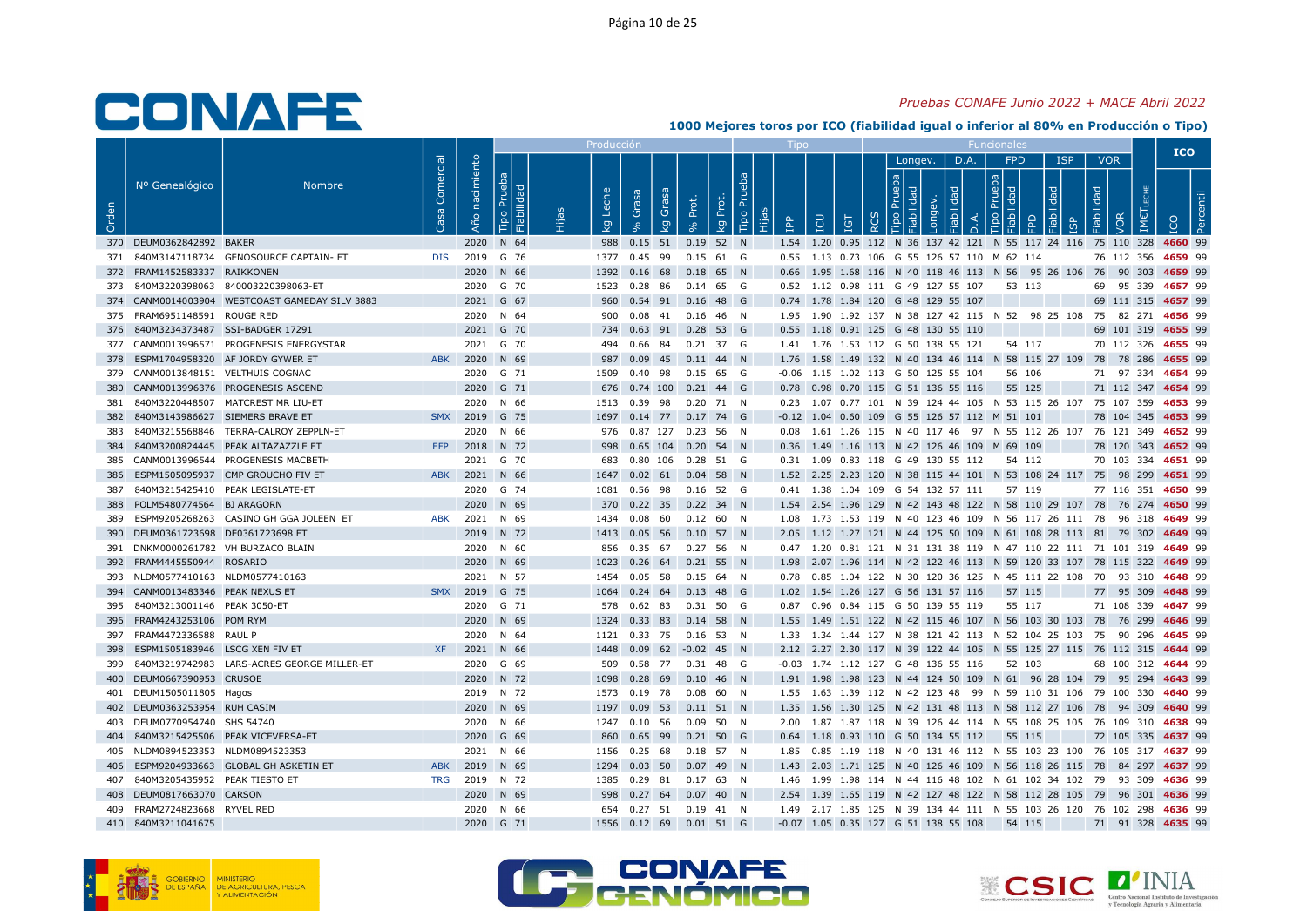# CONAFE

*Pruebas CONAFE Junio 2022 + MACE Abril 2022*

**1000 Mejores toros por ICO (fiabilidad igual o inferior al 80% en Producción o Tipo)**

| Orden | Nº Genealógico | Nombre | Casa Comercial | Año nacimiento | Producción Tipo Prueba | Fiabilidad | Hijas | kg Leche | % Grasa | kg Grasa | % Prot. | kg Prot. | Tipo Tipo Prueba | Hijas | IPP | ICU | IGT | RCS | Longev. Tipo Prueba | Fiabilidad | Longev. | D.A. Fiabilidad | D.A. | FPD Tipo Prueba | Fiabilidad | FPD | ISP Fiabilidad | ISP | VOR Fiabilidad | VOR | IMET LECHE | ICO | Percentil |
|---|---|---|---|---|---|---|---|---|---|---|---|---|---|---|---|---|---|---|---|---|---|---|---|---|---|---|---|---|---|---|---|---|---|
| 370 | DEUM0362842892 | BAKER | | 2020 | N | 64 | | 988 | 0.15 | 51 | 0.19 | 52 | N | | 1.54 | 1.20 | 0.95 | 112 | N | 36 | 137 | 42 | 121 | N | 55 | 117 | 24 | 116 | 75 | 110 | 328 | 4660 | 99 |
| 371 | 840M3147118734 | GENOSOURCE CAPTAIN- ET | DIS | 2019 | G | 76 | | 1377 | 0.45 | 99 | 0.15 | 61 | G | | 0.55 | 1.13 | 0.73 | 106 | G | 55 | 126 | 57 | 110 | M | 62 | 114 | | | 76 | 112 | 356 | 4659 | 99 |
| 372 | FRAM1452583337 | RAIKKONEN | | 2020 | N | 66 | | 1392 | 0.16 | 68 | 0.18 | 65 | N | | 0.66 | 1.95 | 1.68 | 116 | N | 40 | 118 | 46 | 113 | N | 56 | 95 | 26 | 106 | 76 | 90 | 303 | 4659 | 99 |
| 373 | 840M3220398063 | 840003220398063-ET | | 2020 | G | 70 | | 1523 | 0.28 | 86 | 0.14 | 65 | G | | 0.52 | 1.12 | 0.98 | 111 | G | 49 | 127 | 55 | 107 | | | 53 | 113 | | 69 | 95 | 339 | 4657 | 99 |
| 374 | CANM0014003904 | WESTCOAST GAMEDAY SILV 3883 | | 2021 | G | 67 | | 960 | 0.54 | 91 | 0.16 | 48 | G | | 0.74 | 1.78 | 1.84 | 120 | G | 48 | 129 | 55 | 107 | | | | | | 69 | 111 | 315 | 4657 | 99 |
| 375 | FRAM6951148591 | ROUGE RED | | 2020 | N | 64 | | 900 | 0.08 | 41 | 0.16 | 46 | N | | 1.95 | 1.90 | 1.92 | 137 | N | 38 | 127 | 42 | 115 | N | 52 | 98 | 25 | 108 | 75 | 82 | 271 | 4656 | 99 |
| 376 | 840M3234373487 | SSI-BADGER 17291 | | 2021 | G | 70 | | 734 | 0.63 | 91 | 0.28 | 53 | G | | 0.55 | 1.18 | 0.91 | 125 | G | 48 | 130 | 55 | 110 | | | | | | 69 | 101 | 319 | 4655 | 99 |
| 377 | CANM0013996571 | PROGENESIS ENERGYSTAR | | 2021 | G | 70 | | 494 | 0.66 | 84 | 0.21 | 37 | G | | 1.41 | 1.76 | 1.53 | 112 | G | 50 | 138 | 55 | 121 | | | 54 | 117 | | 70 | 112 | 326 | 4655 | 99 |
| 378 | ESPM1704958320 | AF JORDY GYWER ET | ABK | 2020 | N | 69 | | 987 | 0.09 | 45 | 0.11 | 44 | N | | 1.76 | 1.58 | 1.49 | 132 | N | 40 | 134 | 46 | 114 | N | 58 | 115 | 27 | 109 | 78 | 78 | 286 | 4655 | 99 |
| 379 | CANM0013848151 | VELTHUIS COGNAC | | 2020 | G | 71 | | 1509 | 0.40 | 98 | 0.15 | 65 | G | | -0.06 | 1.15 | 1.02 | 113 | G | 50 | 125 | 55 | 104 | | | 56 | 106 | | 71 | 97 | 334 | 4654 | 99 |
| 380 | CANM0013996376 | PROGENESIS ASCEND | | 2020 | G | 71 | | 676 | 0.74 | 100 | 0.21 | 44 | G | | 0.78 | 0.98 | 0.70 | 115 | G | 51 | 136 | 55 | 116 | | | 55 | 125 | | 71 | 112 | 347 | 4654 | 99 |
| 381 | 840M3220448507 | MATCREST MR LIU-ET | | 2020 | N | 66 | | 1513 | 0.39 | 98 | 0.20 | 71 | N | | 0.23 | 1.07 | 0.77 | 101 | N | 39 | 124 | 44 | 105 | N | 53 | 115 | 26 | 107 | 75 | 107 | 359 | 4653 | 99 |
| 382 | 840M3143986627 | SIEMERS BRAVE ET | SMX | 2019 | G | 75 | | 1697 | 0.14 | 77 | 0.17 | 74 | G | | -0.12 | 1.04 | 0.60 | 109 | G | 55 | 126 | 57 | 112 | M | 51 | 101 | | | 78 | 104 | 345 | 4653 | 99 |
| 383 | 840M3215568846 | TERRA-CALROY ZEPPLN-ET | | 2020 | N | 66 | | 976 | 0.87 | 127 | 0.23 | 56 | N | | 0.08 | 1.61 | 1.26 | 115 | N | 40 | 117 | 46 | 97 | N | 55 | 112 | 26 | 107 | 76 | 121 | 349 | 4652 | 99 |
| 384 | 840M3200824445 | PEAK ALTAZAZZLE ET | EFP | 2018 | N | 72 | | 998 | 0.65 | 104 | 0.20 | 54 | N | | 0.36 | 1.49 | 1.16 | 113 | N | 42 | 126 | 46 | 109 | M | 69 | 109 | | | 78 | 120 | 343 | 4652 | 99 |
| 385 | CANM0013996544 | PROGENESIS MACBETH | | 2021 | G | 70 | | 683 | 0.80 | 106 | 0.28 | 51 | G | | 0.31 | 1.09 | 0.83 | 118 | G | 49 | 130 | 55 | 112 | | | 54 | 112 | | 70 | 103 | 334 | 4651 | 99 |
| 386 | ESPM1505095937 | CMP GROUCHO FIV ET | ABK | 2021 | N | 66 | | 1647 | 0.02 | 61 | 0.04 | 58 | N | | 1.52 | 2.25 | 2.23 | 120 | N | 38 | 115 | 44 | 101 | N | 53 | 108 | 24 | 117 | 75 | 98 | 299 | 4651 | 99 |
| 387 | 840M3215425410 | PEAK LEGISLATE-ET | | 2020 | G | 74 | | 1081 | 0.56 | 98 | 0.16 | 52 | G | | 0.41 | 1.38 | 1.04 | 109 | G | 54 | 132 | 57 | 111 | | | 57 | 119 | | 77 | 116 | 351 | 4650 | 99 |
| 388 | POLM5480774564 | BJ ARAGORN | | 2020 | N | 69 | | 370 | 0.22 | 35 | 0.22 | 34 | N | | 1.54 | 2.54 | 1.96 | 129 | N | 42 | 143 | 48 | 122 | N | 58 | 110 | 29 | 107 | 78 | 76 | 274 | 4650 | 99 |
| 389 | ESPM9205268263 | CASINO GH GGA JOLEEN ET | ABK | 2021 | N | 69 | | 1434 | 0.08 | 60 | 0.12 | 60 | N | | 1.08 | 1.73 | 1.53 | 119 | N | 40 | 123 | 46 | 109 | N | 56 | 117 | 26 | 111 | 78 | 96 | 318 | 4649 | 99 |
| 390 | DEUM0361723698 | DE0361723698 ET | | 2019 | N | 72 | | 1413 | 0.05 | 56 | 0.10 | 57 | N | | 2.05 | 1.12 | 1.27 | 121 | N | 44 | 125 | 50 | 109 | N | 61 | 108 | 28 | 113 | 81 | 79 | 302 | 4649 | 99 |
| 391 | DNKM0000261782 | VH BURZACO BLAIN | | 2020 | N | 60 | | 856 | 0.35 | 67 | 0.27 | 56 | N | | 0.47 | 1.20 | 0.81 | 121 | N | 31 | 131 | 38 | 119 | N | 47 | 110 | 22 | 111 | 71 | 101 | 319 | 4649 | 99 |
| 392 | FRAM4445550944 | ROSARIO | | 2020 | N | 69 | | 1023 | 0.26 | 64 | 0.21 | 55 | N | | 1.98 | 2.07 | 1.96 | 114 | N | 42 | 122 | 46 | 113 | N | 59 | 120 | 33 | 107 | 78 | 115 | 322 | 4649 | 99 |
| 393 | NLDM0577410163 | NLDM0577410163 | | 2021 | N | 57 | | 1454 | 0.05 | 58 | 0.15 | 64 | N | | 0.78 | 0.85 | 1.04 | 122 | N | 30 | 120 | 36 | 125 | N | 45 | 111 | 22 | 108 | 70 | 93 | 310 | 4648 | 99 |
| 394 | CANM0013483346 | PEAK NEXUS ET | SMX | 2019 | G | 75 | | 1064 | 0.24 | 64 | 0.13 | 48 | G | | 1.02 | 1.54 | 1.26 | 127 | G | 56 | 131 | 57 | 116 | | | 57 | 115 | | 77 | 95 | 309 | 4648 | 99 |
| 395 | 840M3213001146 | PEAK 3050-ET | | 2020 | G | 71 | | 578 | 0.62 | 83 | 0.31 | 50 | G | | 0.87 | 0.96 | 0.84 | 115 | G | 50 | 139 | 55 | 119 | | | 55 | 117 | | 71 | 108 | 339 | 4647 | 99 |
| 396 | FRAM4243253106 | POM RYM | | 2020 | N | 69 | | 1324 | 0.33 | 83 | 0.14 | 58 | N | | 1.55 | 1.49 | 1.51 | 122 | N | 42 | 115 | 46 | 107 | N | 56 | 103 | 30 | 103 | 78 | 76 | 299 | 4646 | 99 |
| 397 | FRAM4472336588 | RAUL P | | 2020 | N | 64 | | 1121 | 0.33 | 75 | 0.16 | 53 | N | | 1.33 | 1.34 | 1.44 | 127 | N | 38 | 121 | 42 | 113 | N | 52 | 104 | 25 | 103 | 75 | 90 | 296 | 4645 | 99 |
| 398 | ESPM1505183946 | LSCG XEN FIV ET | XF | 2021 | N | 66 | | 1448 | 0.09 | 62 | -0.02 | 45 | N | | 2.12 | 2.27 | 2.30 | 117 | N | 39 | 122 | 44 | 105 | N | 55 | 125 | 27 | 115 | 76 | 112 | 315 | 4644 | 99 |
| 399 | 840M3219742983 | LARS-ACRES GEORGE MILLER-ET | | 2020 | G | 69 | | 509 | 0.58 | 77 | 0.31 | 48 | G | | -0.03 | 1.74 | 1.12 | 127 | G | 48 | 136 | 55 | 116 | | | 52 | 103 | | 68 | 100 | 312 | 4644 | 99 |
| 400 | DEUM0667390953 | CRUSOE | | 2020 | N | 72 | | 1098 | 0.28 | 69 | 0.10 | 46 | N | | 1.91 | 1.98 | 1.98 | 123 | N | 44 | 124 | 50 | 109 | N | 61 | 96 | 28 | 104 | 79 | 95 | 294 | 4643 | 99 |
| 401 | DEUM1505011805 | Hagos | | 2019 | N | 72 | | 1573 | 0.19 | 78 | 0.08 | 60 | N | | 1.55 | 1.63 | 1.39 | 112 | N | 42 | 123 | 48 | 99 | N | 59 | 110 | 31 | 106 | 79 | 100 | 330 | 4640 | 99 |
| 402 | DEUM0363253954 | RUH CASIM | | 2020 | N | 69 | | 1197 | 0.09 | 53 | 0.11 | 51 | N | | 1.35 | 1.56 | 1.30 | 125 | N | 42 | 131 | 48 | 113 | N | 58 | 112 | 27 | 106 | 78 | 94 | 309 | 4640 | 99 |
| 403 | DEUM0770954740 | SHS 54740 | | 2020 | N | 66 | | 1247 | 0.10 | 56 | 0.09 | 50 | N | | 2.00 | 1.87 | 1.87 | 118 | N | 39 | 126 | 44 | 114 | N | 55 | 108 | 25 | 105 | 76 | 109 | 310 | 4638 | 99 |
| 404 | 840M3215425506 | PEAK VICEVERSA-ET | | 2020 | G | 69 | | 860 | 0.65 | 99 | 0.21 | 50 | G | | 0.64 | 1.18 | 0.93 | 110 | G | 50 | 134 | 55 | 112 | | | 55 | 115 | | 72 | 105 | 335 | 4637 | 99 |
| 405 | NLDM0894523353 | NLDM0894523353 | | 2021 | N | 66 | | 1156 | 0.25 | 68 | 0.18 | 57 | N | | 1.85 | 0.85 | 1.19 | 118 | N | 40 | 131 | 46 | 112 | N | 55 | 103 | 23 | 100 | 76 | 105 | 317 | 4637 | 99 |
| 406 | ESPM9204933663 | GLOBAL GH ASKETIN ET | ABK | 2019 | N | 69 | | 1294 | 0.03 | 50 | 0.07 | 49 | N | | 1.43 | 2.03 | 1.71 | 125 | N | 40 | 126 | 46 | 109 | N | 56 | 118 | 26 | 115 | 78 | 84 | 297 | 4637 | 99 |
| 407 | 840M3205435952 | PEAK TIESTO ET | TRG | 2019 | N | 72 | | 1385 | 0.29 | 81 | 0.17 | 63 | N | | 1.46 | 1.99 | 1.98 | 114 | N | 44 | 116 | 48 | 102 | N | 61 | 102 | 34 | 102 | 79 | 93 | 309 | 4636 | 99 |
| 408 | DEUM0817663070 | CARSON | | 2020 | N | 69 | | 998 | 0.27 | 64 | 0.07 | 40 | N | | 2.54 | 1.39 | 1.65 | 119 | N | 42 | 127 | 48 | 122 | N | 58 | 112 | 28 | 105 | 79 | 96 | 301 | 4636 | 99 |
| 409 | FRAM2724823668 | RYVEL RED | | 2020 | N | 66 | | 654 | 0.27 | 51 | 0.19 | 41 | N | | 1.49 | 2.17 | 1.85 | 125 | N | 39 | 134 | 44 | 111 | N | 55 | 103 | 26 | 120 | 76 | 102 | 298 | 4636 | 99 |
| 410 | 840M3211041675 | | | 2020 | G | 71 | | 1556 | 0.12 | 69 | 0.01 | 51 | G | | -0.07 | 1.05 | 0.35 | 127 | G | 51 | 138 | 55 | 108 | | | 54 | 115 | | 71 | 91 | 328 | 4635 | 99 |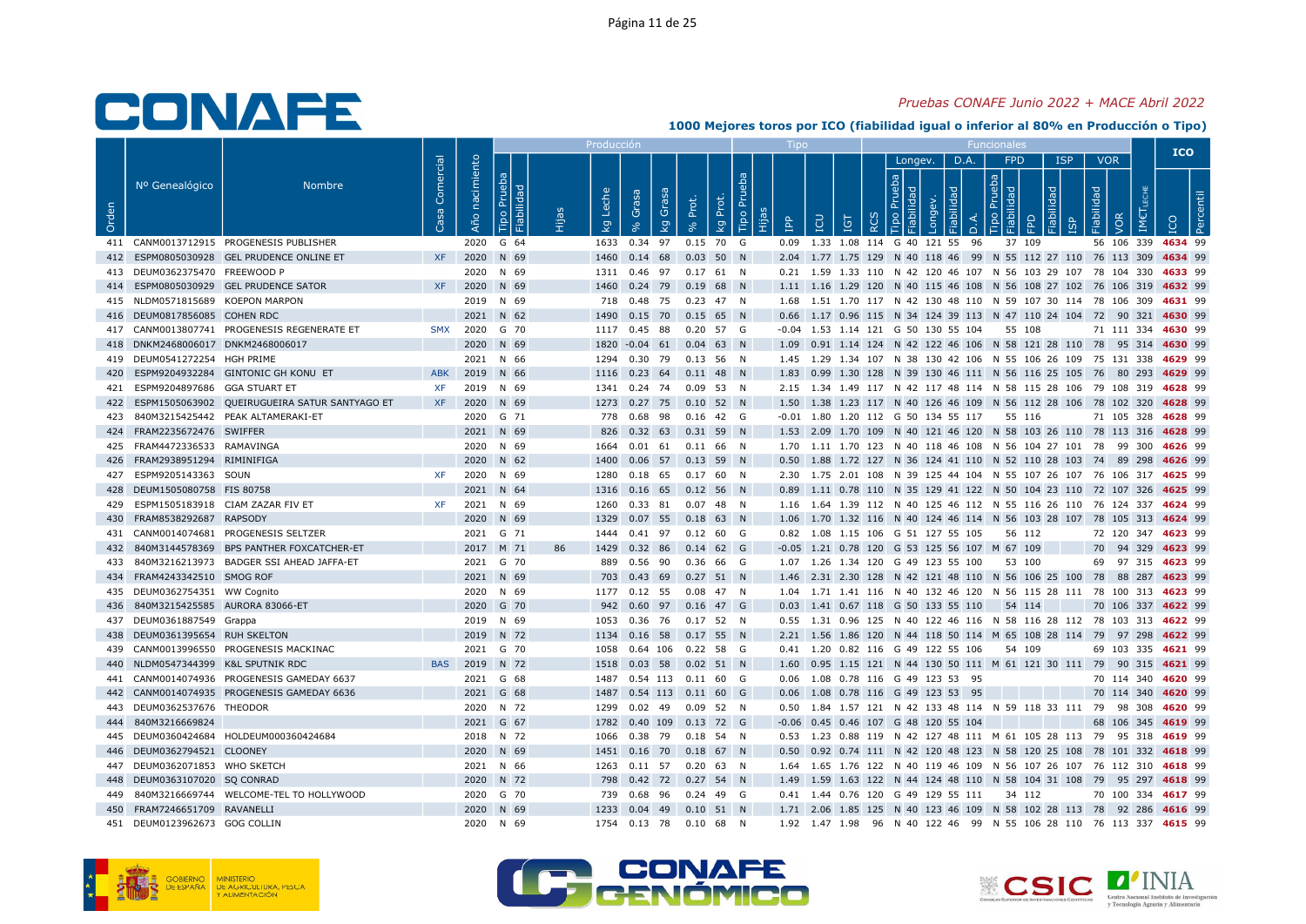*Pruebas CONAFE Junio 2022 + MACE Abril 2022*

## 1000 Mejores toros por ICO (fiabilidad igual o inferior al 80% en Producción o Tipo)

| Orden | Nº Genealógico | Nombre | Casa Comercial | Año nacimiento | Producción Tipo Prueba | Fiabilidad | Hijas | kg Leche | % Grasa | kg Grasa | % Prot. | kg Prot. | Tipo Tipo Prueba | Hijas | IPP | ICU | IGT | RCS | Longev. Tipo Prueba | Fiabilidad | Longev. | D.A. Fiabilidad | D.A. | FPD Tipo Prueba | Fiabilidad | FPD | ISP Fiabilidad | ISP | VOR Fiabilidad | VOR | IM€T LECHE | ICO | Percentil |
|---|---|---|---|---|---|---|---|---|---|---|---|---|---|---|---|---|---|---|---|---|---|---|---|---|---|---|---|---|---|---|---|---|---|
| 411 | CANM0013712915 | PROGENESIS PUBLISHER | | 2020 | G | 64 | | 1633 | 0.34 | 97 | 0.15 | 70 | G | | 0.09 | 1.33 | 1.08 | 114 | G | 40 | 121 | 55 | 96 | | 37 | 109 | | | 56 | 106 | 339 | 4634 | 99 |
| 412 | ESPM0805030928 | GEL PRUDENCE ONLINE ET | XF | 2020 | N | 69 | | 1460 | 0.14 | 68 | 0.03 | 50 | N | | 2.04 | 1.77 | 1.75 | 129 | N | 40 | 118 | 46 | 99 | N | 55 | 112 | 27 | 110 | 76 | 113 | 309 | 4634 | 99 |
| 413 | DEUM0362375470 | FREEWOOD P | | 2020 | N | 69 | | 1311 | 0.46 | 97 | 0.17 | 61 | N | | 0.21 | 1.59 | 1.33 | 110 | N | 42 | 120 | 46 | 107 | N | 56 | 103 | 29 | 107 | 78 | 104 | 330 | 4633 | 99 |
| 414 | ESPM0805030929 | GEL PRUDENCE SATOR | XF | 2020 | N | 69 | | 1460 | 0.24 | 79 | 0.19 | 68 | N | | 1.11 | 1.16 | 1.29 | 120 | N | 40 | 115 | 46 | 108 | N | 56 | 108 | 27 | 102 | 76 | 106 | 319 | 4632 | 99 |
| 415 | NLDM0571815689 | KOEPON MARPON | | 2019 | N | 69 | | 718 | 0.48 | 75 | 0.23 | 47 | N | | 1.68 | 1.51 | 1.70 | 117 | N | 42 | 130 | 48 | 110 | N | 59 | 107 | 30 | 114 | 78 | 106 | 309 | 4631 | 99 |
| 416 | DEUM0817856085 | COHEN RDC | | 2021 | N | 62 | | 1490 | 0.15 | 70 | 0.15 | 65 | N | | 0.66 | 1.17 | 0.96 | 115 | N | 34 | 124 | 39 | 113 | N | 47 | 110 | 24 | 104 | 72 | 90 | 321 | 4630 | 99 |
| 417 | CANM0013807741 | PROGENESIS REGENERATE ET | SMX | 2020 | G | 70 | | 1117 | 0.45 | 88 | 0.20 | 57 | G | | -0.04 | 1.53 | 1.14 | 121 | G | 50 | 130 | 55 | 104 | | 55 | 108 | | | 71 | 111 | 334 | 4630 | 99 |
| 418 | DNKM2468006017 | DNKM2468006017 | | 2020 | N | 69 | | 1820 | -0.04 | 61 | 0.04 | 63 | N | | 1.09 | 0.91 | 1.14 | 124 | N | 42 | 122 | 46 | 106 | N | 58 | 121 | 28 | 110 | 78 | 95 | 314 | 4630 | 99 |
| 419 | DEUM0541272254 | HGH PRIME | | 2021 | N | 66 | | 1294 | 0.30 | 79 | 0.13 | 56 | N | | 1.45 | 1.29 | 1.34 | 107 | N | 38 | 130 | 42 | 106 | N | 55 | 106 | 26 | 109 | 75 | 131 | 338 | 4629 | 99 |
| 420 | ESPM9204932284 | GINTONIC GH KONU ET | ABK | 2019 | N | 66 | | 1116 | 0.23 | 64 | 0.11 | 48 | N | | 1.83 | 0.99 | 1.30 | 128 | N | 39 | 130 | 46 | 111 | N | 56 | 116 | 25 | 105 | 76 | 80 | 293 | 4629 | 99 |
| 421 | ESPM9204897686 | GGA STUART ET | XF | 2019 | N | 69 | | 1341 | 0.24 | 74 | 0.09 | 53 | N | | 2.15 | 1.34 | 1.49 | 117 | N | 42 | 117 | 48 | 114 | N | 58 | 115 | 28 | 106 | 79 | 108 | 319 | 4628 | 99 |
| 422 | ESPM1505063902 | QUEIRUGUEIRA SATUR SANTYAGO ET | XF | 2020 | N | 69 | | 1273 | 0.27 | 75 | 0.10 | 52 | N | | 1.50 | 1.38 | 1.23 | 117 | N | 40 | 126 | 46 | 109 | N | 56 | 112 | 28 | 106 | 78 | 102 | 320 | 4628 | 99 |
| 423 | 840M3215425442 | PEAK ALTAMERAKI-ET | | 2020 | G | 71 | | 778 | 0.68 | 98 | 0.16 | 42 | G | | -0.01 | 1.80 | 1.20 | 112 | G | 50 | 134 | 55 | 117 | | 55 | 116 | | | 71 | 105 | 328 | 4628 | 99 |
| 424 | FRAM2235672476 | SWIFFER | | 2021 | N | 69 | | 826 | 0.32 | 63 | 0.31 | 59 | N | | 1.53 | 2.09 | 1.70 | 109 | N | 40 | 121 | 46 | 120 | N | 58 | 103 | 26 | 110 | 78 | 113 | 316 | 4628 | 99 |
| 425 | FRAM4472336533 | RAMAVINGA | | 2020 | N | 69 | | 1664 | 0.01 | 61 | 0.11 | 66 | N | | 1.70 | 1.11 | 1.70 | 123 | N | 40 | 118 | 46 | 108 | N | 56 | 104 | 27 | 101 | 78 | 99 | 300 | 4626 | 99 |
| 426 | FRAM2938951294 | RIMINIFIGA | | 2020 | N | 62 | | 1400 | 0.06 | 57 | 0.13 | 59 | N | | 0.50 | 1.88 | 1.72 | 127 | N | 36 | 124 | 41 | 110 | N | 52 | 110 | 28 | 103 | 74 | 89 | 298 | 4626 | 99 |
| 427 | ESPM9205143363 | SOUN | XF | 2020 | N | 69 | | 1280 | 0.18 | 65 | 0.17 | 60 | N | | 2.30 | 1.75 | 2.01 | 108 | N | 39 | 125 | 44 | 104 | N | 55 | 107 | 26 | 107 | 76 | 106 | 317 | 4625 | 99 |
| 428 | DEUM1505080758 | FIS 80758 | | 2021 | N | 64 | | 1316 | 0.16 | 65 | 0.12 | 56 | N | | 0.89 | 1.11 | 0.78 | 110 | N | 35 | 129 | 41 | 122 | N | 50 | 104 | 23 | 110 | 72 | 107 | 326 | 4625 | 99 |
| 429 | ESPM1505183918 | CIAM ZAZAR FIV ET | XF | 2021 | N | 69 | | 1260 | 0.33 | 81 | 0.07 | 48 | N | | 1.16 | 1.64 | 1.39 | 112 | N | 40 | 125 | 46 | 112 | N | 55 | 116 | 26 | 110 | 76 | 124 | 337 | 4624 | 99 |
| 430 | FRAM8538292687 | RAPSODY | | 2020 | N | 69 | | 1329 | 0.07 | 55 | 0.18 | 63 | N | | 1.06 | 1.70 | 1.32 | 116 | N | 40 | 124 | 46 | 114 | N | 56 | 103 | 28 | 107 | 78 | 105 | 313 | 4624 | 99 |
| 431 | CANM0014074681 | PROGENESIS SELTZER | | 2021 | G | 71 | | 1444 | 0.41 | 97 | 0.12 | 60 | G | | 0.82 | 1.08 | 1.15 | 106 | G | 51 | 127 | 55 | 105 | | 56 | 112 | | | 72 | 120 | 347 | 4623 | 99 |
| 432 | 840M3144578369 | BPS PANTHER FOXCATCHER-ET | | 2017 | M | 71 | 86 | 1429 | 0.32 | 86 | 0.14 | 62 | G | | -0.05 | 1.21 | 0.78 | 120 | G | 53 | 125 | 56 | 107 | M | 67 | 109 | | | 70 | 94 | 329 | 4623 | 99 |
| 433 | 840M3216213973 | BADGER SSI AHEAD JAFFA-ET | | 2021 | G | 70 | | 889 | 0.56 | 90 | 0.36 | 66 | G | | 1.07 | 1.26 | 1.34 | 120 | G | 49 | 123 | 55 | 100 | | 53 | 100 | | | 69 | 97 | 315 | 4623 | 99 |
| 434 | FRAM4243342510 | SMOG ROF | | 2021 | N | 69 | | 703 | 0.43 | 69 | 0.27 | 51 | N | | 1.46 | 2.31 | 2.30 | 128 | N | 42 | 121 | 48 | 110 | N | 56 | 106 | 25 | 100 | 78 | 88 | 287 | 4623 | 99 |
| 435 | DEUM0362754351 | WW Cognito | | 2020 | N | 69 | | 1177 | 0.12 | 55 | 0.08 | 47 | N | | 1.04 | 1.71 | 1.41 | 116 | N | 40 | 132 | 46 | 120 | N | 56 | 115 | 28 | 111 | 78 | 100 | 313 | 4623 | 99 |
| 436 | 840M3215425585 | AURORA 83066-ET | | 2020 | G | 70 | | 942 | 0.60 | 97 | 0.16 | 47 | G | | 0.03 | 1.41 | 0.67 | 118 | G | 50 | 133 | 55 | 110 | | 54 | 114 | | | 70 | 106 | 337 | 4622 | 99 |
| 437 | DEUM0361887549 | Grappa | | 2019 | N | 69 | | 1053 | 0.36 | 76 | 0.17 | 52 | N | | 0.55 | 1.31 | 0.96 | 125 | N | 40 | 122 | 46 | 116 | N | 58 | 116 | 28 | 112 | 78 | 103 | 313 | 4622 | 99 |
| 438 | DEUM0361395654 | RUH SKELTON | | 2019 | N | 72 | | 1134 | 0.16 | 58 | 0.17 | 55 | N | | 2.21 | 1.56 | 1.86 | 120 | N | 44 | 118 | 50 | 114 | M | 65 | 108 | 28 | 114 | 79 | 97 | 298 | 4622 | 99 |
| 439 | CANM0013996550 | PROGENESIS MACKINAC | | 2021 | G | 70 | | 1058 | 0.64 | 106 | 0.22 | 58 | G | | 0.41 | 1.20 | 0.82 | 116 | G | 49 | 122 | 55 | 106 | | 54 | 109 | | | 69 | 103 | 335 | 4621 | 99 |
| 440 | NLDM0547344399 | K&L SPUTNIK RDC | BAS | 2019 | N | 72 | | 1518 | 0.03 | 58 | 0.02 | 51 | N | | 1.60 | 0.95 | 1.15 | 121 | N | 44 | 130 | 50 | 111 | M | 61 | 121 | 30 | 111 | 79 | 95 | 315 | 4621 | 99 |
| 441 | CANM0014074936 | PROGENESIS GAMEDAY 6637 | | 2021 | G | 68 | | 1487 | 0.54 | 113 | 0.11 | 60 | G | | 0.06 | 1.08 | 0.78 | 116 | G | 49 | 123 | 53 | 95 | | | | | | 70 | 114 | 340 | 4620 | 99 |
| 442 | CANM0014074935 | PROGENESIS GAMEDAY 6636 | | 2021 | G | 68 | | 1487 | 0.54 | 113 | 0.11 | 60 | G | | 0.06 | 1.08 | 0.78 | 116 | G | 49 | 123 | 53 | 95 | | | | | | 70 | 114 | 340 | 4620 | 99 |
| 443 | DEUM0362537676 | THEODOR | | 2020 | N | 72 | | 1299 | 0.02 | 49 | 0.09 | 52 | N | | 0.50 | 1.84 | 1.57 | 121 | N | 42 | 133 | 48 | 114 | N | 59 | 118 | 33 | 111 | 79 | 98 | 308 | 4620 | 99 |
| 444 | 840M3216669824 | | | 2021 | G | 67 | | 1782 | 0.40 | 109 | 0.13 | 72 | G | | -0.06 | 0.45 | 0.46 | 107 | G | 48 | 120 | 55 | 104 | | | | | | 68 | 106 | 345 | 4619 | 99 |
| 445 | DEUM0360424684 | HOLDEUM000360424684 | | 2018 | N | 72 | | 1066 | 0.38 | 79 | 0.18 | 54 | N | | 0.53 | 1.23 | 0.88 | 119 | N | 42 | 127 | 48 | 111 | M | 61 | 105 | 28 | 113 | 79 | 95 | 318 | 4619 | 99 |
| 446 | DEUM0362794521 | CLOONEY | | 2020 | N | 69 | | 1451 | 0.16 | 70 | 0.18 | 67 | N | | 0.50 | 0.92 | 0.74 | 111 | N | 42 | 120 | 48 | 123 | N | 58 | 120 | 25 | 108 | 78 | 101 | 332 | 4618 | 99 |
| 447 | DEUM0362071853 | WHO SKETCH | | 2021 | N | 66 | | 1263 | 0.11 | 57 | 0.20 | 63 | N | | 1.64 | 1.65 | 1.76 | 122 | N | 40 | 119 | 46 | 109 | N | 56 | 107 | 26 | 107 | 76 | 112 | 310 | 4618 | 99 |
| 448 | DEUM0363107020 | SQ CONRAD | | 2020 | N | 72 | | 798 | 0.42 | 72 | 0.27 | 54 | N | | 1.49 | 1.59 | 1.63 | 122 | N | 44 | 124 | 48 | 110 | N | 58 | 104 | 31 | 108 | 79 | 95 | 297 | 4618 | 99 |
| 449 | 840M3216669744 | WELCOME-TEL TO HOLLYWOOD | | 2020 | G | 70 | | 739 | 0.68 | 96 | 0.24 | 49 | G | | 0.41 | 1.44 | 0.76 | 120 | G | 49 | 129 | 55 | 111 | | 34 | 112 | | | 70 | 100 | 334 | 4617 | 99 |
| 450 | FRAM7246651709 | RAVANELLI | | 2020 | N | 69 | | 1233 | 0.04 | 49 | 0.10 | 51 | N | | 1.71 | 2.06 | 1.85 | 125 | N | 40 | 123 | 46 | 109 | N | 58 | 102 | 28 | 113 | 78 | 92 | 286 | 4616 | 99 |
| 451 | DEUM0123962673 | GOG COLLIN | | 2020 | N | 69 | | 1754 | 0.13 | 78 | 0.10 | 68 | N | | 1.92 | 1.47 | 1.98 | 96 | N | 40 | 122 | 46 | 99 | N | 55 | 106 | 28 | 110 | 76 | 113 | 337 | 4615 | 99 |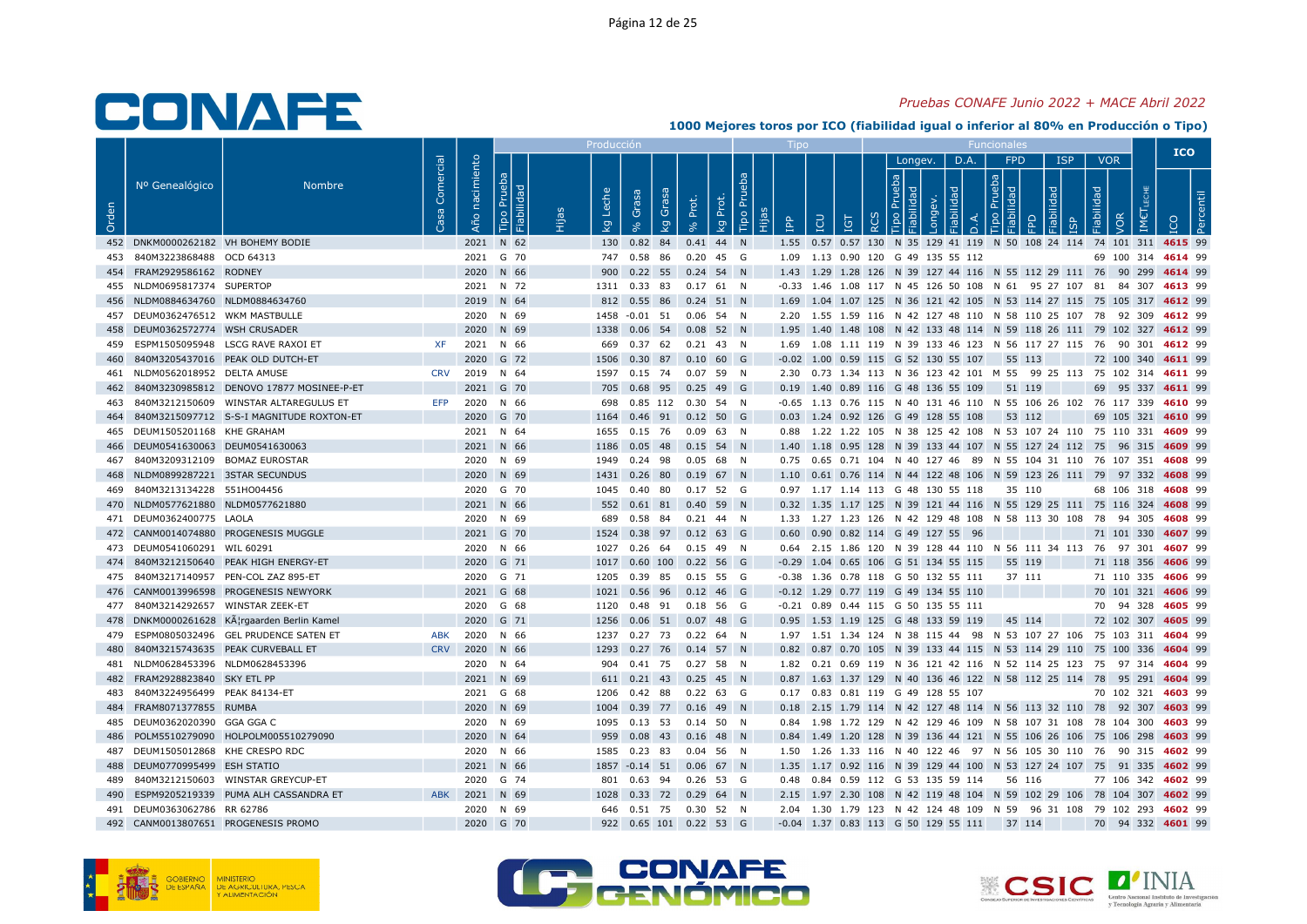# 1000 Mejores toros por ICO (fiabilidad igual o inferior al 80% en Producción o Tipo)

*Pruebas CONAFE Junio 2022 + MACE Abril 2022*

| Orden | Nº Genealógico | Nombre | Casa Comercial | Año nacimiento | Producción Tipo Prueba | Producción Fiabilidad | Producción Hijas | kg Leche | % Grasa | kg Grasa | % Prot. | kg Prot. | Tipo Tipo Prueba | Tipo Hijas | IPP | ICU | IGT | RCS | Longev. Tipo Prueba | Longev. Fiabilidad | Longev. | D.A. Fiabilidad | D.A. | FPD Tipo Prueba | FPD Fiabilidad | FPD | ISP Fiabilidad | ISP | VOR Fiabilidad | VOR | IM€T LECHE | ICO | Percentil |
|---|---|---|---|---|---|---|---|---|---|---|---|---|---|---|---|---|---|---|---|---|---|---|---|---|---|---|---|---|---|---|---|---|---|
| 452 | DNKM0000262182 | VH BOHEMY BODIE | | 2021 | N | 62 | | 130 | 0.82 | 84 | 0.41 | 44 | N | | 1.55 | 0.57 | 0.57 | 130 | N | 35 | 129 | 41 | 119 | N | 50 | 108 | 24 | 114 | 74 | 101 | 311 | 4615 | 99 |
| 453 | 840M3223868488 | OCD 64313 | | 2021 | G | 70 | | 747 | 0.58 | 86 | 0.20 | 45 | G | | 1.09 | 1.13 | 0.90 | 120 | G | 49 | 135 | 55 | 112 | | | | | | 69 | 100 | 314 | 4614 | 99 |
| 454 | FRAM2929586162 | RODNEY | | 2020 | N | 66 | | 900 | 0.22 | 55 | 0.24 | 54 | N | | 1.43 | 1.29 | 1.28 | 126 | N | 39 | 127 | 44 | 116 | N | 55 | 112 | 29 | 111 | 76 | 90 | 299 | 4614 | 99 |
| 455 | NLDM0695817374 | SUPERTOP | | 2021 | N | 72 | | 1311 | 0.33 | 83 | 0.17 | 61 | N | | -0.33 | 1.46 | 1.08 | 117 | N | 45 | 126 | 50 | 108 | N | 61 | 95 | 27 | 107 | 81 | 84 | 307 | 4613 | 99 |
| 456 | NLDM0884634760 | NLDM0884634760 | | 2019 | N | 64 | | 812 | 0.55 | 86 | 0.24 | 51 | N | | 1.69 | 1.04 | 1.07 | 125 | N | 36 | 121 | 42 | 105 | N | 53 | 114 | 27 | 115 | 75 | 105 | 317 | 4612 | 99 |
| 457 | DEUM0362476512 | WKM MASTBULLE | | 2020 | N | 69 | | 1458 | -0.01 | 51 | 0.06 | 54 | N | | 2.20 | 1.55 | 1.59 | 116 | N | 42 | 127 | 48 | 110 | N | 58 | 110 | 25 | 107 | 78 | 92 | 309 | 4612 | 99 |
| 458 | DEUM0362572774 | WSH CRUSADER | | 2020 | N | 69 | | 1338 | 0.06 | 54 | 0.08 | 52 | N | | 1.95 | 1.40 | 1.48 | 108 | N | 42 | 133 | 48 | 114 | N | 59 | 118 | 26 | 111 | 79 | 102 | 327 | 4612 | 99 |
| 459 | ESPM1505095948 | LSCG RAVE RAXOI ET | XF | 2021 | N | 66 | | 669 | 0.37 | 62 | 0.21 | 43 | N | | 1.69 | 1.08 | 1.11 | 119 | N | 39 | 133 | 46 | 123 | N | 56 | 117 | 27 | 115 | 76 | 90 | 301 | 4612 | 99 |
| 460 | 840M3205437016 | PEAK OLD DUTCH-ET | | 2020 | G | 72 | | 1506 | 0.30 | 87 | 0.10 | 60 | G | | -0.02 | 1.00 | 0.59 | 115 | G | 52 | 130 | 55 | 107 | | 55 | 113 | | | 72 | 100 | 340 | 4611 | 99 |
| 461 | NLDM0562018952 | DELTA AMUSE | CRV | 2019 | N | 64 | | 1597 | 0.15 | 74 | 0.07 | 59 | N | | 2.30 | 0.73 | 1.34 | 113 | N | 36 | 123 | 42 | 101 | M | 55 | 99 | 25 | 113 | 75 | 102 | 314 | 4611 | 99 |
| 462 | 840M3230985812 | DENOVO 17877 MOSINEE-P-ET | | 2021 | G | 70 | | 705 | 0.68 | 95 | 0.25 | 49 | G | | 0.19 | 1.40 | 0.89 | 116 | G | 48 | 136 | 55 | 109 | | 51 | 119 | | | 69 | 95 | 337 | 4611 | 99 |
| 463 | 840M3212150609 | WINSTAR ALTAREGULUS ET | EFP | 2020 | N | 66 | | 698 | 0.85 | 112 | 0.30 | 54 | N | | -0.65 | 1.13 | 0.76 | 115 | N | 40 | 131 | 46 | 110 | N | 55 | 106 | 26 | 102 | 76 | 117 | 339 | 4610 | 99 |
| 464 | 840M3215097712 | S-S-I MAGNITUDE ROXTON-ET | | 2020 | G | 70 | | 1164 | 0.46 | 91 | 0.12 | 50 | G | | 0.03 | 1.24 | 0.92 | 126 | G | 49 | 128 | 55 | 108 | | 53 | 112 | | | 69 | 105 | 321 | 4610 | 99 |
| 465 | DEUM1505201168 | KHE GRAHAM | | 2021 | N | 64 | | 1655 | 0.15 | 76 | 0.09 | 63 | N | | 0.88 | 1.22 | 1.22 | 105 | N | 38 | 125 | 42 | 108 | N | 53 | 107 | 24 | 110 | 75 | 110 | 331 | 4609 | 99 |
| 466 | DEUM0541630063 | DEUM0541630063 | | 2021 | N | 66 | | 1186 | 0.05 | 48 | 0.15 | 54 | N | | 1.40 | 1.18 | 0.95 | 128 | N | 39 | 133 | 44 | 107 | N | 55 | 127 | 24 | 112 | 75 | 96 | 315 | 4609 | 99 |
| 467 | 840M3209312109 | BOMAZ EUROSTAR | | 2020 | N | 69 | | 1949 | 0.24 | 98 | 0.05 | 68 | N | | 0.75 | 0.65 | 0.71 | 104 | N | 40 | 127 | 46 | 89 | N | 55 | 104 | 31 | 110 | 76 | 107 | 351 | 4608 | 99 |
| 468 | NLDM0899287221 | 3STAR SECUNDUS | | 2020 | N | 69 | | 1431 | 0.26 | 80 | 0.19 | 67 | N | | 1.10 | 0.61 | 0.76 | 114 | N | 44 | 122 | 48 | 106 | N | 59 | 123 | 26 | 111 | 79 | 97 | 332 | 4608 | 99 |
| 469 | 840M3213134228 | 551HO04456 | | 2020 | G | 70 | | 1045 | 0.40 | 80 | 0.17 | 52 | G | | 0.97 | 1.17 | 1.14 | 113 | G | 48 | 130 | 55 | 118 | | 35 | 110 | | | 68 | 106 | 318 | 4608 | 99 |
| 470 | NLDM0577621880 | NLDM0577621880 | | 2021 | N | 66 | | 552 | 0.61 | 81 | 0.40 | 59 | N | | 0.32 | 1.35 | 1.17 | 125 | N | 39 | 121 | 44 | 116 | N | 55 | 129 | 25 | 111 | 75 | 116 | 324 | 4608 | 99 |
| 471 | DEUM0362400775 | LAOLA | | 2020 | N | 69 | | 689 | 0.58 | 84 | 0.21 | 44 | N | | 1.33 | 1.27 | 1.23 | 126 | N | 42 | 129 | 48 | 108 | N | 58 | 113 | 30 | 108 | 78 | 94 | 305 | 4608 | 99 |
| 472 | CANM0014074880 | PROGENESIS MUGGLE | | 2021 | G | 70 | | 1524 | 0.38 | 97 | 0.12 | 63 | G | | 0.60 | 0.90 | 0.82 | 114 | G | 49 | 127 | 55 | 96 | | | | | | 71 | 101 | 330 | 4607 | 99 |
| 473 | DEUM0541060291 | WIL 60291 | | 2020 | N | 66 | | 1027 | 0.26 | 64 | 0.15 | 49 | N | | 0.64 | 2.15 | 1.86 | 120 | N | 39 | 128 | 44 | 110 | N | 56 | 111 | 34 | 113 | 76 | 97 | 301 | 4607 | 99 |
| 474 | 840M3212150640 | PEAK HIGH ENERGY-ET | | 2020 | G | 71 | | 1017 | 0.60 | 100 | 0.22 | 56 | G | | -0.29 | 1.04 | 0.65 | 106 | G | 51 | 134 | 55 | 115 | | 55 | 119 | | | 71 | 118 | 356 | 4606 | 99 |
| 475 | 840M3217140957 | PEN-COL ZAZ 895-ET | | 2020 | G | 71 | | 1205 | 0.39 | 85 | 0.15 | 55 | G | | -0.38 | 1.36 | 0.78 | 118 | G | 50 | 132 | 55 | 111 | | 37 | 111 | | | 71 | 110 | 335 | 4606 | 99 |
| 476 | CANM0013996598 | PROGENESIS NEWYORK | | 2021 | G | 68 | | 1021 | 0.56 | 96 | 0.12 | 46 | G | | -0.12 | 1.29 | 0.77 | 119 | G | 49 | 134 | 55 | 110 | | | | | | 70 | 101 | 321 | 4606 | 99 |
| 477 | 840M3214292657 | WINSTAR ZEEK-ET | | 2020 | G | 68 | | 1120 | 0.48 | 91 | 0.18 | 56 | G | | -0.21 | 0.89 | 0.44 | 115 | G | 50 | 135 | 55 | 111 | | | | | | 70 | 94 | 328 | 4605 | 99 |
| 478 | DNKM0000261628 | KÃ¦rgaarden Berlin Kamel | | 2020 | G | 71 | | 1256 | 0.06 | 51 | 0.07 | 48 | G | | 0.95 | 1.53 | 1.19 | 125 | G | 48 | 133 | 59 | 119 | | 45 | 114 | | | 72 | 102 | 307 | 4605 | 99 |
| 479 | ESPM0805032496 | GEL PRUDENCE SATEN ET | ABK | 2020 | N | 66 | | 1237 | 0.27 | 73 | 0.22 | 64 | N | | 1.97 | 1.51 | 1.34 | 124 | N | 38 | 115 | 44 | 98 | N | 53 | 107 | 27 | 106 | 75 | 103 | 311 | 4604 | 99 |
| 480 | 840M3215743635 | PEAK CURVEBALL ET | CRV | 2020 | N | 66 | | 1293 | 0.27 | 76 | 0.14 | 57 | N | | 0.82 | 0.87 | 0.70 | 105 | N | 39 | 133 | 44 | 115 | N | 53 | 114 | 29 | 110 | 75 | 100 | 336 | 4604 | 99 |
| 481 | NLDM0628453396 | NLDM0628453396 | | 2020 | N | 64 | | 904 | 0.41 | 75 | 0.27 | 58 | N | | 1.82 | 0.21 | 0.69 | 119 | N | 36 | 121 | 42 | 116 | N | 52 | 114 | 25 | 123 | 75 | 97 | 314 | 4604 | 99 |
| 482 | FRAM2928823840 | SKY ETL PP | | 2021 | N | 69 | | 611 | 0.21 | 43 | 0.25 | 45 | N | | 0.87 | 1.63 | 1.37 | 129 | N | 40 | 136 | 46 | 122 | N | 58 | 112 | 25 | 114 | 78 | 95 | 291 | 4604 | 99 |
| 483 | 840M3224956499 | PEAK 84134-ET | | 2021 | G | 68 | | 1206 | 0.42 | 88 | 0.22 | 63 | G | | 0.17 | 0.83 | 0.81 | 119 | G | 49 | 128 | 55 | 107 | | | | | | 70 | 102 | 321 | 4603 | 99 |
| 484 | FRAM8071377855 | RUMBA | | 2020 | N | 69 | | 1004 | 0.39 | 77 | 0.16 | 49 | N | | 0.18 | 2.15 | 1.79 | 114 | N | 42 | 127 | 48 | 114 | N | 56 | 113 | 32 | 110 | 78 | 92 | 307 | 4603 | 99 |
| 485 | DEUM0362020390 | GGA GGA C | | 2020 | N | 69 | | 1095 | 0.13 | 53 | 0.14 | 50 | N | | 0.84 | 1.98 | 1.72 | 129 | N | 42 | 129 | 46 | 109 | N | 58 | 107 | 31 | 108 | 78 | 104 | 300 | 4603 | 99 |
| 486 | POLM5510279090 | HOLPOLM005510279090 | | 2020 | N | 64 | | 959 | 0.08 | 43 | 0.16 | 48 | N | | 0.84 | 1.49 | 1.20 | 128 | N | 39 | 136 | 44 | 121 | N | 55 | 106 | 26 | 106 | 75 | 106 | 298 | 4603 | 99 |
| 487 | DEUM1505012868 | KHE CRESPO RDC | | 2020 | N | 66 | | 1585 | 0.23 | 83 | 0.04 | 56 | N | | 1.50 | 1.26 | 1.33 | 116 | N | 40 | 122 | 46 | 97 | N | 56 | 105 | 30 | 110 | 76 | 90 | 315 | 4602 | 99 |
| 488 | DEUM0770995499 | ESH STATIO | | 2021 | N | 66 | | 1857 | -0.14 | 51 | 0.06 | 67 | N | | 1.35 | 1.17 | 0.92 | 116 | N | 39 | 129 | 44 | 100 | N | 53 | 127 | 24 | 107 | 75 | 91 | 335 | 4602 | 99 |
| 489 | 840M3212150603 | WINSTAR GREYCUP-ET | | 2020 | G | 74 | | 801 | 0.63 | 94 | 0.26 | 53 | G | | 0.48 | 0.84 | 0.59 | 112 | G | 53 | 135 | 59 | 114 | | 56 | 116 | | | 77 | 106 | 342 | 4602 | 99 |
| 490 | ESPM9205219339 | PUMA ALH CASSANDRA ET | ABK | 2021 | N | 69 | | 1028 | 0.33 | 72 | 0.29 | 64 | N | | 2.15 | 1.97 | 2.30 | 108 | N | 42 | 119 | 48 | 104 | N | 59 | 102 | 29 | 106 | 78 | 104 | 307 | 4602 | 99 |
| 491 | DEUM0363062786 | RR 62786 | | 2020 | N | 69 | | 646 | 0.51 | 75 | 0.30 | 52 | N | | 2.04 | 1.30 | 1.79 | 123 | N | 42 | 124 | 48 | 109 | N | 59 | 96 | 31 | 108 | 79 | 102 | 293 | 4602 | 99 |
| 492 | CANM0013807651 | PROGENESIS PROMO | | 2020 | G | 70 | | 922 | 0.65 | 101 | 0.22 | 53 | G | | -0.04 | 1.37 | 0.83 | 113 | G | 50 | 129 | 55 | 111 | | 37 | 114 | | | 70 | 94 | 332 | 4601 | 99 |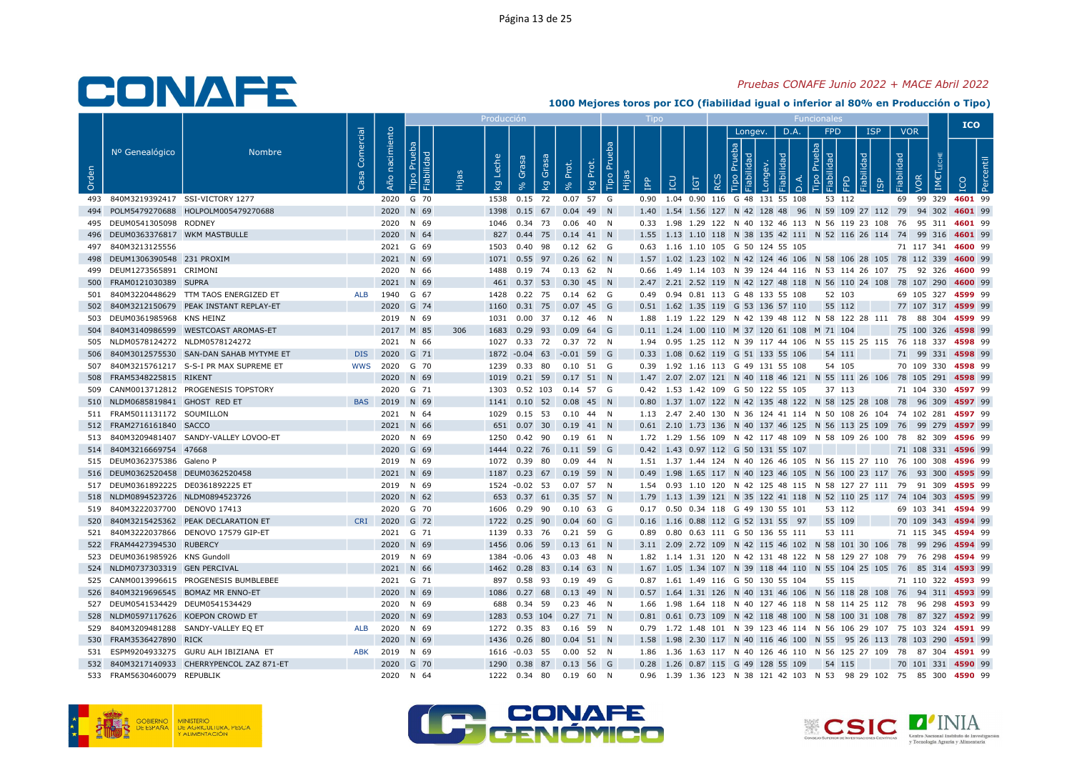# Pruebas CONAFE Junio 2022 + MACE Abril 2022

## 1000 Mejores toros por ICO (fiabilidad igual o inferior al 80% en Producción o Tipo)

| Orden | Nº Genealógico | Nombre | Casa Comercial | Año nacimiento | Producción: Tipo Prueba | Fiabilidad | Hijas | kg Leche | % Grasa | kg Grasa | % Prot. | kg Prot. | Tipo: Tipo Prueba | Hijas | IPP | ICU | IGT | RCS | Longev.: Tipo Prueba | Fiabilidad | Longev. | D.A.: Fiabilidad | D.A. | FPD: Tipo Prueba | Fiabilidad | FPD | ISP: Fiabilidad | ISP | VOR: Fiabilidad | VOR | IM€T LECHE | ICO | Percentil |
|---|---|---|---|---|---|---|---|---|---|---|---|---|---|---|---|---|---|---|---|---|---|---|---|---|---|---|---|---|---|---|---|---|---|
| 493 | 840M3219392417 | SSI-VICTORY 1277 | | 2020 | G | 70 | | 1538 | 0.15 | 72 | 0.07 | 57 | G | | 0.90 | 1.04 | 0.90 | 116 | G | 48 | 131 | 55 | 108 | | 53 | 112 | | | 69 | 99 | 329 | 4601 | 99 |
| 494 | POLM5479270688 | HOLPOLM005479270688 | | 2020 | N | 69 | | 1398 | 0.15 | 67 | 0.04 | 49 | N | | 1.40 | 1.54 | 1.56 | 127 | N | 42 | 128 | 48 | 96 | N | 59 | 109 | 27 | 112 | 79 | 94 | 302 | 4601 | 99 |
| 495 | DEUM0541305098 | RODNEY | | 2020 | N | 69 | | 1046 | 0.34 | 73 | 0.06 | 40 | N | | 0.33 | 1.98 | 1.29 | 122 | N | 40 | 132 | 46 | 113 | N | 56 | 119 | 23 | 108 | 76 | 95 | 311 | 4601 | 99 |
| 496 | DEUM0363376817 | WKM MASTBULLE | | 2020 | N | 64 | | 827 | 0.44 | 75 | 0.14 | 41 | N | | 1.55 | 1.13 | 1.10 | 118 | N | 38 | 135 | 42 | 111 | N | 52 | 116 | 26 | 114 | 74 | 99 | 316 | 4601 | 99 |
| 497 | 840M3213125556 | | | 2021 | G | 69 | | 1503 | 0.40 | 98 | 0.12 | 62 | G | | 0.63 | 1.16 | 1.10 | 105 | G | 50 | 124 | 55 | 105 | | | | | | 71 | 117 | 341 | 4600 | 99 |
| 498 | DEUM1306390548 | 231 PROXIM | | 2021 | N | 69 | | 1071 | 0.55 | 97 | 0.26 | 62 | N | | 1.57 | 1.02 | 1.23 | 102 | N | 42 | 124 | 46 | 106 | N | 58 | 106 | 28 | 105 | 78 | 112 | 339 | 4600 | 99 |
| 499 | DEUM1273565891 | CRIMONI | | 2020 | N | 66 | | 1488 | 0.19 | 74 | 0.13 | 62 | N | | 0.66 | 1.49 | 1.14 | 103 | N | 39 | 124 | 44 | 116 | N | 53 | 114 | 26 | 107 | 75 | 92 | 326 | 4600 | 99 |
| 500 | FRAM0121030389 | SUPRA | | 2021 | N | 69 | | 461 | 0.37 | 53 | 0.30 | 45 | N | | 2.47 | 2.21 | 2.52 | 119 | N | 42 | 127 | 48 | 118 | N | 56 | 110 | 24 | 108 | 78 | 107 | 290 | 4600 | 99 |
| 501 | 840M3220448629 | TTM TAOS ENERGIZED ET | ALB | 1940 | G | 67 | | 1428 | 0.22 | 75 | 0.14 | 62 | G | | 0.49 | 0.94 | 0.81 | 113 | G | 48 | 133 | 55 | 108 | | 52 | 103 | | | 69 | 105 | 327 | 4599 | 99 |
| 502 | 840M3212150679 | PEAK INSTANT REPLAY-ET | | 2020 | G | 74 | | 1160 | 0.31 | 75 | 0.07 | 45 | G | | 0.51 | 1.62 | 1.35 | 119 | G | 53 | 136 | 57 | 110 | | 55 | 112 | | | 77 | 107 | 317 | 4599 | 99 |
| 503 | DEUM0361985968 | KNS HEINZ | | 2019 | N | 69 | | 1031 | 0.00 | 37 | 0.12 | 46 | N | | 1.88 | 1.19 | 1.22 | 129 | N | 42 | 139 | 48 | 112 | N | 58 | 122 | 28 | 111 | 78 | 88 | 304 | 4599 | 99 |
| 504 | 840M3140986599 | WESTCOAST AROMAS-ET | | 2017 | M | 85 | 306 | 1683 | 0.29 | 93 | 0.09 | 64 | G | | 0.11 | 1.24 | 1.00 | 110 | M | 37 | 120 | 61 | 108 | M | 71 | 104 | | | 75 | 100 | 326 | 4598 | 99 |
| 505 | NLDM0578124272 | NLDM0578124272 | | 2021 | N | 66 | | 1027 | 0.33 | 72 | 0.37 | 72 | N | | 1.94 | 0.95 | 1.25 | 112 | N | 39 | 117 | 44 | 106 | N | 55 | 115 | 25 | 115 | 76 | 118 | 337 | 4598 | 99 |
| 506 | 840M3012575530 | SAN-DAN SAHAB MYTYME ET | DIS | 2020 | G | 71 | | 1872 | -0.04 | 63 | -0.01 | 59 | G | | 0.33 | 1.08 | 0.62 | 119 | G | 51 | 133 | 55 | 106 | | 54 | 111 | | | 71 | 99 | 331 | 4598 | 99 |
| 507 | 840M3215761217 | S-S-I PR MAX SUPREME ET | WWS | 2020 | G | 70 | | 1239 | 0.33 | 80 | 0.10 | 51 | G | | 0.39 | 1.92 | 1.16 | 113 | G | 49 | 131 | 55 | 108 | | 54 | 105 | | | 70 | 109 | 330 | 4598 | 99 |
| 508 | FRAM5348225815 | RIKENT | | 2020 | N | 69 | | 1019 | 0.21 | 59 | 0.17 | 51 | N | | 1.47 | 2.07 | 2.07 | 121 | N | 40 | 118 | 46 | 121 | N | 55 | 111 | 26 | 106 | 78 | 105 | 291 | 4598 | 99 |
| 509 | CANM0013712812 | PROGENESIS TOPSTORY | | 2020 | G | 71 | | 1303 | 0.52 | 103 | 0.14 | 57 | G | | 0.42 | 1.53 | 1.42 | 109 | G | 50 | 122 | 55 | 105 | | 37 | 113 | | | 71 | 104 | 330 | 4597 | 99 |
| 510 | NLDM0685819841 | GHOST RED ET | BAS | 2019 | N | 69 | | 1141 | 0.10 | 52 | 0.08 | 45 | N | | 0.80 | 1.37 | 1.07 | 122 | N | 42 | 135 | 48 | 122 | N | 58 | 125 | 28 | 108 | 78 | 96 | 309 | 4597 | 99 |
| 511 | FRAM5011131172 | SOUMILLON | | 2021 | N | 64 | | 1029 | 0.15 | 53 | 0.10 | 44 | N | | 1.13 | 2.47 | 2.40 | 130 | N | 36 | 124 | 41 | 114 | N | 50 | 108 | 26 | 104 | 74 | 102 | 281 | 4597 | 99 |
| 512 | FRAM2716161840 | SACCO | | 2021 | N | 66 | | 651 | 0.07 | 30 | 0.19 | 41 | N | | 0.61 | 2.10 | 1.73 | 136 | N | 42 | 137 | 46 | 125 | N | 56 | 113 | 25 | 109 | 76 | 99 | 279 | 4597 | 99 |
| 513 | 840M3209481407 | SANDY-VALLEY LOVOO-ET | | 2020 | N | 69 | | 1250 | 0.42 | 90 | 0.19 | 61 | N | | 1.72 | 1.29 | 1.56 | 109 | N | 42 | 117 | 48 | 109 | N | 58 | 109 | 26 | 100 | 78 | 82 | 309 | 4596 | 99 |
| 514 | 840M3216669754 | 47668 | | 2020 | G | 69 | | 1444 | 0.22 | 76 | 0.11 | 59 | G | | 0.42 | 1.43 | 0.97 | 112 | G | 50 | 131 | 55 | 107 | | | | | | 71 | 108 | 331 | 4596 | 99 |
| 515 | DEUM0362375386 | Galeno P | | 2019 | N | 69 | | 1072 | 0.39 | 80 | 0.09 | 44 | N | | 1.51 | 1.37 | 1.44 | 124 | N | 40 | 126 | 46 | 105 | N | 56 | 115 | 27 | 110 | 76 | 100 | 308 | 4596 | 99 |
| 516 | DEUM0362520458 | DEUM0362520458 | | 2021 | N | 69 | | 1187 | 0.23 | 67 | 0.19 | 59 | N | | 0.49 | 1.98 | 1.65 | 117 | N | 40 | 123 | 46 | 105 | N | 56 | 100 | 23 | 117 | 76 | 93 | 300 | 4595 | 99 |
| 517 | DEUM0361892225 | DE0361892225 ET | | 2019 | N | 69 | | 1524 | -0.02 | 53 | 0.07 | 57 | N | | 1.54 | 0.93 | 1.10 | 120 | N | 42 | 125 | 48 | 115 | N | 58 | 127 | 27 | 111 | 79 | 91 | 309 | 4595 | 99 |
| 518 | NLDM0894523726 | NLDM0894523726 | | 2020 | N | 62 | | 653 | 0.37 | 61 | 0.35 | 57 | N | | 1.79 | 1.13 | 1.39 | 121 | N | 35 | 122 | 41 | 118 | N | 52 | 110 | 25 | 117 | 74 | 104 | 303 | 4595 | 99 |
| 519 | 840M3222037700 | DENOVO 17413 | | 2020 | G | 70 | | 1606 | 0.29 | 90 | 0.10 | 63 | G | | 0.17 | 0.50 | 0.34 | 118 | G | 49 | 130 | 55 | 101 | | 53 | 112 | | | 69 | 103 | 341 | 4594 | 99 |
| 520 | 840M3215425362 | PEAK DECLARATION ET | CRI | 2020 | G | 72 | | 1722 | 0.25 | 90 | 0.04 | 60 | G | | 0.16 | 1.16 | 0.88 | 112 | G | 52 | 131 | 55 | 97 | | 55 | 109 | | | 70 | 109 | 343 | 4594 | 99 |
| 521 | 840M3222037866 | DENOVO 17579 GIP-ET | | 2021 | G | 71 | | 1139 | 0.33 | 76 | 0.21 | 59 | G | | 0.89 | 0.80 | 0.63 | 111 | G | 50 | 136 | 55 | 111 | | 53 | 111 | | | 71 | 115 | 345 | 4594 | 99 |
| 522 | FRAM4427394530 | RUBERCY | | 2020 | N | 69 | | 1456 | 0.06 | 59 | 0.13 | 61 | N | | 3.11 | 2.09 | 2.72 | 109 | N | 42 | 115 | 46 | 102 | N | 58 | 101 | 30 | 106 | 78 | 99 | 296 | 4594 | 99 |
| 523 | DEUM0361985926 | KNS Gundoll | | 2019 | N | 69 | | 1384 | -0.06 | 43 | 0.03 | 48 | N | | 1.82 | 1.14 | 1.31 | 120 | N | 42 | 131 | 48 | 122 | N | 58 | 129 | 27 | 108 | 79 | 76 | 298 | 4594 | 99 |
| 524 | NLDM0737303319 | GEN PERCIVAL | | 2021 | N | 66 | | 1462 | 0.28 | 83 | 0.14 | 63 | N | | 1.67 | 1.05 | 1.34 | 107 | N | 39 | 118 | 44 | 110 | N | 55 | 104 | 25 | 105 | 76 | 85 | 314 | 4593 | 99 |
| 525 | CANM0013996615 | PROGENESIS BUMBLEBEE | | 2021 | G | 71 | | 897 | 0.58 | 93 | 0.19 | 49 | G | | 0.87 | 1.61 | 1.49 | 116 | G | 50 | 130 | 55 | 104 | | 55 | 115 | | | 71 | 110 | 322 | 4593 | 99 |
| 526 | 840M3219696545 | BOMAZ MR ENNO-ET | | 2020 | N | 69 | | 1086 | 0.27 | 68 | 0.13 | 49 | N | | 0.57 | 1.64 | 1.31 | 126 | N | 40 | 131 | 46 | 106 | N | 56 | 118 | 28 | 108 | 76 | 94 | 311 | 4593 | 99 |
| 527 | DEUM0541534429 | DEUM0541534429 | | 2020 | N | 69 | | 688 | 0.34 | 59 | 0.23 | 46 | N | | 1.66 | 1.98 | 1.64 | 118 | N | 40 | 127 | 46 | 118 | N | 58 | 114 | 25 | 112 | 78 | 96 | 298 | 4593 | 99 |
| 528 | NLDM0597117626 | KOEPON CROWD ET | | 2020 | N | 69 | | 1283 | 0.53 | 104 | 0.27 | 71 | N | | 0.81 | 0.61 | 0.73 | 109 | N | 42 | 118 | 48 | 100 | N | 58 | 100 | 31 | 108 | 78 | 87 | 327 | 4592 | 99 |
| 529 | 840M3209481288 | SANDY-VALLEY EQ ET | ALB | 2020 | N | 69 | | 1272 | 0.35 | 83 | 0.16 | 59 | N | | 0.79 | 1.72 | 1.48 | 101 | N | 39 | 123 | 46 | 114 | N | 56 | 106 | 29 | 107 | 75 | 103 | 324 | 4591 | 99 |
| 530 | FRAM3536427890 | RICK | | 2020 | N | 69 | | 1436 | 0.26 | 80 | 0.04 | 51 | N | | 1.58 | 1.98 | 2.30 | 117 | N | 40 | 116 | 46 | 100 | N | 55 | 95 | 26 | 113 | 78 | 103 | 290 | 4591 | 99 |
| 531 | ESPM9204933275 | GURU ALH IBIZIANA ET | ABK | 2019 | N | 69 | | 1616 | -0.03 | 55 | 0.00 | 52 | N | | 1.86 | 1.36 | 1.63 | 117 | N | 40 | 126 | 46 | 110 | N | 56 | 125 | 27 | 109 | 78 | 87 | 304 | 4591 | 99 |
| 532 | 840M3217140933 | CHERRYPENCOL ZAZ 871-ET | | 2020 | G | 70 | | 1290 | 0.38 | 87 | 0.13 | 56 | G | | 0.28 | 1.26 | 0.87 | 115 | G | 49 | 128 | 55 | 109 | | 54 | 115 | | | 70 | 101 | 331 | 4590 | 99 |
| 533 | FRAM5630460079 | REPUBLIK | | 2020 | N | 64 | | 1222 | 0.34 | 80 | 0.19 | 60 | N | | 0.96 | 1.39 | 1.36 | 123 | N | 38 | 121 | 42 | 103 | N | 53 | 98 | 29 | 102 | 75 | 85 | 300 | 4590 | 99 |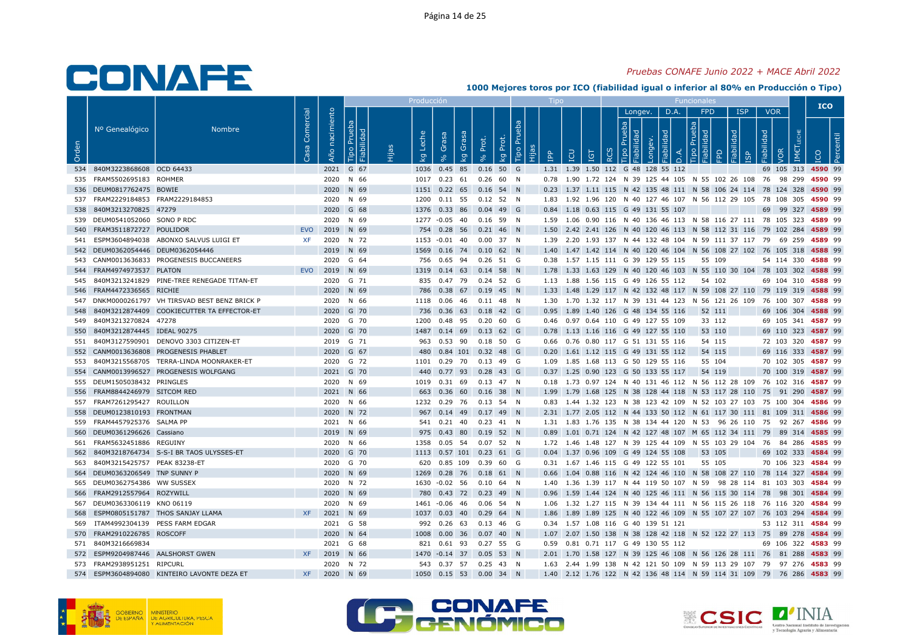# CONAFE

*Pruebas CONAFE Junio 2022 + MACE Abril 2022*

**1000 Mejores toros por ICO (fiabilidad igual o inferior al 80% en Producción o Tipo)**

| Orden | Nº Genealógico | Nombre | Casa Comercial | Año nacimiento | Producción: Tipo Prueba | Fiabilidad | Hijas | kg Leche | % Grasa | kg Grasa | % Prot. | kg Prot. | Tipo: Tipo Prueba | Hijas | IPP | ICU | IGT | RCS | Longev.: Tipo Prueba | Fiabilidad | Longev. | D.A.: Fiabilidad | D.A. | FPD: Tipo Prueba | Fiabilidad | FPD | ISP: Fiabilidad | ISP | VOR: Fiabilidad | VOR | IM€T LECHE | ICO | Percentil |
|---|---|---|---|---|---|---|---|---|---|---|---|---|---|---|---|---|---|---|---|---|---|---|---|---|---|---|---|---|---|---|---|---|---|
| 534 | 840M3223868608 | OCD 64433 | | 2021 | G | 67 | | 1036 | 0.45 | 85 | 0.16 | 50 | G | | 1.31 | 1.39 | 1.50 | 112 | G | 48 | 128 | 55 | 112 | | | | | | 69 | 105 | 313 | 4590 | 99 |
| 535 | FRAM5502695183 | ROHMER | | 2020 | N | 66 | | 1017 | 0.23 | 61 | 0.26 | 60 | N | | 0.78 | 1.90 | 1.72 | 124 | N | 39 | 125 | 44 | 105 | N | 55 | 102 | 26 | 108 | 76 | 98 | 299 | 4590 | 99 |
| 536 | DEUM0817762475 | BOWIE | | 2020 | N | 69 | | 1151 | 0.22 | 65 | 0.16 | 54 | N | | 0.23 | 1.37 | 1.11 | 115 | N | 42 | 135 | 48 | 111 | N | 58 | 106 | 24 | 114 | 78 | 124 | 328 | 4590 | 99 |
| 537 | FRAM2229184853 | FRAM2229184853 | | 2020 | N | 69 | | 1200 | 0.11 | 55 | 0.12 | 52 | N | | 1.83 | 1.92 | 1.96 | 120 | N | 40 | 127 | 46 | 107 | N | 56 | 112 | 29 | 105 | 78 | 108 | 305 | 4590 | 99 |
| 538 | 840M3213270825 | 47279 | | 2020 | G | 68 | | 1376 | 0.33 | 86 | 0.04 | 49 | G | | 0.84 | 1.18 | 0.63 | 115 | G | 49 | 131 | 55 | 107 | | | | | | 69 | 99 | 327 | 4589 | 99 |
| 539 | DEUM0541052060 | SONO P RDC | | 2020 | N | 69 | | 1277 | -0.05 | 40 | 0.16 | 59 | N | | 1.59 | 1.06 | 0.90 | 116 | N | 40 | 136 | 46 | 113 | N | 58 | 116 | 27 | 111 | 78 | 105 | 323 | 4589 | 99 |
| 540 | FRAM3511872727 | POULIDOR | EVO | 2019 | N | 69 | | 754 | 0.28 | 56 | 0.21 | 46 | N | | 1.50 | 2.42 | 2.41 | 126 | N | 40 | 120 | 46 | 113 | N | 58 | 112 | 31 | 116 | 79 | 102 | 284 | 4589 | 99 |
| 541 | ESPM3604894038 | ABONXO SALVUS LUIGI ET | XF | 2020 | N | 72 | | 1153 | -0.01 | 40 | 0.00 | 37 | N | | 1.39 | 2.20 | 1.93 | 137 | N | 44 | 132 | 48 | 104 | N | 59 | 111 | 37 | 117 | 79 | 69 | 259 | 4589 | 99 |
| 542 | DEUM0362054446 | DEUM0362054446 | | 2019 | N | 69 | | 1569 | 0.16 | 74 | 0.10 | 62 | N | | 1.40 | 1.47 | 1.42 | 114 | N | 40 | 120 | 46 | 104 | N | 56 | 108 | 27 | 102 | 76 | 105 | 318 | 4588 | 99 |
| 543 | CANM0013636833 | PROGENESIS BUCCANEERS | | 2020 | G | 64 | | 756 | 0.65 | 94 | 0.26 | 51 | G | | 0.38 | 1.57 | 1.15 | 111 | G | 39 | 129 | 55 | 115 | | | | | | 54 | 114 | 330 | 4588 | 99 |
| 544 | FRAM4974973537 | PLATON | EVO | 2019 | N | 69 | | 1319 | 0.14 | 63 | 0.14 | 58 | N | | 1.78 | 1.33 | 1.63 | 129 | N | 40 | 120 | 46 | 103 | N | 55 | 110 | 30 | 104 | 78 | 103 | 302 | 4588 | 99 |
| 545 | 840M3213241829 | PINE-TREE RENEGADE TITAN-ET | | 2020 | G | 71 | | 835 | 0.47 | 79 | 0.24 | 52 | G | | 1.13 | 1.88 | 1.56 | 115 | G | 49 | 126 | 55 | 112 | | 54 | 102 | | | 69 | 104 | 310 | 4588 | 99 |
| 546 | FRAM4472336565 | RICHIE | | 2020 | N | 69 | | 786 | 0.38 | 67 | 0.19 | 45 | N | | 1.33 | 1.48 | 1.29 | 117 | N | 42 | 132 | 48 | 117 | N | 59 | 108 | 27 | 110 | 79 | 119 | 319 | 4588 | 99 |
| 547 | DNKM0000261797 | VH TIRSVAD BEST BENZ BRICK P | | 2020 | N | 66 | | 1118 | 0.06 | 46 | 0.11 | 48 | N | | 1.30 | 1.70 | 1.32 | 117 | N | 39 | 131 | 44 | 123 | N | 56 | 121 | 26 | 109 | 76 | 100 | 307 | 4588 | 99 |
| 548 | 840M3212874409 | COOKIECUTTER TA EFFECTOR-ET | | 2020 | G | 70 | | 736 | 0.36 | 63 | 0.18 | 42 | G | | 0.95 | 1.89 | 1.40 | 126 | G | 48 | 134 | 55 | 116 | | 52 | 111 | | | 69 | 106 | 304 | 4588 | 99 |
| 549 | 840M3213270824 | 47278 | | 2020 | G | 70 | | 1200 | 0.48 | 95 | 0.20 | 60 | G | | 0.46 | 0.97 | 0.64 | 110 | G | 49 | 127 | 55 | 109 | | 33 | 112 | | | 69 | 105 | 341 | 4587 | 99 |
| 550 | 840M3212874445 | IDEAL 90275 | | 2020 | G | 70 | | 1487 | 0.14 | 69 | 0.13 | 62 | G | | 0.78 | 1.13 | 1.16 | 116 | G | 49 | 127 | 55 | 110 | | 53 | 110 | | | 69 | 110 | 323 | 4587 | 99 |
| 551 | 840M3127590901 | DENOVO 3303 CITIZEN-ET | | 2019 | G | 71 | | 963 | 0.53 | 90 | 0.18 | 50 | G | | 0.66 | 0.76 | 0.80 | 117 | G | 51 | 131 | 55 | 116 | | 54 | 115 | | | 72 | 103 | 320 | 4587 | 99 |
| 552 | CANM0013636808 | PROGENESIS PHABLET | | 2020 | G | 67 | | 480 | 0.84 | 101 | 0.32 | 48 | G | | 0.20 | 1.61 | 1.12 | 115 | G | 49 | 131 | 55 | 112 | | 54 | 115 | | | 69 | 116 | 333 | 4587 | 99 |
| 553 | 840M3215568705 | TERRA-LINDA MOONRAKER-ET | | 2020 | G | 72 | | 1101 | 0.29 | 70 | 0.13 | 49 | G | | 1.09 | 1.85 | 1.68 | 113 | G | 50 | 129 | 55 | 116 | | 55 | 104 | | | 70 | 102 | 305 | 4587 | 99 |
| 554 | CANM0013996527 | PROGENESIS WOLFGANG | | 2021 | G | 70 | | 440 | 0.77 | 93 | 0.28 | 43 | G | | 0.37 | 1.25 | 0.90 | 123 | G | 50 | 133 | 55 | 117 | | 54 | 119 | | | 70 | 100 | 319 | 4587 | 99 |
| 555 | DEUM1505038432 | PRINGLES | | 2020 | N | 69 | | 1019 | 0.31 | 69 | 0.13 | 47 | N | | 0.18 | 1.73 | 0.97 | 124 | N | 40 | 131 | 46 | 112 | N | 56 | 112 | 28 | 109 | 76 | 102 | 316 | 4587 | 99 |
| 556 | FRAM8844246979 | SITCOM RED | | 2021 | N | 66 | | 663 | 0.36 | 60 | 0.16 | 38 | N | | 1.99 | 1.79 | 1.68 | 125 | N | 38 | 128 | 44 | 118 | N | 53 | 117 | 28 | 110 | 75 | 91 | 290 | 4587 | 99 |
| 557 | FRAM7261295427 | ROUILLON | | 2020 | N | 66 | | 1232 | 0.29 | 76 | 0.13 | 54 | N | | 0.83 | 1.44 | 1.32 | 123 | N | 38 | 123 | 42 | 109 | N | 52 | 103 | 27 | 103 | 75 | 100 | 304 | 4586 | 99 |
| 558 | DEUM0123810193 | FRONTMAN | | 2020 | N | 72 | | 967 | 0.14 | 49 | 0.17 | 49 | N | | 2.31 | 1.77 | 2.05 | 112 | N | 44 | 133 | 50 | 112 | N | 61 | 117 | 30 | 111 | 81 | 109 | 315 | 4586 | 99 |
| 559 | FRAM4457925376 | SALMA PP | | 2021 | N | 66 | | 541 | 0.21 | 40 | 0.23 | 41 | N | | 1.31 | 1.83 | 1.76 | 135 | N | 38 | 134 | 44 | 120 | N | 53 | 96 | 26 | 110 | 75 | 92 | 267 | 4586 | 99 |
| 560 | DEUM0361296626 | Cassiano | | 2019 | N | 69 | | 975 | 0.43 | 80 | 0.19 | 52 | N | | 0.89 | 1.01 | 0.71 | 124 | N | 42 | 127 | 48 | 107 | M | 65 | 112 | 34 | 111 | 79 | 89 | 314 | 4585 | 99 |
| 561 | FRAM5632451886 | REGUINY | | 2020 | N | 66 | | 1358 | 0.05 | 54 | 0.07 | 52 | N | | 1.72 | 1.46 | 1.48 | 127 | N | 39 | 125 | 44 | 109 | N | 55 | 103 | 29 | 104 | 76 | 84 | 286 | 4585 | 99 |
| 562 | 840M3218764734 | S-S-I BR TAOS ULYSSES-ET | | 2020 | G | 70 | | 1113 | 0.57 | 101 | 0.23 | 61 | G | | 0.04 | 1.37 | 0.96 | 109 | G | 49 | 124 | 55 | 108 | | 53 | 105 | | | 69 | 102 | 333 | 4584 | 99 |
| 563 | 840M3215425757 | PEAK 83238-ET | | 2020 | G | 70 | | 620 | 0.85 | 109 | 0.39 | 60 | G | | 0.31 | 1.67 | 1.46 | 115 | G | 49 | 122 | 55 | 101 | | 55 | 105 | | | 70 | 106 | 323 | 4584 | 99 |
| 564 | DEUM0363206549 | TNP SUNNY P | | 2020 | N | 69 | | 1269 | 0.28 | 76 | 0.18 | 61 | N | | 0.66 | 1.04 | 0.88 | 116 | N | 42 | 124 | 46 | 110 | N | 58 | 108 | 27 | 110 | 78 | 114 | 327 | 4584 | 99 |
| 565 | DEUM0362754386 | WW SUSSEX | | 2020 | N | 72 | | 1630 | -0.02 | 56 | 0.10 | 64 | N | | 1.40 | 1.36 | 1.39 | 117 | N | 44 | 119 | 50 | 107 | N | 59 | 98 | 28 | 114 | 81 | 103 | 303 | 4584 | 99 |
| 566 | FRAM2912557964 | ROZYWILL | | 2020 | N | 69 | | 780 | 0.43 | 72 | 0.23 | 49 | N | | 0.96 | 1.59 | 1.44 | 124 | N | 40 | 125 | 46 | 111 | N | 56 | 115 | 30 | 114 | 78 | 98 | 301 | 4584 | 99 |
| 567 | DEUM0363306119 | KNO 06119 | | 2020 | N | 69 | | 1461 | -0.06 | 46 | 0.06 | 54 | N | | 1.06 | 1.32 | 1.27 | 115 | N | 39 | 134 | 44 | 111 | N | 56 | 115 | 26 | 118 | 76 | 116 | 320 | 4584 | 99 |
| 568 | ESPM0805151787 | THOS SANJAY LLAMA | XF | 2021 | N | 69 | | 1037 | 0.03 | 40 | 0.29 | 64 | N | | 1.86 | 1.89 | 1.89 | 125 | N | 40 | 122 | 46 | 109 | N | 55 | 107 | 27 | 107 | 76 | 103 | 294 | 4584 | 99 |
| 569 | ITAM4992304139 | PESS FARM EDGAR | | 2021 | G | 58 | | 992 | 0.26 | 63 | 0.13 | 46 | G | | 0.34 | 1.57 | 1.08 | 116 | G | 40 | 139 | 51 | 121 | | | | | | 53 | 112 | 311 | 4584 | 99 |
| 570 | FRAM2910226785 | ROSCOFF | | 2020 | N | 64 | | 1008 | 0.00 | 36 | 0.07 | 40 | N | | 1.07 | 2.07 | 1.50 | 138 | N | 38 | 128 | 42 | 118 | N | 52 | 122 | 27 | 113 | 75 | 89 | 278 | 4584 | 99 |
| 571 | 840M3216669834 | | | 2021 | G | 68 | | 821 | 0.61 | 93 | 0.27 | 55 | G | | 0.59 | 0.81 | 0.71 | 117 | G | 49 | 130 | 55 | 112 | | | | | | 69 | 106 | 322 | 4583 | 99 |
| 572 | ESPM9204987446 | AALSHORST GWEN | XF | 2019 | N | 66 | | 1470 | -0.14 | 37 | 0.05 | 53 | N | | 2.01 | 1.70 | 1.58 | 127 | N | 39 | 125 | 46 | 108 | N | 56 | 126 | 28 | 111 | 76 | 81 | 288 | 4583 | 99 |
| 573 | FRAM2938951251 | RIPCURL | | 2020 | N | 72 | | 543 | 0.37 | 57 | 0.25 | 43 | N | | 1.63 | 2.44 | 1.99 | 138 | N | 42 | 121 | 50 | 109 | N | 59 | 113 | 29 | 107 | 79 | 97 | 276 | 4583 | 99 |
| 574 | ESPM3604894080 | KINTEIRO LAVONTE DEZA ET | XF | 2020 | N | 69 | | 1050 | 0.15 | 53 | 0.00 | 34 | N | | 1.40 | 2.12 | 1.76 | 122 | N | 42 | 136 | 48 | 114 | N | 59 | 114 | 31 | 109 | 79 | 76 | 286 | 4583 | 99 |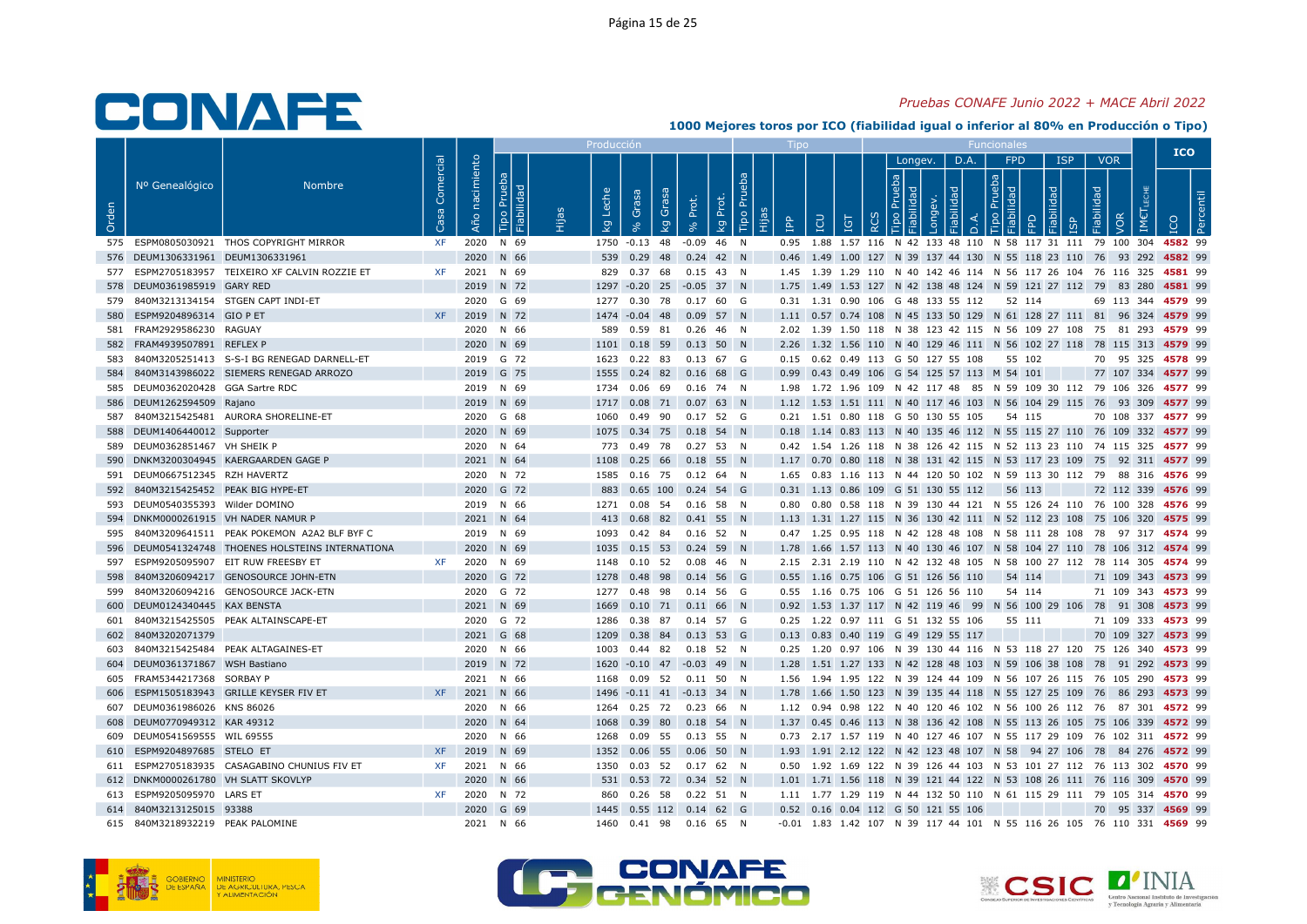# CONAFE

*Pruebas CONAFE Junio 2022 + MACE Abril 2022*

**1000 Mejores toros por ICO (fiabilidad igual o inferior al 80% en Producción o Tipo)**

| Orden | Nº Genealógico | Nombre | Casa Comercial | Año nacimiento | Producción: Tipo Prueba | Fiabilidad | Hijas | kg Leche | % Grasa | kg Grasa | % Prot. | kg Prot. | Tipo: Tipo Prueba | Hijas | IPP | ICU | IGT | RCS | Longev.: Tipo Prueba | Fiabilidad | Longev. | D.A.: Fiabilidad | D.A. | FPD: Tipo Prueba | Fiabilidad | FPD | ISP: Fiabilidad | ISP | VOR: Fiabilidad | VOR | IM€T LECHE | ICO | Percentil |
|---|---|---|---|---|---|---|---|---|---|---|---|---|---|---|---|---|---|---|---|---|---|---|---|---|---|---|---|---|---|---|---|---|---|---|
| 575 | ESPM0805030921 | THOS COPYRIGHT MIRROR | XF | 2020 | N | 69 | | 1750 | -0.13 | 48 | -0.09 | 46 | N | | 0.95 | 1.88 | 1.57 | 116 | N | 42 | 133 | 48 | 110 | N | 58 | 117 | 31 | 111 | 79 | 100 | 304 | **4582** | 99 |
| 576 | DEUM1306331961 | DEUM1306331961 | | 2020 | N | 66 | | 539 | 0.29 | 48 | 0.24 | 42 | N | | 0.46 | 1.49 | 1.00 | 127 | N | 39 | 137 | 44 | 130 | N | 55 | 118 | 23 | 110 | 76 | 93 | 292 | **4582** | 99 |
| 577 | ESPM2705183957 | TEIXEIRO XF CALVIN ROZZIE ET | XF | 2021 | N | 69 | | 829 | 0.37 | 68 | 0.15 | 43 | N | | 1.45 | 1.39 | 1.29 | 110 | N | 40 | 142 | 46 | 114 | N | 56 | 117 | 26 | 104 | 76 | 116 | 325 | **4581** | 99 |
| 578 | DEUM0361985919 | GARY RED | | 2019 | N | 72 | | 1297 | -0.20 | 25 | -0.05 | 37 | N | | 1.75 | 1.49 | 1.53 | 127 | N | 42 | 138 | 48 | 124 | N | 59 | 121 | 27 | 112 | 79 | 83 | 280 | **4581** | 99 |
| 579 | 840M3213134154 | STGEN CAPT INDI-ET | | 2020 | G | 69 | | 1277 | 0.30 | 78 | 0.17 | 60 | G | | 0.31 | 1.31 | 0.90 | 106 | G | 48 | 133 | 55 | 112 | | 52 | 114 | | | 69 | 113 | 344 | **4579** | 99 |
| 580 | ESPM9204896314 | GIO P ET | XF | 2019 | N | 72 | | 1474 | -0.04 | 48 | 0.09 | 57 | N | | 1.11 | 0.57 | 0.74 | 108 | N | 45 | 133 | 50 | 129 | N | 61 | 128 | 27 | 111 | 81 | 96 | 324 | **4579** | 99 |
| 581 | FRAM2929586230 | RAGUAY | | 2020 | N | 66 | | 589 | 0.59 | 81 | 0.26 | 46 | N | | 2.02 | 1.39 | 1.50 | 118 | N | 38 | 123 | 42 | 115 | N | 56 | 109 | 27 | 108 | 75 | 81 | 293 | **4579** | 99 |
| 582 | FRAM4939507891 | REFLEX P | | 2020 | N | 69 | | 1101 | 0.18 | 59 | 0.13 | 50 | N | | 2.26 | 1.32 | 1.56 | 110 | N | 40 | 129 | 46 | 111 | N | 56 | 102 | 27 | 118 | 78 | 115 | 313 | **4579** | 99 |
| 583 | 840M3205251413 | S-S-I BG RENEGAD DARNELL-ET | | 2019 | G | 72 | | 1623 | 0.22 | 83 | 0.13 | 67 | G | | 0.15 | 0.62 | 0.49 | 113 | G | 50 | 127 | 55 | 108 | | 55 | 102 | | | 70 | 95 | 325 | **4578** | 99 |
| 584 | 840M3143986022 | SIEMERS RENEGAD ARROZO | | 2019 | G | 75 | | 1555 | 0.24 | 82 | 0.16 | 68 | G | | 0.99 | 0.43 | 0.49 | 106 | G | 54 | 125 | 57 | 113 | M | 54 | 101 | | | 77 | 107 | 334 | **4577** | 99 |
| 585 | DEUM0362020428 | GGA Sartre RDC | | 2019 | N | 69 | | 1734 | 0.06 | 69 | 0.16 | 74 | N | | 1.98 | 1.72 | 1.96 | 109 | N | 42 | 117 | 48 | 85 | N | 59 | 109 | 30 | 112 | 79 | 106 | 326 | **4577** | 99 |
| 586 | DEUM1262594509 | Rajano | | 2019 | N | 69 | | 1717 | 0.08 | 71 | 0.07 | 63 | N | | 1.12 | 1.53 | 1.51 | 111 | N | 40 | 117 | 46 | 103 | N | 56 | 104 | 29 | 115 | 76 | 93 | 309 | **4577** | 99 |
| 587 | 840M3215425481 | AURORA SHORELINE-ET | | 2020 | G | 68 | | 1060 | 0.49 | 90 | 0.17 | 52 | G | | 0.21 | 1.51 | 0.80 | 118 | G | 50 | 130 | 55 | 105 | | 54 | 115 | | | 70 | 108 | 337 | **4577** | 99 |
| 588 | DEUM1406440012 | Supporter | | 2020 | N | 69 | | 1075 | 0.34 | 75 | 0.18 | 54 | N | | 0.18 | 1.14 | 0.83 | 113 | N | 40 | 135 | 46 | 112 | N | 55 | 115 | 27 | 110 | 76 | 109 | 332 | **4577** | 99 |
| 589 | DEUM0362851467 | VH SHEIK P | | 2020 | N | 64 | | 773 | 0.49 | 78 | 0.27 | 53 | N | | 0.42 | 1.54 | 1.26 | 118 | N | 38 | 126 | 42 | 115 | N | 52 | 113 | 23 | 110 | 74 | 115 | 325 | **4577** | 99 |
| 590 | DNKM3200304945 | KAERGAARDEN GAGE P | | 2021 | N | 64 | | 1108 | 0.25 | 66 | 0.18 | 55 | N | | 1.17 | 0.70 | 0.80 | 118 | N | 38 | 131 | 42 | 115 | N | 53 | 117 | 23 | 109 | 75 | 92 | 311 | **4577** | 99 |
| 591 | DEUM0667512345 | RZH HAVERTZ | | 2020 | N | 72 | | 1585 | 0.16 | 75 | 0.12 | 64 | N | | 1.65 | 0.83 | 1.16 | 113 | N | 44 | 120 | 50 | 102 | N | 59 | 113 | 30 | 112 | 79 | 88 | 316 | **4576** | 99 |
| 592 | 840M3215425452 | PEAK BIG HYPE-ET | | 2020 | G | 72 | | 883 | 0.65 | 100 | 0.24 | 54 | G | | 0.31 | 1.13 | 0.86 | 109 | G | 51 | 130 | 55 | 112 | | 56 | 113 | | | 72 | 112 | 339 | **4576** | 99 |
| 593 | DEUM0540355393 | Wilder DOMINO | | 2019 | N | 66 | | 1271 | 0.08 | 54 | 0.16 | 58 | N | | 0.80 | 0.80 | 0.58 | 118 | N | 39 | 130 | 44 | 121 | N | 55 | 126 | 24 | 110 | 76 | 100 | 328 | **4576** | 99 |
| 594 | DNKM0000261915 | VH NADER NAMUR P | | 2021 | N | 64 | | 413 | 0.68 | 82 | 0.41 | 55 | N | | 1.13 | 1.31 | 1.27 | 115 | N | 36 | 130 | 42 | 111 | N | 52 | 112 | 23 | 108 | 75 | 106 | 320 | **4575** | 99 |
| 595 | 840M3209641511 | PEAK POKEMON A2A2 BLF BYF C | | 2019 | N | 69 | | 1093 | 0.42 | 84 | 0.16 | 52 | N | | 0.47 | 1.25 | 0.95 | 118 | N | 42 | 128 | 48 | 108 | N | 58 | 111 | 28 | 108 | 78 | 97 | 317 | **4574** | 99 |
| 596 | DEUM0541324748 | THOENES HOLSTEINS INTERNATIONA | | 2020 | N | 69 | | 1035 | 0.15 | 53 | 0.24 | 59 | N | | 1.78 | 1.66 | 1.57 | 113 | N | 40 | 130 | 46 | 107 | N | 58 | 104 | 27 | 110 | 78 | 106 | 312 | **4574** | 99 |
| 597 | ESPM9205095907 | EIT RUW FREESBY ET | XF | 2020 | N | 69 | | 1148 | 0.10 | 52 | 0.08 | 46 | N | | 2.15 | 2.31 | 2.19 | 110 | N | 42 | 132 | 48 | 105 | N | 58 | 100 | 27 | 112 | 78 | 114 | 305 | **4574** | 99 |
| 598 | 840M3206094217 | GENOSOURCE JOHN-ETN | | 2020 | G | 72 | | 1278 | 0.48 | 98 | 0.14 | 56 | G | | 0.55 | 1.16 | 0.75 | 106 | G | 51 | 126 | 56 | 110 | | 54 | 114 | | | 71 | 109 | 343 | **4573** | 99 |
| 599 | 840M3206094216 | GENOSOURCE JACK-ETN | | 2020 | G | 72 | | 1277 | 0.48 | 98 | 0.14 | 56 | G | | 0.55 | 1.16 | 0.75 | 106 | G | 51 | 126 | 56 | 110 | | 54 | 114 | | | 71 | 109 | 343 | **4573** | 99 |
| 600 | DEUM0124340445 | KAX BENSTA | | 2021 | N | 69 | | 1669 | 0.10 | 71 | 0.11 | 66 | N | | 0.92 | 1.53 | 1.37 | 117 | N | 42 | 119 | 46 | 99 | N | 56 | 100 | 29 | 106 | 78 | 91 | 308 | **4573** | 99 |
| 601 | 840M3215425505 | PEAK ALTAINSCAPE-ET | | 2020 | G | 72 | | 1286 | 0.38 | 87 | 0.14 | 57 | G | | 0.25 | 1.22 | 0.97 | 111 | G | 51 | 132 | 55 | 106 | | 55 | 111 | | | 71 | 109 | 333 | **4573** | 99 |
| 602 | 840M3202071379 | | | 2021 | G | 68 | | 1209 | 0.38 | 84 | 0.13 | 53 | G | | 0.13 | 0.83 | 0.40 | 119 | G | 49 | 129 | 55 | 117 | | | | | | 70 | 109 | 327 | **4573** | 99 |
| 603 | 840M3215425484 | PEAK ALTAGAINES-ET | | 2020 | N | 66 | | 1003 | 0.44 | 82 | 0.18 | 52 | N | | 0.25 | 1.20 | 0.97 | 106 | N | 39 | 130 | 44 | 116 | N | 53 | 118 | 27 | 120 | 75 | 126 | 340 | **4573** | 99 |
| 604 | DEUM0361371867 | WSH Bastiano | | 2019 | N | 72 | | 1620 | -0.10 | 47 | -0.03 | 49 | N | | 1.28 | 1.51 | 1.27 | 133 | N | 42 | 128 | 48 | 103 | N | 59 | 106 | 38 | 108 | 78 | 91 | 292 | **4573** | 99 |
| 605 | FRAM5344217368 | SORBAY P | | 2021 | N | 66 | | 1168 | 0.09 | 52 | 0.11 | 50 | N | | 1.56 | 1.94 | 1.95 | 122 | N | 39 | 124 | 44 | 109 | N | 56 | 107 | 26 | 115 | 76 | 105 | 290 | **4573** | 99 |
| 606 | ESPM1505183943 | GRILLE KEYSER FIV ET | XF | 2021 | N | 66 | | 1496 | -0.11 | 41 | -0.13 | 34 | N | | 1.78 | 1.66 | 1.50 | 123 | N | 39 | 135 | 44 | 118 | N | 55 | 127 | 25 | 109 | 76 | 86 | 293 | **4573** | 99 |
| 607 | DEUM0361986026 | KNS 86026 | | 2020 | N | 66 | | 1264 | 0.25 | 72 | 0.23 | 66 | N | | 1.12 | 0.94 | 0.98 | 122 | N | 40 | 120 | 46 | 102 | N | 56 | 100 | 26 | 112 | 76 | 87 | 301 | **4572** | 99 |
| 608 | DEUM0770949312 | KAR 49312 | | 2020 | N | 64 | | 1068 | 0.39 | 80 | 0.18 | 54 | N | | 1.37 | 0.45 | 0.46 | 113 | N | 38 | 136 | 42 | 108 | N | 55 | 113 | 26 | 105 | 75 | 106 | 339 | **4572** | 99 |
| 609 | DEUM0541569555 | WIL 69555 | | 2020 | N | 66 | | 1268 | 0.09 | 55 | 0.13 | 55 | N | | 0.73 | 2.17 | 1.57 | 119 | N | 40 | 127 | 46 | 107 | N | 55 | 117 | 29 | 109 | 76 | 102 | 311 | **4572** | 99 |
| 610 | ESPM9204897685 | STELO ET | XF | 2019 | N | 69 | | 1352 | 0.06 | 55 | 0.06 | 50 | N | | 1.93 | 1.91 | 2.12 | 122 | N | 42 | 123 | 48 | 107 | N | 58 | 94 | 27 | 106 | 78 | 84 | 276 | **4572** | 99 |
| 611 | ESPM2705183935 | CASAGABINO CHUNIUS FIV ET | XF | 2021 | N | 66 | | 1350 | 0.03 | 52 | 0.17 | 62 | N | | 0.50 | 1.92 | 1.69 | 122 | N | 39 | 126 | 44 | 103 | N | 53 | 101 | 27 | 112 | 76 | 113 | 302 | **4570** | 99 |
| 612 | DNKM0000261780 | VH SLATT SKOVLYP | | 2020 | N | 66 | | 531 | 0.53 | 72 | 0.34 | 52 | N | | 1.01 | 1.71 | 1.56 | 118 | N | 39 | 121 | 44 | 122 | N | 53 | 108 | 26 | 111 | 76 | 116 | 309 | **4570** | 99 |
| 613 | ESPM9205095970 | LARS ET | XF | 2020 | N | 72 | | 860 | 0.26 | 58 | 0.22 | 51 | N | | 1.11 | 1.77 | 1.29 | 119 | N | 44 | 132 | 50 | 110 | N | 61 | 115 | 29 | 111 | 79 | 105 | 314 | **4570** | 99 |
| 614 | 840M3213125015 | 93388 | | 2020 | G | 69 | | 1445 | 0.55 | 112 | 0.14 | 62 | G | | 0.52 | 0.16 | 0.04 | 112 | G | 50 | 121 | 55 | 106 | | | | | | 70 | 95 | 337 | **4569** | 99 |
| 615 | 840M3218932219 | PEAK PALOMINE | | 2021 | N | 66 | | 1460 | 0.41 | 98 | 0.16 | 65 | N | | -0.01 | 1.83 | 1.42 | 107 | N | 39 | 117 | 44 | 101 | N | 55 | 116 | 26 | 105 | 76 | 110 | 331 | **4569** | 99 |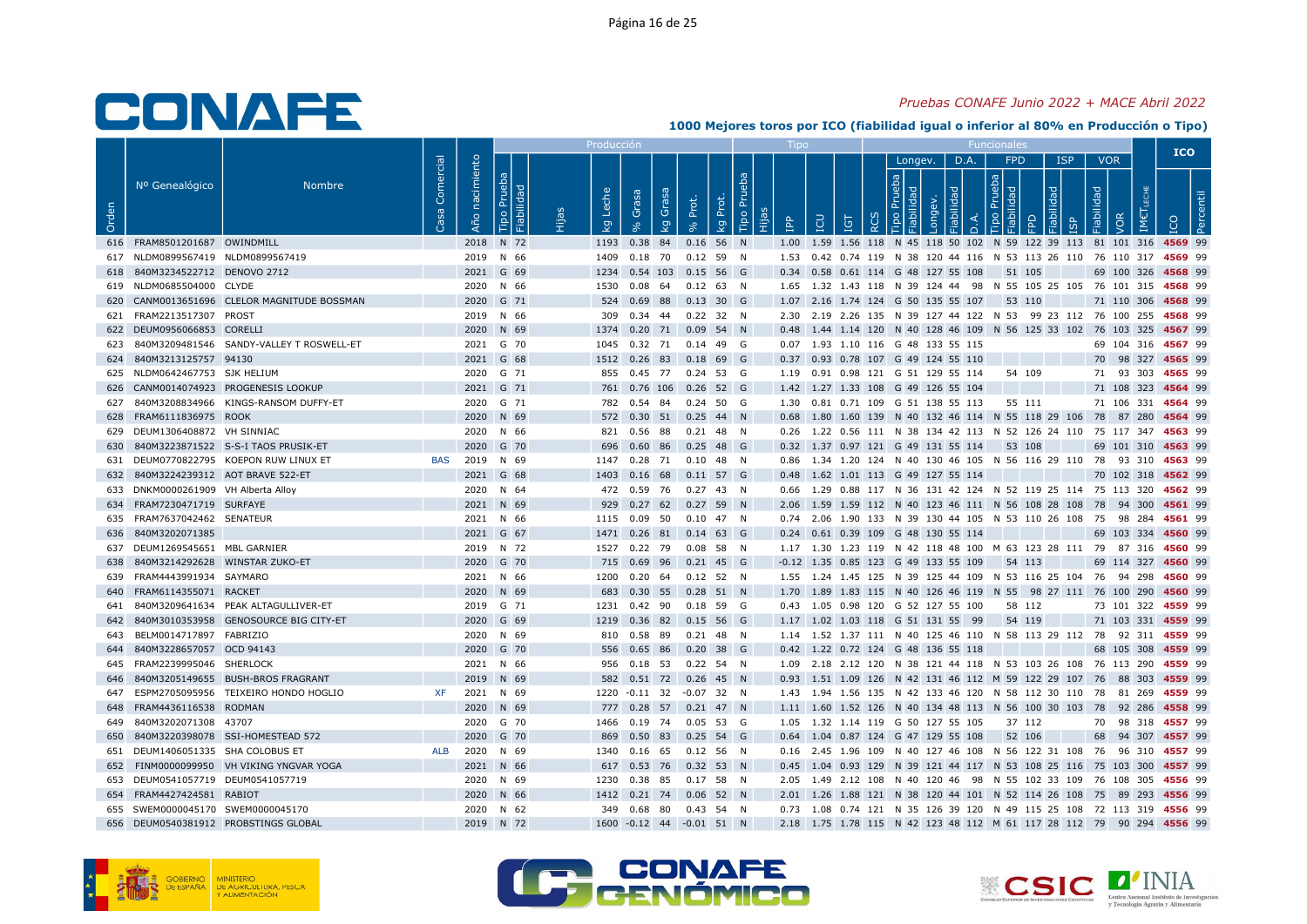# Pruebas CONAFE Junio 2022 + MACE Abril 2022

## 1000 Mejores toros por ICO (fiabilidad igual o inferior al 80% en Producción o Tipo)

| Orden | Nº Genealógico | Nombre | Casa Comercial | Año nacimiento | Producción Tipo Prueba | Fiabilidad | Hijas | kg Leche | % Grasa | kg Grasa | % Prot. | kg Prot. | Tipo Tipo Prueba | Hijas | IPP | ICU | IGT | RCS | Longev. Tipo Prueba | Fiabilidad | Longev. | D.A. Fiabilidad | D.A. | FPD Tipo Prueba | Fiabilidad | FPD | ISP Fiabilidad | ISP | VOR Fiabilidad | VOR | IM€T LECHE | ICO | Percentil |
|---|---|---|---|---|---|---|---|---|---|---|---|---|---|---|---|---|---|---|---|---|---|---|---|---|---|---|---|---|---|---|---|---|---|
| 616 | FRAM8501201687 | OWINDMILL | | 2018 | N | 72 | | 1193 | 0.38 | 84 | 0.16 | 56 | N | | 1.00 | 1.59 | 1.56 | 118 | N | 45 | 118 | 50 | 102 | N | 59 | 122 | 39 | 113 | 81 | 101 | 316 | 4569 | 99 |
| 617 | NLDM0899567419 | NLDM0899567419 | | 2019 | N | 66 | | 1409 | 0.18 | 70 | 0.12 | 59 | N | | 1.53 | 0.42 | 0.74 | 119 | N | 38 | 120 | 44 | 116 | N | 53 | 113 | 26 | 110 | 76 | 110 | 317 | 4569 | 99 |
| 618 | 840M3234522712 | DENOVO 2712 | | 2021 | G | 69 | | 1234 | 0.54 | 103 | 0.15 | 56 | G | | 0.34 | 0.58 | 0.61 | 114 | G | 48 | 127 | 55 | 108 | | 51 | 105 | | | 69 | 100 | 326 | 4568 | 99 |
| 619 | NLDM0685504000 | CLYDE | | 2020 | N | 66 | | 1530 | 0.08 | 64 | 0.12 | 63 | N | | 1.65 | 1.32 | 1.43 | 118 | N | 39 | 124 | 44 | 98 | N | 55 | 105 | 25 | 105 | 76 | 101 | 315 | 4568 | 99 |
| 620 | CANM0013651696 | CLELOR MAGNITUDE BOSSMAN | | 2020 | G | 71 | | 524 | 0.69 | 88 | 0.13 | 30 | G | | 1.07 | 2.16 | 1.74 | 124 | G | 50 | 135 | 55 | 107 | | 53 | 110 | | | 71 | 110 | 306 | 4568 | 99 |
| 621 | FRAM2213517307 | PROST | | 2019 | N | 66 | | 309 | 0.34 | 44 | 0.22 | 32 | N | | 2.30 | 2.19 | 2.26 | 135 | N | 39 | 127 | 44 | 122 | N | 53 | 99 | 23 | 112 | 76 | 100 | 255 | 4568 | 99 |
| 622 | DEUM0956066853 | CORELLI | | 2020 | N | 69 | | 1374 | 0.20 | 71 | 0.09 | 54 | N | | 0.48 | 1.44 | 1.14 | 120 | N | 40 | 128 | 46 | 109 | N | 56 | 125 | 33 | 102 | 76 | 103 | 325 | 4567 | 99 |
| 623 | 840M3209481546 | SANDY-VALLEY T ROSWELL-ET | | 2021 | G | 70 | | 1045 | 0.32 | 71 | 0.14 | 49 | G | | 0.07 | 1.93 | 1.10 | 116 | G | 48 | 131 | 55 | 115 | | | | | | 69 | 104 | 316 | 4567 | 99 |
| 624 | 840M3213125757 | 94130 | | 2021 | G | 68 | | 1512 | 0.26 | 83 | 0.18 | 69 | G | | 0.37 | 0.93 | 0.78 | 107 | G | 49 | 124 | 55 | 110 | | | | | | 70 | 98 | 327 | 4565 | 99 |
| 625 | NLDM0642467753 | SJK HELIUM | | 2020 | G | 71 | | 855 | 0.45 | 77 | 0.24 | 53 | G | | 1.19 | 0.91 | 0.98 | 121 | G | 51 | 129 | 55 | 114 | | 54 | 109 | | | 71 | 93 | 303 | 4565 | 99 |
| 626 | CANM0014074923 | PROGENESIS LOOKUP | | 2021 | G | 71 | | 761 | 0.76 | 106 | 0.26 | 52 | G | | 1.42 | 1.27 | 1.33 | 108 | G | 49 | 126 | 55 | 104 | | | | | | 71 | 108 | 323 | 4564 | 99 |
| 627 | 840M3208834966 | KINGS-RANSOM DUFFY-ET | | 2020 | G | 71 | | 782 | 0.54 | 84 | 0.24 | 50 | G | | 1.30 | 0.81 | 0.71 | 109 | G | 51 | 138 | 55 | 113 | | 55 | 111 | | | 71 | 106 | 331 | 4564 | 99 |
| 628 | FRAM6111836975 | ROOK | | 2020 | N | 69 | | 572 | 0.30 | 51 | 0.25 | 44 | N | | 0.68 | 1.80 | 1.60 | 139 | N | 40 | 132 | 46 | 114 | N | 55 | 118 | 29 | 106 | 78 | 87 | 280 | 4564 | 99 |
| 629 | DEUM1306408872 | VH SINNIAC | | 2020 | N | 66 | | 821 | 0.56 | 88 | 0.21 | 48 | N | | 0.26 | 1.22 | 0.56 | 111 | N | 38 | 134 | 42 | 113 | N | 52 | 126 | 24 | 110 | 75 | 117 | 347 | 4563 | 99 |
| 630 | 840M3223871522 | S-S-I TAOS PRUSIK-ET | | 2020 | G | 70 | | 696 | 0.60 | 86 | 0.25 | 48 | G | | 0.32 | 1.37 | 0.97 | 121 | G | 49 | 131 | 55 | 114 | | 53 | 108 | | | 69 | 101 | 310 | 4563 | 99 |
| 631 | DEUM0770822795 | KOEPON RUW LINUX ET | BAS | 2019 | N | 69 | | 1147 | 0.28 | 71 | 0.10 | 48 | N | | 0.86 | 1.34 | 1.20 | 124 | N | 40 | 130 | 46 | 105 | N | 56 | 116 | 29 | 110 | 78 | 93 | 310 | 4563 | 99 |
| 632 | 840M3224239312 | AOT BRAVE 522-ET | | 2021 | G | 68 | | 1403 | 0.16 | 68 | 0.11 | 57 | G | | 0.48 | 1.62 | 1.01 | 113 | G | 49 | 127 | 55 | 114 | | | | | | 70 | 102 | 318 | 4562 | 99 |
| 633 | DNKM0000261909 | VH Alberta Alloy | | 2020 | N | 64 | | 472 | 0.59 | 76 | 0.27 | 43 | N | | 0.66 | 1.29 | 0.88 | 117 | N | 36 | 131 | 42 | 124 | N | 52 | 119 | 25 | 114 | 75 | 113 | 320 | 4562 | 99 |
| 634 | FRAM7230471719 | SURFAYE | | 2021 | N | 69 | | 929 | 0.27 | 62 | 0.27 | 59 | N | | 2.06 | 1.59 | 1.59 | 112 | N | 40 | 123 | 46 | 111 | N | 56 | 108 | 28 | 108 | 78 | 94 | 300 | 4561 | 99 |
| 635 | FRAM7637042462 | SENATEUR | | 2021 | N | 66 | | 1115 | 0.09 | 50 | 0.10 | 47 | N | | 0.74 | 2.06 | 1.90 | 133 | N | 39 | 130 | 44 | 105 | N | 53 | 110 | 26 | 108 | 75 | 98 | 284 | 4561 | 99 |
| 636 | 840M3202071385 | | | 2021 | G | 67 | | 1471 | 0.26 | 81 | 0.14 | 63 | G | | 0.24 | 0.61 | 0.39 | 109 | G | 48 | 130 | 55 | 114 | | | | | | 69 | 103 | 334 | 4560 | 99 |
| 637 | DEUM1269545651 | MBL GARNIER | | 2019 | N | 72 | | 1527 | 0.22 | 79 | 0.08 | 58 | N | | 1.17 | 1.30 | 1.23 | 119 | N | 42 | 118 | 48 | 100 | M | 63 | 123 | 28 | 111 | 79 | 87 | 316 | 4560 | 99 |
| 638 | 840M3214292628 | WINSTAR ZUKO-ET | | 2020 | G | 70 | | 715 | 0.69 | 96 | 0.21 | 45 | G | | -0.12 | 1.35 | 0.85 | 123 | G | 49 | 133 | 55 | 109 | | 54 | 113 | | | 69 | 114 | 327 | 4560 | 99 |
| 639 | FRAM4443991934 | SAYMARO | | 2021 | N | 66 | | 1200 | 0.20 | 64 | 0.12 | 52 | N | | 1.55 | 1.24 | 1.45 | 125 | N | 39 | 125 | 44 | 109 | N | 53 | 116 | 25 | 104 | 76 | 94 | 298 | 4560 | 99 |
| 640 | FRAM6114355071 | RACKET | | 2020 | N | 69 | | 683 | 0.30 | 55 | 0.28 | 51 | N | | 1.70 | 1.89 | 1.83 | 115 | N | 40 | 126 | 46 | 119 | N | 55 | 98 | 27 | 111 | 76 | 100 | 290 | 4560 | 99 |
| 641 | 840M3209641634 | PEAK ALTAGULLIVER-ET | | 2019 | G | 71 | | 1231 | 0.42 | 90 | 0.18 | 59 | G | | 0.43 | 1.05 | 0.98 | 120 | G | 52 | 127 | 55 | 100 | | 58 | 112 | | | 73 | 101 | 322 | 4559 | 99 |
| 642 | 840M3010353958 | GENOSOURCE BIG CITY-ET | | 2020 | G | 69 | | 1219 | 0.36 | 82 | 0.15 | 56 | G | | 1.17 | 1.02 | 1.03 | 118 | G | 51 | 131 | 55 | 99 | | 54 | 119 | | | 71 | 103 | 331 | 4559 | 99 |
| 643 | BELM0014717897 | FABRIZIO | | 2020 | N | 69 | | 810 | 0.58 | 89 | 0.21 | 48 | N | | 1.14 | 1.52 | 1.37 | 111 | N | 40 | 125 | 46 | 110 | N | 58 | 113 | 29 | 112 | 78 | 92 | 311 | 4559 | 99 |
| 644 | 840M3228657057 | OCD 94143 | | 2020 | G | 70 | | 556 | 0.65 | 86 | 0.20 | 38 | G | | 0.42 | 1.22 | 0.72 | 124 | G | 48 | 136 | 55 | 118 | | | | | | 68 | 105 | 308 | 4559 | 99 |
| 645 | FRAM2239995046 | SHERLOCK | | 2021 | N | 66 | | 956 | 0.18 | 53 | 0.22 | 54 | N | | 1.09 | 2.18 | 2.12 | 120 | N | 38 | 121 | 44 | 118 | N | 53 | 103 | 26 | 108 | 76 | 113 | 290 | 4559 | 99 |
| 646 | 840M3205149655 | BUSH-BROS FRAGRANT | | 2019 | N | 69 | | 582 | 0.51 | 72 | 0.26 | 45 | N | | 0.93 | 1.51 | 1.09 | 126 | N | 42 | 131 | 46 | 112 | M | 59 | 122 | 29 | 107 | 76 | 88 | 303 | 4559 | 99 |
| 647 | ESPM2705095956 | TEIXEIRO HONDO HOGLIO | XF | 2021 | N | 69 | | 1220 | -0.11 | 32 | -0.07 | 32 | N | | 1.43 | 1.94 | 1.56 | 135 | N | 42 | 133 | 46 | 120 | N | 58 | 112 | 30 | 110 | 78 | 81 | 269 | 4559 | 99 |
| 648 | FRAM4436116538 | RODMAN | | 2020 | N | 69 | | 777 | 0.28 | 57 | 0.21 | 47 | N | | 1.11 | 1.60 | 1.52 | 126 | N | 40 | 134 | 48 | 113 | N | 56 | 100 | 30 | 103 | 78 | 92 | 286 | 4558 | 99 |
| 649 | 840M3202071308 | 43707 | | 2020 | G | 70 | | 1466 | 0.19 | 74 | 0.05 | 53 | G | | 1.05 | 1.32 | 1.14 | 119 | G | 50 | 127 | 55 | 105 | | 37 | 112 | | | 70 | 98 | 318 | 4557 | 99 |
| 650 | 840M3220398078 | SSI-HOMESTEAD 572 | | 2020 | G | 70 | | 869 | 0.50 | 83 | 0.25 | 54 | G | | 0.64 | 1.04 | 0.87 | 124 | G | 47 | 129 | 55 | 108 | | 52 | 106 | | | 68 | 94 | 307 | 4557 | 99 |
| 651 | DEUM1406051335 | SHA COLOBUS ET | ALB | 2020 | N | 69 | | 1340 | 0.16 | 65 | 0.12 | 56 | N | | 0.16 | 2.45 | 1.96 | 109 | N | 40 | 127 | 46 | 108 | N | 56 | 122 | 31 | 108 | 76 | 96 | 310 | 4557 | 99 |
| 652 | FINM0000099950 | VH VIKING YNGVAR YOGA | | 2021 | N | 66 | | 617 | 0.53 | 76 | 0.32 | 53 | N | | 0.45 | 1.04 | 0.93 | 129 | N | 39 | 121 | 44 | 117 | N | 53 | 108 | 25 | 116 | 75 | 103 | 300 | 4557 | 99 |
| 653 | DEUM0541057719 | DEUM0541057719 | | 2020 | N | 69 | | 1230 | 0.38 | 85 | 0.17 | 58 | N | | 2.05 | 1.49 | 2.12 | 108 | N | 40 | 120 | 46 | 98 | N | 55 | 102 | 33 | 109 | 76 | 108 | 305 | 4556 | 99 |
| 654 | FRAM4427424581 | RABIOT | | 2020 | N | 66 | | 1412 | 0.21 | 74 | 0.06 | 52 | N | | 2.01 | 1.26 | 1.88 | 121 | N | 38 | 120 | 44 | 101 | N | 52 | 114 | 26 | 108 | 75 | 89 | 293 | 4556 | 99 |
| 655 | SWEM0000045170 | SWEM0000045170 | | 2020 | N | 62 | | 349 | 0.68 | 80 | 0.43 | 54 | N | | 0.73 | 1.08 | 0.74 | 121 | N | 35 | 126 | 39 | 120 | N | 49 | 115 | 25 | 108 | 72 | 113 | 319 | 4556 | 99 |
| 656 | DEUM0540381912 | PROBSTINGS GLOBAL | | 2019 | N | 72 | | 1600 | -0.12 | 44 | -0.01 | 51 | N | | 2.18 | 1.75 | 1.78 | 115 | N | 42 | 123 | 48 | 112 | M | 61 | 117 | 28 | 112 | 79 | 90 | 294 | 4556 | 99 |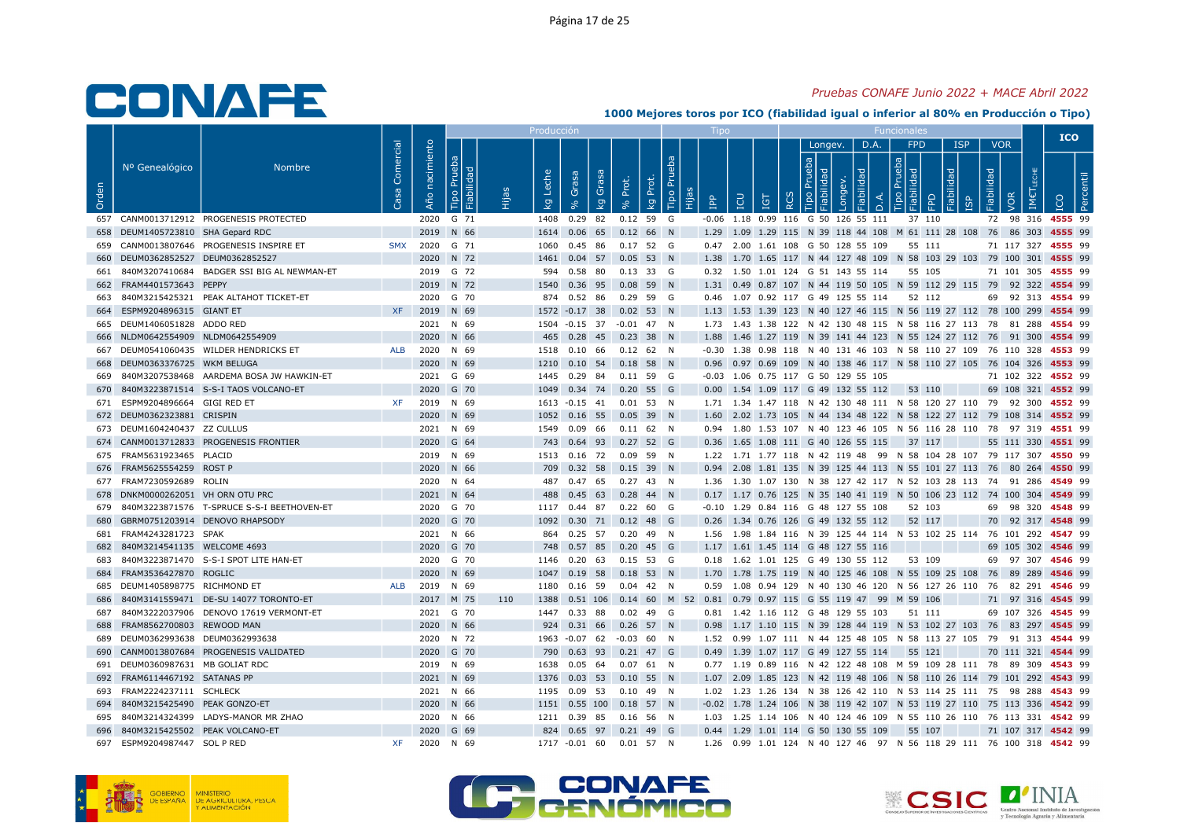# CONAFE

*Pruebas CONAFE Junio 2022 + MACE Abril 2022*

**1000 Mejores toros por ICO (fiabilidad igual o inferior al 80% en Producción o Tipo)**

| Orden | Nº Genealógico | Nombre | Casa Comercial | Año nacimiento | Producción | | | | | | | | Tipo | | | | | Funcionales | | | | | | | | | | | | | | ICO | |
|---|---|---|---|---|---|---|---|---|---|---|---|---|---|---|---|---|---|---|---|---|---|---|---|---|---|---|---|---|---|---|---|---|---|
| | | | | | | | | | | | | | | | | | | | Longev. | | | D.A. | | FPD | | | ISP | | VOR | | | | |
| | | | | | Tipo Prueba | Fiabilidad | Hijas | kg Leche | % Grasa | kg Grasa | % Prot. | kg Prot. | Tipo Prueba | Hijas | IPP | ICU | IGT | RCS | Tipo Prueba | Fiabilidad | Longev. | Fiabilidad | D.A. | Tipo Prueba | Fiabilidad | FPD | Fiabilidad | ISP | Fiabilidad | VOR | IMET_LECHE | ICO | Percentil |
| 657 | CANM0013712912 | PROGENESIS PROTECTED | | 2020 | G | 71 | | 1408 | 0.29 | 82 | 0.12 | 59 | G | | -0.06 | 1.18 | 0.99 | 116 | G | 50 | 126 | 55 | 111 | | 37 | 110 | | | 72 | 98 | 316 | 4555 | 99 |
| 658 | DEUM1405723810 | SHA Gepard RDC | | 2019 | N | 66 | | 1614 | 0.06 | 65 | 0.12 | 66 | N | | 1.29 | 1.09 | 1.29 | 115 | N | 39 | 118 | 44 | 108 | M | 61 | 111 | 28 | 108 | 76 | 86 | 303 | 4555 | 99 |
| 659 | CANM0013807646 | PROGENESIS INSPIRE ET | SMX | 2020 | G | 71 | | 1060 | 0.45 | 86 | 0.17 | 52 | G | | 0.47 | 2.00 | 1.61 | 108 | G | 50 | 128 | 55 | 109 | | 55 | 111 | | | 71 | 117 | 327 | 4555 | 99 |
| 660 | DEUM0362852527 | DEUM0362852527 | | 2020 | N | 72 | | 1461 | 0.04 | 57 | 0.05 | 53 | N | | 1.38 | 1.70 | 1.65 | 117 | N | 44 | 127 | 48 | 109 | N | 58 | 103 | 29 | 103 | 79 | 100 | 301 | 4555 | 99 |
| 661 | 840M3207410684 | BADGER SSI BIG AL NEWMAN-ET | | 2019 | G | 72 | | 594 | 0.58 | 80 | 0.13 | 33 | G | | 0.32 | 1.50 | 1.01 | 124 | G | 51 | 143 | 55 | 114 | | 55 | 105 | | | 71 | 101 | 305 | 4555 | 99 |
| 662 | FRAM4401573643 | PEPPY | | 2019 | N | 72 | | 1540 | 0.36 | 95 | 0.08 | 59 | N | | 1.31 | 0.49 | 0.87 | 107 | N | 44 | 119 | 50 | 105 | N | 59 | 112 | 29 | 115 | 79 | 92 | 322 | 4554 | 99 |
| 663 | 840M3215425321 | PEAK ALTAHOT TICKET-ET | | 2020 | G | 70 | | 874 | 0.52 | 86 | 0.29 | 59 | G | | 0.46 | 1.07 | 0.92 | 117 | G | 49 | 125 | 55 | 114 | | 52 | 112 | | | 69 | 92 | 313 | 4554 | 99 |
| 664 | ESPM9204896315 | GIANT ET | XF | 2019 | N | 69 | | 1572 | -0.17 | 38 | 0.02 | 53 | N | | 1.13 | 1.53 | 1.39 | 123 | N | 40 | 127 | 46 | 115 | N | 56 | 119 | 27 | 112 | 78 | 100 | 299 | 4554 | 99 |
| 665 | DEUM1406051828 | ADDO RED | | 2021 | N | 69 | | 1504 | -0.15 | 37 | -0.01 | 47 | N | | 1.73 | 1.43 | 1.38 | 122 | N | 42 | 130 | 48 | 115 | N | 58 | 116 | 27 | 113 | 78 | 81 | 288 | 4554 | 99 |
| 666 | NLDM0642554909 | NLDM0642554909 | | 2020 | N | 66 | | 465 | 0.28 | 45 | 0.23 | 38 | N | | 1.88 | 1.46 | 1.27 | 119 | N | 39 | 141 | 44 | 123 | N | 55 | 124 | 27 | 112 | 76 | 91 | 300 | 4554 | 99 |
| 667 | DEUM0541060435 | WILDER HENDRICKS ET | ALB | 2020 | N | 69 | | 1518 | 0.10 | 66 | 0.12 | 62 | N | | -0.30 | 1.38 | 0.98 | 118 | N | 40 | 131 | 46 | 103 | N | 58 | 110 | 27 | 109 | 76 | 110 | 328 | 4553 | 99 |
| 668 | DEUM0363376725 | WKM BELUGA | | 2020 | N | 69 | | 1210 | 0.10 | 54 | 0.18 | 58 | N | | 0.96 | 0.97 | 0.69 | 109 | N | 40 | 138 | 46 | 117 | N | 58 | 110 | 27 | 105 | 76 | 104 | 326 | 4553 | 99 |
| 669 | 840M3207538468 | AARDEMA BOSA JW HAWKIN-ET | | 2021 | G | 69 | | 1445 | 0.29 | 84 | 0.11 | 59 | G | | -0.03 | 1.06 | 0.75 | 117 | G | 50 | 129 | 55 | 105 | | | | | | 71 | 102 | 327 | 4552 | 99 |
| 670 | 840M3223871514 | S-S-I TAOS VOLCANO-ET | | 2020 | G | 70 | | 1049 | 0.34 | 74 | 0.20 | 55 | G | | 0.00 | 1.54 | 1.09 | 117 | G | 49 | 132 | 55 | 112 | | 53 | 110 | | | 69 | 108 | 321 | 4552 | 99 |
| 671 | ESPM9204896664 | GIGI RED ET | XF | 2019 | N | 69 | | 1613 | -0.15 | 41 | 0.01 | 53 | N | | 1.71 | 1.34 | 1.47 | 118 | N | 42 | 130 | 48 | 111 | N | 58 | 120 | 27 | 110 | 79 | 92 | 300 | 4552 | 99 |
| 672 | DEUM0362323881 | CRISPIN | | 2020 | N | 69 | | 1052 | 0.16 | 55 | 0.05 | 39 | N | | 1.60 | 2.02 | 1.73 | 105 | N | 44 | 134 | 48 | 122 | N | 58 | 122 | 27 | 112 | 79 | 108 | 314 | 4552 | 99 |
| 673 | DEUM1604240437 | ZZ CULLUS | | 2021 | N | 69 | | 1549 | 0.09 | 66 | 0.11 | 62 | N | | 0.94 | 1.80 | 1.53 | 107 | N | 40 | 123 | 46 | 105 | N | 56 | 116 | 28 | 110 | 78 | 97 | 319 | 4551 | 99 |
| 674 | CANM0013712833 | PROGENESIS FRONTIER | | 2020 | G | 64 | | 743 | 0.64 | 93 | 0.27 | 52 | G | | 0.36 | 1.65 | 1.08 | 111 | G | 40 | 126 | 55 | 115 | | 37 | 117 | | | 55 | 111 | 330 | 4551 | 99 |
| 675 | FRAM5631923465 | PLACID | | 2019 | N | 69 | | 1513 | 0.16 | 72 | 0.09 | 59 | N | | 1.22 | 1.71 | 1.77 | 118 | N | 42 | 119 | 48 | 99 | N | 58 | 104 | 28 | 107 | 79 | 117 | 307 | 4550 | 99 |
| 676 | FRAM5625554259 | ROST P | | 2020 | N | 66 | | 709 | 0.32 | 58 | 0.15 | 39 | N | | 0.94 | 2.08 | 1.81 | 135 | N | 39 | 125 | 44 | 113 | N | 55 | 101 | 27 | 113 | 76 | 80 | 264 | 4550 | 99 |
| 677 | FRAM7230592689 | ROLIN | | 2020 | N | 64 | | 487 | 0.47 | 65 | 0.27 | 43 | N | | 1.36 | 1.30 | 1.07 | 130 | N | 38 | 127 | 42 | 117 | N | 52 | 103 | 28 | 113 | 74 | 91 | 286 | 4549 | 99 |
| 678 | DNKM0000262051 | VH ORN OTU PRC | | 2021 | N | 64 | | 488 | 0.45 | 63 | 0.28 | 44 | N | | 0.17 | 1.17 | 0.76 | 125 | N | 35 | 140 | 41 | 119 | N | 50 | 106 | 23 | 112 | 74 | 100 | 304 | 4549 | 99 |
| 679 | 840M3223871576 | T-SPRUCE S-S-I BEETHOVEN-ET | | 2020 | G | 70 | | 1117 | 0.44 | 87 | 0.22 | 60 | G | | -0.10 | 1.29 | 0.84 | 116 | G | 48 | 127 | 55 | 108 | | 52 | 103 | | | 69 | 98 | 320 | 4548 | 99 |
| 680 | GBRM0751203914 | DENOVO RHAPSODY | | 2020 | G | 70 | | 1092 | 0.30 | 71 | 0.12 | 48 | G | | 0.26 | 1.34 | 0.76 | 126 | G | 49 | 132 | 55 | 112 | | 52 | 117 | | | 70 | 92 | 317 | 4548 | 99 |
| 681 | FRAM4243281723 | SPAK | | 2021 | N | 66 | | 864 | 0.25 | 57 | 0.20 | 49 | N | | 1.56 | 1.98 | 1.84 | 116 | N | 39 | 125 | 44 | 114 | N | 53 | 102 | 25 | 114 | 76 | 101 | 292 | 4547 | 99 |
| 682 | 840M3214541135 | WELCOME 4693 | | 2020 | G | 70 | | 748 | 0.57 | 85 | 0.20 | 45 | G | | 1.17 | 1.61 | 1.45 | 114 | G | 48 | 127 | 55 | 116 | | | | | | 69 | 105 | 302 | 4546 | 99 |
| 683 | 840M3223871470 | S-S-I SPOT LITE HAN-ET | | 2020 | G | 70 | | 1146 | 0.20 | 63 | 0.15 | 53 | G | | 0.18 | 1.62 | 1.01 | 125 | G | 49 | 130 | 55 | 112 | | 53 | 109 | | | 69 | 97 | 307 | 4546 | 99 |
| 684 | FRAM3536427870 | ROGLIC | | 2020 | N | 69 | | 1047 | 0.19 | 58 | 0.18 | 53 | N | | 1.70 | 1.78 | 1.75 | 119 | N | 40 | 125 | 46 | 108 | N | 55 | 109 | 25 | 108 | 76 | 89 | 289 | 4546 | 99 |
| 685 | DEUM1405898775 | RICHMOND ET | ALB | 2019 | N | 69 | | 1180 | 0.16 | 59 | 0.04 | 42 | N | | 0.59 | 1.08 | 0.94 | 129 | N | 40 | 130 | 46 | 120 | N | 56 | 127 | 26 | 110 | 76 | 82 | 291 | 4546 | 99 |
| 686 | 840M3141559471 | DE-SU 14077 TORONTO-ET | | 2017 | M | 75 | 110 | 1388 | 0.51 | 106 | 0.14 | 60 | M | 52 | 0.81 | 0.79 | 0.97 | 115 | G | 55 | 119 | 47 | 99 | M | 59 | 106 | | | 71 | 97 | 316 | 4545 | 99 |
| 687 | 840M3222037906 | DENOVO 17619 VERMONT-ET | | 2021 | G | 70 | | 1447 | 0.33 | 88 | 0.02 | 49 | G | | 0.81 | 1.42 | 1.16 | 112 | G | 48 | 129 | 55 | 103 | | 51 | 111 | | | 69 | 107 | 326 | 4545 | 99 |
| 688 | FRAM8562700803 | REWOOD MAN | | 2020 | N | 66 | | 924 | 0.31 | 66 | 0.26 | 57 | N | | 0.98 | 1.17 | 1.10 | 115 | N | 39 | 128 | 44 | 119 | N | 53 | 102 | 27 | 103 | 76 | 83 | 297 | 4545 | 99 |
| 689 | DEUM0362993638 | DEUM0362993638 | | 2020 | N | 72 | | 1963 | -0.07 | 62 | -0.03 | 60 | N | | 1.52 | 0.99 | 1.07 | 111 | N | 44 | 125 | 48 | 105 | N | 58 | 113 | 27 | 105 | 79 | 91 | 313 | 4544 | 99 |
| 690 | CANM0013807684 | PROGENESIS VALIDATED | | 2020 | G | 70 | | 790 | 0.63 | 93 | 0.21 | 47 | G | | 0.49 | 1.39 | 1.07 | 117 | G | 49 | 127 | 55 | 114 | | 55 | 121 | | | 70 | 111 | 321 | 4544 | 99 |
| 691 | DEUM0360987631 | MB GOLIAT RDC | | 2019 | N | 69 | | 1638 | 0.05 | 64 | 0.07 | 61 | N | | 0.77 | 1.19 | 0.89 | 116 | N | 40 | 122 | 48 | 108 | M | 59 | 109 | 28 | 111 | 78 | 89 | 309 | 4543 | 99 |
| 692 | FRAM6114467192 | SATANAS PP | | 2021 | N | 69 | | 1376 | 0.03 | 53 | 0.10 | 55 | N | | 1.07 | 2.09 | 1.85 | 123 | N | 42 | 119 | 48 | 106 | N | 58 | 110 | 26 | 114 | 79 | 101 | 292 | 4543 | 99 |
| 693 | FRAM2224237111 | SCHLECK | | 2021 | N | 66 | | 1195 | 0.09 | 53 | 0.10 | 49 | N | | 1.02 | 1.23 | 1.26 | 134 | N | 38 | 126 | 42 | 110 | N | 53 | 114 | 25 | 111 | 75 | 98 | 288 | 4543 | 99 |
| 694 | 840M3215425490 | PEAK GONZO-ET | | 2020 | N | 66 | | 1151 | 0.55 | 100 | 0.18 | 57 | N | | -0.02 | 1.78 | 1.24 | 106 | N | 38 | 119 | 42 | 107 | N | 53 | 119 | 27 | 110 | 75 | 113 | 336 | 4542 | 99 |
| 695 | 840M3214324399 | LADYS-MANOR MR ZHAO | | 2020 | N | 66 | | 1211 | 0.39 | 85 | 0.16 | 56 | N | | 1.03 | 1.25 | 1.14 | 106 | N | 40 | 124 | 46 | 109 | N | 55 | 110 | 26 | 110 | 76 | 113 | 331 | 4542 | 99 |
| 696 | 840M3215425502 | PEAK VOLCANO-ET | | 2020 | G | 69 | | 824 | 0.65 | 97 | 0.21 | 49 | G | | 0.44 | 1.29 | 1.01 | 114 | G | 50 | 130 | 55 | 109 | | 55 | 107 | | | 71 | 107 | 317 | 4542 | 99 |
| 697 | ESPM9204987447 | SOL P RED | XF | 2020 | N | 69 | | 1717 | -0.01 | 60 | 0.01 | 57 | N | | 1.26 | 0.99 | 1.01 | 124 | N | 40 | 127 | 46 | 97 | N | 56 | 118 | 29 | 111 | 76 | 100 | 318 | 4542 | 99 |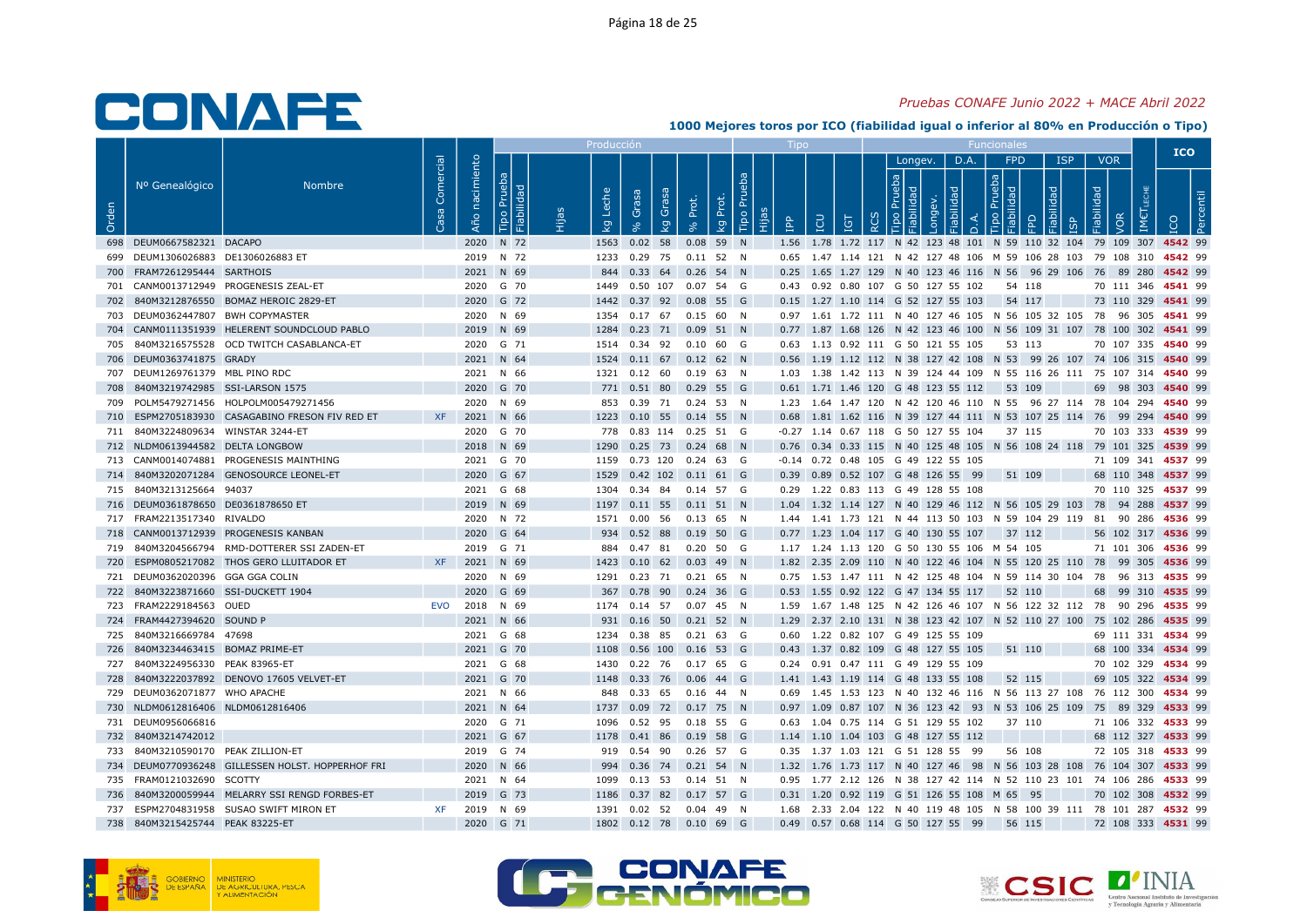# Pruebas CONAFE Junio 2022 + MACE Abril 2022

## 1000 Mejores toros por ICO (fiabilidad igual o inferior al 80% en Producción o Tipo)

| Orden | Nº Genealógico | Nombre | Casa Comercial | Año nacimiento | Producción | | | | | | | | | Tipo | | | | | | Funcionales | | | | | | | | | | | | | ICO | |
|---|---|---|---|---|---|---|---|---|---|---|---|---|---|---|---|---|---|---|---|---|---|---|---|---|---|---|---|---|---|---|---|---|---|---|
| | | | | | Tipo Prueba | Fiabilidad | Hijas | kg Leche | % Grasa | kg Grasa | % Prot. | kg Prot. | | Tipo Prueba | Hijas | IPP | ICU | IGT | RCS | Longev. | | | D.A. | | FPD | | | ISP | | VOR | | IM€T LECHE | | |
| | | | | | | | | | | | | | | | | | | | | Tipo Prueba | Fiabilidad | Longev. | Fiabilidad | D.A. | Tipo Prueba | Fiabilidad | FPD | Fiabilidad | ISP | Fiabilidad | VOR | | ICO | Percentil |
| 698 | DEUM0667582321 | DACAPO | | 2020 | N | 72 | | 1563 | 0.02 | 58 | 0.08 | 59 | | N | | 1.56 | 1.78 | 1.72 | 117 | N | 42 | 123 | 48 | 101 | N | 59 | 110 | 32 | 104 | 79 | 109 | 307 | 4542 | 99 |
| 699 | DEUM1306026883 | DE1306026883 ET | | 2019 | N | 72 | | 1233 | 0.29 | 75 | 0.11 | 52 | | N | | 0.65 | 1.47 | 1.14 | 121 | N | 42 | 127 | 48 | 106 | M | 59 | 106 | 28 | 103 | 79 | 108 | 310 | 4542 | 99 |
| 700 | FRAM7261295444 | SARTHOIS | | 2021 | N | 69 | | 844 | 0.33 | 64 | 0.26 | 54 | | N | | 0.25 | 1.65 | 1.27 | 129 | N | 40 | 123 | 46 | 116 | N | 56 | 96 | 29 | 106 | 76 | 89 | 280 | 4542 | 99 |
| 701 | CANM0013712949 | PROGENESIS ZEAL-ET | | 2020 | G | 70 | | 1449 | 0.50 | 107 | 0.07 | 54 | | G | | 0.43 | 0.92 | 0.80 | 107 | G | 50 | 127 | 55 | 102 | | 54 | 118 | | | 70 | 111 | 346 | 4541 | 99 |
| 702 | 840M3212876550 | BOMAZ HEROIC 2829-ET | | 2020 | G | 72 | | 1442 | 0.37 | 92 | 0.08 | 55 | | G | | 0.15 | 1.27 | 1.10 | 114 | G | 52 | 127 | 55 | 103 | | 54 | 117 | | | 73 | 110 | 329 | 4541 | 99 |
| 703 | DEUM0362447807 | BWH COPYMASTER | | 2020 | N | 69 | | 1354 | 0.17 | 67 | 0.15 | 60 | | N | | 0.97 | 1.61 | 1.72 | 111 | N | 40 | 127 | 46 | 105 | N | 56 | 105 | 32 | 105 | 78 | 96 | 305 | 4541 | 99 |
| 704 | CANM0111351939 | HELERENT SOUNDCLOUD PABLO | | 2019 | N | 69 | | 1284 | 0.23 | 71 | 0.09 | 51 | | N | | 0.77 | 1.87 | 1.68 | 126 | N | 42 | 123 | 46 | 100 | N | 56 | 109 | 31 | 107 | 78 | 100 | 302 | 4541 | 99 |
| 705 | 840M3216575528 | OCD TWITCH CASABLANCA-ET | | 2020 | G | 71 | | 1514 | 0.34 | 92 | 0.10 | 60 | | G | | 0.63 | 1.13 | 0.92 | 111 | G | 50 | 121 | 55 | 105 | | 53 | 113 | | | 70 | 107 | 335 | 4540 | 99 |
| 706 | DEUM0363741875 | GRADY | | 2021 | N | 64 | | 1524 | 0.11 | 67 | 0.12 | 62 | | N | | 0.56 | 1.19 | 1.12 | 112 | N | 38 | 127 | 42 | 108 | N | 53 | 99 | 26 | 107 | 74 | 106 | 315 | 4540 | 99 |
| 707 | DEUM1269761379 | MBL PINO RDC | | 2021 | N | 66 | | 1321 | 0.12 | 60 | 0.19 | 63 | | N | | 1.03 | 1.38 | 1.42 | 113 | N | 39 | 124 | 44 | 109 | N | 55 | 116 | 26 | 111 | 75 | 107 | 314 | 4540 | 99 |
| 708 | 840M3219742985 | SSI-LARSON 1575 | | 2020 | G | 70 | | 771 | 0.51 | 80 | 0.29 | 55 | | G | | 0.61 | 1.71 | 1.46 | 120 | G | 48 | 123 | 55 | 112 | | 53 | 109 | | | 69 | 98 | 303 | 4540 | 99 |
| 709 | POLM5479271456 | HOLPOLM005479271456 | | 2020 | N | 69 | | 853 | 0.39 | 71 | 0.24 | 53 | | N | | 1.23 | 1.64 | 1.47 | 120 | N | 42 | 120 | 46 | 110 | N | 55 | 96 | 27 | 114 | 78 | 104 | 294 | 4540 | 99 |
| 710 | ESPM2705183930 | CASAGABINO FRESON FIV RED ET | XF | 2021 | N | 66 | | 1223 | 0.10 | 55 | 0.14 | 55 | | N | | 0.68 | 1.81 | 1.62 | 116 | N | 39 | 127 | 44 | 111 | N | 53 | 107 | 25 | 114 | 76 | 99 | 294 | 4540 | 99 |
| 711 | 840M3224809634 | WINSTAR 3244-ET | | 2020 | G | 70 | | 778 | 0.83 | 114 | 0.25 | 51 | | G | | -0.27 | 1.14 | 0.67 | 118 | G | 50 | 127 | 55 | 104 | | 37 | 115 | | | 70 | 103 | 333 | 4539 | 99 |
| 712 | NLDM0613944582 | DELTA LONGBOW | | 2018 | N | 69 | | 1290 | 0.25 | 73 | 0.24 | 68 | | N | | 0.76 | 0.34 | 0.33 | 115 | N | 40 | 125 | 48 | 105 | N | 56 | 108 | 24 | 118 | 79 | 101 | 325 | 4539 | 99 |
| 713 | CANM0014074881 | PROGENESIS MAINTHING | | 2021 | G | 70 | | 1159 | 0.73 | 120 | 0.24 | 63 | | G | | -0.14 | 0.72 | 0.48 | 105 | G | 49 | 122 | 55 | 105 | | | | | | 71 | 109 | 341 | 4537 | 99 |
| 714 | 840M3202071284 | GENOSOURCE LEONEL-ET | | 2020 | G | 67 | | 1529 | 0.42 | 102 | 0.11 | 61 | | G | | 0.39 | 0.89 | 0.52 | 107 | G | 48 | 126 | 55 | 99 | | 51 | 109 | | | 68 | 110 | 348 | 4537 | 99 |
| 715 | 840M3213125664 | 94037 | | 2021 | G | 68 | | 1304 | 0.34 | 84 | 0.14 | 57 | | G | | 0.29 | 1.22 | 0.83 | 113 | G | 49 | 128 | 55 | 108 | | | | | | 70 | 110 | 325 | 4537 | 99 |
| 716 | DEUM0361878650 | DE0361878650 ET | | 2019 | N | 69 | | 1197 | 0.11 | 55 | 0.11 | 51 | | N | | 1.04 | 1.32 | 1.14 | 127 | N | 40 | 129 | 46 | 112 | N | 56 | 105 | 29 | 103 | 78 | 94 | 288 | 4537 | 99 |
| 717 | FRAM2213517340 | RIVALDO | | 2020 | N | 72 | | 1571 | 0.00 | 56 | 0.13 | 65 | | N | | 1.44 | 1.41 | 1.73 | 121 | N | 44 | 113 | 50 | 103 | N | 59 | 104 | 29 | 119 | 81 | 90 | 286 | 4536 | 99 |
| 718 | CANM0013712939 | PROGENESIS KANBAN | | 2020 | G | 64 | | 934 | 0.52 | 88 | 0.19 | 50 | | G | | 0.77 | 1.23 | 1.04 | 117 | G | 40 | 130 | 55 | 107 | | 37 | 112 | | | 56 | 102 | 317 | 4536 | 99 |
| 719 | 840M3204566794 | RMD-DOTTERER SSI ZADEN-ET | | 2019 | G | 71 | | 884 | 0.47 | 81 | 0.20 | 50 | | G | | 1.17 | 1.24 | 1.13 | 120 | G | 50 | 130 | 55 | 106 | M | 54 | 105 | | | 71 | 101 | 306 | 4536 | 99 |
| 720 | ESPM0805217082 | THOS GERO LLUITADOR ET | XF | 2021 | N | 69 | | 1423 | 0.10 | 62 | 0.03 | 49 | | N | | 1.82 | 2.35 | 2.09 | 110 | N | 40 | 122 | 46 | 104 | N | 55 | 120 | 25 | 110 | 78 | 99 | 305 | 4536 | 99 |
| 721 | DEUM0362020396 | GGA GGA COLIN | | 2020 | N | 69 | | 1291 | 0.23 | 71 | 0.21 | 65 | | N | | 0.75 | 1.53 | 1.47 | 111 | N | 42 | 125 | 48 | 104 | N | 59 | 114 | 30 | 104 | 78 | 96 | 313 | 4535 | 99 |
| 722 | 840M3223871660 | SSI-DUCKETT 1904 | | 2020 | G | 69 | | 367 | 0.78 | 90 | 0.24 | 36 | | G | | 0.53 | 1.55 | 0.92 | 122 | G | 47 | 134 | 55 | 117 | | 52 | 110 | | | 68 | 99 | 310 | 4535 | 99 |
| 723 | FRAM2229184563 | OUED | EVO | 2018 | N | 69 | | 1174 | 0.14 | 57 | 0.07 | 45 | | N | | 1.59 | 1.67 | 1.48 | 125 | N | 42 | 126 | 46 | 107 | N | 56 | 122 | 32 | 112 | 78 | 90 | 296 | 4535 | 99 |
| 724 | FRAM4427394620 | SOUND P | | 2021 | N | 66 | | 931 | 0.16 | 50 | 0.21 | 52 | | N | | 1.29 | 2.37 | 2.10 | 131 | N | 38 | 123 | 42 | 107 | N | 52 | 110 | 27 | 100 | 75 | 102 | 286 | 4535 | 99 |
| 725 | 840M3216669784 | 47698 | | 2021 | G | 68 | | 1234 | 0.38 | 85 | 0.21 | 63 | | G | | 0.60 | 1.22 | 0.82 | 107 | G | 49 | 125 | 55 | 109 | | | | | | 69 | 111 | 331 | 4534 | 99 |
| 726 | 840M3234463415 | BOMAZ PRIME-ET | | 2021 | G | 70 | | 1108 | 0.56 | 100 | 0.16 | 53 | | G | | 0.43 | 1.37 | 0.82 | 109 | G | 48 | 127 | 55 | 105 | | 51 | 110 | | | 68 | 100 | 334 | 4534 | 99 |
| 727 | 840M3224956330 | PEAK 83965-ET | | 2021 | G | 68 | | 1430 | 0.22 | 76 | 0.17 | 65 | | G | | 0.24 | 0.91 | 0.47 | 111 | G | 49 | 129 | 55 | 109 | | | | | | 70 | 102 | 329 | 4534 | 99 |
| 728 | 840M3222037892 | DENOVO 17605 VELVET-ET | | 2021 | G | 70 | | 1148 | 0.33 | 76 | 0.06 | 44 | | G | | 1.41 | 1.43 | 1.19 | 114 | G | 48 | 133 | 55 | 108 | | 52 | 115 | | | 69 | 105 | 322 | 4534 | 99 |
| 729 | DEUM0362071877 | WHO APACHE | | 2021 | N | 66 | | 848 | 0.33 | 65 | 0.16 | 44 | | N | | 0.69 | 1.45 | 1.53 | 123 | N | 40 | 132 | 46 | 116 | N | 56 | 113 | 27 | 108 | 76 | 112 | 300 | 4534 | 99 |
| 730 | NLDM0612816406 | NLDM0612816406 | | 2021 | N | 64 | | 1737 | 0.09 | 72 | 0.17 | 75 | | N | | 0.97 | 1.09 | 0.87 | 107 | N | 36 | 123 | 42 | 93 | N | 53 | 106 | 25 | 109 | 75 | 89 | 329 | 4533 | 99 |
| 731 | DEUM0956066816 | | | 2020 | G | 71 | | 1096 | 0.52 | 95 | 0.18 | 55 | | G | | 0.63 | 1.04 | 0.75 | 114 | G | 51 | 129 | 55 | 102 | | 37 | 110 | | | 71 | 106 | 332 | 4533 | 99 |
| 732 | 840M3214742012 | | | 2021 | G | 67 | | 1178 | 0.41 | 86 | 0.19 | 58 | | G | | 1.14 | 1.10 | 1.04 | 103 | G | 48 | 127 | 55 | 112 | | | | | | 68 | 112 | 127 | 4533 | 99 |
| 733 | 840M3210590170 | PEAK ZILLION-ET | | 2019 | G | 74 | | 919 | 0.54 | 90 | 0.26 | 57 | | G | | 0.35 | 1.37 | 1.03 | 121 | G | 51 | 128 | 55 | 99 | | 56 | 108 | | | 72 | 105 | 318 | 4533 | 99 |
| 734 | DEUM0770936248 | GILLESSEN HOLST. HOPPERHOF FRI | | 2020 | N | 66 | | 994 | 0.36 | 74 | 0.21 | 54 | | N | | 1.32 | 1.76 | 1.73 | 117 | N | 40 | 127 | 46 | 98 | N | 56 | 103 | 28 | 108 | 76 | 104 | 307 | 4533 | 99 |
| 735 | FRAM0121032690 | SCOTTY | | 2021 | N | 64 | | 1099 | 0.13 | 53 | 0.14 | 51 | | N | | 0.95 | 1.77 | 2.12 | 126 | N | 38 | 127 | 42 | 114 | N | 52 | 110 | 23 | 101 | 74 | 106 | 286 | 4533 | 99 |
| 736 | 840M3200059944 | MELARRY SSI RENGD FORBES-ET | | 2019 | G | 73 | | 1186 | 0.37 | 82 | 0.17 | 57 | | G | | 0.31 | 1.20 | 0.92 | 119 | G | 51 | 126 | 55 | 108 | M | 65 | 95 | | | 70 | 102 | 308 | 4532 | 99 |
| 737 | ESPM2704831958 | SUSAO SWIFT MIRON ET | XF | 2019 | N | 69 | | 1391 | 0.02 | 52 | 0.04 | 49 | | N | | 1.68 | 2.33 | 2.04 | 122 | N | 40 | 119 | 48 | 105 | N | 58 | 100 | 39 | 111 | 78 | 101 | 287 | 4532 | 99 |
| 738 | 840M3215425744 | PEAK 83225-ET | | 2020 | G | 71 | | 1802 | 0.12 | 78 | 0.10 | 69 | | G | | 0.49 | 0.57 | 0.68 | 114 | G | 50 | 127 | 55 | 99 | | 56 | 115 | | | 72 | 108 | 333 | 4531 | 99 |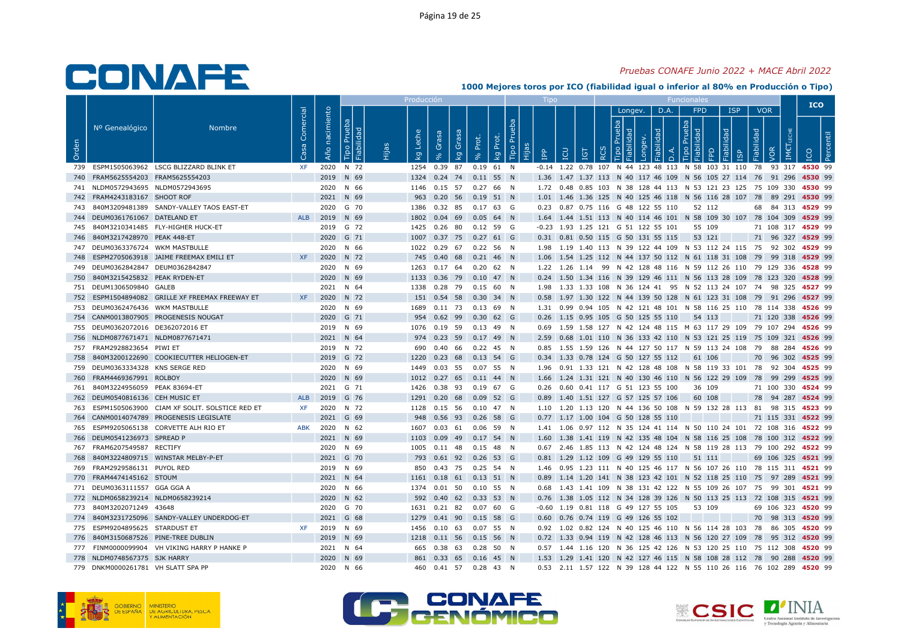# CONAFE

*Pruebas CONAFE Junio 2022 + MACE Abril 2022*

**1000 Mejores toros por ICO (fiabilidad igual o inferior al 80% en Producción o Tipo)**

| Orden | Nº Genealógico | Nombre | Casa Comercial | Año nacimiento | Producción | | | | | | | | Tipo | | | | | | Funcionales | | | | | | | | | | | | | ICO | |
|---|---|---|---|---|---|---|---|---|---|---|---|---|---|---|---|---|---|---|---|---|---|---|---|---|---|---|---|---|---|---|---|---|---|
| | | | | | Tipo Prueba | Fiabilidad | Hijas | kg Leche | % Grasa | kg Grasa | % Prot. | kg Prot. | Tipo Prueba | Hijas | IPP | ICU | IGT | RCS | Longev. Tipo Prueba | Longev. Fiabilidad | Longev. | D.A. Fiabilidad | D.A. | FPD Tipo Prueba | FPD Fiabilidad | FPD | ISP Fiabilidad | ISP | VOR Fiabilidad | VOR | IM€T LECHE | ICO | Percentil |
| 739 | ESPM1505063962 | LSCG BLIZZARD BLINK ET | XF | 2020 | N | 72 | | 1254 | 0.39 | 87 | 0.19 | 61 | N | | -0.14 | 1.22 | 0.78 | 107 | N | 44 | 123 | 48 | 113 | N | 58 | 103 | 31 | 110 | 78 | 93 | 317 | 4530 | 99 |
| 740 | FRAM5625554203 | FRAM5625554203 | | 2019 | N | 69 | | 1324 | 0.24 | 74 | 0.11 | 55 | N | | 1.36 | 1.47 | 1.37 | 113 | N | 40 | 117 | 46 | 109 | N | 56 | 105 | 27 | 114 | 76 | 91 | 296 | 4530 | 99 |
| 741 | NLDM0572943695 | NLDM0572943695 | | 2020 | N | 66 | | 1146 | 0.15 | 57 | 0.27 | 66 | N | | 1.72 | 0.48 | 0.85 | 103 | N | 38 | 128 | 44 | 113 | N | 53 | 121 | 23 | 125 | 75 | 109 | 330 | 4530 | 99 |
| 742 | FRAM4243183167 | SHOOT ROF | | 2021 | N | 69 | | 963 | 0.20 | 56 | 0.19 | 51 | N | | 1.01 | 1.46 | 1.36 | 125 | N | 40 | 125 | 46 | 118 | N | 56 | 116 | 28 | 107 | 78 | 89 | 291 | 4530 | 99 |
| 743 | 840M3209481389 | SANDY-VALLEY TAOS EAST-ET | | 2020 | G | 70 | | 1386 | 0.32 | 85 | 0.17 | 63 | G | | 0.23 | 0.87 | 0.75 | 116 | G | 48 | 122 | 55 | 110 | | 52 | 112 | | | 68 | 84 | 313 | 4529 | 99 |
| 744 | DEUM0361761067 | DATELAND ET | ALB | 2019 | N | 69 | | 1802 | 0.04 | 69 | 0.05 | 64 | N | | 1.64 | 1.44 | 1.51 | 113 | N | 40 | 114 | 46 | 101 | N | 58 | 109 | 30 | 107 | 78 | 104 | 309 | 4529 | 99 |
| 745 | 840M3210341485 | FLY-HIGHER HUCK-ET | | 2019 | G | 72 | | 1425 | 0.26 | 80 | 0.12 | 59 | G | | -0.23 | 1.93 | 1.25 | 121 | G | 51 | 122 | 55 | 101 | | 55 | 109 | | | 71 | 108 | 317 | 4529 | 99 |
| 746 | 840M3217428970 | PEAK 448-ET | | 2020 | G | 71 | | 1007 | 0.37 | 75 | 0.27 | 61 | G | | 0.31 | 0.81 | 0.50 | 115 | G | 50 | 131 | 55 | 115 | | 53 | 121 | | | 71 | 96 | 327 | 4529 | 99 |
| 747 | DEUM0363376724 | WKM MASTBULLE | | 2020 | N | 66 | | 1022 | 0.29 | 67 | 0.22 | 56 | N | | 1.98 | 1.19 | 1.40 | 113 | N | 39 | 122 | 44 | 109 | N | 53 | 112 | 24 | 115 | 75 | 92 | 302 | 4529 | 99 |
| 748 | ESPM2705063918 | JAIME FREEMAX EMILI ET | XF | 2020 | N | 72 | | 745 | 0.40 | 68 | 0.21 | 46 | N | | 1.06 | 1.54 | 1.25 | 112 | N | 44 | 137 | 50 | 112 | N | 61 | 118 | 31 | 108 | 79 | 99 | 318 | 4529 | 99 |
| 749 | DEUM0362842847 | DEUM0362842847 | | 2020 | N | 69 | | 1263 | 0.17 | 64 | 0.20 | 62 | N | | 1.22 | 1.26 | 1.14 | 99 | N | 42 | 128 | 48 | 116 | N | 59 | 112 | 26 | 110 | 79 | 129 | 336 | 4528 | 99 |
| 750 | 840M3215425832 | PEAK RYDEN-ET | | 2020 | N | 69 | | 1133 | 0.36 | 79 | 0.10 | 47 | N | | 0.24 | 1.50 | 1.34 | 116 | N | 39 | 129 | 46 | 111 | N | 56 | 113 | 28 | 109 | 78 | 123 | 320 | 4528 | 99 |
| 751 | DEUM1306509840 | GALEB | | 2021 | N | 64 | | 1338 | 0.28 | 79 | 0.15 | 60 | N | | 1.98 | 1.33 | 1.33 | 108 | N | 36 | 124 | 41 | 95 | N | 52 | 113 | 24 | 107 | 74 | 98 | 325 | 4527 | 99 |
| 752 | ESPM1504894082 | GRILLE XF FREEMAX FREEWAY ET | XF | 2020 | N | 72 | | 151 | 0.54 | 58 | 0.30 | 34 | N | | 0.58 | 1.97 | 1.30 | 122 | N | 44 | 139 | 50 | 128 | N | 61 | 123 | 31 | 108 | 79 | 91 | 296 | 4527 | 99 |
| 753 | DEUM0362476436 | WKM MASTBULLE | | 2020 | N | 69 | | 1689 | 0.11 | 73 | 0.13 | 69 | N | | 1.31 | 0.99 | 0.94 | 105 | N | 42 | 121 | 48 | 101 | N | 58 | 116 | 25 | 110 | 78 | 114 | 338 | 4526 | 99 |
| 754 | CANM0013807905 | PROGENESIS NOUGAT | | 2020 | G | 71 | | 954 | 0.62 | 99 | 0.30 | 62 | G | | 0.26 | 1.15 | 0.95 | 105 | G | 50 | 125 | 55 | 110 | | 54 | 113 | | | 71 | 120 | 338 | 4526 | 99 |
| 755 | DEUM0362072016 | DE362072016 ET | | 2019 | N | 69 | | 1076 | 0.19 | 59 | 0.13 | 49 | N | | 0.69 | 1.59 | 1.58 | 127 | N | 42 | 124 | 48 | 115 | M | 63 | 117 | 29 | 109 | 79 | 107 | 294 | 4526 | 99 |
| 756 | NLDM0877671471 | NLDM0877671471 | | 2021 | N | 64 | | 974 | 0.23 | 59 | 0.17 | 49 | N | | 2.59 | 0.68 | 1.01 | 110 | N | 36 | 133 | 42 | 110 | N | 53 | 121 | 25 | 119 | 75 | 109 | 321 | 4526 | 99 |
| 757 | FRAM2928823654 | PIWI ET | | 2019 | N | 72 | | 690 | 0.40 | 66 | 0.22 | 45 | N | | 0.85 | 1.55 | 1.59 | 126 | N | 44 | 127 | 50 | 117 | N | 59 | 113 | 24 | 108 | 79 | 88 | 284 | 4526 | 99 |
| 758 | 840M3200122690 | COOKIECUTTER HELIOGEN-ET | | 2019 | G | 72 | | 1220 | 0.23 | 68 | 0.13 | 54 | G | | 0.34 | 1.33 | 0.78 | 124 | G | 50 | 127 | 55 | 112 | | 61 | 106 | | | 70 | 96 | 302 | 4525 | 99 |
| 759 | DEUM0363334328 | KNS SERGE RED | | 2020 | N | 69 | | 1449 | 0.03 | 55 | 0.07 | 55 | N | | 1.96 | 0.91 | 1.33 | 121 | N | 42 | 128 | 48 | 108 | N | 58 | 119 | 33 | 101 | 78 | 92 | 304 | 4525 | 99 |
| 760 | FRAM4469367991 | ROLBOY | | 2020 | N | 69 | | 1012 | 0.27 | 65 | 0.11 | 44 | N | | 1.66 | 1.24 | 1.31 | 121 | N | 40 | 130 | 46 | 110 | N | 56 | 122 | 29 | 109 | 78 | 99 | 299 | 4525 | 99 |
| 761 | 840M3224956059 | PEAK 83694-ET | | 2021 | G | 71 | | 1426 | 0.38 | 93 | 0.19 | 67 | G | | 0.26 | 0.60 | 0.41 | 117 | G | 51 | 123 | 55 | 100 | | 36 | 109 | | | 71 | 100 | 330 | 4524 | 99 |
| 762 | DEUM0540816136 | CEH MUSIC ET | ALB | 2019 | G | 76 | | 1291 | 0.20 | 68 | 0.09 | 52 | G | | 0.89 | 1.40 | 1.51 | 127 | G | 57 | 125 | 57 | 106 | | 60 | 108 | | | 78 | 94 | 287 | 4524 | 99 |
| 763 | ESPM1505063900 | CIAM XF SOLIT. SOLSTICE RED ET | XF | 2020 | N | 72 | | 1128 | 0.15 | 56 | 0.10 | 47 | N | | 1.10 | 1.20 | 1.13 | 120 | N | 44 | 136 | 50 | 108 | N | 59 | 132 | 28 | 113 | 81 | 98 | 315 | 4523 | 99 |
| 764 | CANM0014074789 | PROGENESIS LEGISLATE | | 2021 | G | 69 | | 948 | 0.56 | 93 | 0.26 | 58 | G | | 0.77 | 1.17 | 1.00 | 104 | G | 50 | 128 | 55 | 110 | | | | | | 71 | 115 | 331 | 4522 | 99 |
| 765 | ESPM9205065138 | CORVETTE ALH RIO ET | ABK | 2020 | N | 62 | | 1607 | 0.03 | 61 | 0.06 | 59 | N | | 1.41 | 1.06 | 0.97 | 112 | N | 35 | 124 | 41 | 114 | N | 50 | 110 | 24 | 101 | 72 | 108 | 316 | 4522 | 99 |
| 766 | DEUM0541236973 | SPREAD P | | 2021 | N | 69 | | 1103 | 0.09 | 49 | 0.17 | 54 | N | | 1.60 | 1.38 | 1.41 | 119 | N | 42 | 135 | 48 | 104 | N | 58 | 116 | 25 | 108 | 78 | 100 | 312 | 4522 | 99 |
| 767 | FRAM6207549587 | RECTIFY | | 2020 | N | 69 | | 1005 | 0.11 | 48 | 0.15 | 48 | N | | 0.67 | 2.46 | 1.85 | 113 | N | 42 | 124 | 48 | 124 | N | 58 | 119 | 28 | 113 | 79 | 100 | 292 | 4522 | 99 |
| 768 | 840M3224809715 | WINSTAR MELBY-P-ET | | 2021 | G | 70 | | 793 | 0.61 | 92 | 0.26 | 53 | G | | 0.81 | 1.29 | 1.12 | 109 | G | 49 | 129 | 55 | 110 | | 51 | 111 | | | 69 | 106 | 325 | 4521 | 99 |
| 769 | FRAM2929586131 | PUYOL RED | | 2019 | N | 69 | | 850 | 0.43 | 75 | 0.25 | 54 | N | | 1.46 | 0.95 | 1.23 | 111 | N | 40 | 125 | 46 | 117 | N | 56 | 107 | 26 | 110 | 78 | 115 | 311 | 4521 | 99 |
| 770 | FRAM4474145162 | STOUM | | 2021 | N | 64 | | 1161 | 0.18 | 61 | 0.13 | 51 | N | | 0.89 | 1.14 | 1.20 | 141 | N | 38 | 123 | 42 | 101 | N | 52 | 118 | 25 | 110 | 75 | 97 | 289 | 4521 | 99 |
| 771 | DEUM0363111557 | GGA GGA A | | 2020 | N | 66 | | 1374 | 0.01 | 50 | 0.10 | 55 | N | | 0.68 | 1.43 | 1.41 | 109 | N | 38 | 131 | 42 | 122 | N | 55 | 109 | 26 | 107 | 75 | 99 | 301 | 4521 | 99 |
| 772 | NLDM0658239214 | NLDM0658239214 | | 2020 | N | 62 | | 592 | 0.40 | 62 | 0.33 | 53 | N | | 0.76 | 1.38 | 1.05 | 112 | N | 34 | 128 | 39 | 126 | N | 50 | 113 | 25 | 113 | 72 | 108 | 315 | 4521 | 99 |
| 773 | 840M3202071249 | 43648 | | 2020 | G | 70 | | 1631 | 0.21 | 82 | 0.07 | 60 | G | | -0.60 | 1.19 | 0.81 | 118 | G | 49 | 127 | 55 | 105 | | 53 | 109 | | | 69 | 106 | 323 | 4520 | 99 |
| 774 | 840M3231725096 | SANDY-VALLEY UNDERDOG-ET | | 2021 | G | 68 | | 1279 | 0.41 | 90 | 0.15 | 58 | G | | 0.60 | 0.76 | 0.74 | 119 | G | 49 | 126 | 55 | 102 | | | | | | 70 | 98 | 313 | 4520 | 99 |
| 775 | ESPM9204895625 | STARDUST ET | XF | 2019 | N | 69 | | 1456 | 0.10 | 63 | 0.07 | 55 | N | | 0.92 | 1.02 | 0.82 | 124 | N | 40 | 125 | 46 | 110 | N | 56 | 114 | 28 | 103 | 78 | 86 | 305 | 4520 | 99 |
| 776 | 840M3150687526 | PINE-TREE DUBLIN | | 2019 | N | 69 | | 1218 | 0.11 | 56 | 0.15 | 56 | N | | 0.72 | 1.33 | 0.94 | 119 | N | 42 | 128 | 46 | 113 | N | 56 | 120 | 27 | 109 | 78 | 95 | 312 | 4520 | 99 |
| 777 | FINM0000099904 | VH VIKING HARRY P HANKE P | | 2021 | N | 64 | | 665 | 0.38 | 63 | 0.28 | 50 | N | | 0.57 | 1.44 | 1.16 | 120 | N | 36 | 125 | 42 | 126 | N | 53 | 120 | 25 | 110 | 75 | 112 | 308 | 4520 | 99 |
| 778 | NLDM0748567375 | SJK HARRY | | 2020 | N | 69 | | 861 | 0.33 | 65 | 0.16 | 45 | N | | 1.53 | 1.29 | 1.41 | 120 | N | 42 | 127 | 46 | 115 | N | 58 | 108 | 28 | 112 | 78 | 90 | 288 | 4520 | 99 |
| 779 | DNKM0000261781 | VH SLATT SPA PP | | 2020 | N | 66 | | 460 | 0.41 | 57 | 0.28 | 43 | N | | 0.53 | 2.11 | 1.57 | 122 | N | 39 | 128 | 44 | 122 | N | 55 | 110 | 26 | 116 | 76 | 102 | 289 | 4520 | 99 |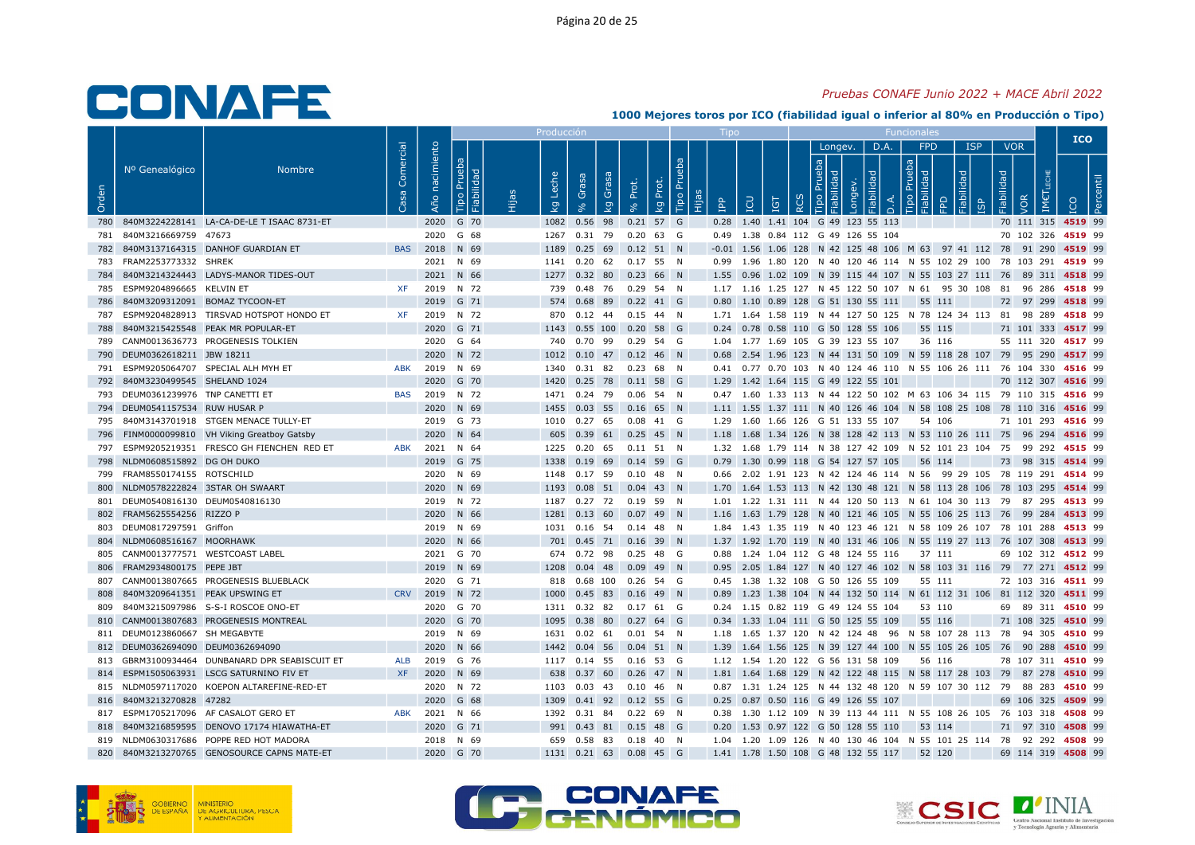# CONAFE

*Pruebas CONAFE Junio 2022 + MACE Abril 2022*

## 1000 Mejores toros por ICO (fiabilidad igual o inferior al 80% en Producción o Tipo)

| Orden | Nº Genealógico | Nombre | Casa Comercial | Año nacimiento | Producción Tipo Prueba | Fiabilidad | Hijas | kg Leche | % Grasa | kg Grasa | % Prot. | kg Prot. | Tipo Tipo Prueba | Hijas | IPP | ICU | IGT | RCS | Longev. Tipo Prueba | Fiabilidad | Longev. | D.A. Fiabilidad | D.A. | FPD Tipo Prueba | Fiabilidad | FPD | ISP Fiabilidad | ISP | VOR Fiabilidad | VOR | IM€T LECHE | ICO | Percentil |
|---|---|---|---|---|---|---|---|---|---|---|---|---|---|---|---|---|---|---|---|---|---|---|---|---|---|---|---|---|---|---|---|---|---|
| 780 | 840M3224228141 | LA-CA-DE-LE T ISAAC 8731-ET | | 2020 | G | 70 | | 1082 | 0.56 | 98 | 0.21 | 57 | G | | 0.28 | 1.40 | 1.41 | 104 | G | 49 | 123 | 55 | 113 | | | | | | 70 | 111 | 315 | 4519 | 99 |
| 781 | 840M3216669759 | 47673 | | 2020 | G | 68 | | 1267 | 0.31 | 79 | 0.20 | 63 | G | | 0.49 | 1.38 | 0.84 | 112 | G | 49 | 126 | 55 | 104 | | | | | | 70 | 102 | 326 | 4519 | 99 |
| 782 | 840M3137164315 | DANHOF GUARDIAN ET | BAS | 2018 | N | 69 | | 1189 | 0.25 | 69 | 0.12 | 51 | N | | -0.01 | 1.56 | 1.06 | 128 | N | 42 | 125 | 48 | 106 | M | 63 | 97 | 41 | 112 | 78 | 91 | 290 | 4519 | 99 |
| 783 | FRAM2253773332 | SHREK | | 2021 | N | 69 | | 1141 | 0.20 | 62 | 0.17 | 55 | N | | 0.99 | 1.96 | 1.80 | 120 | N | 40 | 120 | 46 | 114 | N | 55 | 102 | 29 | 100 | 78 | 103 | 291 | 4519 | 99 |
| 784 | 840M3214324443 | LADYS-MANOR TIDES-OUT | | 2021 | N | 66 | | 1277 | 0.32 | 80 | 0.23 | 66 | N | | 1.55 | 0.96 | 1.02 | 109 | N | 39 | 115 | 44 | 107 | N | 55 | 103 | 27 | 111 | 76 | 89 | 311 | 4518 | 99 |
| 785 | ESPM9204896665 | KELVIN ET | XF | 2019 | N | 72 | | 739 | 0.48 | 76 | 0.29 | 54 | N | | 1.17 | 1.16 | 1.25 | 127 | N | 45 | 122 | 50 | 107 | N | 61 | 95 | 30 | 108 | 81 | 96 | 286 | 4518 | 99 |
| 786 | 840M3209312091 | BOMAZ TYCOON-ET | | 2019 | G | 71 | | 574 | 0.68 | 89 | 0.22 | 41 | G | | 0.80 | 1.10 | 0.89 | 128 | G | 51 | 130 | 55 | 111 | | 55 | 111 | | | 72 | 97 | 299 | 4518 | 99 |
| 787 | ESPM9204828913 | TIRSVAD HOTSPOT HONDO ET | XF | 2019 | N | 72 | | 870 | 0.12 | 44 | 0.15 | 44 | N | | 1.71 | 1.64 | 1.58 | 119 | N | 44 | 127 | 50 | 114 | N | 58 | 124 | 34 | 113 | 81 | 98 | 289 | 4518 | 99 |
| 788 | 840M3215425548 | PEAK MR POPULAR-ET | | 2020 | G | 71 | | 1143 | 0.55 | 100 | 0.20 | 58 | G | | 0.24 | 0.78 | 0.58 | 110 | G | 50 | 128 | 55 | 106 | | 55 | 115 | | | 71 | 101 | 333 | 4517 | 99 |
| 789 | CANM0013636773 | PROGENESIS TOLKIEN | | 2020 | G | 64 | | 740 | 0.70 | 99 | 0.29 | 54 | G | | 1.04 | 1.77 | 1.69 | 105 | G | 49 | 123 | 55 | 107 | | 36 | 116 | | | 55 | 111 | 320 | 4517 | 99 |
| 790 | DEUM0362618211 | JBW 18211 | | 2020 | N | 72 | | 1012 | 0.10 | 47 | 0.12 | 46 | N | | 0.68 | 2.54 | 1.96 | 123 | N | 44 | 131 | 50 | 109 | N | 59 | 118 | 28 | 107 | 79 | 95 | 290 | 4517 | 99 |
| 791 | ESPM9205064707 | SPECIAL ALH MYH ET | ABK | 2019 | N | 69 | | 1340 | 0.31 | 82 | 0.23 | 68 | N | | 0.41 | 0.77 | 0.70 | 103 | N | 40 | 124 | 46 | 110 | N | 55 | 106 | 26 | 111 | 76 | 104 | 330 | 4516 | 99 |
| 792 | 840M3230499545 | SHELAND 1024 | | 2020 | G | 70 | | 1420 | 0.25 | 78 | 0.11 | 58 | G | | 1.29 | 1.42 | 1.64 | 115 | G | 49 | 122 | 55 | 101 | | | | | | 70 | 112 | 307 | 4516 | 99 |
| 793 | DEUM0361239976 | TNP CANETTI ET | BAS | 2019 | N | 72 | | 1471 | 0.24 | 79 | 0.06 | 54 | N | | 0.47 | 1.60 | 1.33 | 113 | N | 44 | 122 | 50 | 102 | M | 63 | 106 | 34 | 115 | 79 | 110 | 315 | 4516 | 99 |
| 794 | DEUM0541157534 | RUW HUSAR P | | 2020 | N | 69 | | 1455 | 0.03 | 55 | 0.16 | 65 | N | | 1.11 | 1.55 | 1.37 | 111 | N | 40 | 126 | 46 | 104 | N | 58 | 108 | 25 | 108 | 78 | 110 | 316 | 4516 | 99 |
| 795 | 840M3143701918 | STGEN MENACE TULLY-ET | | 2019 | G | 73 | | 1010 | 0.27 | 65 | 0.08 | 41 | G | | 1.29 | 1.60 | 1.66 | 126 | G | 51 | 133 | 55 | 107 | | 54 | 106 | | | 71 | 101 | 293 | 4516 | 99 |
| 796 | FINM0000099810 | VH Viking Greatboy Gatsby | | 2020 | N | 64 | | 605 | 0.39 | 61 | 0.25 | 45 | N | | 1.18 | 1.68 | 1.34 | 126 | N | 38 | 128 | 42 | 113 | N | 53 | 110 | 26 | 111 | 75 | 96 | 294 | 4516 | 99 |
| 797 | ESPM9205219351 | FRESCO GH FIENCHEN RED ET | ABK | 2021 | N | 64 | | 1225 | 0.20 | 65 | 0.11 | 51 | N | | 1.32 | 1.68 | 1.79 | 114 | N | 38 | 127 | 42 | 109 | N | 52 | 101 | 23 | 104 | 75 | 99 | 292 | 4515 | 99 |
| 798 | NLDM0608515892 | DG OH DUKO | | 2019 | G | 75 | | 1338 | 0.19 | 69 | 0.14 | 59 | G | | 0.79 | 1.30 | 0.99 | 118 | G | 54 | 127 | 57 | 105 | | 56 | 114 | | | 73 | 98 | 315 | 4514 | 99 |
| 799 | FRAM8550174155 | ROTSCHILD | | 2020 | N | 69 | | 1148 | 0.17 | 59 | 0.10 | 48 | N | | 0.66 | 2.02 | 1.91 | 123 | N | 42 | 124 | 46 | 114 | N | 56 | 99 | 29 | 105 | 78 | 119 | 291 | 4514 | 99 |
| 800 | NLDM0578222824 | 3STAR OH SWAART | | 2020 | N | 69 | | 1193 | 0.08 | 51 | 0.04 | 43 | N | | 1.70 | 1.64 | 1.53 | 113 | N | 42 | 130 | 48 | 121 | N | 58 | 113 | 28 | 106 | 78 | 103 | 295 | 4514 | 99 |
| 801 | DEUM0540816130 | DEUM0540816130 | | 2019 | N | 72 | | 1187 | 0.27 | 72 | 0.19 | 59 | N | | 1.01 | 1.22 | 1.31 | 111 | N | 44 | 120 | 50 | 113 | N | 61 | 104 | 30 | 113 | 79 | 87 | 295 | 4513 | 99 |
| 802 | FRAM5625554256 | RIZZO P | | 2020 | N | 66 | | 1281 | 0.13 | 60 | 0.07 | 49 | N | | 1.16 | 1.63 | 1.79 | 128 | N | 40 | 121 | 46 | 105 | N | 55 | 106 | 25 | 113 | 76 | 99 | 284 | 4513 | 99 |
| 803 | DEUM0817297591 | Griffon | | 2019 | N | 69 | | 1031 | 0.16 | 54 | 0.14 | 48 | N | | 1.84 | 1.43 | 1.35 | 119 | N | 40 | 123 | 46 | 121 | N | 58 | 109 | 26 | 107 | 78 | 101 | 288 | 4513 | 99 |
| 804 | NLDM0608516167 | MOORHAWK | | 2020 | N | 66 | | 701 | 0.45 | 71 | 0.16 | 39 | N | | 1.37 | 1.92 | 1.70 | 119 | N | 40 | 131 | 46 | 106 | N | 55 | 119 | 27 | 113 | 76 | 107 | 308 | 4513 | 99 |
| 805 | CANM0013777571 | WESTCOAST LABEL | | 2021 | G | 70 | | 674 | 0.72 | 98 | 0.25 | 48 | G | | 0.88 | 1.24 | 1.04 | 112 | G | 48 | 124 | 55 | 116 | | 37 | 111 | | | 69 | 102 | 312 | 4512 | 99 |
| 806 | FRAM2934800175 | PEPE JBT | | 2019 | N | 69 | | 1208 | 0.04 | 48 | 0.09 | 49 | N | | 0.95 | 2.05 | 1.84 | 127 | N | 40 | 127 | 46 | 102 | N | 58 | 103 | 31 | 116 | 79 | 77 | 271 | 4512 | 99 |
| 807 | CANM0013807665 | PROGENESIS BLUEBLACK | | 2020 | G | 71 | | 818 | 0.68 | 100 | 0.26 | 54 | G | | 0.45 | 1.38 | 1.32 | 108 | G | 50 | 126 | 55 | 109 | | 55 | 111 | | | 72 | 103 | 316 | 4511 | 99 |
| 808 | 840M3209641351 | PEAK UPSWING ET | CRV | 2019 | N | 72 | | 1000 | 0.45 | 83 | 0.16 | 49 | N | | 0.89 | 1.23 | 1.38 | 104 | N | 44 | 132 | 50 | 114 | N | 61 | 112 | 31 | 106 | 81 | 112 | 320 | 4511 | 99 |
| 809 | 840M3215097986 | S-S-I ROSCOE ONO-ET | | 2020 | G | 70 | | 1311 | 0.32 | 82 | 0.17 | 61 | G | | 0.24 | 1.15 | 0.82 | 119 | G | 49 | 124 | 55 | 104 | | 53 | 110 | | | 69 | 89 | 311 | 4510 | 99 |
| 810 | CANM0013807683 | PROGENESIS MONTREAL | | 2020 | G | 70 | | 1095 | 0.38 | 80 | 0.27 | 64 | G | | 0.34 | 1.33 | 1.04 | 111 | G | 50 | 125 | 55 | 109 | | 55 | 116 | | | 71 | 108 | 325 | 4510 | 99 |
| 811 | DEUM0123860667 | SH MEGABYTE | | 2019 | N | 69 | | 1631 | 0.02 | 61 | 0.01 | 54 | N | | 1.18 | 1.65 | 1.37 | 120 | N | 42 | 124 | 48 | 96 | N | 58 | 107 | 28 | 113 | 78 | 94 | 305 | 4510 | 99 |
| 812 | DEUM0362694090 | DEUM0362694090 | | 2020 | N | 66 | | 1442 | 0.04 | 56 | 0.04 | 51 | N | | 1.39 | 1.64 | 1.56 | 125 | N | 39 | 127 | 44 | 100 | N | 55 | 105 | 26 | 105 | 76 | 90 | 288 | 4510 | 99 |
| 813 | GBRM3100934464 | DUNBANARD DPR SEABISCUIT ET | ALB | 2019 | G | 76 | | 1117 | 0.14 | 55 | 0.16 | 53 | G | | 1.12 | 1.54 | 1.20 | 122 | G | 56 | 131 | 58 | 109 | | 56 | 116 | | | 78 | 107 | 311 | 4510 | 99 |
| 814 | ESPM1505063931 | LSCG SATURNINO FIV ET | XF | 2020 | N | 69 | | 638 | 0.37 | 60 | 0.26 | 47 | N | | 1.81 | 1.64 | 1.68 | 129 | N | 42 | 128 | 48 | 115 | N | 58 | 117 | 28 | 103 | 79 | 87 | 278 | 4510 | 99 |
| 815 | NLDM0597117020 | KOEPON ALTAREFINE-RED-ET | | 2020 | N | 72 | | 1103 | 0.03 | 43 | 0.10 | 46 | N | | 0.87 | 1.31 | 1.24 | 125 | N | 44 | 132 | 48 | 120 | N | 59 | 107 | 30 | 112 | 79 | 88 | 283 | 4510 | 99 |
| 816 | 840M3213270828 | 47282 | | 2020 | G | 68 | | 1309 | 0.41 | 92 | 0.12 | 55 | G | | 0.25 | 0.87 | 0.50 | 116 | G | 49 | 126 | 55 | 107 | | | | | | 69 | 106 | 325 | 4509 | 99 |
| 817 | ESPM1705217096 | AF CASALOT GERO ET | ABK | 2021 | N | 66 | | 1392 | 0.31 | 84 | 0.22 | 69 | N | | 0.38 | 1.30 | 1.12 | 109 | N | 39 | 113 | 44 | 111 | N | 55 | 108 | 26 | 105 | 76 | 103 | 318 | 4508 | 99 |
| 818 | 840M3216859595 | DENOVO 17174 HIAWATHA-ET | | 2020 | G | 71 | | 991 | 0.43 | 81 | 0.15 | 48 | G | | 0.20 | 1.53 | 0.97 | 122 | G | 50 | 128 | 55 | 110 | | 53 | 114 | | | 71 | 97 | 310 | 4508 | 99 |
| 819 | NLDM0630317686 | POPPE RED HOT MADORA | | 2018 | N | 69 | | 659 | 0.58 | 83 | 0.18 | 40 | N | | 1.04 | 1.20 | 1.09 | 126 | N | 40 | 130 | 46 | 104 | N | 55 | 101 | 25 | 114 | 78 | 92 | 292 | 4508 | 99 |
| 820 | 840M3213270765 | GENOSOURCE CAPNS MATE-ET | | 2020 | G | 70 | | 1131 | 0.21 | 63 | 0.08 | 45 | G | | 1.41 | 1.78 | 1.50 | 108 | G | 48 | 132 | 55 | 117 | | 52 | 120 | | | 69 | 114 | 319 | 4508 | 99 |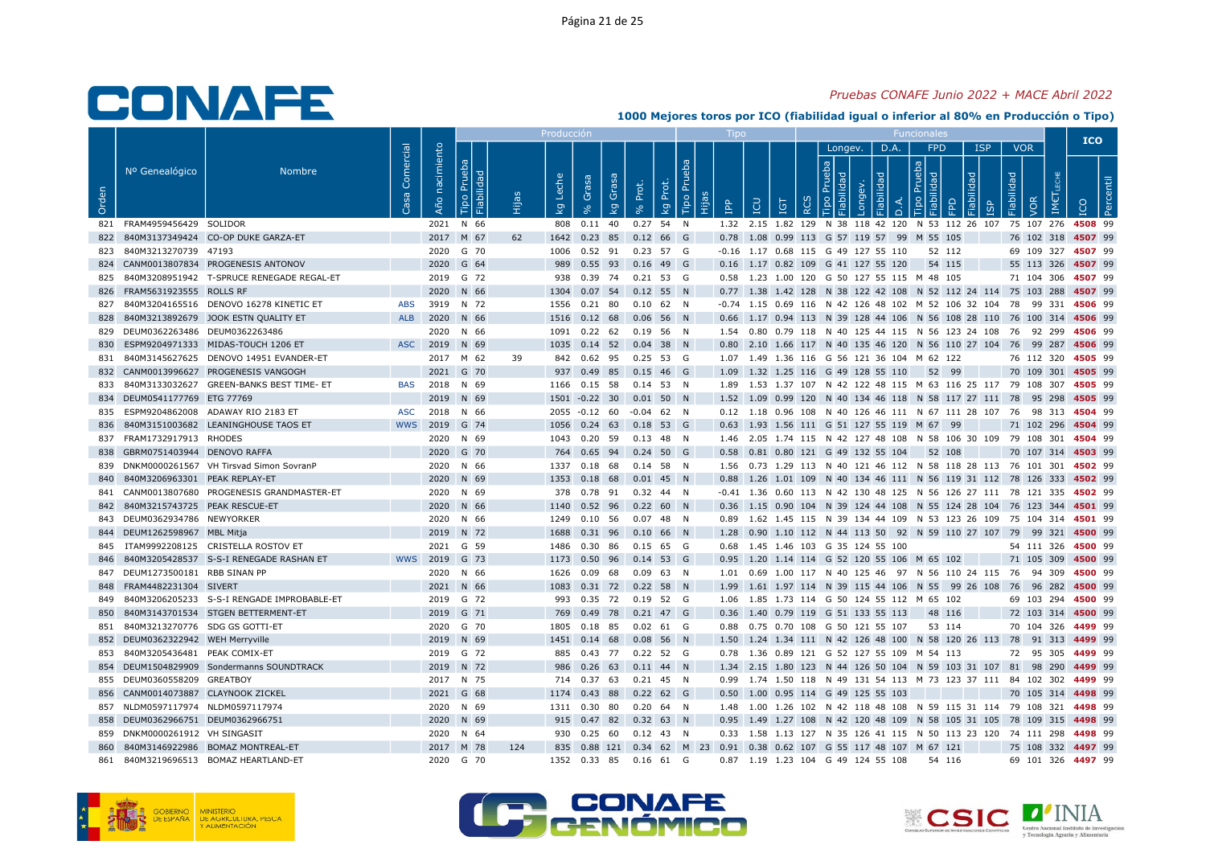# CONAFE

*Pruebas CONAFE Junio 2022 + MACE Abril 2022*

**1000 Mejores toros por ICO (fiabilidad igual o inferior al 80% en Producción o Tipo)**

| | | | | | Producción | | | | | | | | Tipo | | | | | Funcionales | | | | | | | | | | | | | | ICO | |
|---|---|---|---|---|---|---|---|---|---|---|---|---|---|---|---|---|---|---|---|---|---|---|---|---|---|---|---|---|---|---|---|---|---|
| | | | | | | | | | | | | | | | | | | | Longev. | | | D.A. | | FPD | | | ISP | | VOR | | | | |
| Orden | Nº Genealógico | Nombre | Casa Comercial | Año nacimiento | Tipo Prueba | Fiabilidad | Hijas | kg Leche | % Grasa | kg Grasa | % Prot. | kg Prot. | Tipo Prueba | Hijas | IPP | ICU | IGT | RCS | Tipo Prueba | Fiabilidad | Longev. | Fiabilidad | D.A. | Tipo Prueba | Fiabilidad | FPD | Fiabilidad | ISP | Fiabilidad | VOR | IMET LECHE | ICO | Percentil |
| 821 | FRAM4959456429 | SOLIDOR | | 2021 | N | 66 | | 808 | 0.11 | 40 | 0.27 | 54 | N | | 1.32 | 2.15 | 1.82 | 129 | N | 38 | 118 | 42 | 120 | N | 53 | 112 | 26 | 107 | 75 | 107 | 276 | 4508 | 99 |
| 822 | 840M3137349424 | CO-OP DUKE GARZA-ET | | 2017 | M | 67 | 62 | 1642 | 0.23 | 85 | 0.12 | 66 | G | | 0.78 | 1.08 | 0.99 | 113 | G | 57 | 119 | 57 | 99 | M | 55 | 105 | | | 76 | 102 | 318 | 4507 | 99 |
| 823 | 840M3213270739 | 47193 | | 2020 | G | 70 | | 1006 | 0.52 | 91 | 0.23 | 57 | G | | -0.16 | 1.17 | 0.68 | 115 | G | 49 | 127 | 55 | 110 | | 52 | 112 | | | 69 | 109 | 327 | 4507 | 99 |
| 824 | CANM0013807834 | PROGENESIS ANTONOV | | 2020 | G | 64 | | 989 | 0.55 | 93 | 0.16 | 49 | G | | 0.16 | 1.17 | 0.82 | 109 | G | 41 | 127 | 55 | 120 | | 54 | 115 | | | 55 | 113 | 326 | 4507 | 99 |
| 825 | 840M3208951942 | T-SPRUCE RENEGADE REGAL-ET | | 2019 | G | 72 | | 938 | 0.39 | 74 | 0.21 | 53 | G | | 0.58 | 1.23 | 1.00 | 120 | G | 50 | 127 | 55 | 115 | M | 48 | 105 | | | 71 | 104 | 306 | 4507 | 99 |
| 826 | FRAM5631923555 | ROLLS RF | | 2020 | N | 66 | | 1304 | 0.07 | 54 | 0.12 | 55 | N | | 0.77 | 1.38 | 1.42 | 128 | N | 38 | 122 | 42 | 108 | N | 52 | 112 | 24 | 114 | 75 | 103 | 288 | 4507 | 99 |
| 827 | 840M3204165516 | DENOVO 16278 KINETIC ET | ABS | 3919 | N | 72 | | 1556 | 0.21 | 80 | 0.10 | 62 | N | | -0.74 | 1.15 | 0.69 | 116 | N | 42 | 126 | 48 | 102 | M | 52 | 106 | 32 | 104 | 78 | 99 | 331 | 4506 | 99 |
| 828 | 840M3213892679 | JOOK ESTN QUALITY ET | ALB | 2020 | N | 66 | | 1516 | 0.12 | 68 | 0.06 | 56 | N | | 0.66 | 1.17 | 0.94 | 113 | N | 39 | 128 | 44 | 106 | N | 56 | 108 | 28 | 110 | 76 | 100 | 314 | 4506 | 99 |
| 829 | DEUM0362263486 | DEUM0362263486 | | 2020 | N | 66 | | 1091 | 0.22 | 62 | 0.19 | 56 | N | | 1.54 | 0.80 | 0.79 | 118 | N | 40 | 125 | 44 | 115 | N | 56 | 123 | 24 | 108 | 76 | 92 | 299 | 4506 | 99 |
| 830 | ESPM9204971333 | MIDAS-TOUCH 1206 ET | ASC | 2019 | N | 69 | | 1035 | 0.14 | 52 | 0.04 | 38 | N | | 0.80 | 2.10 | 1.66 | 117 | N | 40 | 135 | 46 | 120 | N | 56 | 110 | 27 | 104 | 76 | 99 | 287 | 4506 | 99 |
| 831 | 840M3145627625 | DENOVO 14951 EVANDER-ET | | 2017 | M | 62 | 39 | 842 | 0.62 | 95 | 0.25 | 53 | G | | 1.07 | 1.49 | 1.36 | 116 | G | 56 | 121 | 36 | 104 | M | 62 | 122 | | | 76 | 112 | 320 | 4505 | 99 |
| 832 | CANM0013996627 | PROGENESIS VANGOGH | | 2021 | G | 70 | | 937 | 0.49 | 85 | 0.15 | 46 | G | | 1.09 | 1.32 | 1.25 | 116 | G | 49 | 128 | 55 | 110 | | 52 | 99 | | | 70 | 109 | 301 | 4505 | 99 |
| 833 | 840M3133032627 | GREEN-BANKS BEST TIME- ET | BAS | 2018 | N | 69 | | 1166 | 0.15 | 58 | 0.14 | 53 | N | | 1.89 | 1.53 | 1.37 | 107 | N | 42 | 122 | 48 | 115 | M | 63 | 116 | 25 | 117 | 79 | 108 | 307 | 4505 | 99 |
| 834 | DEUM0541177769 | ETG 77769 | | 2019 | N | 69 | | 1501 | -0.22 | 30 | 0.01 | 50 | N | | 1.52 | 1.09 | 0.99 | 120 | N | 40 | 134 | 46 | 118 | N | 58 | 117 | 27 | 111 | 78 | 95 | 298 | 4505 | 99 |
| 835 | ESPM9204862008 | ADAWAY RIO 2183 ET | ASC | 2018 | N | 66 | | 2055 | -0.12 | 60 | -0.04 | 62 | N | | 0.12 | 1.18 | 0.96 | 108 | N | 40 | 126 | 46 | 111 | N | 67 | 111 | 28 | 107 | 76 | 98 | 313 | 4504 | 99 |
| 836 | 840M3151003682 | LEANINGHOUSE TAOS ET | WWS | 2019 | G | 74 | | 1056 | 0.24 | 63 | 0.18 | 53 | G | | 0.63 | 1.93 | 1.56 | 111 | G | 51 | 127 | 55 | 119 | M | 67 | 99 | | | 71 | 102 | 296 | 4504 | 99 |
| 837 | FRAM1732917913 | RHODES | | 2020 | N | 69 | | 1043 | 0.20 | 59 | 0.13 | 48 | N | | 1.46 | 2.05 | 1.74 | 115 | N | 42 | 127 | 48 | 108 | N | 58 | 106 | 30 | 109 | 79 | 108 | 301 | 4504 | 99 |
| 838 | GBRM0751403944 | DENOVO RAFFA | | 2020 | G | 70 | | 764 | 0.65 | 94 | 0.24 | 50 | G | | 0.58 | 0.81 | 0.80 | 121 | G | 49 | 132 | 55 | 104 | | 52 | 108 | | | 70 | 107 | 314 | 4503 | 99 |
| 839 | DNKM0000261567 | VH Tirsvad Simon SovranP | | 2020 | N | 66 | | 1337 | 0.18 | 68 | 0.14 | 58 | N | | 1.56 | 0.73 | 1.29 | 113 | N | 40 | 121 | 46 | 112 | N | 58 | 118 | 28 | 113 | 76 | 101 | 301 | 4502 | 99 |
| 840 | 840M3206963301 | PEAK REPLAY-ET | | 2020 | N | 69 | | 1353 | 0.18 | 68 | 0.01 | 45 | N | | 0.88 | 1.26 | 1.01 | 109 | N | 40 | 134 | 46 | 111 | N | 56 | 119 | 31 | 112 | 78 | 126 | 333 | 4502 | 99 |
| 841 | CANM0013807680 | PROGENESIS GRANDMASTER-ET | | 2020 | N | 69 | | 378 | 0.78 | 91 | 0.32 | 44 | N | | -0.41 | 1.36 | 0.60 | 113 | N | 42 | 130 | 48 | 125 | N | 56 | 126 | 27 | 111 | 78 | 121 | 335 | 4502 | 99 |
| 842 | 840M3215743725 | PEAK RESCUE-ET | | 2020 | N | 66 | | 1140 | 0.52 | 96 | 0.22 | 60 | N | | 0.36 | 1.15 | 0.90 | 104 | N | 39 | 124 | 44 | 108 | N | 55 | 124 | 28 | 104 | 76 | 123 | 344 | 4501 | 99 |
| 843 | DEUM0362934786 | NEWYORKER | | 2020 | N | 66 | | 1249 | 0.10 | 56 | 0.07 | 48 | N | | 0.89 | 1.62 | 1.45 | 115 | N | 39 | 134 | 44 | 109 | N | 53 | 123 | 26 | 109 | 75 | 104 | 314 | 4501 | 99 |
| 844 | DEUM1262598967 | MBL Mitja | | 2019 | N | 72 | | 1688 | 0.31 | 96 | 0.10 | 66 | N | | 1.28 | 0.90 | 1.10 | 112 | N | 44 | 113 | 50 | 92 | N | 59 | 110 | 27 | 107 | 79 | 99 | 321 | 4500 | 99 |
| 845 | ITAM9992208125 | CRISTELLA ROSTOV ET | | 2021 | G | 59 | | 1486 | 0.30 | 86 | 0.15 | 65 | G | | 0.68 | 1.45 | 1.46 | 103 | G | 35 | 124 | 55 | 100 | | | | | | 54 | 111 | 326 | 4500 | 99 |
| 846 | 840M3205428537 | S-S-I RENEGADE RASHAN ET | WWS | 2019 | G | 73 | | 1173 | 0.50 | 96 | 0.14 | 53 | G | | 0.95 | 1.20 | 1.14 | 114 | G | 52 | 120 | 55 | 106 | M | 65 | 102 | | | 71 | 105 | 309 | 4500 | 99 |
| 847 | DEUM1273500181 | RBB SINAN PP | | 2020 | N | 66 | | 1626 | 0.09 | 68 | 0.09 | 63 | N | | 1.01 | 0.69 | 1.00 | 117 | N | 40 | 125 | 46 | 97 | N | 56 | 110 | 24 | 115 | 76 | 94 | 309 | 4500 | 99 |
| 848 | FRAM4482231304 | SIVERT | | 2021 | N | 66 | | 1083 | 0.31 | 72 | 0.22 | 58 | N | | 1.99 | 1.61 | 1.97 | 114 | N | 39 | 115 | 44 | 106 | N | 55 | 99 | 26 | 108 | 76 | 96 | 282 | 4500 | 99 |
| 849 | 840M3206205233 | S-S-I RENGADE IMPROBABLE-ET | | 2019 | G | 72 | | 993 | 0.35 | 72 | 0.19 | 52 | G | | 1.06 | 1.85 | 1.73 | 114 | G | 50 | 124 | 55 | 112 | M | 65 | 102 | | | 69 | 103 | 294 | 4500 | 99 |
| 850 | 840M3143701534 | STGEN BETTERMENT-ET | | 2019 | G | 71 | | 769 | 0.49 | 78 | 0.21 | 47 | G | | 0.36 | 1.40 | 0.79 | 119 | G | 51 | 133 | 55 | 113 | | 48 | 116 | | | 72 | 103 | 314 | 4500 | 99 |
| 851 | 840M3213270776 | SDG GS GOTTI-ET | | 2020 | G | 70 | | 1805 | 0.18 | 85 | 0.02 | 61 | G | | 0.88 | 0.75 | 0.70 | 108 | G | 50 | 121 | 55 | 107 | | 53 | 114 | | | 70 | 104 | 326 | 4499 | 99 |
| 852 | DEUM0362322942 | WEH Merryville | | 2019 | N | 69 | | 1451 | 0.14 | 68 | 0.08 | 56 | N | | 1.50 | 1.24 | 1.34 | 111 | N | 42 | 126 | 48 | 100 | N | 58 | 120 | 26 | 113 | 78 | 91 | 313 | 4499 | 99 |
| 853 | 840M3205436481 | PEAK COMIX-ET | | 2019 | G | 72 | | 885 | 0.43 | 77 | 0.22 | 52 | G | | 0.78 | 1.36 | 0.89 | 121 | G | 52 | 127 | 55 | 109 | M | 54 | 113 | | | 72 | 95 | 305 | 4499 | 99 |
| 854 | DEUM1504829909 | Sondermanns SOUNDTRACK | | 2019 | N | 72 | | 986 | 0.26 | 63 | 0.11 | 44 | N | | 1.34 | 2.15 | 1.80 | 123 | N | 44 | 126 | 50 | 104 | N | 59 | 103 | 31 | 107 | 81 | 98 | 290 | 4499 | 99 |
| 855 | DEUM0360558209 | GREATBOY | | 2017 | N | 75 | | 714 | 0.37 | 63 | 0.21 | 45 | N | | 0.99 | 1.74 | 1.50 | 118 | N | 49 | 131 | 54 | 113 | M | 73 | 123 | 37 | 111 | 84 | 102 | 302 | 4499 | 99 |
| 856 | CANM0014073887 | CLAYNOOK ZICKEL | | 2021 | G | 68 | | 1174 | 0.43 | 88 | 0.22 | 62 | G | | 0.50 | 1.00 | 0.95 | 114 | G | 49 | 125 | 55 | 103 | | | | | | 70 | 105 | 314 | 4498 | 99 |
| 857 | NLDM0597117974 | NLDM0597117974 | | 2020 | N | 69 | | 1311 | 0.30 | 80 | 0.20 | 64 | N | | 1.48 | 1.00 | 1.26 | 102 | N | 42 | 118 | 48 | 108 | N | 59 | 115 | 31 | 114 | 79 | 108 | 321 | 4498 | 99 |
| 858 | DEUM0362966751 | DEUM0362966751 | | 2020 | N | 69 | | 915 | 0.47 | 82 | 0.32 | 63 | N | | 0.95 | 1.49 | 1.27 | 108 | N | 42 | 120 | 48 | 109 | N | 58 | 105 | 31 | 105 | 78 | 109 | 315 | 4498 | 99 |
| 859 | DNKM0000261912 | VH SINGASIT | | 2020 | N | 64 | | 930 | 0.25 | 60 | 0.12 | 43 | N | | 0.33 | 1.58 | 1.13 | 127 | N | 35 | 126 | 41 | 115 | N | 50 | 113 | 23 | 120 | 74 | 111 | 298 | 4498 | 99 |
| 860 | 840M3146922986 | BOMAZ MONTREAL-ET | | 2017 | M | 78 | 124 | 835 | 0.88 | 121 | 0.34 | 62 | M | 23 | 0.91 | 0.38 | 0.62 | 107 | G | 55 | 117 | 48 | 107 | M | 67 | 121 | | | 75 | 108 | 332 | 4497 | 99 |
| 861 | 840M3219696513 | BOMAZ HEARTLAND-ET | | 2020 | G | 70 | | 1352 | 0.33 | 85 | 0.16 | 61 | G | | 0.87 | 1.19 | 1.23 | 104 | G | 49 | 124 | 55 | 108 | | 54 | 116 | | | 69 | 101 | 326 | 4497 | 99 |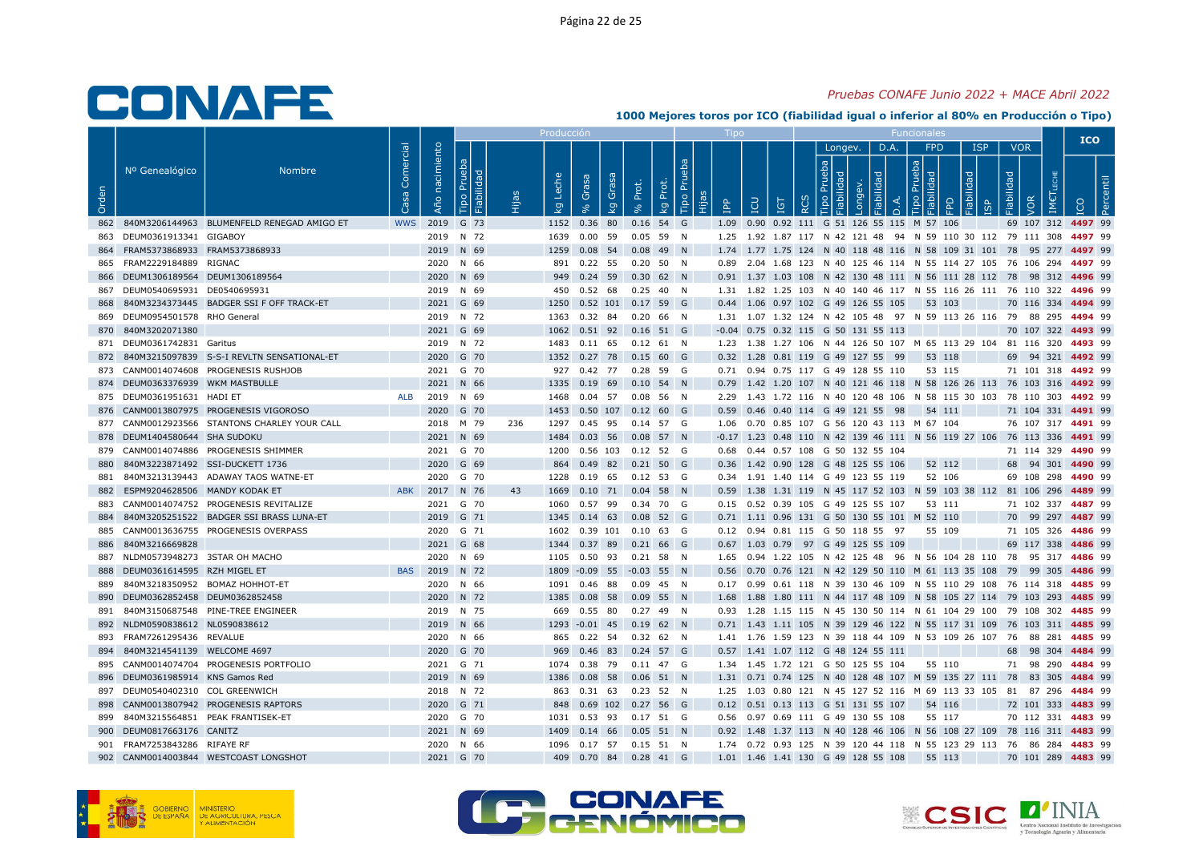# Pruebas CONAFE Junio 2022 + MACE Abril 2022

## 1000 Mejores toros por ICO (fiabilidad igual o inferior al 80% en Producción o Tipo)

| Orden | Nº Genealógico | Nombre | Casa Comercial | Año nacimiento | Producción | | | | | | | | | Tipo | | | | | | Funcionales | | | | | | | | | | | | | | ICO | |
|---|---|---|---|---|---|---|---|---|---|---|---|---|---|---|---|---|---|---|---|---|---|---|---|---|---|---|---|---|---|---|---|---|---|---|---|
| | | | | | | | | | | | | | | | | | | | | Longev. | | | D.A. | | FPD | | | ISP | | VOR | | | | | |
| | | | | | Tipo Prueba | Fiabilidad | Hijas | kg Leche | % Grasa | kg Grasa | % Prot. | kg Prot. | Tipo Prueba | Hijas | IPP | ICU | IGT | RCS | Tipo Prueba | Fiabilidad | Longev. | Fiabilidad | D.A. | Tipo Prueba | Fiabilidad | FPD | Fiabilidad | ISP | Fiabilidad | VOR | IM€T LECHE | ICO | Percentil |
| 862 | 840M3206144963 | BLUMENFELD RENEGAD AMIGO ET | WWS | 2019 | G | 73 | | 1152 | 0.36 | 80 | 0.16 | 54 | G | | 1.09 | 0.90 | 0.92 | 111 | G | 51 | 126 | 55 | 115 | M | 57 | 106 | | | 69 | 107 | 312 | 4497 | 99 |
| 863 | DEUM0361913341 | GIGABOY | | 2019 | N | 72 | | 1639 | 0.00 | 59 | 0.05 | 59 | N | | 1.25 | 1.92 | 1.87 | 117 | N | 42 | 121 | 48 | 94 | N | 59 | 110 | 30 | 112 | 79 | 111 | 308 | 4497 | 99 |
| 864 | FRAM5373868933 | FRAM5373868933 | | 2019 | N | 69 | | 1259 | 0.08 | 54 | 0.08 | 49 | N | | 1.74 | 1.77 | 1.75 | 124 | N | 40 | 118 | 48 | 116 | N | 58 | 109 | 31 | 101 | 78 | 95 | 277 | 4497 | 99 |
| 865 | FRAM2229184889 | RIGNAC | | 2020 | N | 66 | | 891 | 0.22 | 55 | 0.20 | 50 | N | | 0.89 | 2.04 | 1.68 | 123 | N | 40 | 125 | 46 | 114 | N | 55 | 114 | 27 | 105 | 76 | 106 | 294 | 4497 | 99 |
| 866 | DEUM1306189564 | DEUM1306189564 | | 2020 | N | 69 | | 949 | 0.24 | 59 | 0.30 | 62 | N | | 0.91 | 1.37 | 1.03 | 108 | N | 42 | 130 | 48 | 111 | N | 56 | 111 | 28 | 112 | 78 | 98 | 312 | 4496 | 99 |
| 867 | DEUM0540695931 | DE0540695931 | | 2019 | N | 69 | | 450 | 0.52 | 68 | 0.25 | 40 | N | | 1.31 | 1.82 | 1.25 | 103 | N | 40 | 140 | 46 | 117 | N | 55 | 116 | 26 | 111 | 76 | 110 | 322 | 4496 | 99 |
| 868 | 840M3234373445 | BADGER SSI F OFF TRACK-ET | | 2021 | G | 69 | | 1250 | 0.52 | 101 | 0.17 | 59 | G | | 0.44 | 1.06 | 0.97 | 102 | G | 49 | 126 | 55 | 105 | | 53 | 103 | | | 70 | 116 | 334 | 4494 | 99 |
| 869 | DEUM0954501578 | RHO General | | 2019 | N | 72 | | 1363 | 0.32 | 84 | 0.20 | 66 | N | | 1.31 | 1.07 | 1.32 | 124 | N | 42 | 105 | 48 | 97 | N | 59 | 113 | 26 | 116 | 79 | 88 | 295 | 4494 | 99 |
| 870 | 840M3202071380 | | | 2021 | G | 69 | | 1062 | 0.51 | 92 | 0.16 | 51 | G | | -0.04 | 0.75 | 0.32 | 115 | G | 50 | 131 | 55 | 113 | | | | | | 70 | 107 | 322 | 4493 | 99 |
| 871 | DEUM0361742831 | Garitus | | 2019 | N | 72 | | 1483 | 0.11 | 65 | 0.12 | 61 | N | | 1.23 | 1.38 | 1.27 | 106 | N | 44 | 126 | 50 | 107 | M | 65 | 113 | 29 | 104 | 81 | 116 | 320 | 4493 | 99 |
| 872 | 840M3215097839 | S-S-I REVLTN SENSATIONAL-ET | | 2020 | G | 70 | | 1352 | 0.27 | 78 | 0.15 | 60 | G | | 0.32 | 1.28 | 0.81 | 119 | G | 49 | 127 | 55 | 99 | | 53 | 118 | | | 69 | 94 | 321 | 4492 | 99 |
| 873 | CANM0014074608 | PROGENESIS RUSHJOB | | 2021 | G | 70 | | 927 | 0.42 | 77 | 0.28 | 59 | G | | 0.71 | 0.94 | 0.75 | 117 | G | 49 | 128 | 55 | 110 | | 53 | 115 | | | 71 | 101 | 318 | 4492 | 99 |
| 874 | DEUM0363376939 | WKM MASTBULLE | | 2021 | N | 66 | | 1335 | 0.19 | 69 | 0.10 | 54 | N | | 0.79 | 1.42 | 1.20 | 107 | N | 40 | 121 | 46 | 118 | N | 58 | 126 | 26 | 113 | 76 | 103 | 316 | 4492 | 99 |
| 875 | DEUM0361951631 | HADI ET | ALB | 2019 | N | 69 | | 1468 | 0.04 | 57 | 0.08 | 56 | N | | 2.29 | 1.43 | 1.72 | 116 | N | 40 | 120 | 48 | 106 | N | 58 | 115 | 30 | 103 | 78 | 110 | 303 | 4492 | 99 |
| 876 | CANM0013807975 | PROGENESIS VIGOROSO | | 2020 | G | 70 | | 1453 | 0.50 | 107 | 0.12 | 60 | G | | 0.59 | 0.46 | 0.40 | 114 | G | 49 | 121 | 55 | 98 | | 54 | 111 | | | 71 | 104 | 331 | 4491 | 99 |
| 877 | CANM0012923566 | STANTONS CHARLEY YOUR CALL | | 2018 | M | 79 | 236 | 1297 | 0.45 | 95 | 0.14 | 57 | G | | 1.06 | 0.70 | 0.85 | 107 | G | 56 | 120 | 43 | 113 | M | 67 | 104 | | | 76 | 107 | 317 | 4491 | 99 |
| 878 | DEUM1404580644 | SHA SUDOKU | | 2021 | N | 69 | | 1484 | 0.03 | 56 | 0.08 | 57 | N | | -0.17 | 1.23 | 0.48 | 110 | N | 42 | 139 | 46 | 111 | N | 56 | 119 | 27 | 106 | 76 | 113 | 336 | 4491 | 99 |
| 879 | CANM0014074886 | PROGENESIS SHIMMER | | 2021 | G | 70 | | 1200 | 0.56 | 103 | 0.12 | 52 | G | | 0.68 | 0.44 | 0.57 | 108 | G | 50 | 132 | 55 | 104 | | | | | | 71 | 114 | 329 | 4490 | 99 |
| 880 | 840M3223871492 | SSI-DUCKETT 1736 | | 2020 | G | 69 | | 864 | 0.49 | 82 | 0.21 | 50 | G | | 0.36 | 1.42 | 0.90 | 128 | G | 48 | 125 | 55 | 106 | | 52 | 112 | | | 68 | 94 | 301 | 4490 | 99 |
| 881 | 840M3213139443 | ADAWAY TAOS WATNE-ET | | 2020 | G | 70 | | 1228 | 0.19 | 65 | 0.12 | 53 | G | | 0.34 | 1.91 | 1.40 | 114 | G | 49 | 123 | 55 | 119 | | 52 | 106 | | | 69 | 108 | 298 | 4490 | 99 |
| 882 | ESPM9204628506 | MANDY KODAK ET | ABK | 2017 | N | 76 | 43 | 1669 | 0.10 | 71 | 0.04 | 58 | N | | 0.59 | 1.38 | 1.31 | 119 | N | 45 | 117 | 52 | 103 | N | 59 | 103 | 38 | 112 | 81 | 106 | 296 | 4489 | 99 |
| 883 | CANM0014074752 | PROGENESIS REVITALIZE | | 2021 | G | 70 | | 1060 | 0.57 | 99 | 0.34 | 70 | G | | 0.15 | 0.52 | 0.39 | 105 | G | 49 | 125 | 55 | 107 | | 53 | 111 | | | 71 | 102 | 337 | 4487 | 99 |
| 884 | 840M3205251522 | BADGER SSI BRASS LUNA-ET | | 2019 | G | 71 | | 1345 | 0.14 | 63 | 0.08 | 52 | G | | 0.71 | 1.11 | 0.96 | 131 | G | 50 | 130 | 55 | 101 | M | 52 | 110 | | | 70 | 99 | 297 | 4487 | 99 |
| 885 | CANM0013636755 | PROGENESIS OVERPASS | | 2020 | G | 71 | | 1602 | 0.39 | 101 | 0.10 | 63 | G | | 0.12 | 0.94 | 0.81 | 115 | G | 50 | 118 | 55 | 97 | | 55 | 109 | | | 71 | 105 | 326 | 4486 | 99 |
| 886 | 840M3216669828 | | | 2021 | G | 68 | | 1344 | 0.37 | 89 | 0.21 | 66 | G | | 0.67 | 1.03 | 0.79 | 97 | G | 49 | 125 | 55 | 109 | | | | | | 69 | 117 | 338 | 4486 | 99 |
| 887 | NLDM0573948273 | 3STAR OH MACHO | | 2020 | N | 69 | | 1105 | 0.50 | 93 | 0.21 | 58 | N | | 1.65 | 0.94 | 1.22 | 105 | N | 42 | 125 | 48 | 96 | N | 56 | 104 | 28 | 110 | 78 | 95 | 317 | 4486 | 99 |
| 888 | DEUM0361614595 | RZH MIGEL ET | BAS | 2019 | N | 72 | | 1809 | -0.09 | 55 | -0.03 | 55 | N | | 0.56 | 0.70 | 0.76 | 121 | N | 42 | 129 | 50 | 110 | M | 61 | 113 | 35 | 108 | 79 | 99 | 305 | 4486 | 99 |
| 889 | 840M3218350952 | BOMAZ HOHHOT-ET | | 2020 | N | 66 | | 1091 | 0.46 | 88 | 0.09 | 45 | N | | 0.17 | 0.99 | 0.61 | 118 | N | 39 | 130 | 46 | 109 | N | 55 | 110 | 29 | 108 | 76 | 114 | 318 | 4485 | 99 |
| 890 | DEUM0362852458 | DEUM0362852458 | | 2020 | N | 72 | | 1385 | 0.08 | 58 | 0.09 | 55 | N | | 1.68 | 1.88 | 1.80 | 111 | N | 44 | 117 | 48 | 109 | N | 58 | 105 | 27 | 114 | 79 | 103 | 293 | 4485 | 99 |
| 891 | 840M3150687548 | PINE-TREE ENGINEER | | 2019 | N | 75 | | 669 | 0.55 | 80 | 0.27 | 49 | N | | 0.93 | 1.28 | 1.15 | 115 | N | 45 | 130 | 50 | 114 | N | 61 | 104 | 29 | 100 | 79 | 108 | 302 | 4485 | 99 |
| 892 | NLDM0590838612 | NL0590838612 | | 2019 | N | 66 | | 1293 | -0.01 | 45 | 0.19 | 62 | N | | 0.71 | 1.43 | 1.11 | 105 | N | 39 | 129 | 46 | 122 | N | 55 | 117 | 31 | 109 | 76 | 103 | 311 | 4485 | 99 |
| 893 | FRAM7261295436 | REVALUE | | 2020 | N | 66 | | 865 | 0.22 | 54 | 0.32 | 62 | N | | 1.41 | 1.76 | 1.59 | 123 | N | 39 | 118 | 44 | 109 | N | 53 | 109 | 26 | 107 | 76 | 88 | 281 | 4485 | 99 |
| 894 | 840M3214541139 | WELCOME 4697 | | 2020 | G | 70 | | 969 | 0.46 | 83 | 0.24 | 57 | G | | 0.57 | 1.41 | 1.07 | 112 | G | 48 | 124 | 55 | 111 | | | | | | 68 | 98 | 304 | 4484 | 99 |
| 895 | CANM0014074704 | PROGENESIS PORTFOLIO | | 2021 | G | 71 | | 1074 | 0.38 | 79 | 0.11 | 47 | G | | 1.34 | 1.45 | 1.72 | 121 | G | 50 | 125 | 55 | 104 | | 55 | 110 | | | 71 | 98 | 290 | 4484 | 99 |
| 896 | DEUM0361985914 | KNS Gamos Red | | 2019 | N | 69 | | 1386 | 0.08 | 58 | 0.06 | 51 | N | | 1.31 | 0.71 | 0.74 | 125 | N | 40 | 128 | 48 | 107 | M | 59 | 135 | 27 | 111 | 78 | 83 | 305 | 4484 | 99 |
| 897 | DEUM0540402310 | COL GREENWICH | | 2018 | N | 72 | | 863 | 0.31 | 63 | 0.23 | 52 | N | | 1.25 | 1.03 | 0.80 | 121 | N | 45 | 127 | 52 | 116 | M | 69 | 113 | 33 | 105 | 81 | 87 | 296 | 4484 | 99 |
| 898 | CANM0013807942 | PROGENESIS RAPTORS | | 2020 | G | 71 | | 848 | 0.69 | 102 | 0.27 | 56 | G | | 0.12 | 0.51 | 0.13 | 113 | G | 51 | 131 | 55 | 107 | | 54 | 116 | | | 72 | 101 | 333 | 4483 | 99 |
| 899 | 840M3215564851 | PEAK FRANTISEK-ET | | 2020 | G | 70 | | 1031 | 0.53 | 93 | 0.17 | 51 | G | | 0.56 | 0.97 | 0.69 | 111 | G | 49 | 130 | 55 | 108 | | 55 | 117 | | | 70 | 112 | 331 | 4483 | 99 |
| 900 | DEUM0817663176 | CANITZ | | 2021 | N | 69 | | 1409 | 0.14 | 66 | 0.05 | 51 | N | | 0.92 | 1.48 | 1.37 | 113 | N | 40 | 128 | 46 | 106 | N | 56 | 108 | 27 | 109 | 78 | 116 | 311 | 4483 | 99 |
| 901 | FRAM7253843286 | RIFAYE RF | | 2020 | N | 66 | | 1096 | 0.17 | 57 | 0.15 | 51 | N | | 1.74 | 0.72 | 0.93 | 125 | N | 39 | 120 | 44 | 118 | N | 55 | 123 | 29 | 113 | 76 | 86 | 284 | 4483 | 99 |
| 902 | CANM0014003844 | WESTCOAST LONGSHOT | | 2021 | G | 70 | | 409 | 0.70 | 84 | 0.28 | 41 | G | | 1.01 | 1.46 | 1.41 | 130 | G | 49 | 128 | 55 | 108 | | 55 | 113 | | | 70 | 101 | 289 | 4483 | 99 |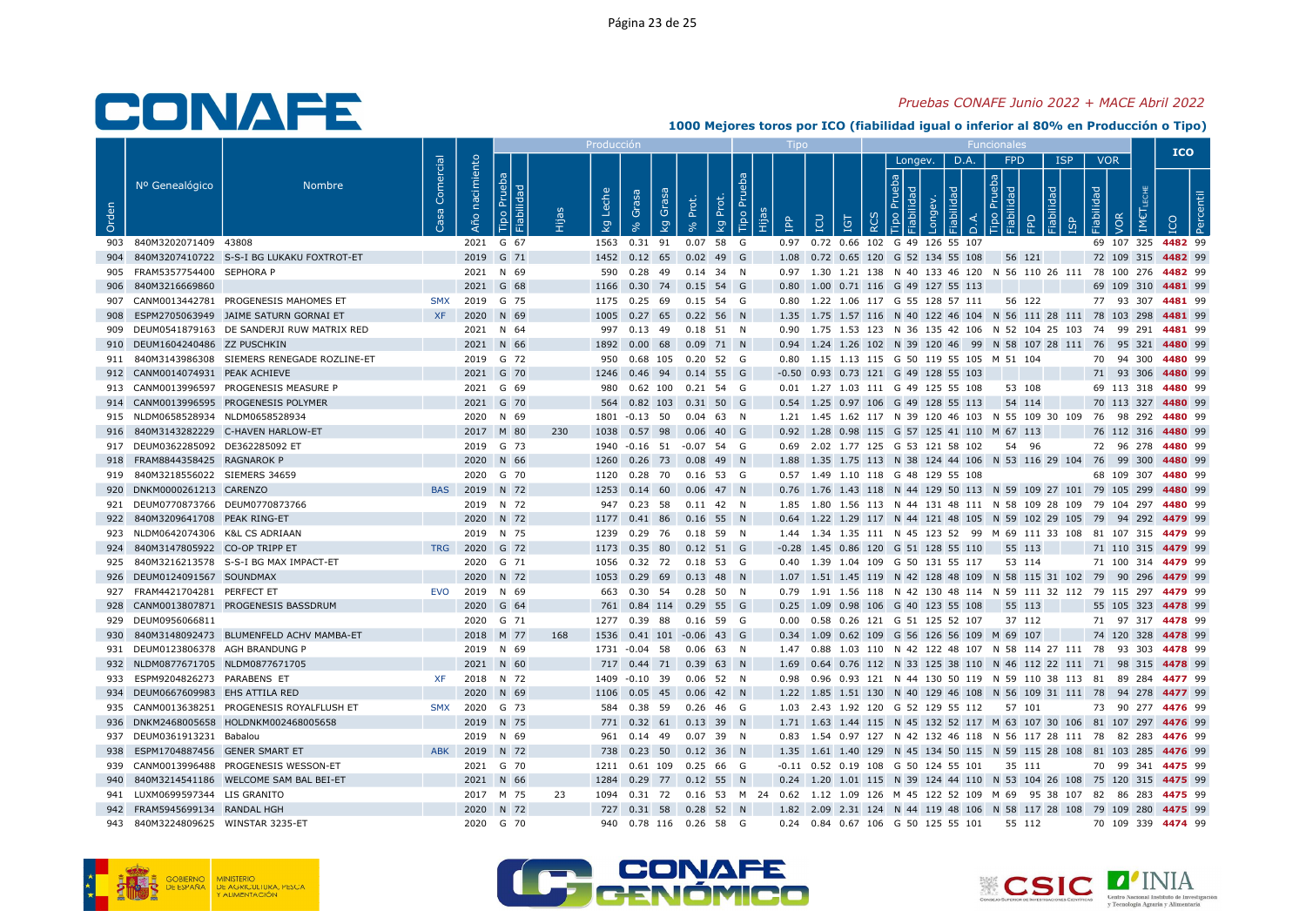## Pruebas CONAFE Junio 2022 + MACE Abril 2022

### 1000 Mejores toros por ICO (fiabilidad igual o inferior al 80% en Producción o Tipo)

| Orden | Nº Genealógico | Nombre | Casa Comercial | Año nacimiento | Producción | | | | | | | | Tipo | | | | | | Funcionales | | | | | | | | | | | | | ICO | |
|---|---|---|---|---|---|---|---|---|---|---|---|---|---|---|---|---|---|---|---|---|---|---|---|---|---|---|---|---|---|---|---|---|---|
| | | | | | Tipo Prueba | Fiabilidad | Hijas | kg Leche | % Grasa | kg Grasa | % Prot. | kg Prot. | Tipo Prueba | Hijas | IPP | ICU | IGT | RCS | Longev. Tipo Prueba | Fiabilidad | Longev. | D.A. Fiabilidad | D.A. | FPD Tipo Prueba | Fiabilidad | FPD | ISP Fiabilidad | ISP | VOR Fiabilidad | VOR | IM€T LECHE | ICO | Percentil |
| 903 | 840M3202071409 | 43808 | | 2021 | G | 67 | | 1563 | 0.31 | 91 | 0.07 | 58 | G | | 0.97 | 0.72 | 0.66 | 102 | G | 49 | 126 | 55 | 107 | | | | | | 69 | 107 | 325 | 4482 | 99 |
| 904 | 840M3207410722 | S-S-I BG LUKAKU FOXTROT-ET | | 2019 | G | 71 | | 1452 | 0.12 | 65 | 0.02 | 49 | G | | 1.08 | 0.72 | 0.65 | 120 | G | 52 | 134 | 55 | 108 | | 56 | 121 | | | 72 | 109 | 315 | 4482 | 99 |
| 905 | FRAM5357754400 | SEPHORA P | | 2021 | N | 69 | | 590 | 0.28 | 49 | 0.14 | 34 | N | | 0.97 | 1.30 | 1.21 | 138 | N | 40 | 133 | 46 | 120 | N | 56 | 110 | 26 | 111 | 78 | 100 | 276 | 4482 | 99 |
| 906 | 840M3216669860 | | | 2021 | G | 68 | | 1166 | 0.30 | 74 | 0.15 | 54 | G | | 0.80 | 1.00 | 0.71 | 116 | G | 49 | 127 | 55 | 113 | | | | | | 69 | 109 | 310 | 4481 | 99 |
| 907 | CANM0013442781 | PROGENESIS MAHOMES ET | SMX | 2019 | G | 75 | | 1175 | 0.25 | 69 | 0.15 | 54 | G | | 0.80 | 1.22 | 1.06 | 117 | G | 55 | 128 | 57 | 111 | | 56 | 122 | | | 77 | 93 | 307 | 4481 | 99 |
| 908 | ESPM2705063949 | JAIME SATURN GORNAI ET | XF | 2020 | N | 69 | | 1005 | 0.27 | 65 | 0.22 | 56 | N | | 1.35 | 1.75 | 1.57 | 116 | N | 40 | 122 | 46 | 104 | N | 56 | 111 | 28 | 111 | 78 | 103 | 298 | 4481 | 99 |
| 909 | DEUM0541879163 | DE SANDERJI RUW MATRIX RED | | 2021 | N | 64 | | 997 | 0.13 | 49 | 0.18 | 51 | N | | 0.90 | 1.75 | 1.53 | 123 | N | 36 | 135 | 42 | 106 | N | 52 | 104 | 25 | 103 | 74 | 99 | 291 | 4481 | 99 |
| 910 | DEUM1604240486 | ZZ PUSCHKIN | | 2021 | N | 66 | | 1892 | 0.00 | 68 | 0.09 | 71 | N | | 0.94 | 1.24 | 1.26 | 102 | N | 39 | 120 | 46 | 99 | N | 58 | 107 | 28 | 111 | 76 | 95 | 321 | 4480 | 99 |
| 911 | 840M3143986308 | SIEMERS RENEGADE ROZLINE-ET | | 2019 | G | 72 | | 950 | 0.68 | 105 | 0.20 | 52 | G | | 0.80 | 1.15 | 1.13 | 115 | G | 50 | 119 | 55 | 105 | M | 51 | 104 | | | 70 | 94 | 300 | 4480 | 99 |
| 912 | CANM0014074931 | PEAK ACHIEVE | | 2021 | G | 70 | | 1246 | 0.46 | 94 | 0.14 | 55 | G | | -0.50 | 0.93 | 0.73 | 121 | G | 49 | 128 | 55 | 103 | | | | | | 71 | 93 | 306 | 4480 | 99 |
| 913 | CANM0013996597 | PROGENESIS MEASURE P | | 2021 | G | 69 | | 980 | 0.62 | 100 | 0.21 | 54 | G | | 0.01 | 1.27 | 1.03 | 111 | G | 49 | 125 | 55 | 108 | | 53 | 108 | | | 69 | 113 | 318 | 4480 | 99 |
| 914 | CANM0013996595 | PROGENESIS POLYMER | | 2021 | G | 70 | | 564 | 0.82 | 103 | 0.31 | 50 | G | | 0.54 | 1.25 | 0.97 | 106 | G | 49 | 128 | 55 | 113 | | 54 | 114 | | | 70 | 113 | 327 | 4480 | 99 |
| 915 | NLDM0658528934 | NLDM0658528934 | | 2020 | N | 69 | | 1801 | -0.13 | 50 | 0.04 | 63 | N | | 1.21 | 1.45 | 1.62 | 117 | N | 39 | 120 | 46 | 103 | N | 55 | 109 | 30 | 109 | 76 | 98 | 292 | 4480 | 99 |
| 916 | 840M3143282229 | C-HAVEN HARLOW-ET | | 2017 | M | 80 | 230 | 1038 | 0.57 | 98 | 0.06 | 40 | G | | 0.92 | 1.28 | 0.98 | 115 | G | 57 | 125 | 41 | 110 | M | 67 | 113 | | | 76 | 112 | 316 | 4480 | 99 |
| 917 | DEUM0362285092 | DE362285092 ET | | 2019 | G | 73 | | 1940 | -0.16 | 51 | -0.07 | 54 | G | | 0.69 | 2.02 | 1.77 | 125 | G | 53 | 121 | 58 | 102 | | 54 | 96 | | | 72 | 96 | 278 | 4480 | 99 |
| 918 | FRAM8844358425 | RAGNAROK P | | 2020 | N | 66 | | 1260 | 0.26 | 73 | 0.08 | 49 | N | | 1.88 | 1.35 | 1.75 | 113 | N | 38 | 124 | 44 | 106 | N | 53 | 116 | 29 | 104 | 76 | 99 | 300 | 4480 | 99 |
| 919 | 840M3218556022 | SIEMERS 34659 | | 2020 | G | 70 | | 1120 | 0.28 | 70 | 0.16 | 53 | G | | 0.57 | 1.49 | 1.10 | 118 | G | 48 | 129 | 55 | 108 | | | | | | 68 | 109 | 307 | 4480 | 99 |
| 920 | DNKM0000261213 | CARENZO | BAS | 2019 | N | 72 | | 1253 | 0.14 | 60 | 0.06 | 47 | N | | 0.76 | 1.76 | 1.43 | 118 | N | 44 | 129 | 50 | 113 | N | 59 | 109 | 27 | 101 | 79 | 105 | 299 | 4480 | 99 |
| 921 | DEUM0770873766 | DEUM0770873766 | | 2019 | N | 72 | | 947 | 0.23 | 58 | 0.11 | 42 | N | | 1.85 | 1.80 | 1.56 | 113 | N | 44 | 131 | 48 | 111 | N | 58 | 109 | 28 | 109 | 79 | 104 | 297 | 4480 | 99 |
| 922 | 840M3209641708 | PEAK RING-ET | | 2020 | N | 72 | | 1177 | 0.41 | 86 | 0.16 | 55 | N | | 0.64 | 1.22 | 1.29 | 117 | N | 44 | 121 | 48 | 105 | N | 59 | 102 | 29 | 105 | 79 | 94 | 292 | 4479 | 99 |
| 923 | NLDM0642074306 | K&L CS ADRIAAN | | 2019 | N | 75 | | 1239 | 0.29 | 76 | 0.18 | 59 | N | | 1.44 | 1.34 | 1.35 | 111 | N | 45 | 123 | 52 | 99 | M | 69 | 111 | 33 | 108 | 81 | 107 | 315 | 4479 | 99 |
| 924 | 840M3147805922 | CO-OP TRIPP ET | TRG | 2020 | G | 72 | | 1173 | 0.35 | 80 | 0.12 | 51 | G | | -0.28 | 1.45 | 0.86 | 120 | G | 51 | 128 | 55 | 110 | | 55 | 113 | | | 71 | 110 | 315 | 4479 | 99 |
| 925 | 840M3216213578 | S-S-I BG MAX IMPACT-ET | | 2020 | G | 71 | | 1056 | 0.32 | 72 | 0.18 | 53 | G | | 0.40 | 1.39 | 1.04 | 109 | G | 50 | 131 | 55 | 117 | | 53 | 114 | | | 71 | 100 | 314 | 4479 | 99 |
| 926 | DEUM0124091567 | SOUNDMAX | | 2020 | N | 72 | | 1053 | 0.29 | 69 | 0.13 | 48 | N | | 1.07 | 1.51 | 1.45 | 119 | N | 42 | 128 | 48 | 109 | N | 58 | 115 | 31 | 102 | 79 | 90 | 296 | 4479 | 99 |
| 927 | FRAM4421704281 | PERFECT ET | EVO | 2019 | N | 69 | | 663 | 0.30 | 54 | 0.28 | 50 | N | | 0.79 | 1.91 | 1.56 | 118 | N | 42 | 130 | 48 | 114 | N | 59 | 111 | 32 | 112 | 79 | 115 | 297 | 4479 | 99 |
| 928 | CANM0013807871 | PROGENESIS BASSDRUM | | 2020 | G | 64 | | 761 | 0.84 | 114 | 0.29 | 55 | G | | 0.25 | 1.09 | 0.98 | 106 | G | 40 | 123 | 55 | 108 | | 55 | 113 | | | 55 | 105 | 323 | 4478 | 99 |
| 929 | DEUM0956066811 | | | 2020 | G | 71 | | 1277 | 0.39 | 88 | 0.16 | 59 | G | | 0.00 | 0.58 | 0.26 | 121 | G | 51 | 125 | 52 | 107 | | 37 | 112 | | | 71 | 97 | 317 | 4478 | 99 |
| 930 | 840M3148092473 | BLUMENFELD ACHV MAMBA-ET | | 2018 | M | 77 | 168 | 1536 | 0.41 | 101 | -0.06 | 43 | G | | 0.34 | 1.09 | 0.62 | 109 | G | 56 | 126 | 56 | 109 | M | 69 | 107 | | | 74 | 120 | 328 | 4478 | 99 |
| 931 | DEUM0123806378 | AGH BRANDUNG P | | 2019 | N | 69 | | 1731 | -0.04 | 58 | 0.06 | 63 | N | | 1.47 | 0.88 | 1.03 | 110 | N | 42 | 122 | 48 | 107 | N | 58 | 114 | 27 | 111 | 78 | 93 | 303 | 4478 | 99 |
| 932 | NLDM0877671705 | NLDM0877671705 | | 2021 | N | 60 | | 717 | 0.44 | 71 | 0.39 | 63 | N | | 1.69 | 0.64 | 0.76 | 112 | N | 33 | 125 | 38 | 110 | N | 46 | 112 | 22 | 111 | 71 | 98 | 315 | 4478 | 99 |
| 933 | ESPM9204826273 | PARABENS ET | XF | 2018 | N | 72 | | 1409 | -0.10 | 39 | 0.06 | 52 | N | | 0.98 | 0.96 | 0.93 | 121 | N | 44 | 130 | 50 | 119 | N | 59 | 110 | 38 | 113 | 81 | 89 | 284 | 4477 | 99 |
| 934 | DEUM0667609983 | EHS ATTILA RED | | 2020 | N | 69 | | 1106 | 0.05 | 45 | 0.06 | 42 | N | | 1.22 | 1.85 | 1.51 | 130 | N | 40 | 129 | 46 | 108 | N | 56 | 109 | 31 | 111 | 78 | 94 | 278 | 4477 | 99 |
| 935 | CANM0013638251 | PROGENESIS ROYALFLUSH ET | SMX | 2020 | G | 73 | | 584 | 0.38 | 59 | 0.26 | 46 | G | | 1.03 | 2.43 | 1.92 | 120 | G | 52 | 129 | 55 | 112 | | 57 | 101 | | | 73 | 90 | 277 | 4476 | 99 |
| 936 | DNKM2468005658 | HOLDNKM002468005658 | | 2019 | N | 75 | | 771 | 0.32 | 61 | 0.13 | 39 | N | | 1.71 | 1.63 | 1.44 | 115 | N | 45 | 132 | 52 | 117 | M | 63 | 107 | 30 | 106 | 81 | 107 | 297 | 4476 | 99 |
| 937 | DEUM0361913231 | Babalou | | 2019 | N | 69 | | 961 | 0.14 | 49 | 0.07 | 39 | N | | 0.83 | 1.54 | 0.97 | 127 | N | 42 | 132 | 46 | 118 | N | 56 | 117 | 28 | 111 | 78 | 82 | 283 | 4476 | 99 |
| 938 | ESPM1704887456 | GENER SMART ET | ABK | 2019 | N | 72 | | 738 | 0.23 | 50 | 0.12 | 36 | N | | 1.35 | 1.61 | 1.40 | 129 | N | 45 | 134 | 50 | 115 | N | 59 | 115 | 28 | 108 | 81 | 103 | 285 | 4476 | 99 |
| 939 | CANM0013996488 | PROGENESIS WESSON-ET | | 2021 | G | 70 | | 1211 | 0.61 | 109 | 0.25 | 66 | G | | -0.11 | 0.52 | 0.19 | 108 | G | 50 | 124 | 55 | 101 | | 35 | 111 | | | 70 | 99 | 341 | 4475 | 99 |
| 940 | 840M3214541186 | WELCOME SAM BAL BEI-ET | | 2021 | N | 66 | | 1284 | 0.29 | 77 | 0.12 | 55 | N | | 0.24 | 1.20 | 1.01 | 115 | N | 39 | 124 | 44 | 110 | N | 53 | 104 | 26 | 108 | 75 | 120 | 315 | 4475 | 99 |
| 941 | LUXM0699597344 | LIS GRANITO | | 2017 | M | 75 | 23 | 1094 | 0.31 | 72 | 0.16 | 53 | M | 24 | 0.62 | 1.12 | 1.09 | 126 | M | 45 | 122 | 52 | 109 | M | 69 | 95 | 38 | 107 | 82 | 86 | 283 | 4475 | 99 |
| 942 | FRAM5945699134 | RANDAL HGH | | 2020 | N | 72 | | 727 | 0.31 | 58 | 0.28 | 52 | N | | 1.82 | 2.09 | 2.31 | 124 | N | 44 | 119 | 48 | 106 | N | 58 | 117 | 28 | 108 | 79 | 109 | 280 | 4475 | 99 |
| 943 | 840M3224809625 | WINSTAR 3235-ET | | 2020 | G | 70 | | 940 | 0.78 | 116 | 0.26 | 58 | G | | 0.24 | 0.84 | 0.67 | 106 | G | 50 | 125 | 55 | 101 | | 55 | 112 | | | 70 | 109 | 339 | 4474 | 99 |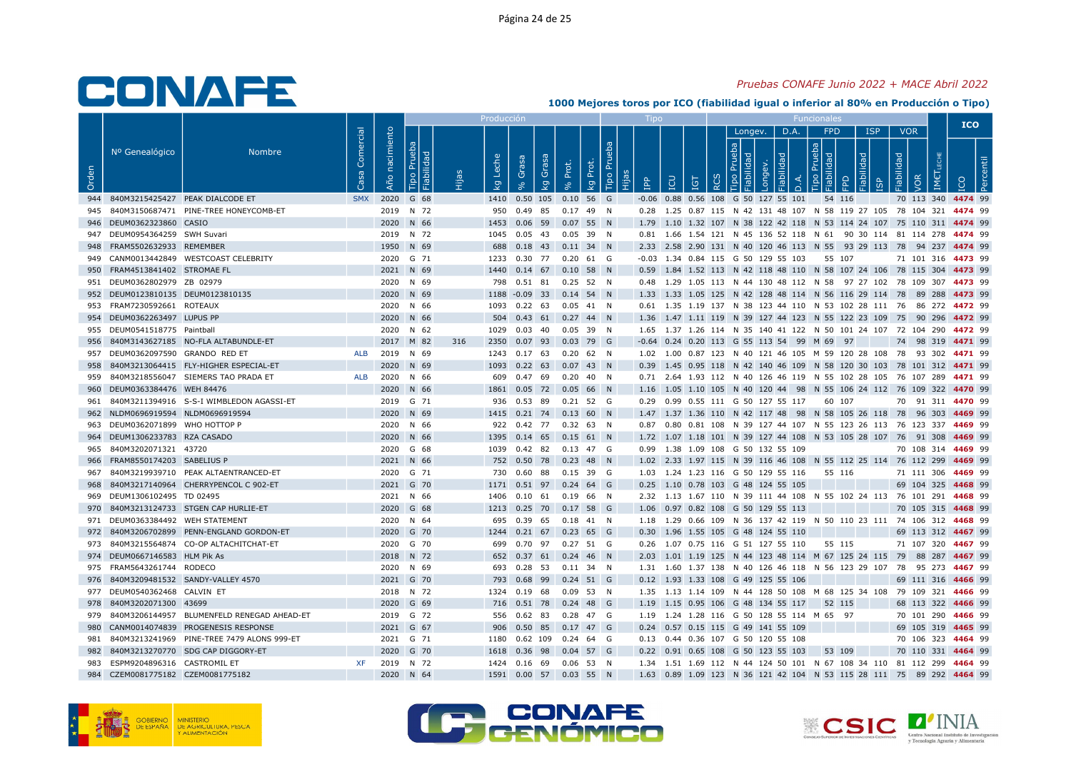# Pruebas CONAFE Junio 2022 + MACE Abril 2022

## 1000 Mejores toros por ICO (fiabilidad igual o inferior al 80% en Producción o Tipo)

| | | | | | Producción | | | | | | | | Tipo | | | | | | Funcionales | | | | | | | | | | | | | ICO | |
|---|---|---|---|---|---|---|---|---|---|---|---|---|---|---|---|---|---|---|---|---|---|---|---|---|---|---|---|---|---|---|---|---|---|
| | | | | | | | | | | | | | | | | | | | Longev. | | | D.A. | | FPD | | | ISP | | VOR | | | | |
| Orden | Nº Genealógico | Nombre | Casa Comercial | Año nacimiento | Tipo Prueba | Fiabilidad | Hijas | kg Leche | % Grasa | kg Grasa | % Prot. | kg Prot. | Tipo Prueba | Hijas | IPP | ICU | IGT | RCS | Tipo Prueba | Fiabilidad | Longev. | Fiabilidad | D.A. | Tipo Prueba | Fiabilidad | FPD | Fiabilidad | ISP | Fiabilidad | VOR | IM€T LECHE | ICO | Percentil |
| 944 | 840M3215425427 | PEAK DIALCODE ET | SMX | 2020 | G | 68 | | 1410 | 0.50 | 105 | 0.10 | 56 | G | | -0.06 | 0.88 | 0.56 | 108 | G | 50 | 127 | 55 | 101 | | 54 | 116 | | | 70 | 113 | 340 | 4474 | 99 |
| 945 | 840M3150687471 | PINE-TREE HONEYCOMB-ET | | 2019 | N | 72 | | 950 | 0.49 | 85 | 0.17 | 49 | N | | 0.28 | 1.25 | 0.87 | 115 | N | 42 | 131 | 48 | 107 | N | 58 | 119 | 27 | 105 | 78 | 104 | 321 | 4474 | 99 |
| 946 | DEUM0362323860 | CASIO | | 2020 | N | 66 | | 1453 | 0.06 | 59 | 0.07 | 55 | N | | 1.79 | 1.10 | 1.32 | 107 | N | 38 | 122 | 42 | 118 | N | 53 | 114 | 24 | 107 | 75 | 110 | 311 | 4474 | 99 |
| 947 | DEUM0954364259 | SWH Suvari | | 2019 | N | 72 | | 1045 | 0.05 | 43 | 0.05 | 39 | N | | 0.81 | 1.66 | 1.54 | 121 | N | 45 | 136 | 52 | 118 | N | 61 | 90 | 30 | 114 | 81 | 114 | 278 | 4474 | 99 |
| 948 | FRAM5502632933 | REMEMBER | | 1950 | N | 69 | | 688 | 0.18 | 43 | 0.11 | 34 | N | | 2.33 | 2.58 | 2.90 | 131 | N | 40 | 120 | 46 | 113 | N | 55 | 93 | 29 | 113 | 78 | 94 | 237 | 4474 | 99 |
| 949 | CANM0013442849 | WESTCOAST CELEBRITY | | 2020 | G | 71 | | 1233 | 0.30 | 77 | 0.20 | 61 | G | | -0.03 | 1.34 | 0.84 | 115 | G | 50 | 129 | 55 | 103 | | 55 | 107 | | | 71 | 101 | 316 | 4473 | 99 |
| 950 | FRAM4513841402 | STROMAE FL | | 2021 | N | 69 | | 1440 | 0.14 | 67 | 0.10 | 58 | N | | 0.59 | 1.84 | 1.52 | 113 | N | 42 | 118 | 48 | 110 | N | 58 | 107 | 24 | 106 | 78 | 115 | 304 | 4473 | 99 |
| 951 | DEUM0362802979 | ZB 02979 | | 2020 | N | 69 | | 798 | 0.51 | 81 | 0.25 | 52 | N | | 0.48 | 1.29 | 1.05 | 113 | N | 44 | 130 | 48 | 112 | N | 58 | 97 | 27 | 102 | 78 | 109 | 307 | 4473 | 99 |
| 952 | DEUM0123810135 | DEUM0123810135 | | 2020 | N | 69 | | 1188 | -0.09 | 33 | 0.14 | 54 | N | | 1.33 | 1.33 | 1.05 | 125 | N | 42 | 128 | 48 | 114 | N | 56 | 116 | 29 | 114 | 78 | 89 | 288 | 4473 | 99 |
| 953 | FRAM7230592661 | ROTEAUX | | 2020 | N | 66 | | 1093 | 0.22 | 63 | 0.05 | 41 | N | | 0.61 | 1.35 | 1.19 | 137 | N | 38 | 123 | 44 | 110 | N | 53 | 102 | 28 | 111 | 76 | 86 | 272 | 4472 | 99 |
| 954 | DEUM0362263497 | LUPUS PP | | 2020 | N | 66 | | 504 | 0.43 | 61 | 0.27 | 44 | N | | 1.36 | 1.47 | 1.11 | 119 | N | 39 | 127 | 44 | 123 | N | 55 | 122 | 23 | 109 | 75 | 90 | 296 | 4472 | 99 |
| 955 | DEUM0541518775 | Paintball | | 2020 | N | 62 | | 1029 | 0.03 | 40 | 0.05 | 39 | N | | 1.65 | 1.37 | 1.26 | 114 | N | 35 | 140 | 41 | 122 | N | 50 | 101 | 24 | 107 | 72 | 104 | 290 | 4472 | 99 |
| 956 | 840M3143627185 | NO-FLA ALTABUNDLE-ET | | 2017 | M | 82 | 316 | 2350 | 0.07 | 93 | 0.03 | 79 | G | | -0.64 | 0.24 | 0.20 | 113 | G | 55 | 113 | 54 | 99 | M | 69 | 97 | | | 74 | 98 | 319 | 4471 | 99 |
| 957 | DEUM0362097590 | GRANDO RED ET | ALB | 2019 | N | 69 | | 1243 | 0.17 | 63 | 0.20 | 62 | N | | 1.02 | 1.00 | 0.87 | 123 | N | 40 | 121 | 46 | 105 | M | 59 | 120 | 28 | 108 | 78 | 93 | 302 | 4471 | 99 |
| 958 | 840M3213064415 | FLY-HIGHER ESPECIAL-ET | | 2020 | N | 69 | | 1093 | 0.22 | 63 | 0.07 | 43 | N | | 0.39 | 1.45 | 0.95 | 118 | N | 42 | 140 | 46 | 109 | N | 58 | 120 | 30 | 103 | 78 | 101 | 312 | 4471 | 99 |
| 959 | 840M3218556047 | SIEMERS TAO PRADA ET | ALB | 2020 | N | 66 | | 609 | 0.47 | 69 | 0.20 | 40 | N | | 0.71 | 2.64 | 1.93 | 112 | N | 40 | 126 | 46 | 119 | N | 55 | 102 | 28 | 105 | 76 | 107 | 289 | 4471 | 99 |
| 960 | DEUM0363384476 | WEH 84476 | | 2020 | N | 66 | | 1861 | 0.05 | 72 | 0.05 | 66 | N | | 1.16 | 1.05 | 1.10 | 105 | N | 40 | 120 | 44 | 98 | N | 55 | 106 | 24 | 112 | 76 | 109 | 322 | 4470 | 99 |
| 961 | 840M3211394916 | S-S-I WIMBLEDON AGASSI-ET | | 2019 | G | 71 | | 936 | 0.53 | 89 | 0.21 | 52 | G | | 0.29 | 0.99 | 0.55 | 111 | G | 50 | 127 | 55 | 117 | | 60 | 107 | | | 70 | 91 | 311 | 4470 | 99 |
| 962 | NLDM0696919594 | NLDM0696919594 | | 2020 | N | 69 | | 1415 | 0.21 | 74 | 0.13 | 60 | N | | 1.47 | 1.37 | 1.36 | 110 | N | 42 | 117 | 48 | 98 | N | 58 | 105 | 26 | 118 | 78 | 96 | 303 | 4469 | 99 |
| 963 | DEUM0362071899 | WHO HOTTOP P | | 2020 | N | 66 | | 922 | 0.42 | 77 | 0.32 | 63 | N | | 0.87 | 0.80 | 0.81 | 108 | N | 39 | 127 | 44 | 107 | N | 55 | 123 | 26 | 113 | 76 | 123 | 337 | 4469 | 99 |
| 964 | DEUM1306233783 | RZA CASADO | | 2020 | N | 66 | | 1395 | 0.14 | 65 | 0.15 | 61 | N | | 1.72 | 1.07 | 1.18 | 101 | N | 39 | 127 | 44 | 108 | N | 53 | 105 | 28 | 107 | 76 | 91 | 308 | 4469 | 99 |
| 965 | 840M3202071321 | 43720 | | 2020 | G | 68 | | 1039 | 0.42 | 82 | 0.13 | 47 | G | | 0.99 | 1.38 | 1.09 | 108 | G | 50 | 132 | 55 | 109 | | | | | | 70 | 108 | 314 | 4469 | 99 |
| 966 | FRAM8550174203 | SABELIUS P | | 2021 | N | 66 | | 752 | 0.50 | 78 | 0.23 | 48 | N | | 1.02 | 2.33 | 1.97 | 115 | N | 39 | 116 | 46 | 108 | N | 55 | 112 | 25 | 114 | 76 | 112 | 299 | 4469 | 99 |
| 967 | 840M3219939710 | PEAK ALTAENTRANCED-ET | | 2020 | G | 71 | | 730 | 0.60 | 88 | 0.15 | 39 | G | | 1.03 | 1.24 | 1.23 | 116 | G | 50 | 129 | 55 | 116 | | 55 | 116 | | | 71 | 111 | 306 | 4469 | 99 |
| 968 | 840M3217140964 | CHERRYPENCOL C 902-ET | | 2021 | G | 70 | | 1171 | 0.51 | 97 | 0.24 | 64 | G | | 0.25 | 1.10 | 0.78 | 103 | G | 48 | 124 | 55 | 105 | | | | | | 69 | 104 | 325 | 4468 | 99 |
| 969 | DEUM1306102495 | TD 02495 | | 2021 | N | 66 | | 1406 | 0.10 | 61 | 0.19 | 66 | N | | 2.32 | 1.13 | 1.67 | 110 | N | 39 | 111 | 44 | 108 | N | 55 | 102 | 24 | 113 | 76 | 101 | 291 | 4468 | 99 |
| 970 | 840M3213124733 | STGEN CAP HURLIE-ET | | 2020 | G | 68 | | 1213 | 0.25 | 70 | 0.17 | 58 | G | | 1.06 | 0.97 | 0.82 | 108 | G | 50 | 129 | 55 | 113 | | | | | | 70 | 105 | 315 | 4468 | 99 |
| 971 | DEUM0363384492 | WEH STATEMENT | | 2020 | N | 64 | | 695 | 0.39 | 65 | 0.18 | 41 | N | | 1.18 | 1.29 | 0.66 | 109 | N | 36 | 137 | 42 | 119 | N | 50 | 110 | 23 | 111 | 74 | 106 | 312 | 4468 | 99 |
| 972 | 840M3206702899 | PENN-ENGLAND GORDON-ET | | 2020 | G | 70 | | 1244 | 0.21 | 67 | 0.23 | 65 | G | | 0.30 | 1.96 | 1.55 | 105 | G | 48 | 124 | 55 | 110 | | | | | | 69 | 113 | 312 | 4467 | 99 |
| 973 | 840M3215564874 | CO-OP ALTACHITCHAT-ET | | 2020 | G | 70 | | 699 | 0.70 | 97 | 0.27 | 51 | G | | 0.26 | 1.07 | 0.75 | 116 | G | 50 | 127 | 55 | 110 | | 55 | 115 | | | 71 | 107 | 320 | 4467 | 99 |
| 974 | DEUM0667146583 | HLM Pik As | | 2018 | N | 72 | | 652 | 0.37 | 61 | 0.24 | 46 | N | | 2.03 | 1.01 | 1.19 | 125 | N | 44 | 123 | 48 | 114 | M | 67 | 125 | 24 | 115 | 79 | 88 | 287 | 4467 | 99 |
| 975 | FRAM5643261744 | RODECO | | 2020 | N | 69 | | 693 | 0.28 | 53 | 0.11 | 34 | N | | 1.31 | 1.60 | 1.37 | 138 | N | 40 | 126 | 46 | 118 | N | 56 | 123 | 29 | 107 | 78 | 95 | 273 | 4467 | 99 |
| 976 | 840M3209481532 | SANDY-VALLEY 4570 | | 2021 | G | 70 | | 793 | 0.68 | 99 | 0.24 | 51 | G | | 0.12 | 1.93 | 1.33 | 108 | G | 49 | 125 | 55 | 106 | | | | | | 69 | 111 | 316 | 4466 | 99 |
| 977 | DEUM0540362468 | CALVIN ET | | 2018 | N | 72 | | 1324 | 0.19 | 68 | 0.09 | 53 | N | | 1.35 | 1.13 | 1.14 | 109 | N | 44 | 128 | 50 | 108 | M | 68 | 125 | 34 | 108 | 79 | 109 | 321 | 4466 | 99 |
| 978 | 840M3202071300 | 43699 | | 2020 | G | 69 | | 716 | 0.51 | 78 | 0.24 | 48 | G | | 1.19 | 1.15 | 0.95 | 106 | G | 48 | 134 | 55 | 117 | | 52 | 115 | | | 68 | 113 | 322 | 4466 | 99 |
| 979 | 840M3206144957 | BLUMENFELD RENEGAD AHEAD-ET | | 2019 | G | 72 | | 556 | 0.62 | 83 | 0.28 | 47 | G | | 1.19 | 1.24 | 1.28 | 116 | G | 50 | 128 | 55 | 114 | M | 65 | 97 | | | 70 | 101 | 290 | 4466 | 99 |
| 980 | CANM0014074839 | PROGENESIS RESPONSE | | 2021 | G | 67 | | 906 | 0.50 | 85 | 0.17 | 47 | G | | 0.24 | 0.57 | 0.15 | 115 | G | 49 | 141 | 55 | 109 | | | | | | 69 | 105 | 319 | 4465 | 99 |
| 981 | 840M3213241969 | PINE-TREE 7479 ALONS 999-ET | | 2021 | G | 71 | | 1180 | 0.62 | 109 | 0.24 | 64 | G | | 0.13 | 0.44 | 0.36 | 107 | G | 50 | 120 | 55 | 108 | | | | | | 70 | 106 | 323 | 4464 | 99 |
| 982 | 840M3213270770 | SDG CAP DIGGORY-ET | | 2020 | G | 70 | | 1618 | 0.36 | 98 | 0.04 | 57 | G | | 0.22 | 0.91 | 0.65 | 108 | G | 50 | 123 | 55 | 103 | | 53 | 109 | | | 70 | 110 | 331 | 4464 | 99 |
| 983 | ESPM9204896316 | CASTROMIL ET | XF | 2019 | N | 72 | | 1424 | 0.16 | 69 | 0.06 | 53 | N | | 1.34 | 1.51 | 1.69 | 112 | N | 44 | 124 | 50 | 101 | N | 67 | 108 | 34 | 110 | 81 | 112 | 299 | 4464 | 99 |
| 984 | CZEM0081775182 | CZEM0081775182 | | 2020 | N | 64 | | 1591 | 0.00 | 57 | 0.03 | 55 | N | | 1.63 | 0.89 | 1.09 | 123 | N | 36 | 121 | 42 | 104 | N | 53 | 115 | 28 | 111 | 75 | 89 | 292 | 4464 | 99 |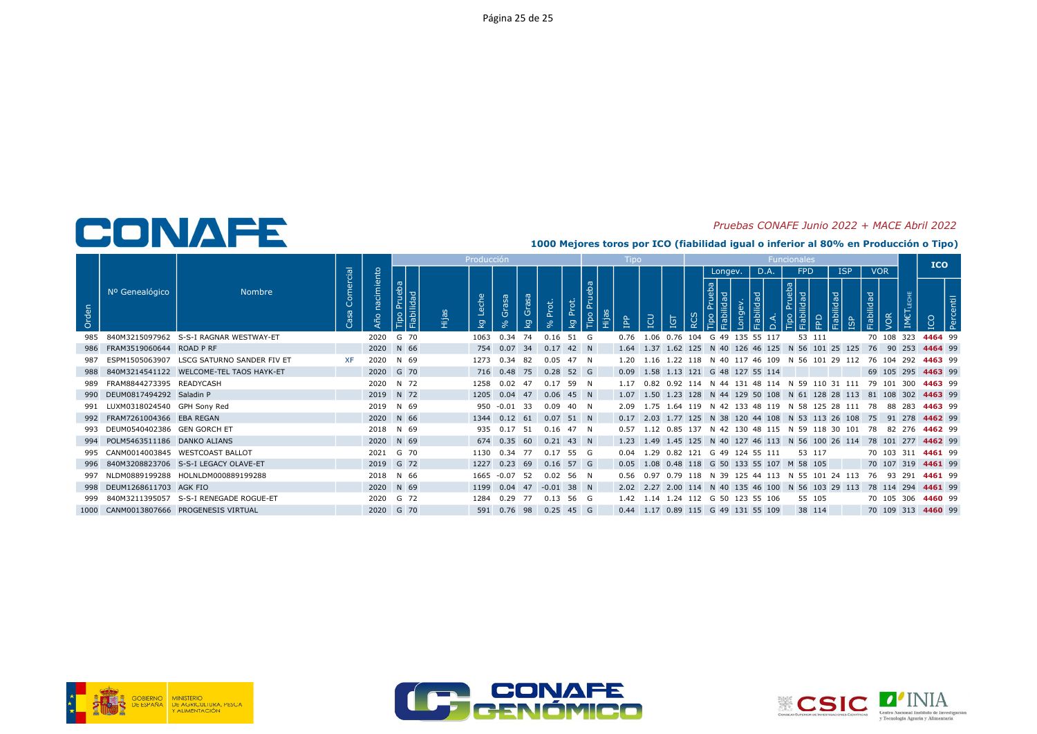## Pruebas CONAFE Junio 2022 + MACE Abril 2022

### 1000 Mejores toros por ICO (fiabilidad igual o inferior al 80% en Producción o Tipo)

| | | | | | Producción | | | | | | | | | | Tipo | | | | Funcionales | | | | | | | | | | | | | ICO | |
|---|---|---|---|---|---|---|---|---|---|---|---|---|---|---|---|---|---|---|---|---|---|---|---|---|---|---|---|---|---|---|---|---|---|
| | | | | | | | | | | | | | | | | | | | Longev. | | | D.A. | | FPD | | | ISP | | VOR | | | | |
| Orden | Nº Genealógico | Nombre | Casa Comercial | Año nacimiento | Tipo Prueba | Fiabilidad | Hijas | kg Leche | % Grasa | kg Grasa | % Prot. | kg Prot. | Tipo Prueba | Hijas | IPP | ICU | IGT | RCS | Tipo Prueba | Fiabilidad | Longev. | Fiabilidad | D.A. | Tipo Prueba | Fiabilidad | FPD | Fiabilidad | ISP | Fiabilidad | VOR | IM€T LECHE | ICO | Percentil |
| 985 | 840M3215097962 | S-S-I RAGNAR WESTWAY-ET | | 2020 | G | 70 | | 1063 | 0.34 | 74 | 0.16 | 51 | G | | 0.76 | 1.06 | 0.76 | 104 | G | 49 | 135 | 55 | 117 | | 53 | 111 | | | 70 | 108 | 323 | 4464 | 99 |
| 986 | FRAM3519060644 | ROAD P RF | | 2020 | N | 66 | | 754 | 0.07 | 34 | 0.17 | 42 | N | | 1.64 | 1.37 | 1.62 | 125 | N | 40 | 126 | 46 | 125 | N | 56 | 101 | 25 | 125 | 76 | 90 | 253 | 4464 | 99 |
| 987 | ESP1505063907 | LSCG SATURNO SANDER FIV ET | XF | 2020 | N | 69 | | 1273 | 0.34 | 82 | 0.05 | 47 | N | | 1.20 | 1.16 | 1.22 | 118 | N | 40 | 117 | 46 | 109 | N | 56 | 101 | 29 | 112 | 76 | 104 | 292 | 4463 | 99 |
| 988 | 840M3214541122 | WELCOME-TEL TAOS HAYK-ET | | 2020 | G | 70 | | 716 | 0.48 | 75 | 0.28 | 52 | G | | 0.09 | 1.58 | 1.13 | 121 | G | 48 | 127 | 55 | 114 | | | | | | 69 | 105 | 295 | 4463 | 99 |
| 989 | FRAM8844273395 | READYCASH | | 2020 | N | 72 | | 1258 | 0.02 | 47 | 0.17 | 59 | N | | 1.17 | 0.82 | 0.92 | 114 | N | 44 | 131 | 48 | 114 | N | 59 | 110 | 31 | 111 | 79 | 101 | 300 | 4463 | 99 |
| 990 | DEUM0817494292 | Saladin P | | 2019 | N | 72 | | 1205 | 0.04 | 47 | 0.06 | 45 | N | | 1.07 | 1.50 | 1.23 | 128 | N | 44 | 129 | 50 | 108 | N | 61 | 128 | 28 | 113 | 81 | 108 | 302 | 4463 | 99 |
| 991 | LUXM0318024540 | GPH Sony Red | | 2019 | N | 69 | | 950 | -0.01 | 33 | 0.09 | 40 | N | | 2.09 | 1.75 | 1.64 | 119 | N | 42 | 133 | 48 | 119 | N | 58 | 125 | 28 | 111 | 78 | 88 | 283 | 4463 | 99 |
| 992 | FRAM7261004366 | EBA REGAN | | 2020 | N | 66 | | 1344 | 0.12 | 61 | 0.07 | 51 | N | | 0.17 | 2.03 | 1.77 | 125 | N | 38 | 120 | 44 | 108 | N | 53 | 113 | 26 | 108 | 75 | 91 | 278 | 4462 | 99 |
| 993 | DEUM0540402386 | GEN GORCH ET | | 2018 | N | 69 | | 935 | 0.17 | 51 | 0.16 | 47 | N | | 0.57 | 1.12 | 0.85 | 137 | N | 42 | 130 | 48 | 115 | N | 59 | 118 | 30 | 101 | 78 | 82 | 276 | 4462 | 99 |
| 994 | POLM5463511186 | DANKO ALIANS | | 2020 | N | 69 | | 674 | 0.35 | 60 | 0.21 | 43 | N | | 1.23 | 1.49 | 1.45 | 125 | N | 40 | 127 | 46 | 113 | N | 56 | 100 | 26 | 114 | 78 | 101 | 277 | 4462 | 99 |
| 995 | CANM0014003845 | WESTCOAST BALLOT | | 2021 | G | 70 | | 1130 | 0.34 | 77 | 0.17 | 55 | G | | 0.04 | 1.29 | 0.82 | 121 | G | 49 | 124 | 55 | 111 | | 53 | 117 | | | 70 | 103 | 311 | 4461 | 99 |
| 996 | 840M3208823706 | S-S-I LEGACY OLAVE-ET | | 2019 | G | 72 | | 1227 | 0.23 | 69 | 0.16 | 57 | G | | 0.05 | 1.08 | 0.48 | 118 | G | 50 | 133 | 55 | 107 | M | 58 | 105 | | | 70 | 107 | 319 | 4461 | 99 |
| 997 | NLDM0889199288 | HOLNLDM000889199288 | | 2018 | N | 66 | | 1665 | -0.07 | 52 | 0.02 | 56 | N | | 0.56 | 0.97 | 0.79 | 118 | N | 39 | 125 | 44 | 113 | N | 55 | 101 | 24 | 113 | 76 | 93 | 291 | 4461 | 99 |
| 998 | DEUM1268611703 | AGK FIO | | 2020 | N | 69 | | 1199 | 0.04 | 47 | -0.01 | 38 | N | | 2.02 | 2.27 | 2.00 | 114 | N | 40 | 135 | 46 | 100 | N | 56 | 103 | 29 | 113 | 78 | 114 | 294 | 4461 | 99 |
| 999 | 840M3211395057 | S-S-I RENEGADE ROGUE-ET | | 2020 | G | 72 | | 1284 | 0.29 | 77 | 0.13 | 56 | G | | 1.42 | 1.14 | 1.24 | 112 | G | 50 | 123 | 55 | 106 | | 55 | 105 | | | 70 | 105 | 306 | 4460 | 99 |
| 1000 | CANM0013807666 | PROGENESIS VIRTUAL | | 2020 | G | 70 | | 591 | 0.76 | 98 | 0.25 | 45 | G | | 0.44 | 1.17 | 0.89 | 115 | G | 49 | 131 | 55 | 109 | | 38 | 114 | | | 70 | 109 | 313 | 4460 | 99 |